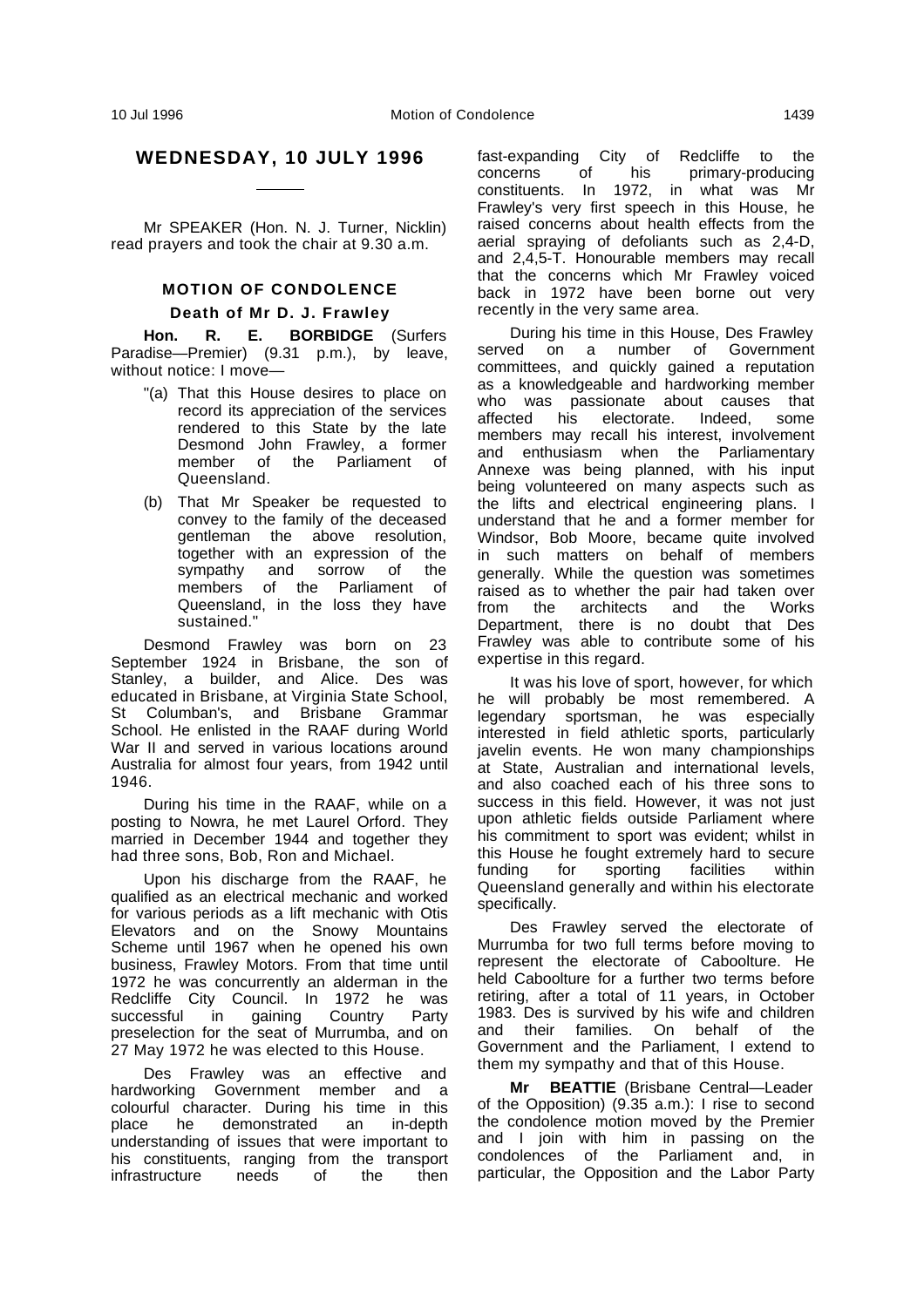## WEDNESDAY, 10 JULY 1996

---

Mr SPEAKER (Hon. N. J. Turner, Nicklin) read prayers and took the chair at 9.30 a.m.

### MOTION OF CONDOLENCE

#### Death of Mr D. J. Frawley

**Hon. R. E. BORBIDGE** (Surfers Paradise—Premier) (9.31 p.m.), by leave, without notice: I move—

> "(a) That this House desires to place on record its appreciation of the services rendered to this State by the late Desmond John Frawley, a former member of the Parliament of Queensland.
>
> (b) That Mr Speaker be requested to convey to the family of the deceased gentleman the above resolution, together with an expression of the sympathy and sorrow of the members of the Parliament of Queensland, in the loss they have sustained."

Desmond Frawley was born on 23 September 1924 in Brisbane, the son of Stanley, a builder, and Alice. Des was educated in Brisbane, at Virginia State School, St Columban's, and Brisbane Grammar School. He enlisted in the RAAF during World War II and served in various locations around Australia for almost four years, from 1942 until 1946.

During his time in the RAAF, while on a posting to Nowra, he met Laurel Orford. They married in December 1944 and together they had three sons, Bob, Ron and Michael.

Upon his discharge from the RAAF, he qualified as an electrical mechanic and worked for various periods as a lift mechanic with Otis Elevators and on the Snowy Mountains Scheme until 1967 when he opened his own business, Frawley Motors. From that time until 1972 he was concurrently an alderman in the Redcliffe City Council. In 1972 he was successful in gaining Country Party preselection for the seat of Murrumba, and on 27 May 1972 he was elected to this House.

Des Frawley was an effective and hardworking Government member and a colourful character. During his time in this place he demonstrated an in-depth understanding of issues that were important to his constituents, ranging from the transport infrastructure needs of the then fast-expanding City of Redcliffe to the concerns of his primary-producing constituents. In 1972, in what was Mr Frawley's very first speech in this House, he raised concerns about health effects from the aerial spraying of defoliants such as 2,4-D, and 2,4,5-T. Honourable members may recall that the concerns which Mr Frawley voiced back in 1972 have been borne out very recently in the very same area.

During his time in this House, Des Frawley served on a number of Government committees, and quickly gained a reputation as a knowledgeable and hardworking member who was passionate about causes that affected his electorate. Indeed, some members may recall his interest, involvement and enthusiasm when the Parliamentary Annexe was being planned, with his input being volunteered on many aspects such as the lifts and electrical engineering plans. I understand that he and a former member for Windsor, Bob Moore, became quite involved in such matters on behalf of members generally. While the question was sometimes raised as to whether the pair had taken over from the architects and the Works Department, there is no doubt that Des Frawley was able to contribute some of his expertise in this regard.

It was his love of sport, however, for which he will probably be most remembered. A legendary sportsman, he was especially interested in field athletic sports, particularly javelin events. He won many championships at State, Australian and international levels, and also coached each of his three sons to success in this field. However, it was not just upon athletic fields outside Parliament where his commitment to sport was evident; whilst in this House he fought extremely hard to secure funding for sporting facilities within Queensland generally and within his electorate specifically.

Des Frawley served the electorate of Murrumba for two full terms before moving to represent the electorate of Caboolture. He held Caboolture for a further two terms before retiring, after a total of 11 years, in October 1983. Des is survived by his wife and children and their families. On behalf of the Government and the Parliament, I extend to them my sympathy and that of this House.

**Mr BEATTIE** (Brisbane Central—Leader of the Opposition) (9.35 a.m.): I rise to second the condolence motion moved by the Premier and I join with him in passing on the condolences of the Parliament and, in particular, the Opposition and the Labor Party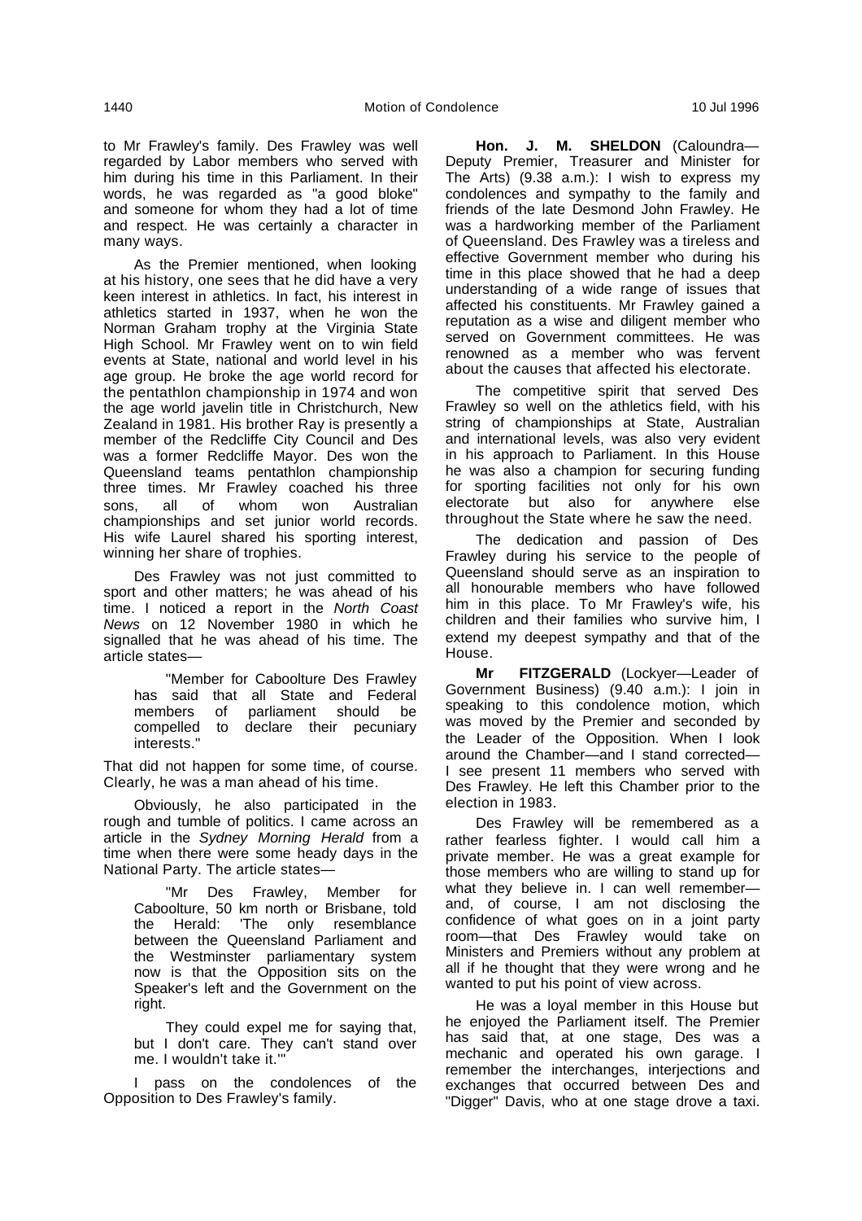to Mr Frawley's family. Des Frawley was well regarded by Labor members who served with him during his time in this Parliament. In their words, he was regarded as "a good bloke" and someone for whom they had a lot of time and respect. He was certainly a character in many ways.

As the Premier mentioned, when looking at his history, one sees that he did have a very keen interest in athletics. In fact, his interest in athletics started in 1937, when he won the Norman Graham trophy at the Virginia State High School. Mr Frawley went on to win field events at State, national and world level in his age group. He broke the age world record for the pentathlon championship in 1974 and won the age world javelin title in Christchurch, New Zealand in 1981. His brother Ray is presently a member of the Redcliffe City Council and Des was a former Redcliffe Mayor. Des won the Queensland teams pentathlon championship three times. Mr Frawley coached his three sons, all of whom won Australian championships and set junior world records. His wife Laurel shared his sporting interest, winning her share of trophies.

Des Frawley was not just committed to sport and other matters; he was ahead of his time. I noticed a report in the *North Coast News* on 12 November 1980 in which he signalled that he was ahead of his time. The article states—

> "Member for Caboolture Des Frawley has said that all State and Federal members of parliament should be compelled to declare their pecuniary interests."

That did not happen for some time, of course. Clearly, he was a man ahead of his time.

Obviously, he also participated in the rough and tumble of politics. I came across an article in the *Sydney Morning Herald* from a time when there were some heady days in the National Party. The article states—

> "Mr Des Frawley, Member for Caboolture, 50 km north or Brisbane, told the Herald: 'The only resemblance between the Queensland Parliament and the Westminster parliamentary system now is that the Opposition sits on the Speaker's left and the Government on the right.
>
> They could expel me for saying that, but I don't care. They can't stand over me. I wouldn't take it.'"

I pass on the condolences of the Opposition to Des Frawley's family.

**Hon. J. M. SHELDON** (Caloundra—Deputy Premier, Treasurer and Minister for The Arts) (9.38 a.m.): I wish to express my condolences and sympathy to the family and friends of the late Desmond John Frawley. He was a hardworking member of the Parliament of Queensland. Des Frawley was a tireless and effective Government member who during his time in this place showed that he had a deep understanding of a wide range of issues that affected his constituents. Mr Frawley gained a reputation as a wise and diligent member who served on Government committees. He was renowned as a member who was fervent about the causes that affected his electorate.

The competitive spirit that served Des Frawley so well on the athletics field, with his string of championships at State, Australian and international levels, was also very evident in his approach to Parliament. In this House he was also a champion for securing funding for sporting facilities not only for his own electorate but also for anywhere else throughout the State where he saw the need.

The dedication and passion of Des Frawley during his service to the people of Queensland should serve as an inspiration to all honourable members who have followed him in this place. To Mr Frawley's wife, his children and their families who survive him, I extend my deepest sympathy and that of the House.

**Mr FITZGERALD** (Lockyer—Leader of Government Business) (9.40 a.m.): I join in speaking to this condolence motion, which was moved by the Premier and seconded by the Leader of the Opposition. When I look around the Chamber—and I stand corrected—I see present 11 members who served with Des Frawley. He left this Chamber prior to the election in 1983.

Des Frawley will be remembered as a rather fearless fighter. I would call him a private member. He was a great example for those members who are willing to stand up for what they believe in. I can well remember—and, of course, I am not disclosing the confidence of what goes on in a joint party room—that Des Frawley would take on Ministers and Premiers without any problem at all if he thought that they were wrong and he wanted to put his point of view across.

He was a loyal member in this House but he enjoyed the Parliament itself. The Premier has said that, at one stage, Des was a mechanic and operated his own garage. I remember the interchanges, interjections and exchanges that occurred between Des and "Digger" Davis, who at one stage drove a taxi.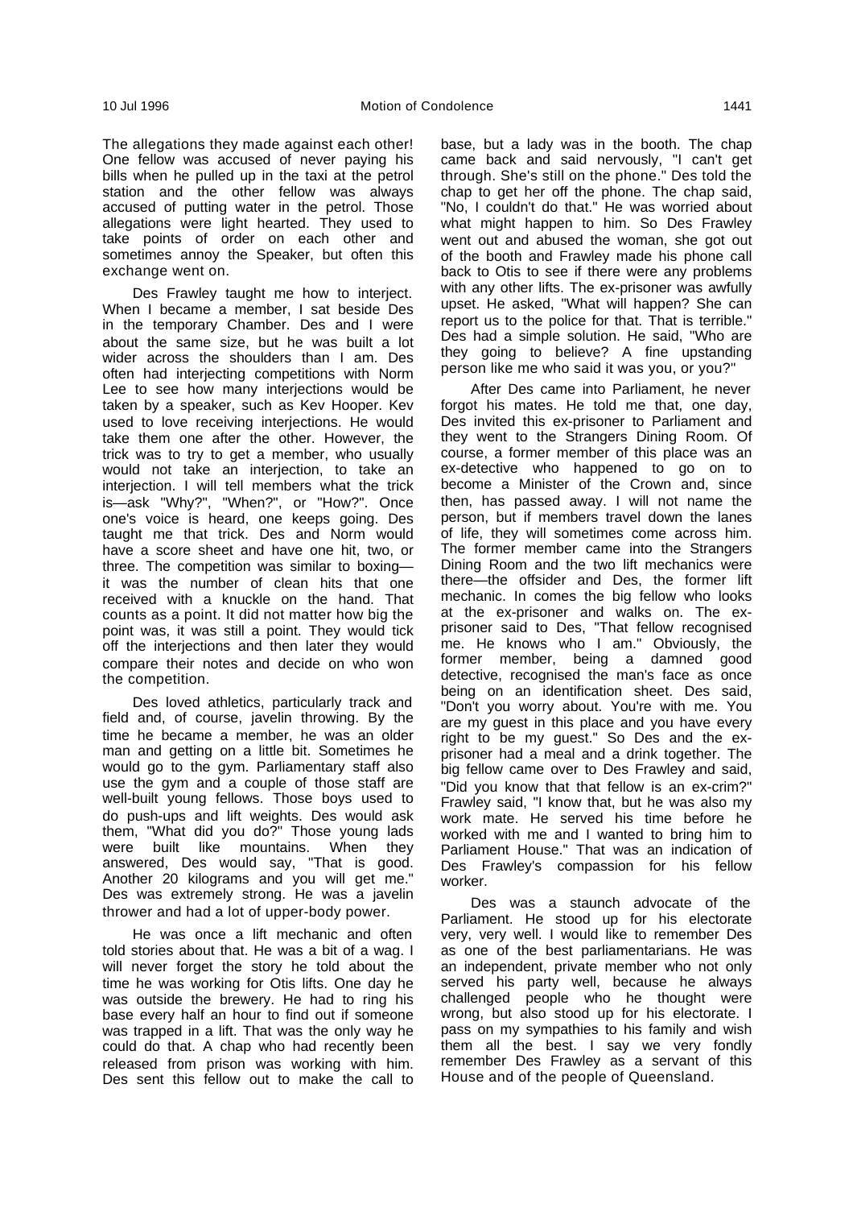The allegations they made against each other! One fellow was accused of never paying his bills when he pulled up in the taxi at the petrol station and the other fellow was always accused of putting water in the petrol. Those allegations were light hearted. They used to take points of order on each other and sometimes annoy the Speaker, but often this exchange went on.

Des Frawley taught me how to interject. When I became a member, I sat beside Des in the temporary Chamber. Des and I were about the same size, but he was built a lot wider across the shoulders than I am. Des often had interjecting competitions with Norm Lee to see how many interjections would be taken by a speaker, such as Kev Hooper. Kev used to love receiving interjections. He would take them one after the other. However, the trick was to try to get a member, who usually would not take an interjection, to take an interjection. I will tell members what the trick is—ask "Why?", "When?", or "How?". Once one's voice is heard, one keeps going. Des taught me that trick. Des and Norm would have a score sheet and have one hit, two, or three. The competition was similar to boxing—it was the number of clean hits that one received with a knuckle on the hand. That counts as a point. It did not matter how big the point was, it was still a point. They would tick off the interjections and then later they would compare their notes and decide on who won the competition.

Des loved athletics, particularly track and field and, of course, javelin throwing. By the time he became a member, he was an older man and getting on a little bit. Sometimes he would go to the gym. Parliamentary staff also use the gym and a couple of those staff are well-built young fellows. Those boys used to do push-ups and lift weights. Des would ask them, "What did you do?" Those young lads were built like mountains. When they answered, Des would say, "That is good. Another 20 kilograms and you will get me." Des was extremely strong. He was a javelin thrower and had a lot of upper-body power.

He was once a lift mechanic and often told stories about that. He was a bit of a wag. I will never forget the story he told about the time he was working for Otis lifts. One day he was outside the brewery. He had to ring his base every half an hour to find out if someone was trapped in a lift. That was the only way he could do that. A chap who had recently been released from prison was working with him. Des sent this fellow out to make the call to base, but a lady was in the booth. The chap came back and said nervously, "I can't get through. She's still on the phone." Des told the chap to get her off the phone. The chap said, "No, I couldn't do that." He was worried about what might happen to him. So Des Frawley went out and abused the woman, she got out of the booth and Frawley made his phone call back to Otis to see if there were any problems with any other lifts. The ex-prisoner was awfully upset. He asked, "What will happen? She can report us to the police for that. That is terrible." Des had a simple solution. He said, "Who are they going to believe? A fine upstanding person like me who said it was you, or you?"

After Des came into Parliament, he never forgot his mates. He told me that, one day, Des invited this ex-prisoner to Parliament and they went to the Strangers Dining Room. Of course, a former member of this place was an ex-detective who happened to go on to become a Minister of the Crown and, since then, has passed away. I will not name the person, but if members travel down the lanes of life, they will sometimes come across him. The former member came into the Strangers Dining Room and the two lift mechanics were there—the offsider and Des, the former lift mechanic. In comes the big fellow who looks at the ex-prisoner and walks on. The ex-prisoner said to Des, "That fellow recognised me. He knows who I am." Obviously, the former member, being a damned good detective, recognised the man's face as once being on an identification sheet. Des said, "Don't you worry about. You're with me. You are my guest in this place and you have every right to be my guest." So Des and the ex-prisoner had a meal and a drink together. The big fellow came over to Des Frawley and said, "Did you know that that fellow is an ex-crim?" Frawley said, "I know that, but he was also my work mate. He served his time before he worked with me and I wanted to bring him to Parliament House." That was an indication of Des Frawley's compassion for his fellow worker.

Des was a staunch advocate of the Parliament. He stood up for his electorate very, very well. I would like to remember Des as one of the best parliamentarians. He was an independent, private member who not only served his party well, because he always challenged people who he thought were wrong, but also stood up for his electorate. I pass on my sympathies to his family and wish them all the best. I say we very fondly remember Des Frawley as a servant of this House and of the people of Queensland.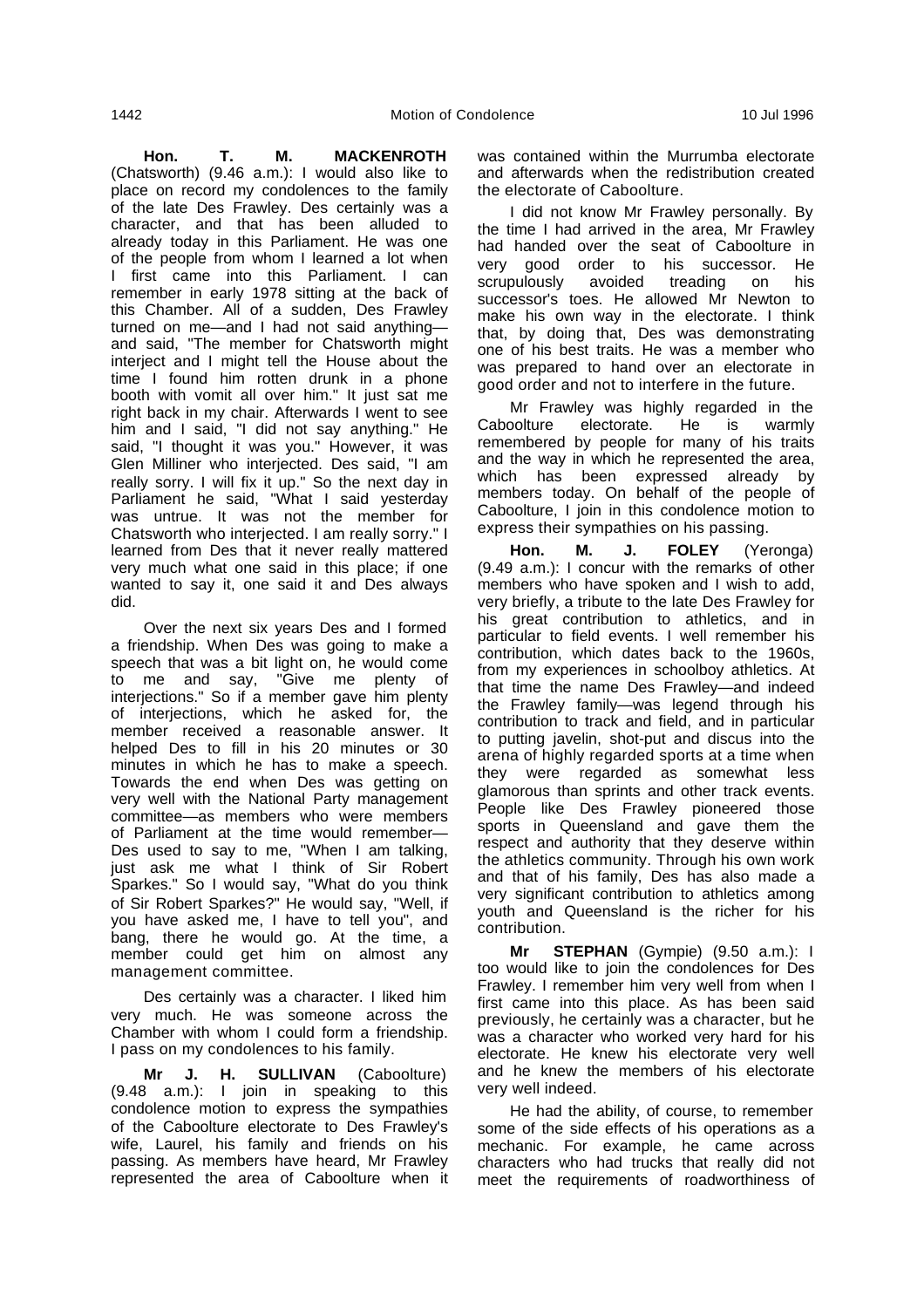**Hon. T. M. MACKENROTH** (Chatsworth) (9.46 a.m.): I would also like to place on record my condolences to the family of the late Des Frawley. Des certainly was a character, and that has been alluded to already today in this Parliament. He was one of the people from whom I learned a lot when I first came into this Parliament. I can remember in early 1978 sitting at the back of this Chamber. All of a sudden, Des Frawley turned on me—and I had not said anything—and said, "The member for Chatsworth might interject and I might tell the House about the time I found him rotten drunk in a phone booth with vomit all over him." It just sat me right back in my chair. Afterwards I went to see him and I said, "I did not say anything." He said, "I thought it was you." However, it was Glen Milliner who interjected. Des said, "I am really sorry. I will fix it up." So the next day in Parliament he said, "What I said yesterday was untrue. It was not the member for Chatsworth who interjected. I am really sorry." I learned from Des that it never really mattered very much what one said in this place; if one wanted to say it, one said it and Des always did.

Over the next six years Des and I formed a friendship. When Des was going to make a speech that was a bit light on, he would come to me and say, "Give me plenty of interjections." So if a member gave him plenty of interjections, which he asked for, the member received a reasonable answer. It helped Des to fill in his 20 minutes or 30 minutes in which he has to make a speech. Towards the end when Des was getting on very well with the National Party management committee—as members who were members of Parliament at the time would remember—Des used to say to me, "When I am talking, just ask me what I think of Sir Robert Sparkes." So I would say, "What do you think of Sir Robert Sparkes?" He would say, "Well, if you have asked me, I have to tell you", and bang, there he would go. At the time, a member could get him on almost any management committee.

Des certainly was a character. I liked him very much. He was someone across the Chamber with whom I could form a friendship. I pass on my condolences to his family.

**Mr J. H. SULLIVAN** (Caboolture) (9.48 a.m.): I join in speaking to this condolence motion to express the sympathies of the Caboolture electorate to Des Frawley's wife, Laurel, his family and friends on his passing. As members have heard, Mr Frawley represented the area of Caboolture when it was contained within the Murrumba electorate and afterwards when the redistribution created the electorate of Caboolture.

I did not know Mr Frawley personally. By the time I had arrived in the area, Mr Frawley had handed over the seat of Caboolture in very good order to his successor. He scrupulously avoided treading on his successor's toes. He allowed Mr Newton to make his own way in the electorate. I think that, by doing that, Des was demonstrating one of his best traits. He was a member who was prepared to hand over an electorate in good order and not to interfere in the future.

Mr Frawley was highly regarded in the Caboolture electorate. He is warmly remembered by people for many of his traits and the way in which he represented the area, which has been expressed already by members today. On behalf of the people of Caboolture, I join in this condolence motion to express their sympathies on his passing.

**Hon. M. J. FOLEY** (Yeronga) (9.49 a.m.): I concur with the remarks of other members who have spoken and I wish to add, very briefly, a tribute to the late Des Frawley for his great contribution to athletics, and in particular to field events. I well remember his contribution, which dates back to the 1960s, from my experiences in schoolboy athletics. At that time the name Des Frawley—and indeed the Frawley family—was legend through his contribution to track and field, and in particular to putting javelin, shot-put and discus into the arena of highly regarded sports at a time when they were regarded as somewhat less glamorous than sprints and other track events. People like Des Frawley pioneered those sports in Queensland and gave them the respect and authority that they deserve within the athletics community. Through his own work and that of his family, Des has also made a very significant contribution to athletics among youth and Queensland is the richer for his contribution.

**Mr STEPHAN** (Gympie) (9.50 a.m.): I too would like to join the condolences for Des Frawley. I remember him very well from when I first came into this place. As has been said previously, he certainly was a character, but he was a character who worked very hard for his electorate. He knew his electorate very well and he knew the members of his electorate very well indeed.

He had the ability, of course, to remember some of the side effects of his operations as a mechanic. For example, he came across characters who had trucks that really did not meet the requirements of roadworthiness of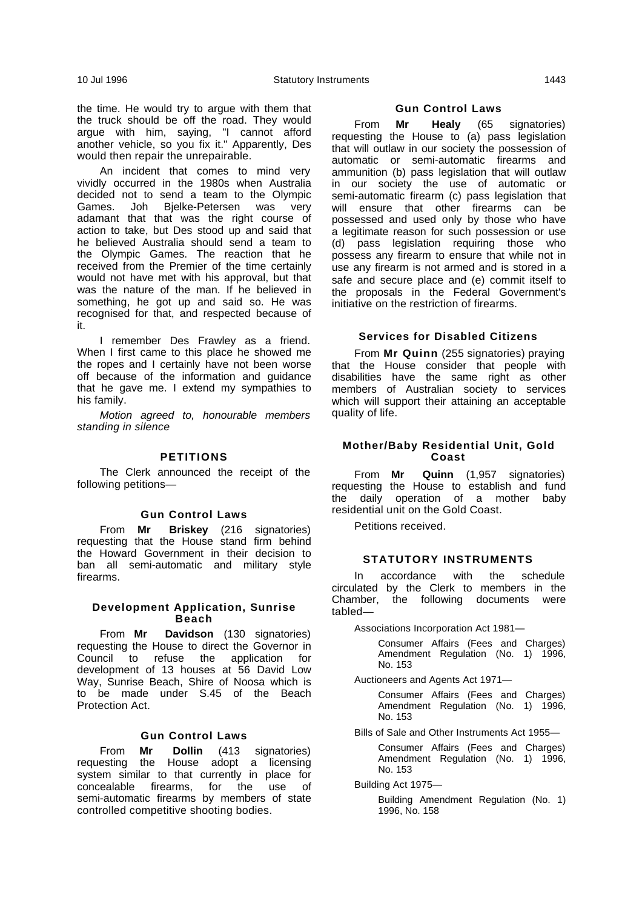the time. He would try to argue with them that the truck should be off the road. They would argue with him, saying, "I cannot afford another vehicle, so you fix it." Apparently, Des would then repair the unrepairable.

An incident that comes to mind very vividly occurred in the 1980s when Australia decided not to send a team to the Olympic Games. Joh Bjelke-Petersen was very adamant that that was the right course of action to take, but Des stood up and said that he believed Australia should send a team to the Olympic Games. The reaction that he received from the Premier of the time certainly would not have met with his approval, but that was the nature of the man. If he believed in something, he got up and said so. He was recognised for that, and respected because of it.

I remember Des Frawley as a friend. When I first came to this place he showed me the ropes and I certainly have not been worse off because of the information and guidance that he gave me. I extend my sympathies to his family.

*Motion agreed to, honourable members standing in silence*

## PETITIONS

The Clerk announced the receipt of the following petitions—

### Gun Control Laws

From **Mr Briskey** (216 signatories) requesting that the House stand firm behind the Howard Government in their decision to ban all semi-automatic and military style firearms.

### Development Application, Sunrise Beach

From **Mr Davidson** (130 signatories) requesting the House to direct the Governor in Council to refuse the application for development of 13 houses at 56 David Low Way, Sunrise Beach, Shire of Noosa which is to be made under S.45 of the Beach Protection Act.

### Gun Control Laws

From **Mr Dollin** (413 signatories) requesting the House adopt a licensing system similar to that currently in place for concealable firearms, for the use of semi-automatic firearms by members of state controlled competitive shooting bodies.

### Gun Control Laws

From **Mr Healy** (65 signatories) requesting the House to (a) pass legislation that will outlaw in our society the possession of automatic or semi-automatic firearms and ammunition (b) pass legislation that will outlaw in our society the use of automatic or semi-automatic firearm (c) pass legislation that will ensure that other firearms can be possessed and used only by those who have a legitimate reason for such possession or use (d) pass legislation requiring those who possess any firearm to ensure that while not in use any firearm is not armed and is stored in a safe and secure place and (e) commit itself to the proposals in the Federal Government's initiative on the restriction of firearms.

### Services for Disabled Citizens

From **Mr Quinn** (255 signatories) praying that the House consider that people with disabilities have the same right as other members of Australian society to services which will support their attaining an acceptable quality of life.

### Mother/Baby Residential Unit, Gold Coast

From **Mr Quinn** (1,957 signatories) requesting the House to establish and fund the daily operation of a mother baby residential unit on the Gold Coast.

Petitions received.

## STATUTORY INSTRUMENTS

In accordance with the schedule circulated by the Clerk to members in the Chamber, the following documents were tabled—

Associations Incorporation Act 1981—

Consumer Affairs (Fees and Charges) Amendment Regulation (No. 1) 1996, No. 153

Auctioneers and Agents Act 1971—

Consumer Affairs (Fees and Charges) Amendment Regulation (No. 1) 1996, No. 153

Bills of Sale and Other Instruments Act 1955—

Consumer Affairs (Fees and Charges) Amendment Regulation (No. 1) 1996, No. 153

Building Act 1975—

Building Amendment Regulation (No. 1) 1996, No. 158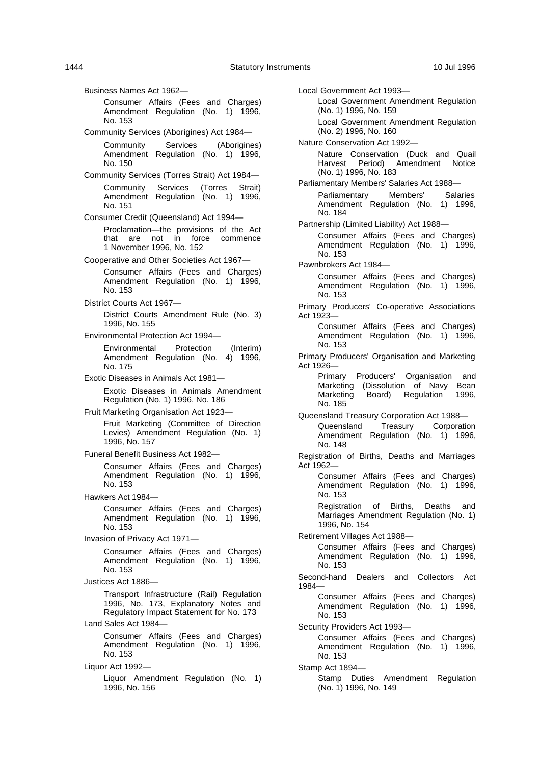Business Names Act 1962—

> Consumer Affairs (Fees and Charges) Amendment Regulation (No. 1) 1996, No. 153

Community Services (Aborigines) Act 1984—

> Community Services (Aborigines) Amendment Regulation (No. 1) 1996, No. 150

Community Services (Torres Strait) Act 1984—

> Community Services (Torres Strait) Amendment Regulation (No. 1) 1996, No. 151

Consumer Credit (Queensland) Act 1994—

> Proclamation—the provisions of the Act that are not in force commence 1 November 1996, No. 152

Cooperative and Other Societies Act 1967—

> Consumer Affairs (Fees and Charges) Amendment Regulation (No. 1) 1996, No. 153

District Courts Act 1967—

> District Courts Amendment Rule (No. 3) 1996, No. 155

Environmental Protection Act 1994—

> Environmental Protection (Interim) Amendment Regulation (No. 4) 1996, No. 175

Exotic Diseases in Animals Act 1981—

> Exotic Diseases in Animals Amendment Regulation (No. 1) 1996, No. 186

Fruit Marketing Organisation Act 1923—

> Fruit Marketing (Committee of Direction Levies) Amendment Regulation (No. 1) 1996, No. 157

Funeral Benefit Business Act 1982—

> Consumer Affairs (Fees and Charges) Amendment Regulation (No. 1) 1996, No. 153

Hawkers Act 1984—

> Consumer Affairs (Fees and Charges) Amendment Regulation (No. 1) 1996, No. 153

Invasion of Privacy Act 1971—

> Consumer Affairs (Fees and Charges) Amendment Regulation (No. 1) 1996, No. 153

Justices Act 1886—

> Transport Infrastructure (Rail) Regulation 1996, No. 173, Explanatory Notes and Regulatory Impact Statement for No. 173

Land Sales Act 1984—

> Consumer Affairs (Fees and Charges) Amendment Regulation (No. 1) 1996, No. 153

Liquor Act 1992—

> Liquor Amendment Regulation (No. 1) 1996, No. 156

Local Government Act 1993—

> Local Government Amendment Regulation (No. 1) 1996, No. 159
>
> Local Government Amendment Regulation (No. 2) 1996, No. 160

Nature Conservation Act 1992—

> Nature Conservation (Duck and Quail Harvest Period) Amendment Notice (No. 1) 1996, No. 183

Parliamentary Members' Salaries Act 1988—

> Parliamentary Members' Salaries Amendment Regulation (No. 1) 1996, No. 184

Partnership (Limited Liability) Act 1988—

> Consumer Affairs (Fees and Charges) Amendment Regulation (No. 1) 1996, No. 153

Pawnbrokers Act 1984—

> Consumer Affairs (Fees and Charges) Amendment Regulation (No. 1) 1996, No. 153

Primary Producers' Co-operative Associations Act 1923—

> Consumer Affairs (Fees and Charges) Amendment Regulation (No. 1) 1996, No. 153

Primary Producers' Organisation and Marketing Act 1926—

> Primary Producers' Organisation and Marketing (Dissolution of Navy Bean Marketing Board) Regulation 1996, No. 185

Queensland Treasury Corporation Act 1988—

> Queensland Treasury Corporation Amendment Regulation (No. 1) 1996, No. 148

Registration of Births, Deaths and Marriages Act 1962—

> Consumer Affairs (Fees and Charges) Amendment Regulation (No. 1) 1996, No. 153
>
> Registration of Births, Deaths and Marriages Amendment Regulation (No. 1) 1996, No. 154

Retirement Villages Act 1988—

> Consumer Affairs (Fees and Charges) Amendment Regulation (No. 1) 1996, No. 153

Second-hand Dealers and Collectors Act 1984—

> Consumer Affairs (Fees and Charges) Amendment Regulation (No. 1) 1996, No. 153

Security Providers Act 1993—

> Consumer Affairs (Fees and Charges) Amendment Regulation (No. 1) 1996, No. 153

Stamp Act 1894—

> Stamp Duties Amendment Regulation (No. 1) 1996, No. 149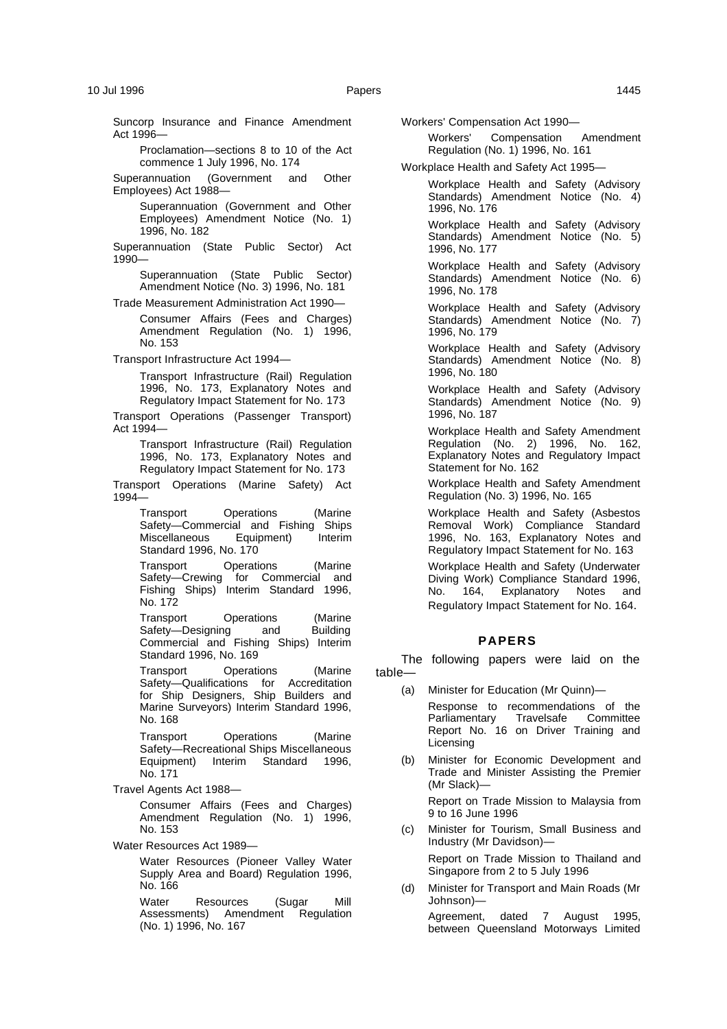Suncorp Insurance and Finance Amendment Act 1996—

Proclamation—sections 8 to 10 of the Act commence 1 July 1996, No. 174

Superannuation (Government and Other Employees) Act 1988—

Superannuation (Government and Other Employees) Amendment Notice (No. 1) 1996, No. 182

Superannuation (State Public Sector) Act 1990—

Superannuation (State Public Sector) Amendment Notice (No. 3) 1996, No. 181

Trade Measurement Administration Act 1990—

Consumer Affairs (Fees and Charges) Amendment Regulation (No. 1) 1996, No. 153

Transport Infrastructure Act 1994—

Transport Infrastructure (Rail) Regulation 1996, No. 173, Explanatory Notes and Regulatory Impact Statement for No. 173

Transport Operations (Passenger Transport) Act 1994—

Transport Infrastructure (Rail) Regulation 1996, No. 173, Explanatory Notes and Regulatory Impact Statement for No. 173

Transport Operations (Marine Safety) Act 1994—

Transport Operations (Marine Safety—Commercial and Fishing Ships Miscellaneous Equipment) Interim Standard 1996, No. 170

Transport Operations (Marine Safety—Crewing for Commercial and Fishing Ships) Interim Standard 1996, No. 172

Transport Operations (Marine Safety—Designing and Building Commercial and Fishing Ships) Interim Standard 1996, No. 169

Transport Operations (Marine Safety—Qualifications for Accreditation for Ship Designers, Ship Builders and Marine Surveyors) Interim Standard 1996, No. 168

Transport Operations (Marine Safety—Recreational Ships Miscellaneous Equipment) Interim Standard 1996, No. 171

Travel Agents Act 1988—

Consumer Affairs (Fees and Charges) Amendment Regulation (No. 1) 1996, No. 153

Water Resources Act 1989—

Water Resources (Pioneer Valley Water Supply Area and Board) Regulation 1996, No. 166

Water Resources (Sugar Mill Assessments) Amendment Regulation (No. 1) 1996, No. 167

Workers' Compensation Act 1990—

Workers' Compensation Amendment Regulation (No. 1) 1996, No. 161

Workplace Health and Safety Act 1995—

Workplace Health and Safety (Advisory Standards) Amendment Notice (No. 4) 1996, No. 176

Workplace Health and Safety (Advisory Standards) Amendment Notice (No. 5) 1996, No. 177

Workplace Health and Safety (Advisory Standards) Amendment Notice (No. 6) 1996, No. 178

Workplace Health and Safety (Advisory Standards) Amendment Notice (No. 7) 1996, No. 179

Workplace Health and Safety (Advisory Standards) Amendment Notice (No. 8) 1996, No. 180

Workplace Health and Safety (Advisory Standards) Amendment Notice (No. 9) 1996, No. 187

Workplace Health and Safety Amendment Regulation (No. 2) 1996, No. 162, Explanatory Notes and Regulatory Impact Statement for No. 162

Workplace Health and Safety Amendment Regulation (No. 3) 1996, No. 165

Workplace Health and Safety (Asbestos Removal Work) Compliance Standard 1996, No. 163, Explanatory Notes and Regulatory Impact Statement for No. 163

Workplace Health and Safety (Underwater Diving Work) Compliance Standard 1996, No. 164, Explanatory Notes and Regulatory Impact Statement for No. 164.

## PAPERS

The following papers were laid on the table—

(a) Minister for Education (Mr Quinn)—

Response to recommendations of the Parliamentary Travelsafe Committee Report No. 16 on Driver Training and Licensing

(b) Minister for Economic Development and Trade and Minister Assisting the Premier (Mr Slack)—

Report on Trade Mission to Malaysia from 9 to 16 June 1996

(c) Minister for Tourism, Small Business and Industry (Mr Davidson)—

Report on Trade Mission to Thailand and Singapore from 2 to 5 July 1996

(d) Minister for Transport and Main Roads (Mr Johnson)—

Agreement, dated 7 August 1995, between Queensland Motorways Limited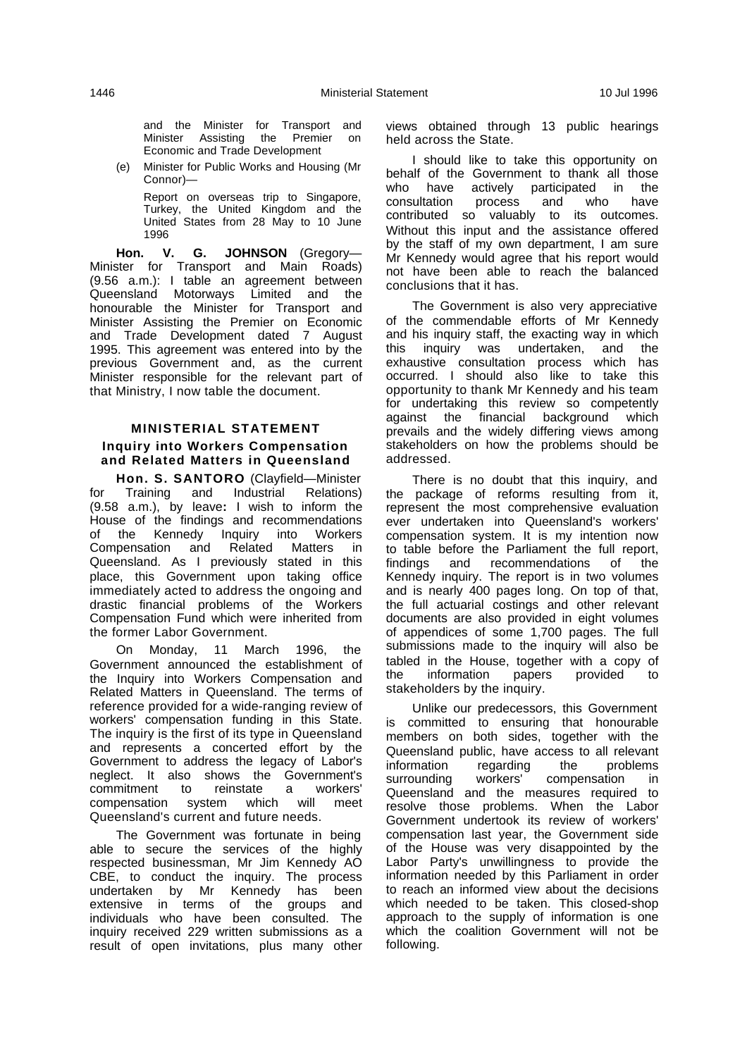and the Minister for Transport and Minister Assisting the Premier on Economic and Trade Development

(e) Minister for Public Works and Housing (Mr Connor)—

Report on overseas trip to Singapore, Turkey, the United Kingdom and the United States from 28 May to 10 June 1996

**Hon. V. G. JOHNSON** (Gregory—Minister for Transport and Main Roads) (9.56 a.m.): I table an agreement between Queensland Motorways Limited and the honourable the Minister for Transport and Minister Assisting the Premier on Economic and Trade Development dated 7 August 1995. This agreement was entered into by the previous Government and, as the current Minister responsible for the relevant part of that Ministry, I now table the document.

## MINISTERIAL STATEMENT

### Inquiry into Workers Compensation and Related Matters in Queensland

**Hon. S. SANTORO** (Clayfield—Minister for Training and Industrial Relations) (9.58 a.m.), by leave**:** I wish to inform the House of the findings and recommendations of the Kennedy Inquiry into Workers Compensation and Related Matters in Queensland. As I previously stated in this place, this Government upon taking office immediately acted to address the ongoing and drastic financial problems of the Workers Compensation Fund which were inherited from the former Labor Government.

On Monday, 11 March 1996, the Government announced the establishment of the Inquiry into Workers Compensation and Related Matters in Queensland. The terms of reference provided for a wide-ranging review of workers' compensation funding in this State. The inquiry is the first of its type in Queensland and represents a concerted effort by the Government to address the legacy of Labor's neglect. It also shows the Government's commitment to reinstate a workers' compensation system which will meet Queensland's current and future needs.

The Government was fortunate in being able to secure the services of the highly respected businessman, Mr Jim Kennedy AO CBE, to conduct the inquiry. The process undertaken by Mr Kennedy has been extensive in terms of the groups and individuals who have been consulted. The inquiry received 229 written submissions as a result of open invitations, plus many other views obtained through 13 public hearings held across the State.

I should like to take this opportunity on behalf of the Government to thank all those who have actively participated in the consultation process and who have contributed so valuably to its outcomes. Without this input and the assistance offered by the staff of my own department, I am sure Mr Kennedy would agree that his report would not have been able to reach the balanced conclusions that it has.

The Government is also very appreciative of the commendable efforts of Mr Kennedy and his inquiry staff, the exacting way in which this inquiry was undertaken, and the exhaustive consultation process which has occurred. I should also like to take this opportunity to thank Mr Kennedy and his team for undertaking this review so competently against the financial background which prevails and the widely differing views among stakeholders on how the problems should be addressed.

There is no doubt that this inquiry, and the package of reforms resulting from it, represent the most comprehensive evaluation ever undertaken into Queensland's workers' compensation system. It is my intention now to table before the Parliament the full report, findings and recommendations of the Kennedy inquiry. The report is in two volumes and is nearly 400 pages long. On top of that, the full actuarial costings and other relevant documents are also provided in eight volumes of appendices of some 1,700 pages. The full submissions made to the inquiry will also be tabled in the House, together with a copy of the information papers provided to stakeholders by the inquiry.

Unlike our predecessors, this Government is committed to ensuring that honourable members on both sides, together with the Queensland public, have access to all relevant information regarding the problems surrounding workers' compensation in Queensland and the measures required to resolve those problems. When the Labor Government undertook its review of workers' compensation last year, the Government side of the House was very disappointed by the Labor Party's unwillingness to provide the information needed by this Parliament in order to reach an informed view about the decisions which needed to be taken. This closed-shop approach to the supply of information is one which the coalition Government will not be following.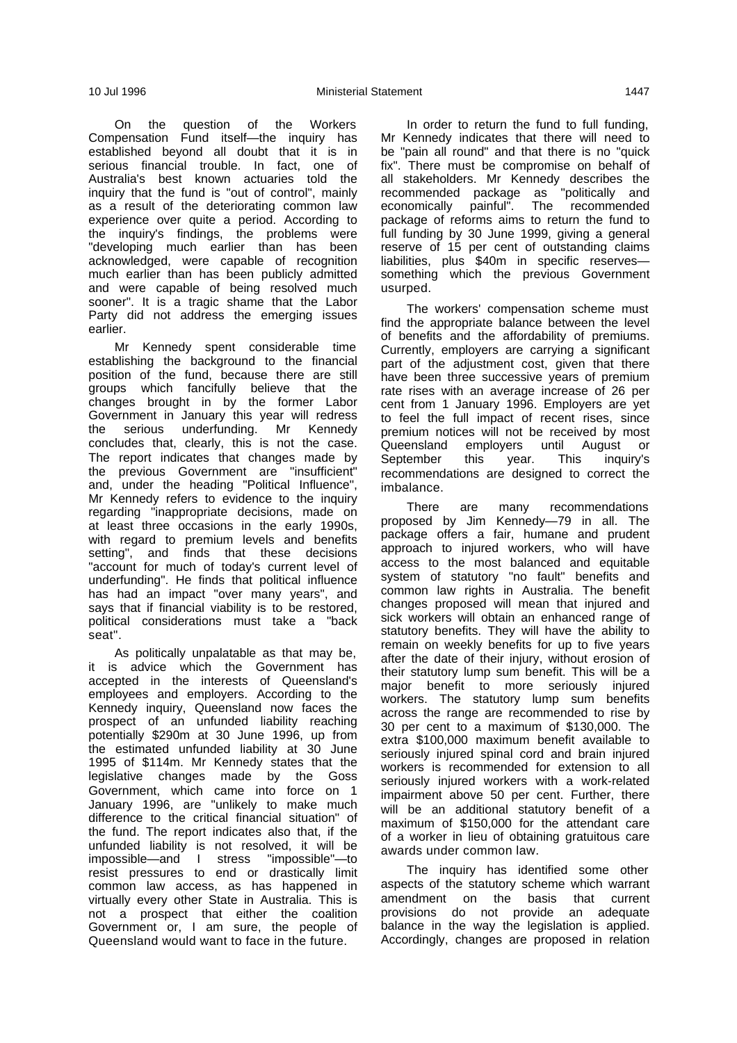On the question of the Workers Compensation Fund itself—the inquiry has established beyond all doubt that it is in serious financial trouble. In fact, one of Australia's best known actuaries told the inquiry that the fund is "out of control", mainly as a result of the deteriorating common law experience over quite a period. According to the inquiry's findings, the problems were "developing much earlier than has been acknowledged, were capable of recognition much earlier than has been publicly admitted and were capable of being resolved much sooner". It is a tragic shame that the Labor Party did not address the emerging issues earlier.

Mr Kennedy spent considerable time establishing the background to the financial position of the fund, because there are still groups which fancifully believe that the changes brought in by the former Labor Government in January this year will redress the serious underfunding. Mr Kennedy concludes that, clearly, this is not the case. The report indicates that changes made by the previous Government are "insufficient" and, under the heading "Political Influence", Mr Kennedy refers to evidence to the inquiry regarding "inappropriate decisions, made on at least three occasions in the early 1990s, with regard to premium levels and benefits setting", and finds that these decisions "account for much of today's current level of underfunding". He finds that political influence has had an impact "over many years", and says that if financial viability is to be restored, political considerations must take a "back seat".

As politically unpalatable as that may be, it is advice which the Government has accepted in the interests of Queensland's employees and employers. According to the Kennedy inquiry, Queensland now faces the prospect of an unfunded liability reaching potentially $290m at 30 June 1996, up from the estimated unfunded liability at 30 June 1995 of $114m. Mr Kennedy states that the legislative changes made by the Goss Government, which came into force on 1 January 1996, are "unlikely to make much difference to the critical financial situation" of the fund. The report indicates also that, if the unfunded liability is not resolved, it will be impossible—and I stress "impossible"—to resist pressures to end or drastically limit common law access, as has happened in virtually every other State in Australia. This is not a prospect that either the coalition Government or, I am sure, the people of Queensland would want to face in the future.

In order to return the fund to full funding, Mr Kennedy indicates that there will need to be "pain all round" and that there is no "quick fix". There must be compromise on behalf of all stakeholders. Mr Kennedy describes the recommended package as "politically and economically painful". The recommended package of reforms aims to return the fund to full funding by 30 June 1999, giving a general reserve of 15 per cent of outstanding claims liabilities, plus $40m in specific reserves—something which the previous Government usurped.

The workers' compensation scheme must find the appropriate balance between the level of benefits and the affordability of premiums. Currently, employers are carrying a significant part of the adjustment cost, given that there have been three successive years of premium rate rises with an average increase of 26 per cent from 1 January 1996. Employers are yet to feel the full impact of recent rises, since premium notices will not be received by most Queensland employers until August or September this year. This inquiry's recommendations are designed to correct the imbalance.

There are many recommendations proposed by Jim Kennedy—79 in all. The package offers a fair, humane and prudent approach to injured workers, who will have access to the most balanced and equitable system of statutory "no fault" benefits and common law rights in Australia. The benefit changes proposed will mean that injured and sick workers will obtain an enhanced range of statutory benefits. They will have the ability to remain on weekly benefits for up to five years after the date of their injury, without erosion of their statutory lump sum benefit. This will be a major benefit to more seriously injured workers. The statutory lump sum benefits across the range are recommended to rise by 30 per cent to a maximum of $130,000. The extra $100,000 maximum benefit available to seriously injured spinal cord and brain injured workers is recommended for extension to all seriously injured workers with a work-related impairment above 50 per cent. Further, there will be an additional statutory benefit of a maximum of $150,000 for the attendant care of a worker in lieu of obtaining gratuitous care awards under common law.

The inquiry has identified some other aspects of the statutory scheme which warrant amendment on the basis that current provisions do not provide an adequate balance in the way the legislation is applied. Accordingly, changes are proposed in relation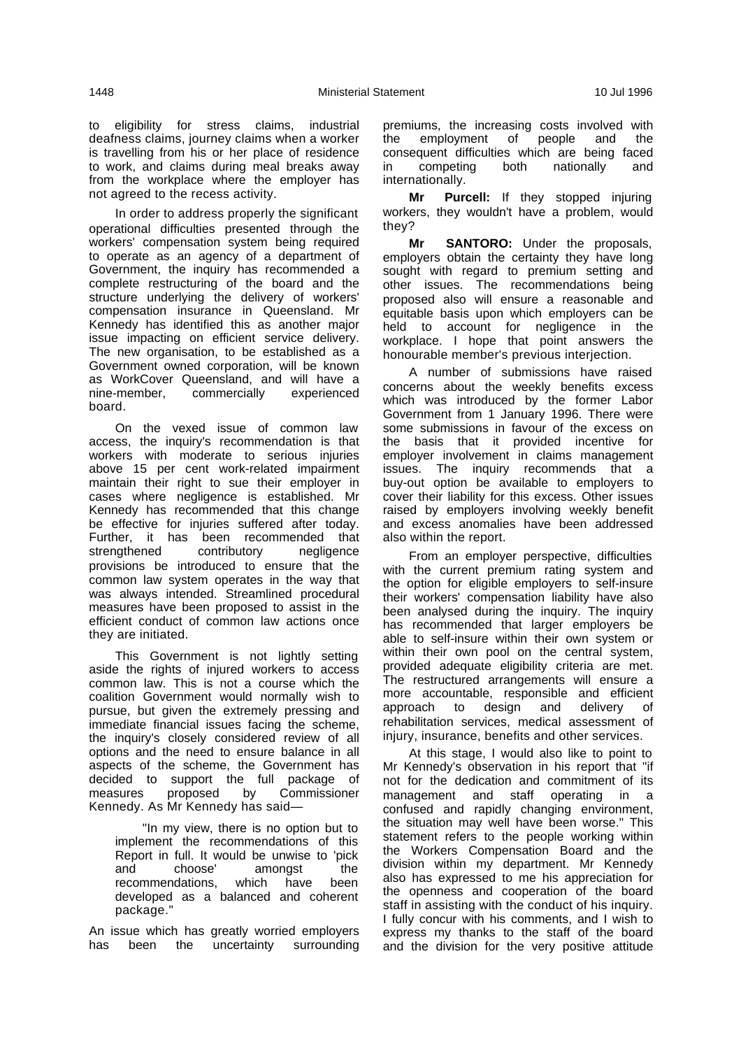to eligibility for stress claims, industrial deafness claims, journey claims when a worker is travelling from his or her place of residence to work, and claims during meal breaks away from the workplace where the employer has not agreed to the recess activity.

In order to address properly the significant operational difficulties presented through the workers' compensation system being required to operate as an agency of a department of Government, the inquiry has recommended a complete restructuring of the board and the structure underlying the delivery of workers' compensation insurance in Queensland. Mr Kennedy has identified this as another major issue impacting on efficient service delivery. The new organisation, to be established as a Government owned corporation, will be known as WorkCover Queensland, and will have a nine-member, commercially experienced board.

On the vexed issue of common law access, the inquiry's recommendation is that workers with moderate to serious injuries above 15 per cent work-related impairment maintain their right to sue their employer in cases where negligence is established. Mr Kennedy has recommended that this change be effective for injuries suffered after today. Further, it has been recommended that strengthened contributory negligence provisions be introduced to ensure that the common law system operates in the way that was always intended. Streamlined procedural measures have been proposed to assist in the efficient conduct of common law actions once they are initiated.

This Government is not lightly setting aside the rights of injured workers to access common law. This is not a course which the coalition Government would normally wish to pursue, but given the extremely pressing and immediate financial issues facing the scheme, the inquiry's closely considered review of all options and the need to ensure balance in all aspects of the scheme, the Government has decided to support the full package of measures proposed by Commissioner Kennedy. As Mr Kennedy has said—

> "In my view, there is no option but to implement the recommendations of this Report in full. It would be unwise to 'pick and choose' amongst the recommendations, which have been developed as a balanced and coherent package."

An issue which has greatly worried employers has been the uncertainty surrounding premiums, the increasing costs involved with the employment of people and the consequent difficulties which are being faced in competing both nationally and internationally.

**Mr Purcell:** If they stopped injuring workers, they wouldn't have a problem, would they?

**Mr SANTORO:** Under the proposals, employers obtain the certainty they have long sought with regard to premium setting and other issues. The recommendations being proposed also will ensure a reasonable and equitable basis upon which employers can be held to account for negligence in the workplace. I hope that point answers the honourable member's previous interjection.

A number of submissions have raised concerns about the weekly benefits excess which was introduced by the former Labor Government from 1 January 1996. There were some submissions in favour of the excess on the basis that it provided incentive for employer involvement in claims management issues. The inquiry recommends that a buy-out option be available to employers to cover their liability for this excess. Other issues raised by employers involving weekly benefit and excess anomalies have been addressed also within the report.

From an employer perspective, difficulties with the current premium rating system and the option for eligible employers to self-insure their workers' compensation liability have also been analysed during the inquiry. The inquiry has recommended that larger employers be able to self-insure within their own system or within their own pool on the central system, provided adequate eligibility criteria are met. The restructured arrangements will ensure a more accountable, responsible and efficient approach to design and delivery of rehabilitation services, medical assessment of injury, insurance, benefits and other services.

At this stage, I would also like to point to Mr Kennedy's observation in his report that "if not for the dedication and commitment of its management and staff operating in a confused and rapidly changing environment, the situation may well have been worse." This statement refers to the people working within the Workers Compensation Board and the division within my department. Mr Kennedy also has expressed to me his appreciation for the openness and cooperation of the board staff in assisting with the conduct of his inquiry. I fully concur with his comments, and I wish to express my thanks to the staff of the board and the division for the very positive attitude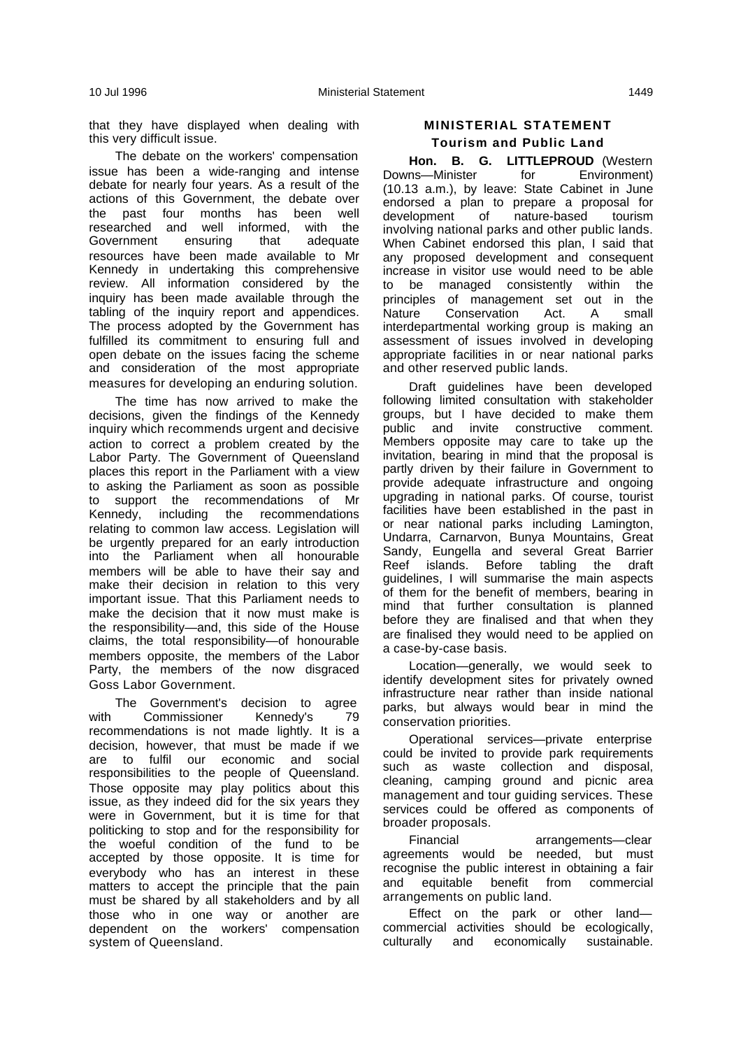that they have displayed when dealing with this very difficult issue.

The debate on the workers' compensation issue has been a wide-ranging and intense debate for nearly four years. As a result of the actions of this Government, the debate over the past four months has been well researched and well informed, with the Government ensuring that adequate resources have been made available to Mr Kennedy in undertaking this comprehensive review. All information considered by the inquiry has been made available through the tabling of the inquiry report and appendices. The process adopted by the Government has fulfilled its commitment to ensuring full and open debate on the issues facing the scheme and consideration of the most appropriate measures for developing an enduring solution.

The time has now arrived to make the decisions, given the findings of the Kennedy inquiry which recommends urgent and decisive action to correct a problem created by the Labor Party. The Government of Queensland places this report in the Parliament with a view to asking the Parliament as soon as possible to support the recommendations of Mr Kennedy, including the recommendations relating to common law access. Legislation will be urgently prepared for an early introduction into the Parliament when all honourable members will be able to have their say and make their decision in relation to this very important issue. That this Parliament needs to make the decision that it now must make is the responsibility—and, this side of the House claims, the total responsibility—of honourable members opposite, the members of the Labor Party, the members of the now disgraced Goss Labor Government.

The Government's decision to agree with Commissioner Kennedy's 79 recommendations is not made lightly. It is a decision, however, that must be made if we are to fulfil our economic and social responsibilities to the people of Queensland. Those opposite may play politics about this issue, as they indeed did for the six years they were in Government, but it is time for that politicking to stop and for the responsibility for the woeful condition of the fund to be accepted by those opposite. It is time for everybody who has an interest in these matters to accept the principle that the pain must be shared by all stakeholders and by all those who in one way or another are dependent on the workers' compensation system of Queensland.

## MINISTERIAL STATEMENT

### Tourism and Public Land

**Hon. B. G. LITTLEPROUD** (Western Downs—Minister for Environment) (10.13 a.m.), by leave: State Cabinet in June endorsed a plan to prepare a proposal for development of nature-based tourism involving national parks and other public lands. When Cabinet endorsed this plan, I said that any proposed development and consequent increase in visitor use would need to be able to be managed consistently within the principles of management set out in the Nature Conservation Act. A small interdepartmental working group is making an assessment of issues involved in developing appropriate facilities in or near national parks and other reserved public lands.

Draft guidelines have been developed following limited consultation with stakeholder groups, but I have decided to make them public and invite constructive comment. Members opposite may care to take up the invitation, bearing in mind that the proposal is partly driven by their failure in Government to provide adequate infrastructure and ongoing upgrading in national parks. Of course, tourist facilities have been established in the past in or near national parks including Lamington, Undarra, Carnarvon, Bunya Mountains, Great Sandy, Eungella and several Great Barrier Reef islands. Before tabling the draft guidelines, I will summarise the main aspects of them for the benefit of members, bearing in mind that further consultation is planned before they are finalised and that when they are finalised they would need to be applied on a case-by-case basis.

Location—generally, we would seek to identify development sites for privately owned infrastructure near rather than inside national parks, but always would bear in mind the conservation priorities.

Operational services—private enterprise could be invited to provide park requirements such as waste collection and disposal, cleaning, camping ground and picnic area management and tour guiding services. These services could be offered as components of broader proposals.

Financial arrangements—clear agreements would be needed, but must recognise the public interest in obtaining a fair and equitable benefit from commercial arrangements on public land.

Effect on the park or other land—commercial activities should be ecologically, culturally and economically sustainable.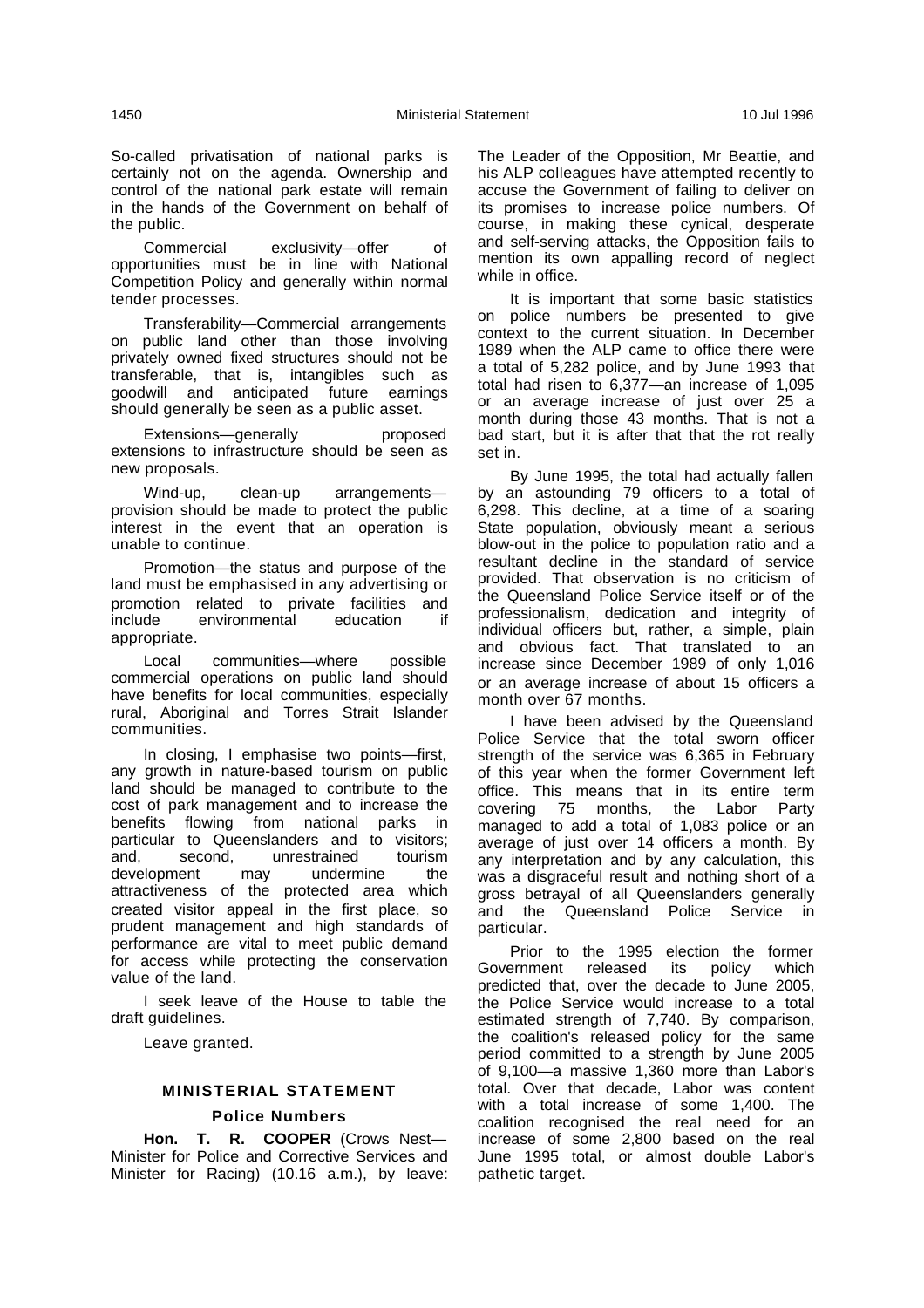So-called privatisation of national parks is certainly not on the agenda. Ownership and control of the national park estate will remain in the hands of the Government on behalf of the public.

Commercial exclusivity—offer of opportunities must be in line with National Competition Policy and generally within normal tender processes.

Transferability—Commercial arrangements on public land other than those involving privately owned fixed structures should not be transferable, that is, intangibles such as goodwill and anticipated future earnings should generally be seen as a public asset.

Extensions—generally proposed extensions to infrastructure should be seen as new proposals.

Wind-up, clean-up arrangements—provision should be made to protect the public interest in the event that an operation is unable to continue.

Promotion—the status and purpose of the land must be emphasised in any advertising or promotion related to private facilities and include environmental education if appropriate.

Local communities—where possible commercial operations on public land should have benefits for local communities, especially rural, Aboriginal and Torres Strait Islander communities.

In closing, I emphasise two points—first, any growth in nature-based tourism on public land should be managed to contribute to the cost of park management and to increase the benefits flowing from national parks in particular to Queenslanders and to visitors; and, second, unrestrained tourism development may undermine the attractiveness of the protected area which created visitor appeal in the first place, so prudent management and high standards of performance are vital to meet public demand for access while protecting the conservation value of the land.

I seek leave of the House to table the draft guidelines.

Leave granted.

## MINISTERIAL STATEMENT

### Police Numbers

**Hon. T. R. COOPER** (Crows Nest—Minister for Police and Corrective Services and Minister for Racing) (10.16 a.m.), by leave: The Leader of the Opposition, Mr Beattie, and his ALP colleagues have attempted recently to accuse the Government of failing to deliver on its promises to increase police numbers. Of course, in making these cynical, desperate and self-serving attacks, the Opposition fails to mention its own appalling record of neglect while in office.

It is important that some basic statistics on police numbers be presented to give context to the current situation. In December 1989 when the ALP came to office there were a total of 5,282 police, and by June 1993 that total had risen to 6,377—an increase of 1,095 or an average increase of just over 25 a month during those 43 months. That is not a bad start, but it is after that that the rot really set in.

By June 1995, the total had actually fallen by an astounding 79 officers to a total of 6,298. This decline, at a time of a soaring State population, obviously meant a serious blow-out in the police to population ratio and a resultant decline in the standard of service provided. That observation is no criticism of the Queensland Police Service itself or of the professionalism, dedication and integrity of individual officers but, rather, a simple, plain and obvious fact. That translated to an increase since December 1989 of only 1,016 or an average increase of about 15 officers a month over 67 months.

I have been advised by the Queensland Police Service that the total sworn officer strength of the service was 6,365 in February of this year when the former Government left office. This means that in its entire term covering 75 months, the Labor Party managed to add a total of 1,083 police or an average of just over 14 officers a month. By any interpretation and by any calculation, this was a disgraceful result and nothing short of a gross betrayal of all Queenslanders generally and the Queensland Police Service in particular.

Prior to the 1995 election the former Government released its policy which predicted that, over the decade to June 2005, the Police Service would increase to a total estimated strength of 7,740. By comparison, the coalition's released policy for the same period committed to a strength by June 2005 of 9,100—a massive 1,360 more than Labor's total. Over that decade, Labor was content with a total increase of some 1,400. The coalition recognised the real need for an increase of some 2,800 based on the real June 1995 total, or almost double Labor's pathetic target.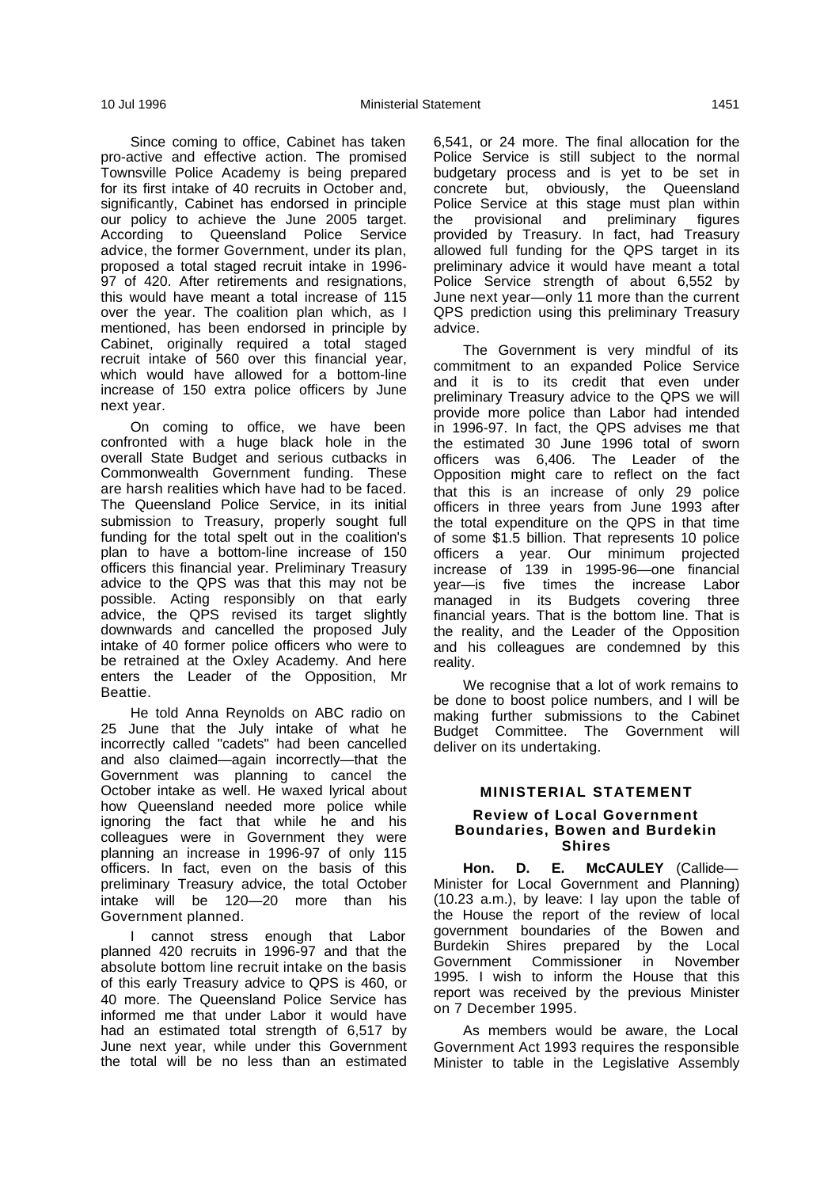Since coming to office, Cabinet has taken pro-active and effective action. The promised Townsville Police Academy is being prepared for its first intake of 40 recruits in October and, significantly, Cabinet has endorsed in principle our policy to achieve the June 2005 target. According to Queensland Police Service advice, the former Government, under its plan, proposed a total staged recruit intake in 1996-97 of 420. After retirements and resignations, this would have meant a total increase of 115 over the year. The coalition plan which, as I mentioned, has been endorsed in principle by Cabinet, originally required a total staged recruit intake of 560 over this financial year, which would have allowed for a bottom-line increase of 150 extra police officers by June next year.

On coming to office, we have been confronted with a huge black hole in the overall State Budget and serious cutbacks in Commonwealth Government funding. These are harsh realities which have had to be faced. The Queensland Police Service, in its initial submission to Treasury, properly sought full funding for the total spelt out in the coalition's plan to have a bottom-line increase of 150 officers this financial year. Preliminary Treasury advice to the QPS was that this may not be possible. Acting responsibly on that early advice, the QPS revised its target slightly downwards and cancelled the proposed July intake of 40 former police officers who were to be retrained at the Oxley Academy. And here enters the Leader of the Opposition, Mr Beattie.

He told Anna Reynolds on ABC radio on 25 June that the July intake of what he incorrectly called "cadets" had been cancelled and also claimed—again incorrectly—that the Government was planning to cancel the October intake as well. He waxed lyrical about how Queensland needed more police while ignoring the fact that while he and his colleagues were in Government they were planning an increase in 1996-97 of only 115 officers. In fact, even on the basis of this preliminary Treasury advice, the total October intake will be 120—20 more than his Government planned.

I cannot stress enough that Labor planned 420 recruits in 1996-97 and that the absolute bottom line recruit intake on the basis of this early Treasury advice to QPS is 460, or 40 more. The Queensland Police Service has informed me that under Labor it would have had an estimated total strength of 6,517 by June next year, while under this Government the total will be no less than an estimated 6,541, or 24 more. The final allocation for the Police Service is still subject to the normal budgetary process and is yet to be set in concrete but, obviously, the Queensland Police Service at this stage must plan within the provisional and preliminary figures provided by Treasury. In fact, had Treasury allowed full funding for the QPS target in its preliminary advice it would have meant a total Police Service strength of about 6,552 by June next year—only 11 more than the current QPS prediction using this preliminary Treasury advice.

The Government is very mindful of its commitment to an expanded Police Service and it is to its credit that even under preliminary Treasury advice to the QPS we will provide more police than Labor had intended in 1996-97. In fact, the QPS advises me that the estimated 30 June 1996 total of sworn officers was 6,406. The Leader of the Opposition might care to reflect on the fact that this is an increase of only 29 police officers in three years from June 1993 after the total expenditure on the QPS in that time of some $1.5 billion. That represents 10 police officers a year. Our minimum projected increase of 139 in 1995-96—one financial year—is five times the increase Labor managed in its Budgets covering three financial years. That is the bottom line. That is the reality, and the Leader of the Opposition and his colleagues are condemned by this reality.

We recognise that a lot of work remains to be done to boost police numbers, and I will be making further submissions to the Cabinet Budget Committee. The Government will deliver on its undertaking.

## MINISTERIAL STATEMENT

### Review of Local Government Boundaries, Bowen and Burdekin Shires

**Hon. D. E. McCAULEY** (Callide—Minister for Local Government and Planning) (10.23 a.m.), by leave: I lay upon the table of the House the report of the review of local government boundaries of the Bowen and Burdekin Shires prepared by the Local Government Commissioner in November 1995. I wish to inform the House that this report was received by the previous Minister on 7 December 1995.

As members would be aware, the Local Government Act 1993 requires the responsible Minister to table in the Legislative Assembly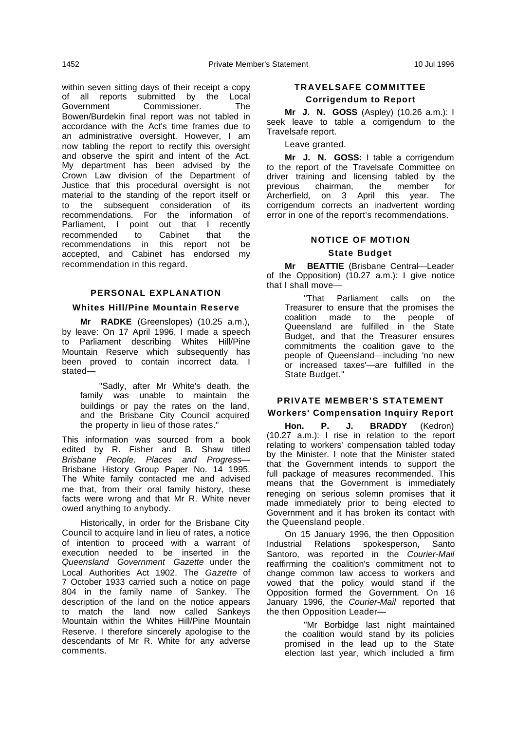within seven sitting days of their receipt a copy of all reports submitted by the Local Government Commissioner. The Bowen/Burdekin final report was not tabled in accordance with the Act's time frames due to an administrative oversight. However, I am now tabling the report to rectify this oversight and observe the spirit and intent of the Act. My department has been advised by the Crown Law division of the Department of Justice that this procedural oversight is not material to the standing of the report itself or to the subsequent consideration of its recommendations. For the information of Parliament, I point out that I recently recommended to Cabinet that the recommendations in this report not be accepted, and Cabinet has endorsed my recommendation in this regard.

## PERSONAL EXPLANATION

### Whites Hill/Pine Mountain Reserve

**Mr RADKE** (Greenslopes) (10.25 a.m.), by leave: On 17 April 1996, I made a speech to Parliament describing Whites Hill/Pine Mountain Reserve which subsequently has been proved to contain incorrect data. I stated—

> "Sadly, after Mr White's death, the family was unable to maintain the buildings or pay the rates on the land, and the Brisbane City Council acquired the property in lieu of those rates."

This information was sourced from a book edited by R. Fisher and B. Shaw titled *Brisbane People, Places and Progress*—Brisbane History Group Paper No. 14 1995. The White family contacted me and advised me that, from their oral family history, these facts were wrong and that Mr R. White never owed anything to anybody.

Historically, in order for the Brisbane City Council to acquire land in lieu of rates, a notice of intention to proceed with a warrant of execution needed to be inserted in the *Queensland Government Gazette* under the Local Authorities Act 1902. The *Gazette* of 7 October 1933 carried such a notice on page 804 in the family name of Sankey. The description of the land on the notice appears to match the land now called Sankeys Mountain within the Whites Hill/Pine Mountain Reserve. I therefore sincerely apologise to the descendants of Mr R. White for any adverse comments.

## TRAVELSAFE COMMITTEE

### Corrigendum to Report

**Mr J. N. GOSS** (Aspley) (10.26 a.m.): I seek leave to table a corrigendum to the Travelsafe report.

Leave granted.

**Mr J. N. GOSS:** I table a corrigendum to the report of the Travelsafe Committee on driver training and licensing tabled by the previous chairman, the member for Archerfield, on 3 April this year. The corrigendum corrects an inadvertent wording error in one of the report's recommendations.

## NOTICE OF MOTION

### State Budget

**Mr BEATTIE** (Brisbane Central—Leader of the Opposition) (10.27 a.m.): I give notice that I shall move—

> "That Parliament calls on the Treasurer to ensure that the promises the coalition made to the people of Queensland are fulfilled in the State Budget, and that the Treasurer ensures commitments the coalition gave to the people of Queensland—including 'no new or increased taxes'—are fulfilled in the State Budget."

## PRIVATE MEMBER'S STATEMENT

### Workers' Compensation Inquiry Report

**Hon. P. J. BRADDY** (Kedron) (10.27 a.m.): I rise in relation to the report relating to workers' compensation tabled today by the Minister. I note that the Minister stated that the Government intends to support the full package of measures recommended. This means that the Government is immediately reneging on serious solemn promises that it made immediately prior to being elected to Government and it has broken its contact with the Queensland people.

On 15 January 1996, the then Opposition Industrial Relations spokesperson, Santo Santoro, was reported in the *Courier-Mail* reaffirming the coalition's commitment not to change common law access to workers and vowed that the policy would stand if the Opposition formed the Government. On 16 January 1996, the *Courier-Mail* reported that the then Opposition Leader—

> "Mr Borbidge last night maintained the coalition would stand by its policies promised in the lead up to the State election last year, which included a firm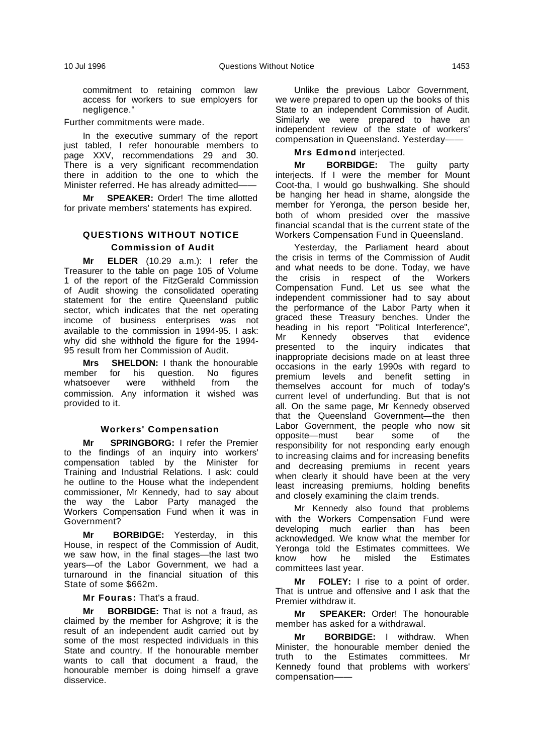commitment to retaining common law access for workers to sue employers for negligence."

Further commitments were made.

In the executive summary of the report just tabled, I refer honourable members to page XXV, recommendations 29 and 30. There is a very significant recommendation there in addition to the one to which the Minister referred. He has already admitted——

**Mr SPEAKER:** Order! The time allotted for private members' statements has expired.

## QUESTIONS WITHOUT NOTICE

### Commission of Audit

**Mr ELDER** (10.29 a.m.): I refer the Treasurer to the table on page 105 of Volume 1 of the report of the FitzGerald Commission of Audit showing the consolidated operating statement for the entire Queensland public sector, which indicates that the net operating income of business enterprises was not available to the commission in 1994-95. I ask: why did she withhold the figure for the 1994-95 result from her Commission of Audit.

**Mrs SHELDON:** I thank the honourable member for his question. No figures whatsoever were withheld from the commission. Any information it wished was provided to it.

### Workers' Compensation

**Mr SPRINGBORG:** I refer the Premier to the findings of an inquiry into workers' compensation tabled by the Minister for Training and Industrial Relations. I ask: could he outline to the House what the independent commissioner, Mr Kennedy, had to say about the way the Labor Party managed the Workers Compensation Fund when it was in Government?

**Mr BORBIDGE:** Yesterday, in this House, in respect of the Commission of Audit, we saw how, in the final stages—the last two years—of the Labor Government, we had a turnaround in the financial situation of this State of some $662m.

**Mr Fouras:** That's a fraud.

**Mr BORBIDGE:** That is not a fraud, as claimed by the member for Ashgrove; it is the result of an independent audit carried out by some of the most respected individuals in this State and country. If the honourable member wants to call that document a fraud, the honourable member is doing himself a grave disservice.

Unlike the previous Labor Government, we were prepared to open up the books of this State to an independent Commission of Audit. Similarly we were prepared to have an independent review of the state of workers' compensation in Queensland. Yesterday——

**Mrs Edmond** interjected.

**Mr BORBIDGE:** The guilty party interjects. If I were the member for Mount Coot-tha, I would go bushwalking. She should be hanging her head in shame, alongside the member for Yeronga, the person beside her, both of whom presided over the massive financial scandal that is the current state of the Workers Compensation Fund in Queensland.

Yesterday, the Parliament heard about the crisis in terms of the Commission of Audit and what needs to be done. Today, we have the crisis in respect of the Workers Compensation Fund. Let us see what the independent commissioner had to say about the performance of the Labor Party when it graced these Treasury benches. Under the heading in his report "Political Interference", Mr Kennedy observes that evidence presented to the inquiry indicates that inappropriate decisions made on at least three occasions in the early 1990s with regard to premium levels and benefit setting in themselves account for much of today's current level of underfunding. But that is not all. On the same page, Mr Kennedy observed that the Queensland Government—the then Labor Government, the people who now sit opposite—must bear some of the responsibility for not responding early enough to increasing claims and for increasing benefits and decreasing premiums in recent years when clearly it should have been at the very least increasing premiums, holding benefits and closely examining the claim trends.

Mr Kennedy also found that problems with the Workers Compensation Fund were developing much earlier than has been acknowledged. We know what the member for Yeronga told the Estimates committees. We know how he misled the Estimates committees last year.

**Mr FOLEY:** I rise to a point of order. That is untrue and offensive and I ask that the Premier withdraw it.

**Mr SPEAKER:** Order! The honourable member has asked for a withdrawal.

**Mr BORBIDGE:** I withdraw. When Minister, the honourable member denied the truth to the Estimates committees. Mr Kennedy found that problems with workers' compensation——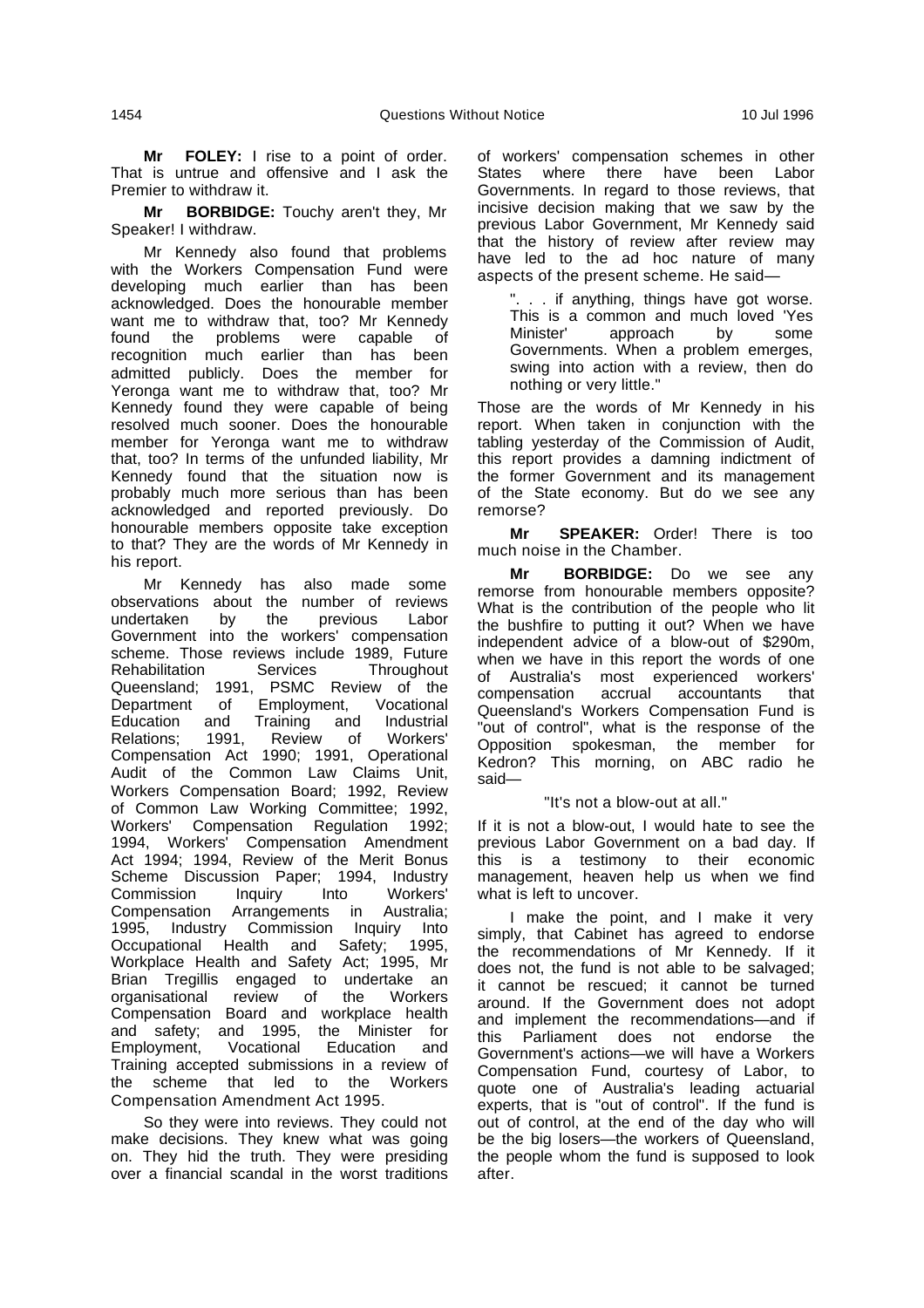**Mr FOLEY:** I rise to a point of order. That is untrue and offensive and I ask the Premier to withdraw it.

**Mr BORBIDGE:** Touchy aren't they, Mr Speaker! I withdraw.

Mr Kennedy also found that problems with the Workers Compensation Fund were developing much earlier than has been acknowledged. Does the honourable member want me to withdraw that, too? Mr Kennedy found the problems were capable of recognition much earlier than has been admitted publicly. Does the member for Yeronga want me to withdraw that, too? Mr Kennedy found they were capable of being resolved much sooner. Does the honourable member for Yeronga want me to withdraw that, too? In terms of the unfunded liability, Mr Kennedy found that the situation now is probably much more serious than has been acknowledged and reported previously. Do honourable members opposite take exception to that? They are the words of Mr Kennedy in his report.

Mr Kennedy has also made some observations about the number of reviews undertaken by the previous Labor Government into the workers' compensation scheme. Those reviews include 1989, Future Rehabilitation Services Throughout Queensland; 1991, PSMC Review of the Department of Employment, Vocational Education and Training and Industrial Relations; 1991, Review of Workers' Compensation Act 1990; 1991, Operational Audit of the Common Law Claims Unit, Workers Compensation Board; 1992, Review of Common Law Working Committee; 1992, Workers' Compensation Regulation 1992; 1994, Workers' Compensation Amendment Act 1994; 1994, Review of the Merit Bonus Scheme Discussion Paper; 1994, Industry Commission Inquiry Into Workers' Compensation Arrangements in Australia; 1995, Industry Commission Inquiry Into Occupational Health and Safety; 1995, Workplace Health and Safety Act; 1995, Mr Brian Tregillis engaged to undertake an organisational review of the Workers Compensation Board and workplace health and safety; and 1995, the Minister for Employment, Vocational Education and Training accepted submissions in a review of the scheme that led to the Workers Compensation Amendment Act 1995.

So they were into reviews. They could not make decisions. They knew what was going on. They hid the truth. They were presiding over a financial scandal in the worst traditions of workers' compensation schemes in other States where there have been Labor Governments. In regard to those reviews, that incisive decision making that we saw by the previous Labor Government, Mr Kennedy said that the history of review after review may have led to the ad hoc nature of many aspects of the present scheme. He said—

> ". . . if anything, things have got worse. This is a common and much loved 'Yes Minister' approach by some Governments. When a problem emerges, swing into action with a review, then do nothing or very little."

Those are the words of Mr Kennedy in his report. When taken in conjunction with the tabling yesterday of the Commission of Audit, this report provides a damning indictment of the former Government and its management of the State economy. But do we see any remorse?

**Mr SPEAKER:** Order! There is too much noise in the Chamber.

**Mr BORBIDGE:** Do we see any remorse from honourable members opposite? What is the contribution of the people who lit the bushfire to putting it out? When we have independent advice of a blow-out of $290m, when we have in this report the words of one of Australia's most experienced workers' compensation accrual accountants that Queensland's Workers Compensation Fund is "out of control", what is the response of the Opposition spokesman, the member for Kedron? This morning, on ABC radio he said—

> "It's not a blow-out at all."

If it is not a blow-out, I would hate to see the previous Labor Government on a bad day. If this is a testimony to their economic management, heaven help us when we find what is left to uncover.

I make the point, and I make it very simply, that Cabinet has agreed to endorse the recommendations of Mr Kennedy. If it does not, the fund is not able to be salvaged; it cannot be rescued; it cannot be turned around. If the Government does not adopt and implement the recommendations—and if this Parliament does not endorse the Government's actions—we will have a Workers Compensation Fund, courtesy of Labor, to quote one of Australia's leading actuarial experts, that is "out of control". If the fund is out of control, at the end of the day who will be the big losers—the workers of Queensland, the people whom the fund is supposed to look after.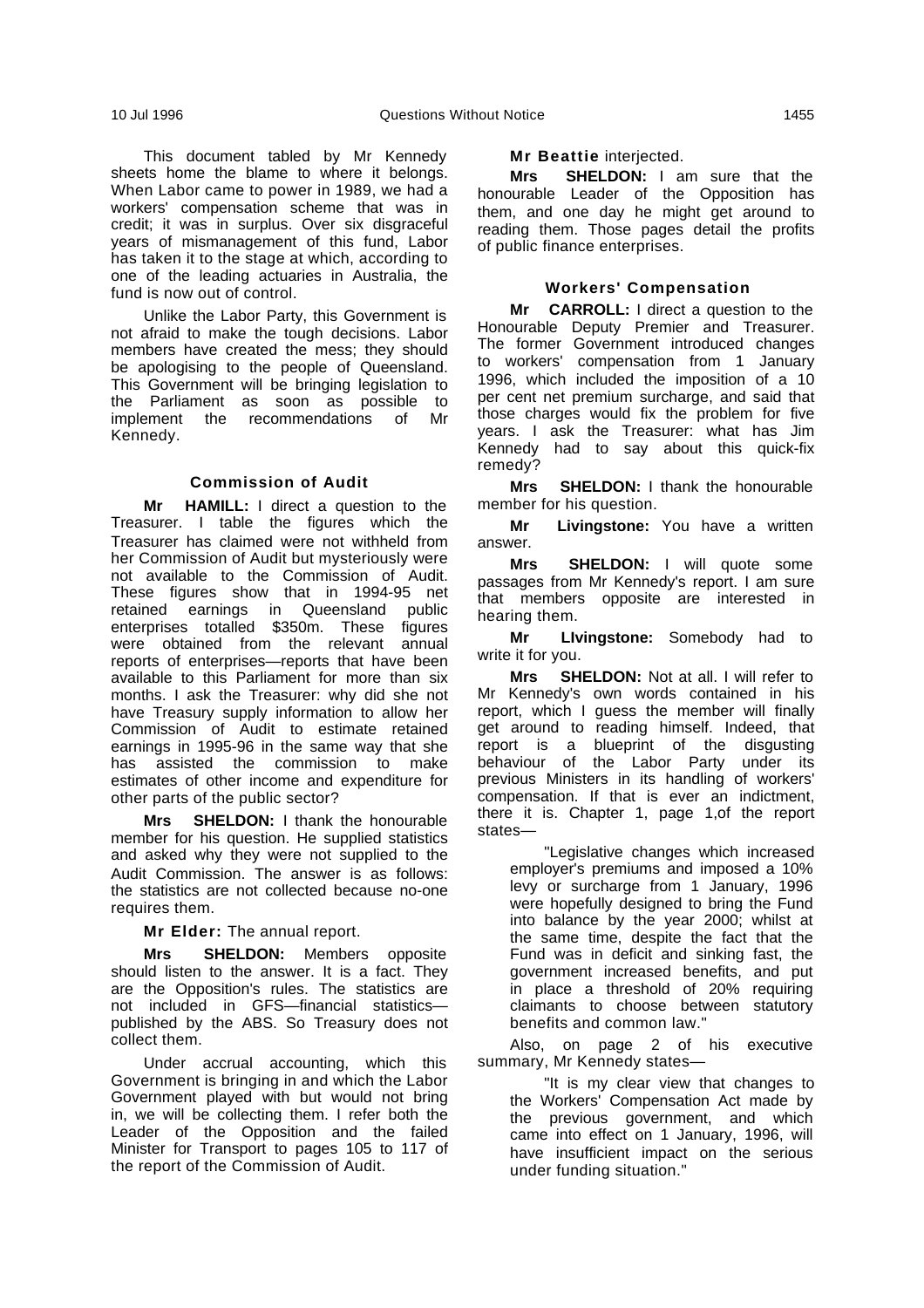This document tabled by Mr Kennedy sheets home the blame to where it belongs. When Labor came to power in 1989, we had a workers' compensation scheme that was in credit; it was in surplus. Over six disgraceful years of mismanagement of this fund, Labor has taken it to the stage at which, according to one of the leading actuaries in Australia, the fund is now out of control.

Unlike the Labor Party, this Government is not afraid to make the tough decisions. Labor members have created the mess; they should be apologising to the people of Queensland. This Government will be bringing legislation to the Parliament as soon as possible to implement the recommendations of Mr Kennedy.

### Commission of Audit

**Mr HAMILL:** I direct a question to the Treasurer. I table the figures which the Treasurer has claimed were not withheld from her Commission of Audit but mysteriously were not available to the Commission of Audit. These figures show that in 1994-95 net retained earnings in Queensland public enterprises totalled $350m. These figures were obtained from the relevant annual reports of enterprises—reports that have been available to this Parliament for more than six months. I ask the Treasurer: why did she not have Treasury supply information to allow her Commission of Audit to estimate retained earnings in 1995-96 in the same way that she has assisted the commission to make estimates of other income and expenditure for other parts of the public sector?

**Mrs SHELDON:** I thank the honourable member for his question. He supplied statistics and asked why they were not supplied to the Audit Commission. The answer is as follows: the statistics are not collected because no-one requires them.

**Mr Elder:** The annual report.

**Mrs SHELDON:** Members opposite should listen to the answer. It is a fact. They are the Opposition's rules. The statistics are not included in GFS—financial statistics—published by the ABS. So Treasury does not collect them.

Under accrual accounting, which this Government is bringing in and which the Labor Government played with but would not bring in, we will be collecting them. I refer both the Leader of the Opposition and the failed Minister for Transport to pages 105 to 117 of the report of the Commission of Audit.

**Mr Beattie** interjected.

**Mrs SHELDON:** I am sure that the honourable Leader of the Opposition has them, and one day he might get around to reading them. Those pages detail the profits of public finance enterprises.

### Workers' Compensation

**Mr CARROLL:** I direct a question to the Honourable Deputy Premier and Treasurer. The former Government introduced changes to workers' compensation from 1 January 1996, which included the imposition of a 10 per cent net premium surcharge, and said that those charges would fix the problem for five years. I ask the Treasurer: what has Jim Kennedy had to say about this quick-fix remedy?

**Mrs SHELDON:** I thank the honourable member for his question.

**Mr Livingstone:** You have a written answer.

**Mrs SHELDON:** I will quote some passages from Mr Kennedy's report. I am sure that members opposite are interested in hearing them.

**Mr LIvingstone:** Somebody had to write it for you.

**Mrs SHELDON:** Not at all. I will refer to Mr Kennedy's own words contained in his report, which I guess the member will finally get around to reading himself. Indeed, that report is a blueprint of the disgusting behaviour of the Labor Party under its previous Ministers in its handling of workers' compensation. If that is ever an indictment, there it is. Chapter 1, page 1,of the report states—

> "Legislative changes which increased employer's premiums and imposed a 10% levy or surcharge from 1 January, 1996 were hopefully designed to bring the Fund into balance by the year 2000; whilst at the same time, despite the fact that the Fund was in deficit and sinking fast, the government increased benefits, and put in place a threshold of 20% requiring claimants to choose between statutory benefits and common law."

Also, on page 2 of his executive summary, Mr Kennedy states—

> "It is my clear view that changes to the Workers' Compensation Act made by the previous government, and which came into effect on 1 January, 1996, will have insufficient impact on the serious under funding situation."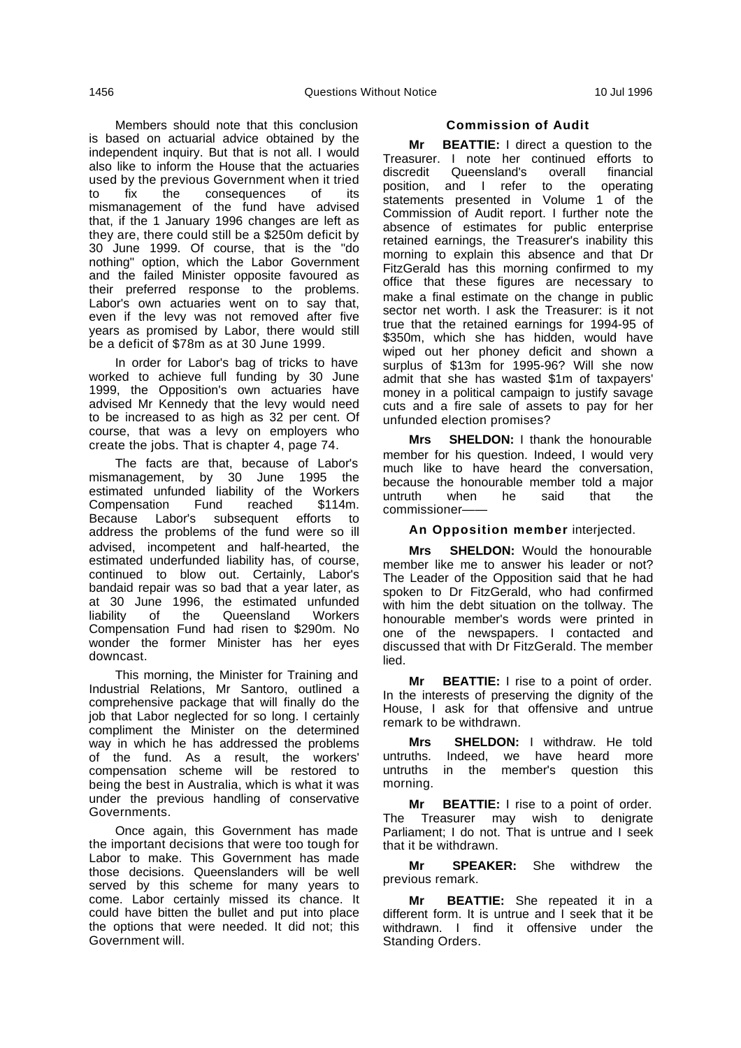Members should note that this conclusion is based on actuarial advice obtained by the independent inquiry. But that is not all. I would also like to inform the House that the actuaries used by the previous Government when it tried to fix the consequences of its mismanagement of the fund have advised that, if the 1 January 1996 changes are left as they are, there could still be a $250m deficit by 30 June 1999. Of course, that is the "do nothing" option, which the Labor Government and the failed Minister opposite favoured as their preferred response to the problems. Labor's own actuaries went on to say that, even if the levy was not removed after five years as promised by Labor, there would still be a deficit of $78m as at 30 June 1999.

In order for Labor's bag of tricks to have worked to achieve full funding by 30 June 1999, the Opposition's own actuaries have advised Mr Kennedy that the levy would need to be increased to as high as 32 per cent. Of course, that was a levy on employers who create the jobs. That is chapter 4, page 74.

The facts are that, because of Labor's mismanagement, by 30 June 1995 the estimated unfunded liability of the Workers Compensation Fund reached $114m. Because Labor's subsequent efforts to address the problems of the fund were so ill advised, incompetent and half-hearted, the estimated underfunded liability has, of course, continued to blow out. Certainly, Labor's bandaid repair was so bad that a year later, as at 30 June 1996, the estimated unfunded liability of the Queensland Workers Compensation Fund had risen to $290m. No wonder the former Minister has her eyes downcast.

This morning, the Minister for Training and Industrial Relations, Mr Santoro, outlined a comprehensive package that will finally do the job that Labor neglected for so long. I certainly compliment the Minister on the determined way in which he has addressed the problems of the fund. As a result, the workers' compensation scheme will be restored to being the best in Australia, which is what it was under the previous handling of conservative Governments.

Once again, this Government has made the important decisions that were too tough for Labor to make. This Government has made those decisions. Queenslanders will be well served by this scheme for many years to come. Labor certainly missed its chance. It could have bitten the bullet and put into place the options that were needed. It did not; this Government will.

### Commission of Audit

**Mr BEATTIE:** I direct a question to the Treasurer. I note her continued efforts to discredit Queensland's overall financial position, and I refer to the operating statements presented in Volume 1 of the Commission of Audit report. I further note the absence of estimates for public enterprise retained earnings, the Treasurer's inability this morning to explain this absence and that Dr FitzGerald has this morning confirmed to my office that these figures are necessary to make a final estimate on the change in public sector net worth. I ask the Treasurer: is it not true that the retained earnings for 1994-95 of $350m, which she has hidden, would have wiped out her phoney deficit and shown a surplus of $13m for 1995-96? Will she now admit that she has wasted $1m of taxpayers' money in a political campaign to justify savage cuts and a fire sale of assets to pay for her unfunded election promises?

**Mrs SHELDON:** I thank the honourable member for his question. Indeed, I would very much like to have heard the conversation, because the honourable member told a major untruth when he said that the commissioner——

**An Opposition member** interjected.

**Mrs SHELDON:** Would the honourable member like me to answer his leader or not? The Leader of the Opposition said that he had spoken to Dr FitzGerald, who had confirmed with him the debt situation on the tollway. The honourable member's words were printed in one of the newspapers. I contacted and discussed that with Dr FitzGerald. The member lied.

**Mr BEATTIE:** I rise to a point of order. In the interests of preserving the dignity of the House, I ask for that offensive and untrue remark to be withdrawn.

**Mrs SHELDON:** I withdraw. He told untruths. Indeed, we have heard more untruths in the member's question this morning.

**Mr BEATTIE:** I rise to a point of order. The Treasurer may wish to denigrate Parliament; I do not. That is untrue and I seek that it be withdrawn.

**Mr SPEAKER:** She withdrew the previous remark.

**Mr BEATTIE:** She repeated it in a different form. It is untrue and I seek that it be withdrawn. I find it offensive under the Standing Orders.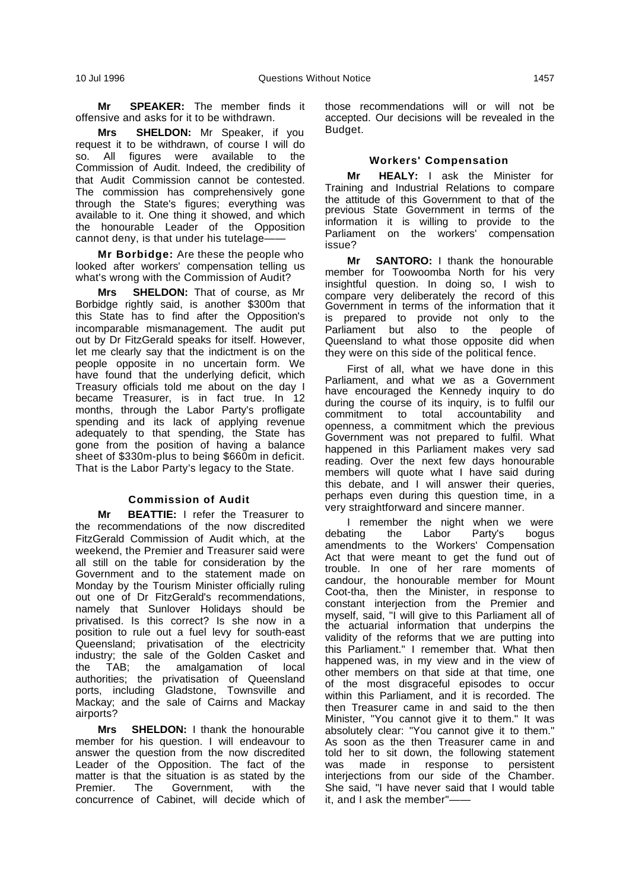**Mr SPEAKER:** The member finds it offensive and asks for it to be withdrawn.

**Mrs SHELDON:** Mr Speaker, if you request it to be withdrawn, of course I will do so. All figures were available to the Commission of Audit. Indeed, the credibility of that Audit Commission cannot be contested. The commission has comprehensively gone through the State's figures; everything was available to it. One thing it showed, and which the honourable Leader of the Opposition cannot deny, is that under his tutelage——

**Mr Borbidge:** Are these the people who looked after workers' compensation telling us what's wrong with the Commission of Audit?

**Mrs SHELDON:** That of course, as Mr Borbidge rightly said, is another $300m that this State has to find after the Opposition's incomparable mismanagement. The audit put out by Dr FitzGerald speaks for itself. However, let me clearly say that the indictment is on the people opposite in no uncertain form. We have found that the underlying deficit, which Treasury officials told me about on the day I became Treasurer, is in fact true. In 12 months, through the Labor Party's profligate spending and its lack of applying revenue adequately to that spending, the State has gone from the position of having a balance sheet of $330m-plus to being $660m in deficit. That is the Labor Party's legacy to the State.

### Commission of Audit

**Mr BEATTIE:** I refer the Treasurer to the recommendations of the now discredited FitzGerald Commission of Audit which, at the weekend, the Premier and Treasurer said were all still on the table for consideration by the Government and to the statement made on Monday by the Tourism Minister officially ruling out one of Dr FitzGerald's recommendations, namely that Sunlover Holidays should be privatised. Is this correct? Is she now in a position to rule out a fuel levy for south-east Queensland; privatisation of the electricity industry; the sale of the Golden Casket and the TAB; the amalgamation of local authorities; the privatisation of Queensland ports, including Gladstone, Townsville and Mackay; and the sale of Cairns and Mackay airports?

**Mrs SHELDON:** I thank the honourable member for his question. I will endeavour to answer the question from the now discredited Leader of the Opposition. The fact of the matter is that the situation is as stated by the Premier. The Government, with the concurrence of Cabinet, will decide which of those recommendations will or will not be accepted. Our decisions will be revealed in the Budget.

### Workers' Compensation

**Mr HEALY:** I ask the Minister for Training and Industrial Relations to compare the attitude of this Government to that of the previous State Government in terms of the information it is willing to provide to the Parliament on the workers' compensation issue?

**Mr SANTORO:** I thank the honourable member for Toowoomba North for his very insightful question. In doing so, I wish to compare very deliberately the record of this Government in terms of the information that it is prepared to provide not only to the Parliament but also to the people of Queensland to what those opposite did when they were on this side of the political fence.

First of all, what we have done in this Parliament, and what we as a Government have encouraged the Kennedy inquiry to do during the course of its inquiry, is to fulfil our commitment to total accountability and openness, a commitment which the previous Government was not prepared to fulfil. What happened in this Parliament makes very sad reading. Over the next few days honourable members will quote what I have said during this debate, and I will answer their queries, perhaps even during this question time, in a very straightforward and sincere manner.

I remember the night when we were debating the Labor Party's bogus amendments to the Workers' Compensation Act that were meant to get the fund out of trouble. In one of her rare moments of candour, the honourable member for Mount Coot-tha, then the Minister, in response to constant interjection from the Premier and myself, said, "I will give to this Parliament all of the actuarial information that underpins the validity of the reforms that we are putting into this Parliament." I remember that. What then happened was, in my view and in the view of other members on that side at that time, one of the most disgraceful episodes to occur within this Parliament, and it is recorded. The then Treasurer came in and said to the then Minister, "You cannot give it to them." It was absolutely clear: "You cannot give it to them." As soon as the then Treasurer came in and told her to sit down, the following statement was made in response to persistent interjections from our side of the Chamber. She said, "I have never said that I would table it, and I ask the member"——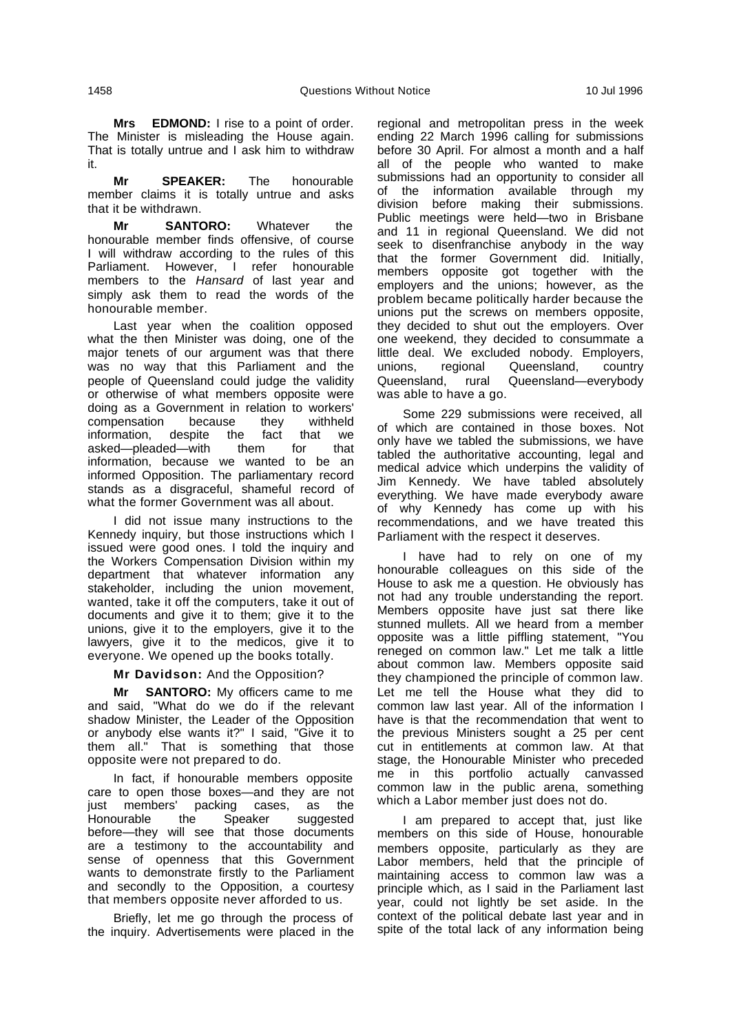**Mrs EDMOND:** I rise to a point of order. The Minister is misleading the House again. That is totally untrue and I ask him to withdraw it.

**Mr SPEAKER:** The honourable member claims it is totally untrue and asks that it be withdrawn.

**Mr SANTORO:** Whatever the honourable member finds offensive, of course I will withdraw according to the rules of this Parliament. However, I refer honourable members to the *Hansard* of last year and simply ask them to read the words of the honourable member.

Last year when the coalition opposed what the then Minister was doing, one of the major tenets of our argument was that there was no way that this Parliament and the people of Queensland could judge the validity or otherwise of what members opposite were doing as a Government in relation to workers' compensation because they withheld information, despite the fact that we asked—pleaded—with them for that information, because we wanted to be an informed Opposition. The parliamentary record stands as a disgraceful, shameful record of what the former Government was all about.

I did not issue many instructions to the Kennedy inquiry, but those instructions which I issued were good ones. I told the inquiry and the Workers Compensation Division within my department that whatever information any stakeholder, including the union movement, wanted, take it off the computers, take it out of documents and give it to them; give it to the unions, give it to the employers, give it to the lawyers, give it to the medicos, give it to everyone. We opened up the books totally.

**Mr Davidson:** And the Opposition?

**Mr SANTORO:** My officers came to me and said, "What do we do if the relevant shadow Minister, the Leader of the Opposition or anybody else wants it?" I said, "Give it to them all." That is something that those opposite were not prepared to do.

In fact, if honourable members opposite care to open those boxes—and they are not just members' packing cases, as the Honourable the Speaker suggested before—they will see that those documents are a testimony to the accountability and sense of openness that this Government wants to demonstrate firstly to the Parliament and secondly to the Opposition, a courtesy that members opposite never afforded to us.

Briefly, let me go through the process of the inquiry. Advertisements were placed in the regional and metropolitan press in the week ending 22 March 1996 calling for submissions before 30 April. For almost a month and a half all of the people who wanted to make submissions had an opportunity to consider all of the information available through my division before making their submissions. Public meetings were held—two in Brisbane and 11 in regional Queensland. We did not seek to disenfranchise anybody in the way that the former Government did. Initially, members opposite got together with the employers and the unions; however, as the problem became politically harder because the unions put the screws on members opposite, they decided to shut out the employers. Over one weekend, they decided to consummate a little deal. We excluded nobody. Employers, unions, regional Queensland, country Queensland, rural Queensland—everybody was able to have a go.

Some 229 submissions were received, all of which are contained in those boxes. Not only have we tabled the submissions, we have tabled the authoritative accounting, legal and medical advice which underpins the validity of Jim Kennedy. We have tabled absolutely everything. We have made everybody aware of why Kennedy has come up with his recommendations, and we have treated this Parliament with the respect it deserves.

I have had to rely on one of my honourable colleagues on this side of the House to ask me a question. He obviously has not had any trouble understanding the report. Members opposite have just sat there like stunned mullets. All we heard from a member opposite was a little piffling statement, "You reneged on common law." Let me talk a little about common law. Members opposite said they championed the principle of common law. Let me tell the House what they did to common law last year. All of the information I have is that the recommendation that went to the previous Ministers sought a 25 per cent cut in entitlements at common law. At that stage, the Honourable Minister who preceded me in this portfolio actually canvassed common law in the public arena, something which a Labor member just does not do.

I am prepared to accept that, just like members on this side of House, honourable members opposite, particularly as they are Labor members, held that the principle of maintaining access to common law was a principle which, as I said in the Parliament last year, could not lightly be set aside. In the context of the political debate last year and in spite of the total lack of any information being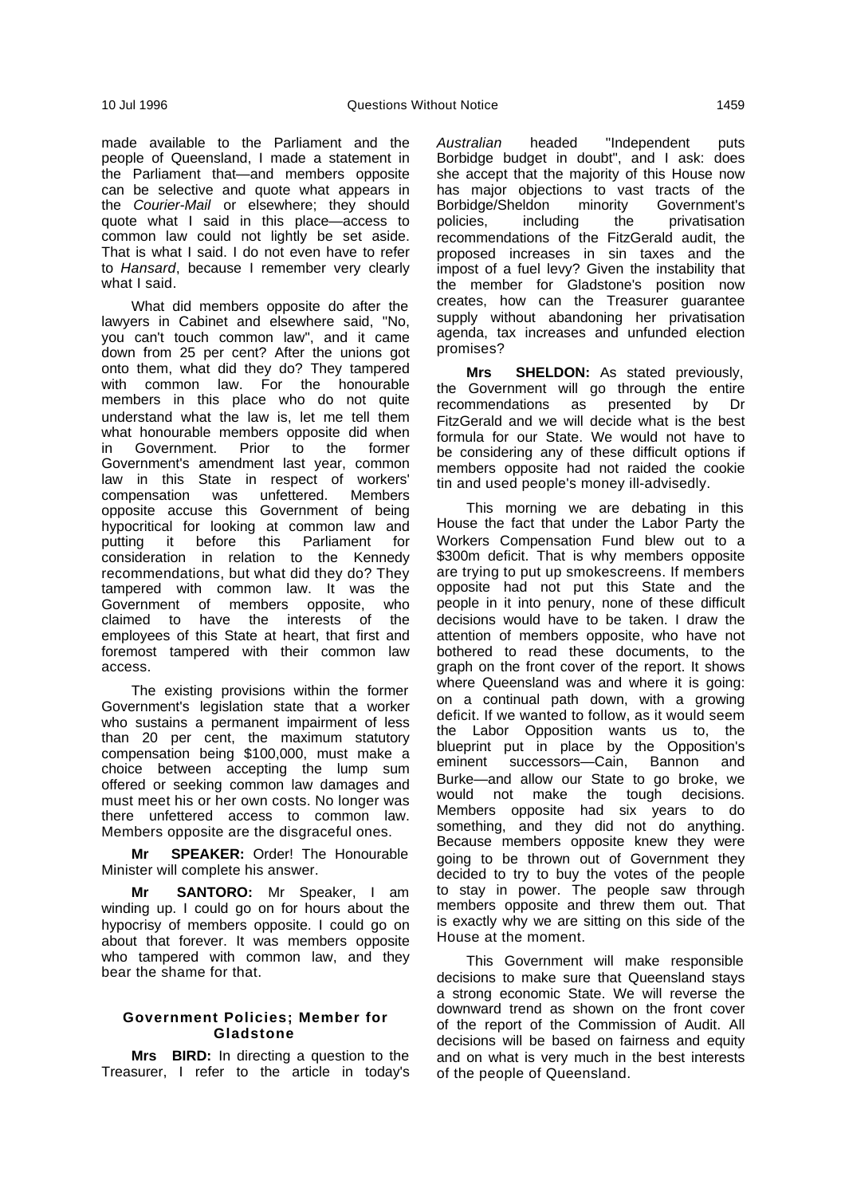made available to the Parliament and the people of Queensland, I made a statement in the Parliament that—and members opposite can be selective and quote what appears in the *Courier-Mail* or elsewhere; they should quote what I said in this place—access to common law could not lightly be set aside. That is what I said. I do not even have to refer to *Hansard*, because I remember very clearly what I said.

What did members opposite do after the lawyers in Cabinet and elsewhere said, "No, you can't touch common law", and it came down from 25 per cent? After the unions got onto them, what did they do? They tampered with common law. For the honourable members in this place who do not quite understand what the law is, let me tell them what honourable members opposite did when in Government. Prior to the former Government's amendment last year, common law in this State in respect of workers' compensation was unfettered. Members opposite accuse this Government of being hypocritical for looking at common law and putting it before this Parliament for consideration in relation to the Kennedy recommendations, but what did they do? They tampered with common law. It was the Government of members opposite, who claimed to have the interests of the employees of this State at heart, that first and foremost tampered with their common law access.

The existing provisions within the former Government's legislation state that a worker who sustains a permanent impairment of less than 20 per cent, the maximum statutory compensation being $100,000, must make a choice between accepting the lump sum offered or seeking common law damages and must meet his or her own costs. No longer was there unfettered access to common law. Members opposite are the disgraceful ones.

**Mr SPEAKER:** Order! The Honourable Minister will complete his answer.

**Mr SANTORO:** Mr Speaker, I am winding up. I could go on for hours about the hypocrisy of members opposite. I could go on about that forever. It was members opposite who tampered with common law, and they bear the shame for that.

#### Government Policies; Member for Gladstone

**Mrs BIRD:** In directing a question to the Treasurer, I refer to the article in today's *Australian* headed "Independent puts Borbidge budget in doubt", and I ask: does she accept that the majority of this House now has major objections to vast tracts of the Borbidge/Sheldon minority Government's policies, including the privatisation recommendations of the FitzGerald audit, the proposed increases in sin taxes and the impost of a fuel levy? Given the instability that the member for Gladstone's position now creates, how can the Treasurer guarantee supply without abandoning her privatisation agenda, tax increases and unfunded election promises?

**Mrs SHELDON:** As stated previously, the Government will go through the entire recommendations as presented by Dr FitzGerald and we will decide what is the best formula for our State. We would not have to be considering any of these difficult options if members opposite had not raided the cookie tin and used people's money ill-advisedly.

This morning we are debating in this House the fact that under the Labor Party the Workers Compensation Fund blew out to a $300m deficit. That is why members opposite are trying to put up smokescreens. If members opposite had not put this State and the people in it into penury, none of these difficult decisions would have to be taken. I draw the attention of members opposite, who have not bothered to read these documents, to the graph on the front cover of the report. It shows where Queensland was and where it is going: on a continual path down, with a growing deficit. If we wanted to follow, as it would seem the Labor Opposition wants us to, the blueprint put in place by the Opposition's eminent successors—Cain, Bannon and Burke—and allow our State to go broke, we would not make the tough decisions. Members opposite had six years to do something, and they did not do anything. Because members opposite knew they were going to be thrown out of Government they decided to try to buy the votes of the people to stay in power. The people saw through members opposite and threw them out. That is exactly why we are sitting on this side of the House at the moment.

This Government will make responsible decisions to make sure that Queensland stays a strong economic State. We will reverse the downward trend as shown on the front cover of the report of the Commission of Audit. All decisions will be based on fairness and equity and on what is very much in the best interests of the people of Queensland.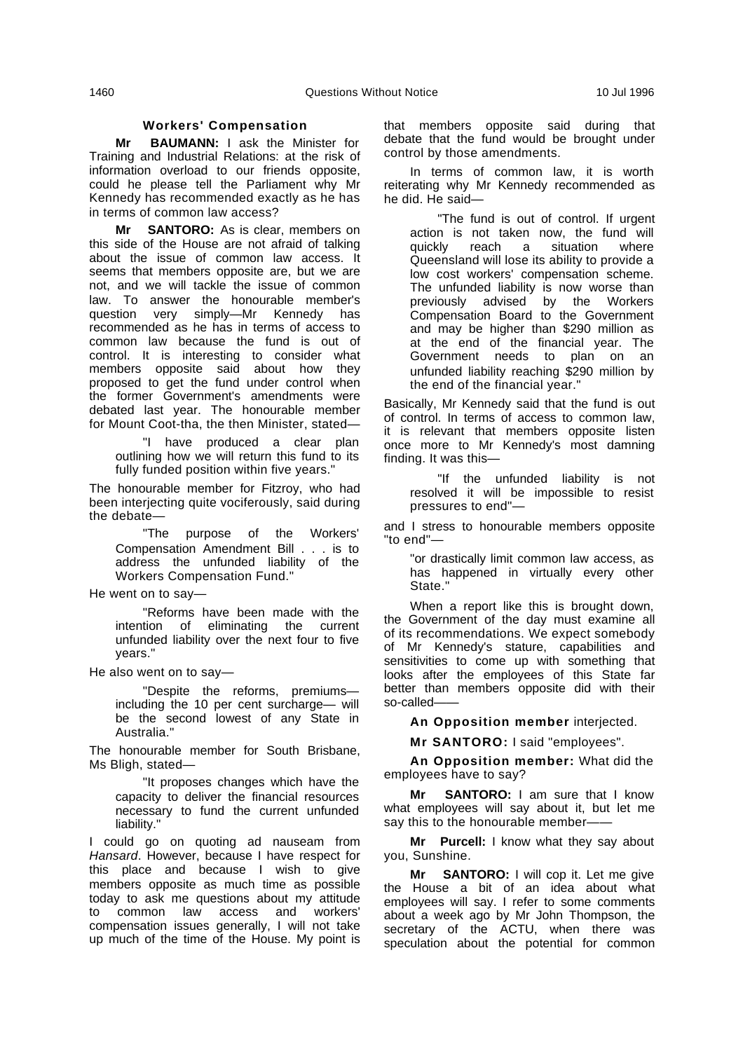### Workers' Compensation

**Mr BAUMANN:** I ask the Minister for Training and Industrial Relations: at the risk of information overload to our friends opposite, could he please tell the Parliament why Mr Kennedy has recommended exactly as he has in terms of common law access?

**Mr SANTORO:** As is clear, members on this side of the House are not afraid of talking about the issue of common law access. It seems that members opposite are, but we are not, and we will tackle the issue of common law. To answer the honourable member's question very simply—Mr Kennedy has recommended as he has in terms of access to common law because the fund is out of control. It is interesting to consider what members opposite said about how they proposed to get the fund under control when the former Government's amendments were debated last year. The honourable member for Mount Coot-tha, the then Minister, stated—

> "I have produced a clear plan outlining how we will return this fund to its fully funded position within five years."

The honourable member for Fitzroy, who had been interjecting quite vociferously, said during the debate—

> "The purpose of the Workers' Compensation Amendment Bill . . . is to address the unfunded liability of the Workers Compensation Fund."

He went on to say—

> "Reforms have been made with the intention of eliminating the current unfunded liability over the next four to five years."

He also went on to say—

> "Despite the reforms, premiums—including the 10 per cent surcharge— will be the second lowest of any State in Australia."

The honourable member for South Brisbane, Ms Bligh, stated—

> "It proposes changes which have the capacity to deliver the financial resources necessary to fund the current unfunded liability."

I could go on quoting ad nauseam from *Hansard*. However, because I have respect for this place and because I wish to give members opposite as much time as possible today to ask me questions about my attitude to common law access and workers' compensation issues generally, I will not take up much of the time of the House. My point is that members opposite said during that debate that the fund would be brought under control by those amendments.

In terms of common law, it is worth reiterating why Mr Kennedy recommended as he did. He said—

> "The fund is out of control. If urgent action is not taken now, the fund will quickly reach a situation where Queensland will lose its ability to provide a low cost workers' compensation scheme. The unfunded liability is now worse than previously advised by the Workers Compensation Board to the Government and may be higher than $290 million as at the end of the financial year. The Government needs to plan on an unfunded liability reaching $290 million by the end of the financial year."

Basically, Mr Kennedy said that the fund is out of control. In terms of access to common law, it is relevant that members opposite listen once more to Mr Kennedy's most damning finding. It was this—

> "If the unfunded liability is not resolved it will be impossible to resist pressures to end"—

and I stress to honourable members opposite "to end"—

> "or drastically limit common law access, as has happened in virtually every other State."

When a report like this is brought down, the Government of the day must examine all of its recommendations. We expect somebody of Mr Kennedy's stature, capabilities and sensitivities to come up with something that looks after the employees of this State far better than members opposite did with their so-called——

**An Opposition member** interjected.

**Mr SANTORO:** I said "employees".

**An Opposition member:** What did the employees have to say?

**Mr SANTORO:** I am sure that I know what employees will say about it, but let me say this to the honourable member——

**Mr Purcell:** I know what they say about you, Sunshine.

**Mr SANTORO:** I will cop it. Let me give the House a bit of an idea about what employees will say. I refer to some comments about a week ago by Mr John Thompson, the secretary of the ACTU, when there was speculation about the potential for common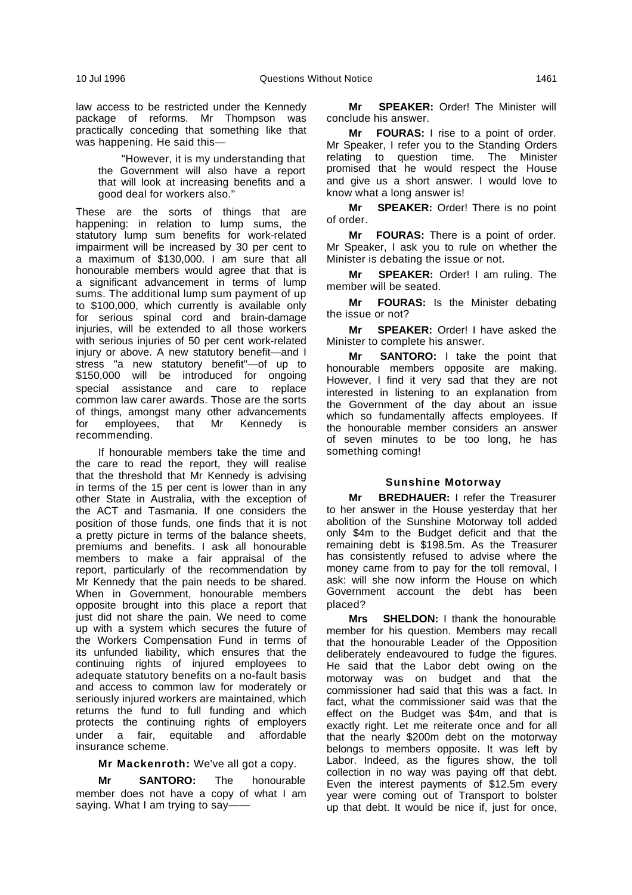law access to be restricted under the Kennedy package of reforms. Mr Thompson was practically conceding that something like that was happening. He said this—

> "However, it is my understanding that the Government will also have a report that will look at increasing benefits and a good deal for workers also."

These are the sorts of things that are happening: in relation to lump sums, the statutory lump sum benefits for work-related impairment will be increased by 30 per cent to a maximum of $130,000. I am sure that all honourable members would agree that that is a significant advancement in terms of lump sums. The additional lump sum payment of up to $100,000, which currently is available only for serious spinal cord and brain-damage injuries, will be extended to all those workers with serious injuries of 50 per cent work-related injury or above. A new statutory benefit—and I stress "a new statutory benefit"—of up to $150,000 will be introduced for ongoing special assistance and care to replace common law carer awards. Those are the sorts of things, amongst many other advancements for employees, that Mr Kennedy is recommending.

If honourable members take the time and the care to read the report, they will realise that the threshold that Mr Kennedy is advising in terms of the 15 per cent is lower than in any other State in Australia, with the exception of the ACT and Tasmania. If one considers the position of those funds, one finds that it is not a pretty picture in terms of the balance sheets, premiums and benefits. I ask all honourable members to make a fair appraisal of the report, particularly of the recommendation by Mr Kennedy that the pain needs to be shared. When in Government, honourable members opposite brought into this place a report that just did not share the pain. We need to come up with a system which secures the future of the Workers Compensation Fund in terms of its unfunded liability, which ensures that the continuing rights of injured employees to adequate statutory benefits on a no-fault basis and access to common law for moderately or seriously injured workers are maintained, which returns the fund to full funding and which protects the continuing rights of employers under a fair, equitable and affordable insurance scheme.

**Mr Mackenroth:** We've all got a copy.

**Mr SANTORO:** The honourable member does not have a copy of what I am saying. What I am trying to say——

**Mr SPEAKER:** Order! The Minister will conclude his answer.

**Mr FOURAS:** I rise to a point of order. Mr Speaker, I refer you to the Standing Orders relating to question time. The Minister promised that he would respect the House and give us a short answer. I would love to know what a long answer is!

**Mr SPEAKER:** Order! There is no point of order.

**Mr FOURAS:** There is a point of order. Mr Speaker, I ask you to rule on whether the Minister is debating the issue or not.

**Mr SPEAKER:** Order! I am ruling. The member will be seated.

**Mr FOURAS:** Is the Minister debating the issue or not?

**Mr SPEAKER:** Order! I have asked the Minister to complete his answer.

**Mr SANTORO:** I take the point that honourable members opposite are making. However, I find it very sad that they are not interested in listening to an explanation from the Government of the day about an issue which so fundamentally affects employees. If the honourable member considers an answer of seven minutes to be too long, he has something coming!

### Sunshine Motorway

**Mr BREDHAUER:** I refer the Treasurer to her answer in the House yesterday that her abolition of the Sunshine Motorway toll added only $4m to the Budget deficit and that the remaining debt is $198.5m. As the Treasurer has consistently refused to advise where the money came from to pay for the toll removal, I ask: will she now inform the House on which Government account the debt has been placed?

**Mrs SHELDON:** I thank the honourable member for his question. Members may recall that the honourable Leader of the Opposition deliberately endeavoured to fudge the figures. He said that the Labor debt owing on the motorway was on budget and that the commissioner had said that this was a fact. In fact, what the commissioner said was that the effect on the Budget was $4m, and that is exactly right. Let me reiterate once and for all that the nearly $200m debt on the motorway belongs to members opposite. It was left by Labor. Indeed, as the figures show, the toll collection in no way was paying off that debt. Even the interest payments of $12.5m every year were coming out of Transport to bolster up that debt. It would be nice if, just for once,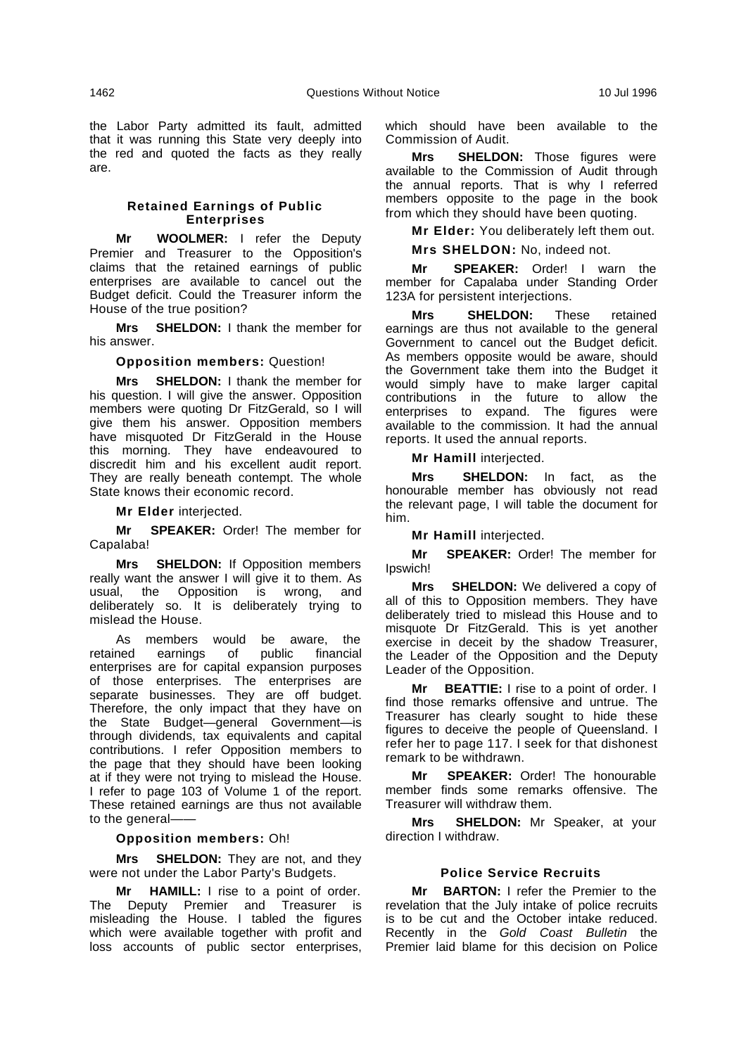the Labor Party admitted its fault, admitted that it was running this State very deeply into the red and quoted the facts as they really are.

### Retained Earnings of Public Enterprises

**Mr WOOLMER:** I refer the Deputy Premier and Treasurer to the Opposition's claims that the retained earnings of public enterprises are available to cancel out the Budget deficit. Could the Treasurer inform the House of the true position?

**Mrs SHELDON:** I thank the member for his answer.

**Opposition members:** Question!

**Mrs SHELDON:** I thank the member for his question. I will give the answer. Opposition members were quoting Dr FitzGerald, so I will give them his answer. Opposition members have misquoted Dr FitzGerald in the House this morning. They have endeavoured to discredit him and his excellent audit report. They are really beneath contempt. The whole State knows their economic record.

**Mr Elder** interjected.

**Mr SPEAKER:** Order! The member for Capalaba!

**Mrs SHELDON:** If Opposition members really want the answer I will give it to them. As usual, the Opposition is wrong, and deliberately so. It is deliberately trying to mislead the House.

As members would be aware, the retained earnings of public financial enterprises are for capital expansion purposes of those enterprises. The enterprises are separate businesses. They are off budget. Therefore, the only impact that they have on the State Budget—general Government—is through dividends, tax equivalents and capital contributions. I refer Opposition members to the page that they should have been looking at if they were not trying to mislead the House. I refer to page 103 of Volume 1 of the report. These retained earnings are thus not available to the general——

**Opposition members:** Oh!

**Mrs SHELDON:** They are not, and they were not under the Labor Party's Budgets.

**Mr HAMILL:** I rise to a point of order. The Deputy Premier and Treasurer is misleading the House. I tabled the figures which were available together with profit and loss accounts of public sector enterprises, which should have been available to the Commission of Audit.

**Mrs SHELDON:** Those figures were available to the Commission of Audit through the annual reports. That is why I referred members opposite to the page in the book from which they should have been quoting.

**Mr Elder:** You deliberately left them out.

**Mrs SHELDON:** No, indeed not.

**Mr SPEAKER:** Order! I warn the member for Capalaba under Standing Order 123A for persistent interjections.

**Mrs SHELDON:** These retained earnings are thus not available to the general Government to cancel out the Budget deficit. As members opposite would be aware, should the Government take them into the Budget it would simply have to make larger capital contributions in the future to allow the enterprises to expand. The figures were available to the commission. It had the annual reports. It used the annual reports.

**Mr Hamill** interjected.

**Mrs SHELDON:** In fact, as the honourable member has obviously not read the relevant page, I will table the document for him.

**Mr Hamill** interjected.

**Mr SPEAKER:** Order! The member for Ipswich!

**Mrs SHELDON:** We delivered a copy of all of this to Opposition members. They have deliberately tried to mislead this House and to misquote Dr FitzGerald. This is yet another exercise in deceit by the shadow Treasurer, the Leader of the Opposition and the Deputy Leader of the Opposition.

**Mr BEATTIE:** I rise to a point of order. I find those remarks offensive and untrue. The Treasurer has clearly sought to hide these figures to deceive the people of Queensland. I refer her to page 117. I seek for that dishonest remark to be withdrawn.

**Mr SPEAKER:** Order! The honourable member finds some remarks offensive. The Treasurer will withdraw them.

**Mrs SHELDON:** Mr Speaker, at your direction I withdraw.

### Police Service Recruits

**Mr BARTON:** I refer the Premier to the revelation that the July intake of police recruits is to be cut and the October intake reduced. Recently in the *Gold Coast Bulletin* the Premier laid blame for this decision on Police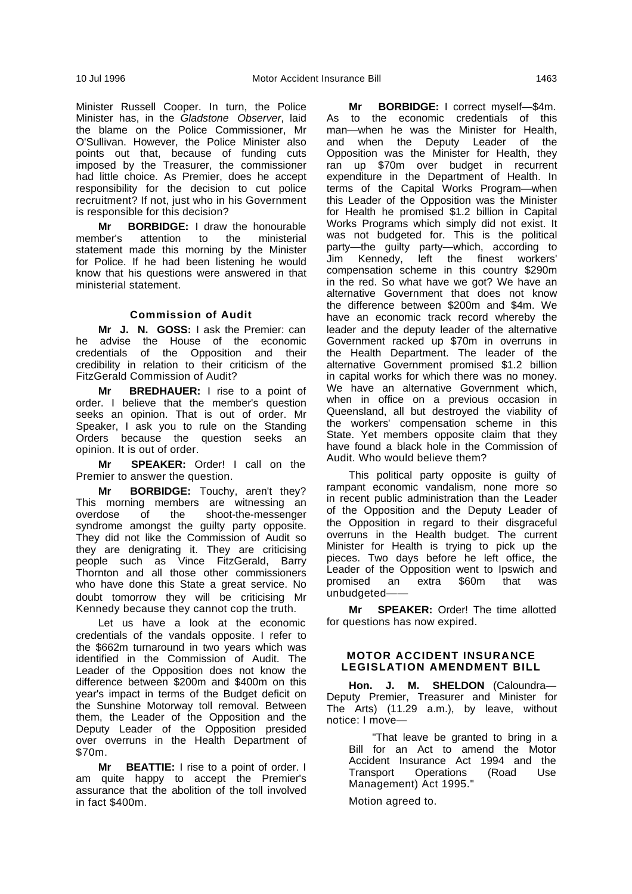Minister Russell Cooper. In turn, the Police Minister has, in the *Gladstone Observer*, laid the blame on the Police Commissioner, Mr O'Sullivan. However, the Police Minister also points out that, because of funding cuts imposed by the Treasurer, the commissioner had little choice. As Premier, does he accept responsibility for the decision to cut police recruitment? If not, just who in his Government is responsible for this decision?

**Mr BORBIDGE:** I draw the honourable member's attention to the ministerial statement made this morning by the Minister for Police. If he had been listening he would know that his questions were answered in that ministerial statement.

### Commission of Audit

**Mr J. N. GOSS:** I ask the Premier: can he advise the House of the economic credentials of the Opposition and their credibility in relation to their criticism of the FitzGerald Commission of Audit?

**Mr BREDHAUER:** I rise to a point of order. I believe that the member's question seeks an opinion. That is out of order. Mr Speaker, I ask you to rule on the Standing Orders because the question seeks an opinion. It is out of order.

**Mr SPEAKER:** Order! I call on the Premier to answer the question.

**Mr BORBIDGE:** Touchy, aren't they? This morning members are witnessing an overdose of the shoot-the-messenger syndrome amongst the guilty party opposite. They did not like the Commission of Audit so they are denigrating it. They are criticising people such as Vince FitzGerald, Barry Thornton and all those other commissioners who have done this State a great service. No doubt tomorrow they will be criticising Mr Kennedy because they cannot cop the truth.

Let us have a look at the economic credentials of the vandals opposite. I refer to the $662m turnaround in two years which was identified in the Commission of Audit. The Leader of the Opposition does not know the difference between $200m and $400m on this year's impact in terms of the Budget deficit on the Sunshine Motorway toll removal. Between them, the Leader of the Opposition and the Deputy Leader of the Opposition presided over overruns in the Health Department of $70m.

**Mr BEATTIE:** I rise to a point of order. I am quite happy to accept the Premier's assurance that the abolition of the toll involved in fact $400m.

**Mr BORBIDGE:** I correct myself—$4m. As to the economic credentials of this man—when he was the Minister for Health, and when the Deputy Leader of the Opposition was the Minister for Health, they ran up $70m over budget in recurrent expenditure in the Department of Health. In terms of the Capital Works Program—when this Leader of the Opposition was the Minister for Health he promised $1.2 billion in Capital Works Programs which simply did not exist. It was not budgeted for. This is the political party—the guilty party—which, according to Jim Kennedy, left the finest workers' compensation scheme in this country $290m in the red. So what have we got? We have an alternative Government that does not know the difference between $200m and $4m. We have an economic track record whereby the leader and the deputy leader of the alternative Government racked up $70m in overruns in the Health Department. The leader of the alternative Government promised $1.2 billion in capital works for which there was no money. We have an alternative Government which, when in office on a previous occasion in Queensland, all but destroyed the viability of the workers' compensation scheme in this State. Yet members opposite claim that they have found a black hole in the Commission of Audit. Who would believe them?

This political party opposite is guilty of rampant economic vandalism, none more so in recent public administration than the Leader of the Opposition and the Deputy Leader of the Opposition in regard to their disgraceful overruns in the Health budget. The current Minister for Health is trying to pick up the pieces. Two days before he left office, the Leader of the Opposition went to Ipswich and promised an extra $60m that was unbudgeted——

**Mr SPEAKER:** Order! The time allotted for questions has now expired.

## MOTOR ACCIDENT INSURANCE LEGISLATION AMENDMENT BILL

**Hon. J. M. SHELDON** (Caloundra—Deputy Premier, Treasurer and Minister for The Arts) (11.29 a.m.), by leave, without notice: I move—

> "That leave be granted to bring in a Bill for an Act to amend the Motor Accident Insurance Act 1994 and the Transport Operations (Road Use Management) Act 1995."

Motion agreed to.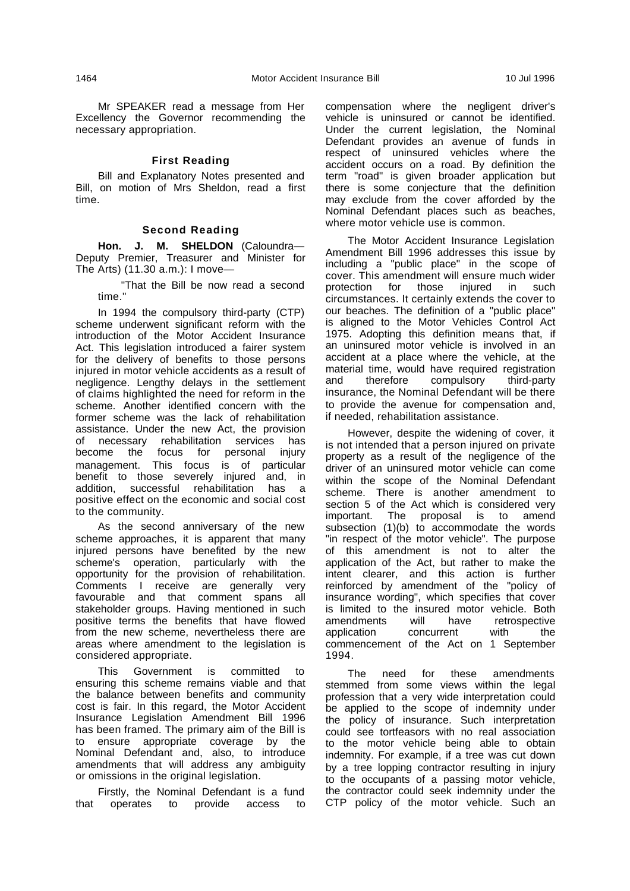Mr SPEAKER read a message from Her Excellency the Governor recommending the necessary appropriation.

### First Reading

Bill and Explanatory Notes presented and Bill, on motion of Mrs Sheldon, read a first time.

### Second Reading

**Hon. J. M. SHELDON** (Caloundra—Deputy Premier, Treasurer and Minister for The Arts) (11.30 a.m.): I move—

> "That the Bill be now read a second time."

In 1994 the compulsory third-party (CTP) scheme underwent significant reform with the introduction of the Motor Accident Insurance Act. This legislation introduced a fairer system for the delivery of benefits to those persons injured in motor vehicle accidents as a result of negligence. Lengthy delays in the settlement of claims highlighted the need for reform in the scheme. Another identified concern with the former scheme was the lack of rehabilitation assistance. Under the new Act, the provision of necessary rehabilitation services has become the focus for personal injury management. This focus is of particular benefit to those severely injured and, in addition, successful rehabilitation has a positive effect on the economic and social cost to the community.

As the second anniversary of the new scheme approaches, it is apparent that many injured persons have benefited by the new scheme's operation, particularly with the opportunity for the provision of rehabilitation. Comments I receive are generally very favourable and that comment spans all stakeholder groups. Having mentioned in such positive terms the benefits that have flowed from the new scheme, nevertheless there are areas where amendment to the legislation is considered appropriate.

This Government is committed to ensuring this scheme remains viable and that the balance between benefits and community cost is fair. In this regard, the Motor Accident Insurance Legislation Amendment Bill 1996 has been framed. The primary aim of the Bill is to ensure appropriate coverage by the Nominal Defendant and, also, to introduce amendments that will address any ambiguity or omissions in the original legislation.

Firstly, the Nominal Defendant is a fund that operates to provide access to compensation where the negligent driver's vehicle is uninsured or cannot be identified. Under the current legislation, the Nominal Defendant provides an avenue of funds in respect of uninsured vehicles where the accident occurs on a road. By definition the term "road" is given broader application but there is some conjecture that the definition may exclude from the cover afforded by the Nominal Defendant places such as beaches, where motor vehicle use is common.

The Motor Accident Insurance Legislation Amendment Bill 1996 addresses this issue by including a "public place" in the scope of cover. This amendment will ensure much wider protection for those injured in such circumstances. It certainly extends the cover to our beaches. The definition of a "public place" is aligned to the Motor Vehicles Control Act 1975. Adopting this definition means that, if an uninsured motor vehicle is involved in an accident at a place where the vehicle, at the material time, would have required registration and therefore compulsory third-party insurance, the Nominal Defendant will be there to provide the avenue for compensation and, if needed, rehabilitation assistance.

However, despite the widening of cover, it is not intended that a person injured on private property as a result of the negligence of the driver of an uninsured motor vehicle can come within the scope of the Nominal Defendant scheme. There is another amendment to section 5 of the Act which is considered very important. The proposal is to amend subsection (1)(b) to accommodate the words "in respect of the motor vehicle". The purpose of this amendment is not to alter the application of the Act, but rather to make the intent clearer, and this action is further reinforced by amendment of the "policy of insurance wording", which specifies that cover is limited to the insured motor vehicle. Both amendments will have retrospective application concurrent with the commencement of the Act on 1 September 1994.

The need for these amendments stemmed from some views within the legal profession that a very wide interpretation could be applied to the scope of indemnity under the policy of insurance. Such interpretation could see tortfeasors with no real association to the motor vehicle being able to obtain indemnity. For example, if a tree was cut down by a tree lopping contractor resulting in injury to the occupants of a passing motor vehicle, the contractor could seek indemnity under the CTP policy of the motor vehicle. Such an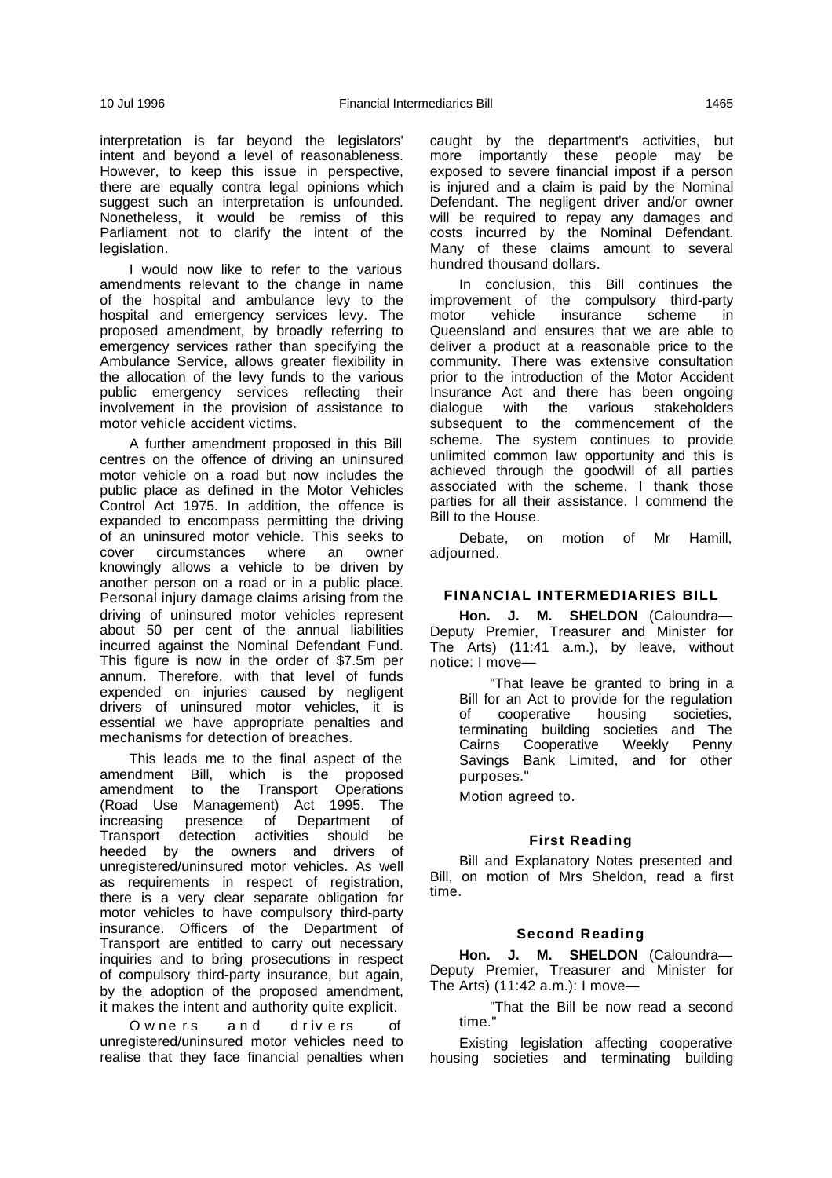interpretation is far beyond the legislators' intent and beyond a level of reasonableness. However, to keep this issue in perspective, there are equally contra legal opinions which suggest such an interpretation is unfounded. Nonetheless, it would be remiss of this Parliament not to clarify the intent of the legislation.

I would now like to refer to the various amendments relevant to the change in name of the hospital and ambulance levy to the hospital and emergency services levy. The proposed amendment, by broadly referring to emergency services rather than specifying the Ambulance Service, allows greater flexibility in the allocation of the levy funds to the various public emergency services reflecting their involvement in the provision of assistance to motor vehicle accident victims.

A further amendment proposed in this Bill centres on the offence of driving an uninsured motor vehicle on a road but now includes the public place as defined in the Motor Vehicles Control Act 1975. In addition, the offence is expanded to encompass permitting the driving of an uninsured motor vehicle. This seeks to cover circumstances where an owner knowingly allows a vehicle to be driven by another person on a road or in a public place. Personal injury damage claims arising from the driving of uninsured motor vehicles represent about 50 per cent of the annual liabilities incurred against the Nominal Defendant Fund. This figure is now in the order of $7.5m per annum. Therefore, with that level of funds expended on injuries caused by negligent drivers of uninsured motor vehicles, it is essential we have appropriate penalties and mechanisms for detection of breaches.

This leads me to the final aspect of the amendment Bill, which is the proposed amendment to the Transport Operations (Road Use Management) Act 1995. The increasing presence of Department of Transport detection activities should be heeded by the owners and drivers of unregistered/uninsured motor vehicles. As well as requirements in respect of registration, there is a very clear separate obligation for motor vehicles to have compulsory third-party insurance. Officers of the Department of Transport are entitled to carry out necessary inquiries and to bring prosecutions in respect of compulsory third-party insurance, but again, by the adoption of the proposed amendment, it makes the intent and authority quite explicit.

Owners and drivers of unregistered/uninsured motor vehicles need to realise that they face financial penalties when caught by the department's activities, but more importantly these people may be exposed to severe financial impost if a person is injured and a claim is paid by the Nominal Defendant. The negligent driver and/or owner will be required to repay any damages and costs incurred by the Nominal Defendant. Many of these claims amount to several hundred thousand dollars.

In conclusion, this Bill continues the improvement of the compulsory third-party motor vehicle insurance scheme in Queensland and ensures that we are able to deliver a product at a reasonable price to the community. There was extensive consultation prior to the introduction of the Motor Accident Insurance Act and there has been ongoing dialogue with the various stakeholders subsequent to the commencement of the scheme. The system continues to provide unlimited common law opportunity and this is achieved through the goodwill of all parties associated with the scheme. I thank those parties for all their assistance. I commend the Bill to the House.

Debate, on motion of Mr Hamill, adjourned.

## FINANCIAL INTERMEDIARIES BILL

**Hon. J. M. SHELDON** (Caloundra— Deputy Premier, Treasurer and Minister for The Arts) (11:41 a.m.), by leave, without notice: I move—

> "That leave be granted to bring in a Bill for an Act to provide for the regulation of cooperative housing societies, terminating building societies and The Cairns Cooperative Weekly Penny Savings Bank Limited, and for other purposes."

Motion agreed to.

### First Reading

Bill and Explanatory Notes presented and Bill, on motion of Mrs Sheldon, read a first time.

### Second Reading

**Hon. J. M. SHELDON** (Caloundra— Deputy Premier, Treasurer and Minister for The Arts) (11:42 a.m.): I move—

> "That the Bill be now read a second time."

Existing legislation affecting cooperative housing societies and terminating building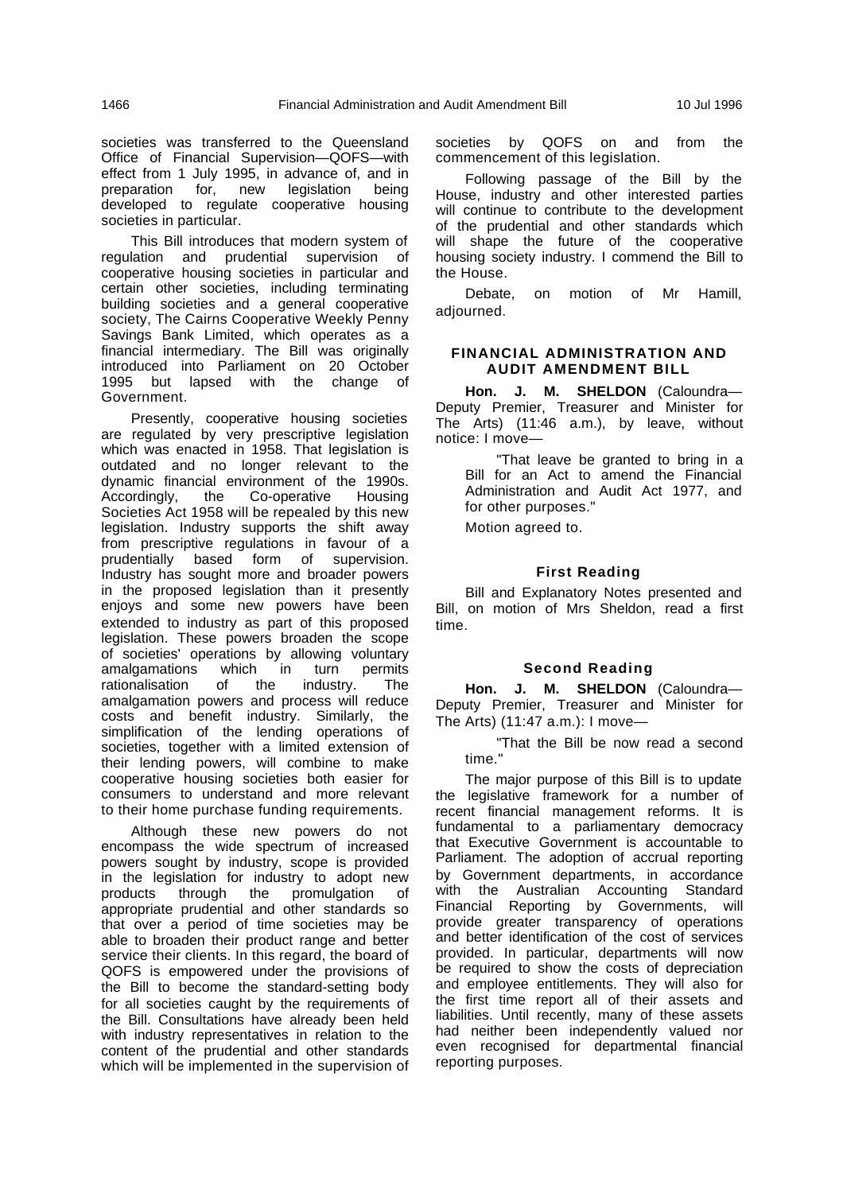societies was transferred to the Queensland Office of Financial Supervision—QOFS—with effect from 1 July 1995, in advance of, and in preparation for, new legislation being developed to regulate cooperative housing societies in particular.

This Bill introduces that modern system of regulation and prudential supervision of cooperative housing societies in particular and certain other societies, including terminating building societies and a general cooperative society, The Cairns Cooperative Weekly Penny Savings Bank Limited, which operates as a financial intermediary. The Bill was originally introduced into Parliament on 20 October 1995 but lapsed with the change of Government.

Presently, cooperative housing societies are regulated by very prescriptive legislation which was enacted in 1958. That legislation is outdated and no longer relevant to the dynamic financial environment of the 1990s. Accordingly, the Co-operative Housing Societies Act 1958 will be repealed by this new legislation. Industry supports the shift away from prescriptive regulations in favour of a prudentially based form of supervision. Industry has sought more and broader powers in the proposed legislation than it presently enjoys and some new powers have been extended to industry as part of this proposed legislation. These powers broaden the scope of societies' operations by allowing voluntary amalgamations which in turn permits rationalisation of the industry. The amalgamation powers and process will reduce costs and benefit industry. Similarly, the simplification of the lending operations of societies, together with a limited extension of their lending powers, will combine to make cooperative housing societies both easier for consumers to understand and more relevant to their home purchase funding requirements.

Although these new powers do not encompass the wide spectrum of increased powers sought by industry, scope is provided in the legislation for industry to adopt new products through the promulgation of appropriate prudential and other standards so that over a period of time societies may be able to broaden their product range and better service their clients. In this regard, the board of QOFS is empowered under the provisions of the Bill to become the standard-setting body for all societies caught by the requirements of the Bill. Consultations have already been held with industry representatives in relation to the content of the prudential and other standards which will be implemented in the supervision of societies by QOFS on and from the commencement of this legislation.

Following passage of the Bill by the House, industry and other interested parties will continue to contribute to the development of the prudential and other standards which will shape the future of the cooperative housing society industry. I commend the Bill to the House.

Debate, on motion of Mr Hamill, adjourned.

## FINANCIAL ADMINISTRATION AND AUDIT AMENDMENT BILL

**Hon. J. M. SHELDON** (Caloundra—Deputy Premier, Treasurer and Minister for The Arts) (11:46 a.m.), by leave, without notice: I move—

> "That leave be granted to bring in a Bill for an Act to amend the Financial Administration and Audit Act 1977, and for other purposes."

Motion agreed to.

### First Reading

Bill and Explanatory Notes presented and Bill, on motion of Mrs Sheldon, read a first time.

### Second Reading

**Hon. J. M. SHELDON** (Caloundra—Deputy Premier, Treasurer and Minister for The Arts) (11:47 a.m.): I move—

> "That the Bill be now read a second time."

The major purpose of this Bill is to update the legislative framework for a number of recent financial management reforms. It is fundamental to a parliamentary democracy that Executive Government is accountable to Parliament. The adoption of accrual reporting by Government departments, in accordance with the Australian Accounting Standard Financial Reporting by Governments, will provide greater transparency of operations and better identification of the cost of services provided. In particular, departments will now be required to show the costs of depreciation and employee entitlements. They will also for the first time report all of their assets and liabilities. Until recently, many of these assets had neither been independently valued nor even recognised for departmental financial reporting purposes.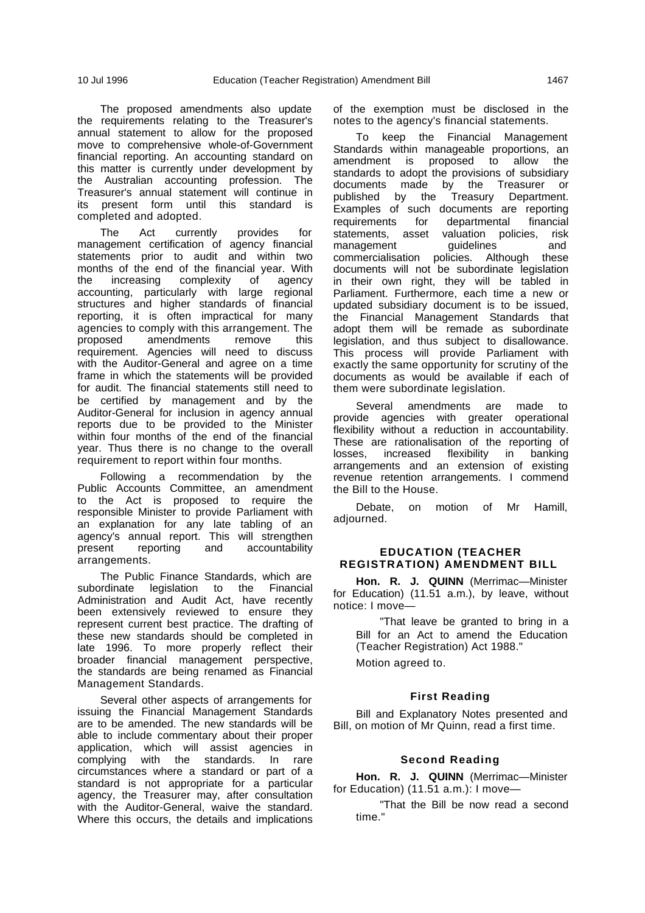The proposed amendments also update the requirements relating to the Treasurer's annual statement to allow for the proposed move to comprehensive whole-of-Government financial reporting. An accounting standard on this matter is currently under development by the Australian accounting profession. The Treasurer's annual statement will continue in its present form until this standard is completed and adopted.

The Act currently provides for management certification of agency financial statements prior to audit and within two months of the end of the financial year. With the increasing complexity of agency accounting, particularly with large regional structures and higher standards of financial reporting, it is often impractical for many agencies to comply with this arrangement. The proposed amendments remove this requirement. Agencies will need to discuss with the Auditor-General and agree on a time frame in which the statements will be provided for audit. The financial statements still need to be certified by management and by the Auditor-General for inclusion in agency annual reports due to be provided to the Minister within four months of the end of the financial year. Thus there is no change to the overall requirement to report within four months.

Following a recommendation by the Public Accounts Committee, an amendment to the Act is proposed to require the responsible Minister to provide Parliament with an explanation for any late tabling of an agency's annual report. This will strengthen present reporting and accountability arrangements.

The Public Finance Standards, which are subordinate legislation to the Financial Administration and Audit Act, have recently been extensively reviewed to ensure they represent current best practice. The drafting of these new standards should be completed in late 1996. To more properly reflect their broader financial management perspective, the standards are being renamed as Financial Management Standards.

Several other aspects of arrangements for issuing the Financial Management Standards are to be amended. The new standards will be able to include commentary about their proper application, which will assist agencies in complying with the standards. In rare circumstances where a standard or part of a standard is not appropriate for a particular agency, the Treasurer may, after consultation with the Auditor-General, waive the standard. Where this occurs, the details and implications of the exemption must be disclosed in the notes to the agency's financial statements.

To keep the Financial Management Standards within manageable proportions, an amendment is proposed to allow the standards to adopt the provisions of subsidiary documents made by the Treasurer or published by the Treasury Department. Examples of such documents are reporting requirements for departmental financial statements, asset valuation policies, risk management guidelines and commercialisation policies. Although these documents will not be subordinate legislation in their own right, they will be tabled in Parliament. Furthermore, each time a new or updated subsidiary document is to be issued, the Financial Management Standards that adopt them will be remade as subordinate legislation, and thus subject to disallowance. This process will provide Parliament with exactly the same opportunity for scrutiny of the documents as would be available if each of them were subordinate legislation.

Several amendments are made to provide agencies with greater operational flexibility without a reduction in accountability. These are rationalisation of the reporting of losses, increased flexibility in banking arrangements and an extension of existing revenue retention arrangements. I commend the Bill to the House.

Debate, on motion of Mr Hamill, adjourned.

## EDUCATION (TEACHER REGISTRATION) AMENDMENT BILL

**Hon. R. J. QUINN** (Merrimac—Minister for Education) (11.51 a.m.), by leave, without notice: I move—

> "That leave be granted to bring in a Bill for an Act to amend the Education (Teacher Registration) Act 1988."

Motion agreed to.

### First Reading

Bill and Explanatory Notes presented and Bill, on motion of Mr Quinn, read a first time.

### Second Reading

**Hon. R. J. QUINN** (Merrimac—Minister for Education) (11.51 a.m.): I move—

> "That the Bill be now read a second time."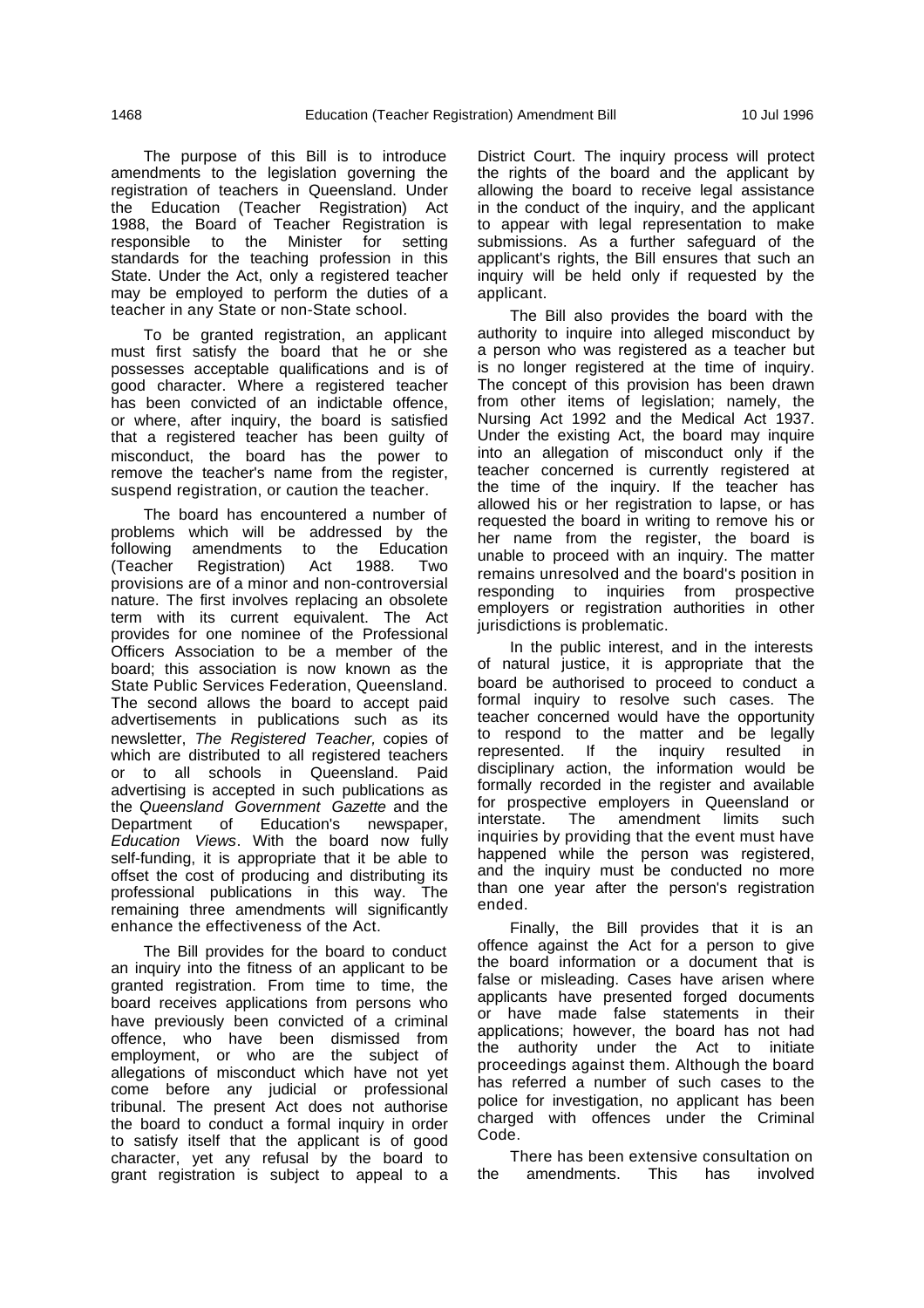The purpose of this Bill is to introduce amendments to the legislation governing the registration of teachers in Queensland. Under the Education (Teacher Registration) Act 1988, the Board of Teacher Registration is responsible to the Minister for setting standards for the teaching profession in this State. Under the Act, only a registered teacher may be employed to perform the duties of a teacher in any State or non-State school.

To be granted registration, an applicant must first satisfy the board that he or she possesses acceptable qualifications and is of good character. Where a registered teacher has been convicted of an indictable offence, or where, after inquiry, the board is satisfied that a registered teacher has been guilty of misconduct, the board has the power to remove the teacher's name from the register, suspend registration, or caution the teacher.

The board has encountered a number of problems which will be addressed by the following amendments to the Education (Teacher Registration) Act 1988. Two provisions are of a minor and non-controversial nature. The first involves replacing an obsolete term with its current equivalent. The Act provides for one nominee of the Professional Officers Association to be a member of the board; this association is now known as the State Public Services Federation, Queensland. The second allows the board to accept paid advertisements in publications such as its newsletter, *The Registered Teacher,* copies of which are distributed to all registered teachers or to all schools in Queensland. Paid advertising is accepted in such publications as the *Queensland Government Gazette* and the Department of Education's newspaper, *Education Views*. With the board now fully self-funding, it is appropriate that it be able to offset the cost of producing and distributing its professional publications in this way. The remaining three amendments will significantly enhance the effectiveness of the Act.

The Bill provides for the board to conduct an inquiry into the fitness of an applicant to be granted registration. From time to time, the board receives applications from persons who have previously been convicted of a criminal offence, who have been dismissed from employment, or who are the subject of allegations of misconduct which have not yet come before any judicial or professional tribunal. The present Act does not authorise the board to conduct a formal inquiry in order to satisfy itself that the applicant is of good character, yet any refusal by the board to grant registration is subject to appeal to a District Court. The inquiry process will protect the rights of the board and the applicant by allowing the board to receive legal assistance in the conduct of the inquiry, and the applicant to appear with legal representation to make submissions. As a further safeguard of the applicant's rights, the Bill ensures that such an inquiry will be held only if requested by the applicant.

The Bill also provides the board with the authority to inquire into alleged misconduct by a person who was registered as a teacher but is no longer registered at the time of inquiry. The concept of this provision has been drawn from other items of legislation; namely, the Nursing Act 1992 and the Medical Act 1937. Under the existing Act, the board may inquire into an allegation of misconduct only if the teacher concerned is currently registered at the time of the inquiry. If the teacher has allowed his or her registration to lapse, or has requested the board in writing to remove his or her name from the register, the board is unable to proceed with an inquiry. The matter remains unresolved and the board's position in responding to inquiries from prospective employers or registration authorities in other jurisdictions is problematic.

In the public interest, and in the interests of natural justice, it is appropriate that the board be authorised to proceed to conduct a formal inquiry to resolve such cases. The teacher concerned would have the opportunity to respond to the matter and be legally represented. If the inquiry resulted in disciplinary action, the information would be formally recorded in the register and available for prospective employers in Queensland or interstate. The amendment limits such inquiries by providing that the event must have happened while the person was registered, and the inquiry must be conducted no more than one year after the person's registration ended.

Finally, the Bill provides that it is an offence against the Act for a person to give the board information or a document that is false or misleading. Cases have arisen where applicants have presented forged documents or have made false statements in their applications; however, the board has not had the authority under the Act to initiate proceedings against them. Although the board has referred a number of such cases to the police for investigation, no applicant has been charged with offences under the Criminal Code.

There has been extensive consultation on the amendments. This has involved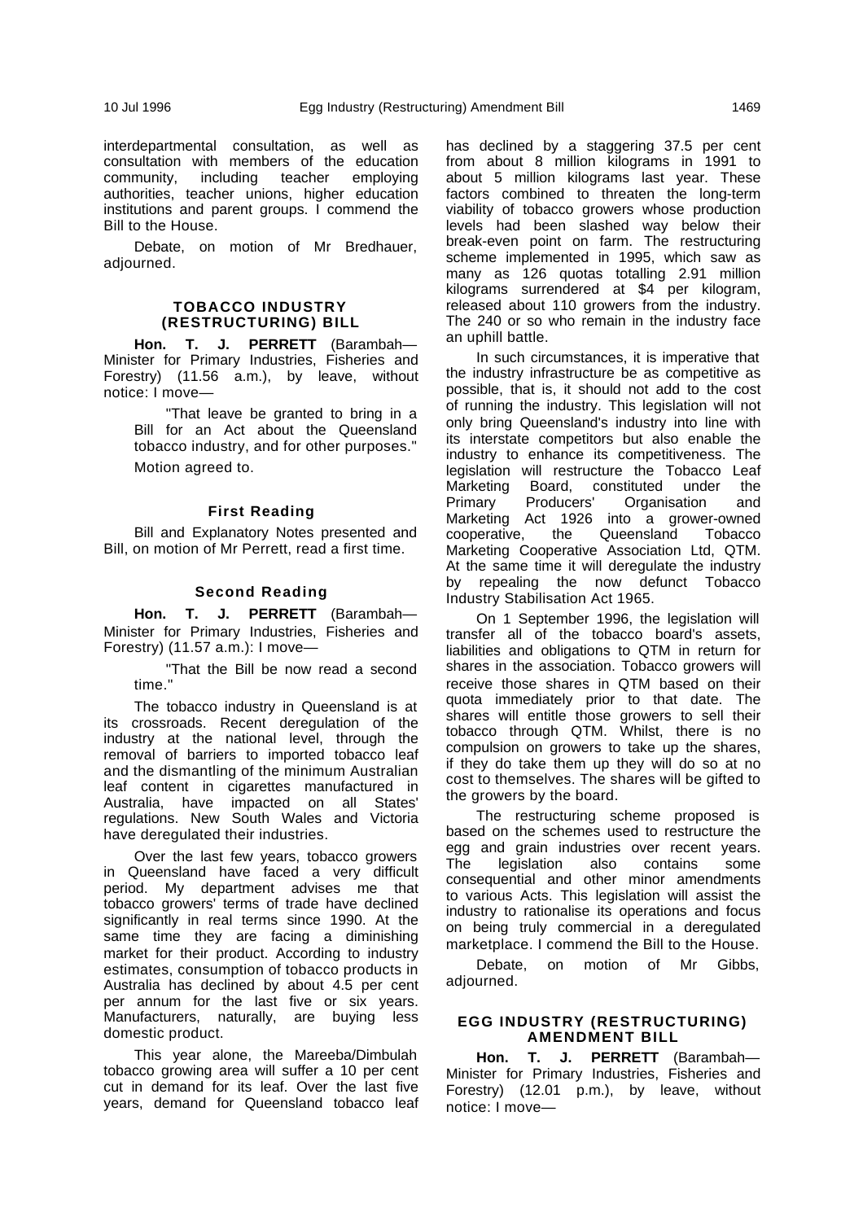interdepartmental consultation, as well as consultation with members of the education community, including teacher employing authorities, teacher unions, higher education institutions and parent groups. I commend the Bill to the House.

Debate, on motion of Mr Bredhauer, adjourned.

## TOBACCO INDUSTRY (RESTRUCTURING) BILL

**Hon. T. J. PERRETT** (Barambah— Minister for Primary Industries, Fisheries and Forestry) (11.56 a.m.), by leave, without notice: I move—

> "That leave be granted to bring in a Bill for an Act about the Queensland tobacco industry, and for other purposes."

Motion agreed to.

### First Reading

Bill and Explanatory Notes presented and Bill, on motion of Mr Perrett, read a first time.

### Second Reading

**Hon. T. J. PERRETT** (Barambah— Minister for Primary Industries, Fisheries and Forestry) (11.57 a.m.): I move—

> "That the Bill be now read a second time."

The tobacco industry in Queensland is at its crossroads. Recent deregulation of the industry at the national level, through the removal of barriers to imported tobacco leaf and the dismantling of the minimum Australian leaf content in cigarettes manufactured in Australia, have impacted on all States' regulations. New South Wales and Victoria have deregulated their industries.

Over the last few years, tobacco growers in Queensland have faced a very difficult period. My department advises me that tobacco growers' terms of trade have declined significantly in real terms since 1990. At the same time they are facing a diminishing market for their product. According to industry estimates, consumption of tobacco products in Australia has declined by about 4.5 per cent per annum for the last five or six years. Manufacturers, naturally, are buying less domestic product.

This year alone, the Mareeba/Dimbulah tobacco growing area will suffer a 10 per cent cut in demand for its leaf. Over the last five years, demand for Queensland tobacco leaf has declined by a staggering 37.5 per cent from about 8 million kilograms in 1991 to about 5 million kilograms last year. These factors combined to threaten the long-term viability of tobacco growers whose production levels had been slashed way below their break-even point on farm. The restructuring scheme implemented in 1995, which saw as many as 126 quotas totalling 2.91 million kilograms surrendered at $4 per kilogram, released about 110 growers from the industry. The 240 or so who remain in the industry face an uphill battle.

In such circumstances, it is imperative that the industry infrastructure be as competitive as possible, that is, it should not add to the cost of running the industry. This legislation will not only bring Queensland's industry into line with its interstate competitors but also enable the industry to enhance its competitiveness. The legislation will restructure the Tobacco Leaf Marketing Board, constituted under the Primary Producers' Organisation and Marketing Act 1926 into a grower-owned cooperative, the Queensland Tobacco Marketing Cooperative Association Ltd, QTM. At the same time it will deregulate the industry by repealing the now defunct Tobacco Industry Stabilisation Act 1965.

On 1 September 1996, the legislation will transfer all of the tobacco board's assets, liabilities and obligations to QTM in return for shares in the association. Tobacco growers will receive those shares in QTM based on their quota immediately prior to that date. The shares will entitle those growers to sell their tobacco through QTM. Whilst, there is no compulsion on growers to take up the shares, if they do take them up they will do so at no cost to themselves. The shares will be gifted to the growers by the board.

The restructuring scheme proposed is based on the schemes used to restructure the egg and grain industries over recent years. The legislation also contains some consequential and other minor amendments to various Acts. This legislation will assist the industry to rationalise its operations and focus on being truly commercial in a deregulated marketplace. I commend the Bill to the House.

Debate, on motion of Mr Gibbs, adjourned.

## EGG INDUSTRY (RESTRUCTURING) AMENDMENT BILL

**Hon. T. J. PERRETT** (Barambah— Minister for Primary Industries, Fisheries and Forestry) (12.01 p.m.), by leave, without notice: I move—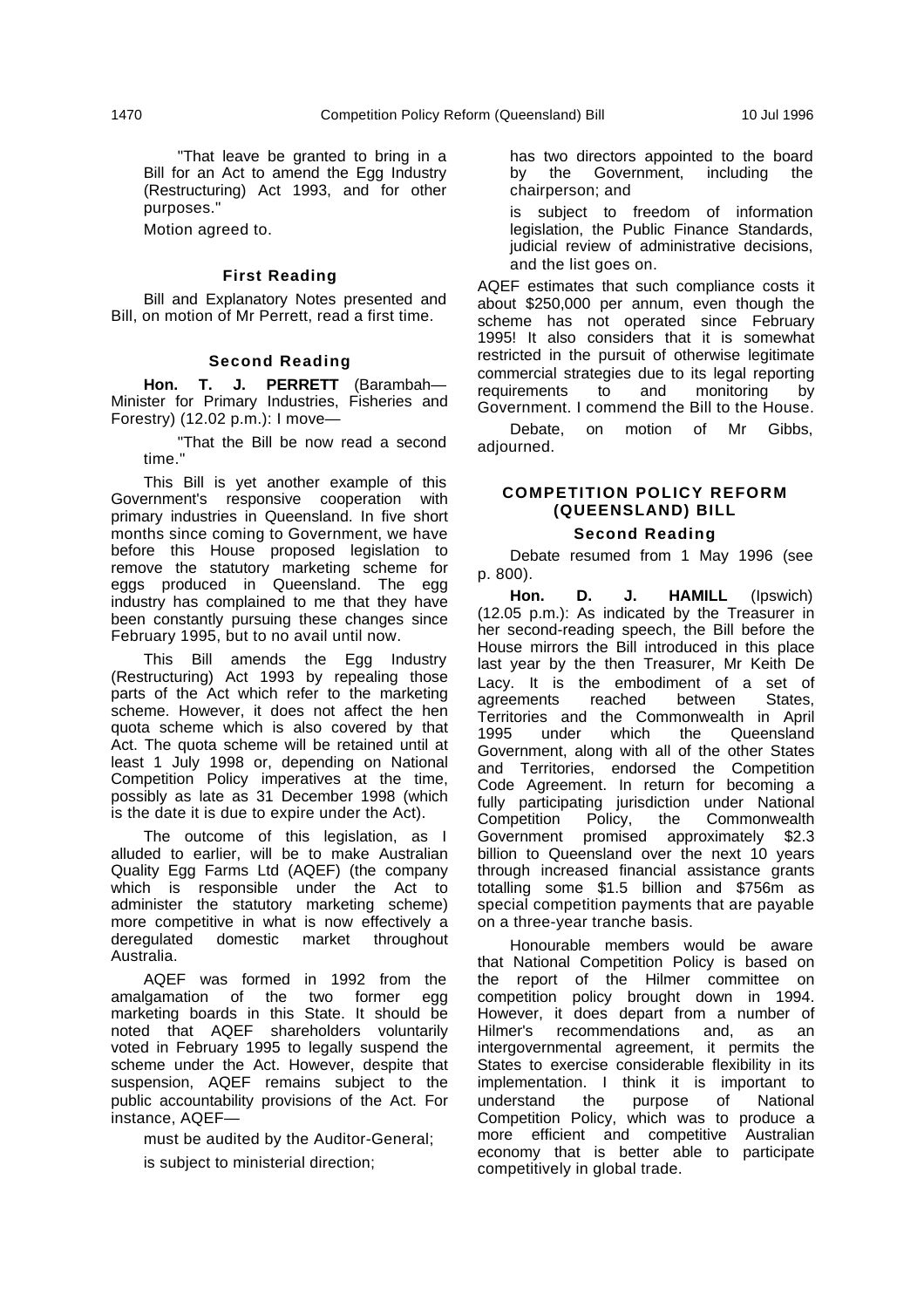"That leave be granted to bring in a Bill for an Act to amend the Egg Industry (Restructuring) Act 1993, and for other purposes."

Motion agreed to.

### First Reading

Bill and Explanatory Notes presented and Bill, on motion of Mr Perrett, read a first time.

### Second Reading

**Hon. T. J. PERRETT** (Barambah—Minister for Primary Industries, Fisheries and Forestry) (12.02 p.m.): I move—

"That the Bill be now read a second time."

This Bill is yet another example of this Government's responsive cooperation with primary industries in Queensland. In five short months since coming to Government, we have before this House proposed legislation to remove the statutory marketing scheme for eggs produced in Queensland. The egg industry has complained to me that they have been constantly pursuing these changes since February 1995, but to no avail until now.

This Bill amends the Egg Industry (Restructuring) Act 1993 by repealing those parts of the Act which refer to the marketing scheme. However, it does not affect the hen quota scheme which is also covered by that Act. The quota scheme will be retained until at least 1 July 1998 or, depending on National Competition Policy imperatives at the time, possibly as late as 31 December 1998 (which is the date it is due to expire under the Act).

The outcome of this legislation, as I alluded to earlier, will be to make Australian Quality Egg Farms Ltd (AQEF) (the company which is responsible under the Act to administer the statutory marketing scheme) more competitive in what is now effectively a deregulated domestic market throughout Australia.

AQEF was formed in 1992 from the amalgamation of the two former egg marketing boards in this State. It should be noted that AQEF shareholders voluntarily voted in February 1995 to legally suspend the scheme under the Act. However, despite that suspension, AQEF remains subject to the public accountability provisions of the Act. For instance, AQEF—

must be audited by the Auditor-General;

is subject to ministerial direction;

has two directors appointed to the board by the Government, including the chairperson; and

is subject to freedom of information legislation, the Public Finance Standards, judicial review of administrative decisions, and the list goes on.

AQEF estimates that such compliance costs it about $250,000 per annum, even though the scheme has not operated since February 1995! It also considers that it is somewhat restricted in the pursuit of otherwise legitimate commercial strategies due to its legal reporting requirements to and monitoring by Government. I commend the Bill to the House.

Debate, on motion of Mr Gibbs, adjourned.

## COMPETITION POLICY REFORM (QUEENSLAND) BILL

### Second Reading

Debate resumed from 1 May 1996 (see p. 800).

**Hon. D. J. HAMILL** (Ipswich) (12.05 p.m.): As indicated by the Treasurer in her second-reading speech, the Bill before the House mirrors the Bill introduced in this place last year by the then Treasurer, Mr Keith De Lacy. It is the embodiment of a set of agreements reached between States, Territories and the Commonwealth in April 1995 under which the Queensland Government, along with all of the other States and Territories, endorsed the Competition Code Agreement. In return for becoming a fully participating jurisdiction under National Competition Policy, the Commonwealth Government promised approximately $2.3 billion to Queensland over the next 10 years through increased financial assistance grants totalling some $1.5 billion and $756m as special competition payments that are payable on a three-year tranche basis.

Honourable members would be aware that National Competition Policy is based on the report of the Hilmer committee on competition policy brought down in 1994. However, it does depart from a number of Hilmer's recommendations and, as an intergovernmental agreement, it permits the States to exercise considerable flexibility in its implementation. I think it is important to understand the purpose of National Competition Policy, which was to produce a more efficient and competitive Australian economy that is better able to participate competitively in global trade.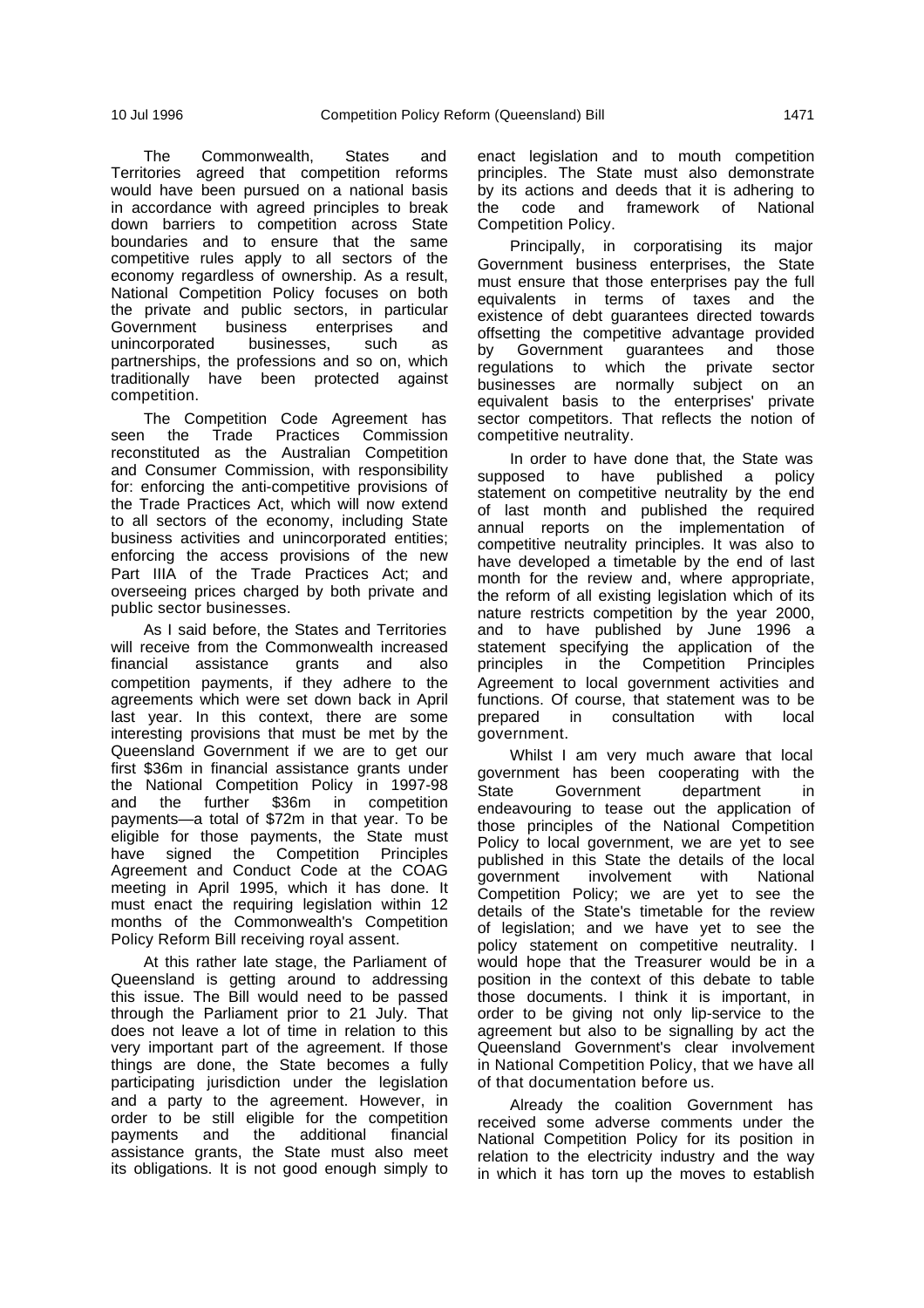The Commonwealth, States and Territories agreed that competition reforms would have been pursued on a national basis in accordance with agreed principles to break down barriers to competition across State boundaries and to ensure that the same competitive rules apply to all sectors of the economy regardless of ownership. As a result, National Competition Policy focuses on both the private and public sectors, in particular Government business enterprises and unincorporated businesses, such as partnerships, the professions and so on, which traditionally have been protected against competition.

The Competition Code Agreement has seen the Trade Practices Commission reconstituted as the Australian Competition and Consumer Commission, with responsibility for: enforcing the anti-competitive provisions of the Trade Practices Act, which will now extend to all sectors of the economy, including State business activities and unincorporated entities; enforcing the access provisions of the new Part IIIA of the Trade Practices Act; and overseeing prices charged by both private and public sector businesses.

As I said before, the States and Territories will receive from the Commonwealth increased financial assistance grants and also competition payments, if they adhere to the agreements which were set down back in April last year. In this context, there are some interesting provisions that must be met by the Queensland Government if we are to get our first $36m in financial assistance grants under the National Competition Policy in 1997-98 and the further $36m in competition payments—a total of $72m in that year. To be eligible for those payments, the State must have signed the Competition Principles Agreement and Conduct Code at the COAG meeting in April 1995, which it has done. It must enact the requiring legislation within 12 months of the Commonwealth's Competition Policy Reform Bill receiving royal assent.

At this rather late stage, the Parliament of Queensland is getting around to addressing this issue. The Bill would need to be passed through the Parliament prior to 21 July. That does not leave a lot of time in relation to this very important part of the agreement. If those things are done, the State becomes a fully participating jurisdiction under the legislation and a party to the agreement. However, in order to be still eligible for the competition payments and the additional financial assistance grants, the State must also meet its obligations. It is not good enough simply to enact legislation and to mouth competition principles. The State must also demonstrate by its actions and deeds that it is adhering to the code and framework of National Competition Policy.

Principally, in corporatising its major Government business enterprises, the State must ensure that those enterprises pay the full equivalents in terms of taxes and the existence of debt guarantees directed towards offsetting the competitive advantage provided by Government guarantees and those regulations to which the private sector businesses are normally subject on an equivalent basis to the enterprises' private sector competitors. That reflects the notion of competitive neutrality.

In order to have done that, the State was supposed to have published a policy statement on competitive neutrality by the end of last month and published the required annual reports on the implementation of competitive neutrality principles. It was also to have developed a timetable by the end of last month for the review and, where appropriate, the reform of all existing legislation which of its nature restricts competition by the year 2000, and to have published by June 1996 a statement specifying the application of the principles in the Competition Principles Agreement to local government activities and functions. Of course, that statement was to be prepared in consultation with local government.

Whilst I am very much aware that local government has been cooperating with the State Government department in endeavouring to tease out the application of those principles of the National Competition Policy to local government, we are yet to see published in this State the details of the local government involvement with National Competition Policy; we are yet to see the details of the State's timetable for the review of legislation; and we have yet to see the policy statement on competitive neutrality. I would hope that the Treasurer would be in a position in the context of this debate to table those documents. I think it is important, in order to be giving not only lip-service to the agreement but also to be signalling by act the Queensland Government's clear involvement in National Competition Policy, that we have all of that documentation before us.

Already the coalition Government has received some adverse comments under the National Competition Policy for its position in relation to the electricity industry and the way in which it has torn up the moves to establish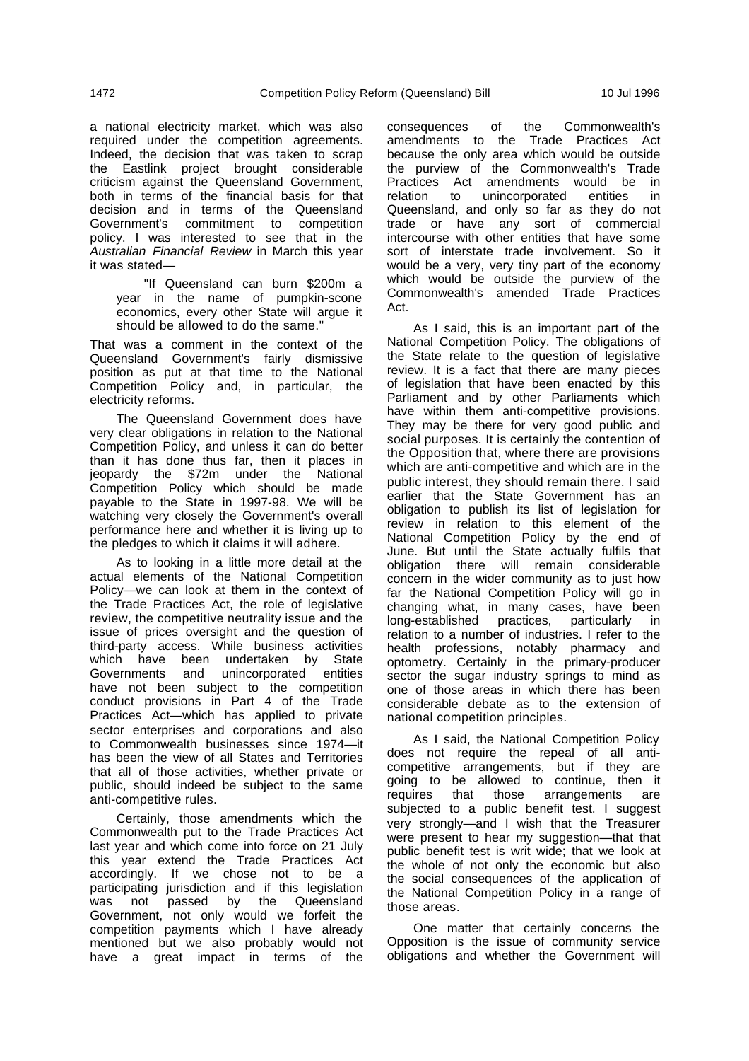a national electricity market, which was also required under the competition agreements. Indeed, the decision that was taken to scrap the Eastlink project brought considerable criticism against the Queensland Government, both in terms of the financial basis for that decision and in terms of the Queensland Government's commitment to competition policy. I was interested to see that in the *Australian Financial Review* in March this year it was stated—

> "If Queensland can burn $200m a year in the name of pumpkin-scone economics, every other State will argue it should be allowed to do the same."

That was a comment in the context of the Queensland Government's fairly dismissive position as put at that time to the National Competition Policy and, in particular, the electricity reforms.

The Queensland Government does have very clear obligations in relation to the National Competition Policy, and unless it can do better than it has done thus far, then it places in jeopardy the $72m under the National Competition Policy which should be made payable to the State in 1997-98. We will be watching very closely the Government's overall performance here and whether it is living up to the pledges to which it claims it will adhere.

As to looking in a little more detail at the actual elements of the National Competition Policy—we can look at them in the context of the Trade Practices Act, the role of legislative review, the competitive neutrality issue and the issue of prices oversight and the question of third-party access. While business activities which have been undertaken by State Governments and unincorporated entities have not been subject to the competition conduct provisions in Part 4 of the Trade Practices Act—which has applied to private sector enterprises and corporations and also to Commonwealth businesses since 1974—it has been the view of all States and Territories that all of those activities, whether private or public, should indeed be subject to the same anti-competitive rules.

Certainly, those amendments which the Commonwealth put to the Trade Practices Act last year and which come into force on 21 July this year extend the Trade Practices Act accordingly. If we chose not to be a participating jurisdiction and if this legislation was not passed by the Queensland Government, not only would we forfeit the competition payments which I have already mentioned but we also probably would not have a great impact in terms of the consequences of the Commonwealth's amendments to the Trade Practices Act because the only area which would be outside the purview of the Commonwealth's Trade Practices Act amendments would be in relation to unincorporated entities in Queensland, and only so far as they do not trade or have any sort of commercial intercourse with other entities that have some sort of interstate trade involvement. So it would be a very, very tiny part of the economy which would be outside the purview of the Commonwealth's amended Trade Practices Act.

As I said, this is an important part of the National Competition Policy. The obligations of the State relate to the question of legislative review. It is a fact that there are many pieces of legislation that have been enacted by this Parliament and by other Parliaments which have within them anti-competitive provisions. They may be there for very good public and social purposes. It is certainly the contention of the Opposition that, where there are provisions which are anti-competitive and which are in the public interest, they should remain there. I said earlier that the State Government has an obligation to publish its list of legislation for review in relation to this element of the National Competition Policy by the end of June. But until the State actually fulfils that obligation there will remain considerable concern in the wider community as to just how far the National Competition Policy will go in changing what, in many cases, have been long-established practices, particularly in relation to a number of industries. I refer to the health professions, notably pharmacy and optometry. Certainly in the primary-producer sector the sugar industry springs to mind as one of those areas in which there has been considerable debate as to the extension of national competition principles.

As I said, the National Competition Policy does not require the repeal of all anti-competitive arrangements, but if they are going to be allowed to continue, then it requires that those arrangements are subjected to a public benefit test. I suggest very strongly—and I wish that the Treasurer were present to hear my suggestion—that that public benefit test is writ wide; that we look at the whole of not only the economic but also the social consequences of the application of the National Competition Policy in a range of those areas.

One matter that certainly concerns the Opposition is the issue of community service obligations and whether the Government will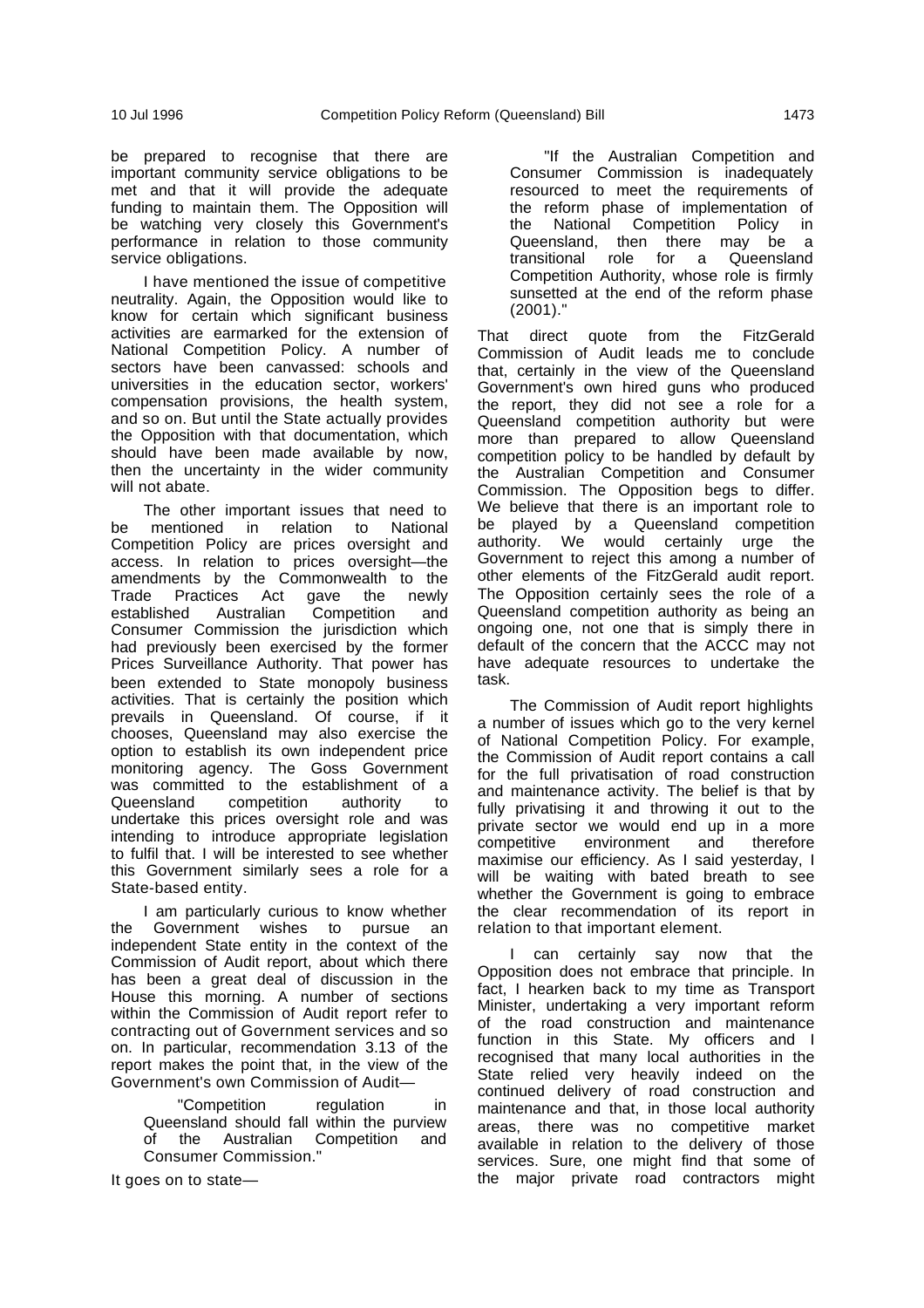be prepared to recognise that there are important community service obligations to be met and that it will provide the adequate funding to maintain them. The Opposition will be watching very closely this Government's performance in relation to those community service obligations.

I have mentioned the issue of competitive neutrality. Again, the Opposition would like to know for certain which significant business activities are earmarked for the extension of National Competition Policy. A number of sectors have been canvassed: schools and universities in the education sector, workers' compensation provisions, the health system, and so on. But until the State actually provides the Opposition with that documentation, which should have been made available by now, then the uncertainty in the wider community will not abate.

The other important issues that need to be mentioned in relation to National Competition Policy are prices oversight and access. In relation to prices oversight—the amendments by the Commonwealth to the Trade Practices Act gave the newly established Australian Competition and Consumer Commission the jurisdiction which had previously been exercised by the former Prices Surveillance Authority. That power has been extended to State monopoly business activities. That is certainly the position which prevails in Queensland. Of course, if it chooses, Queensland may also exercise the option to establish its own independent price monitoring agency. The Goss Government was committed to the establishment of a Queensland competition authority to undertake this prices oversight role and was intending to introduce appropriate legislation to fulfil that. I will be interested to see whether this Government similarly sees a role for a State-based entity.

I am particularly curious to know whether the Government wishes to pursue an independent State entity in the context of the Commission of Audit report, about which there has been a great deal of discussion in the House this morning. A number of sections within the Commission of Audit report refer to contracting out of Government services and so on. In particular, recommendation 3.13 of the report makes the point that, in the view of the Government's own Commission of Audit—

> "Competition regulation in Queensland should fall within the purview of the Australian Competition and Consumer Commission."

It goes on to state—

> "If the Australian Competition and Consumer Commission is inadequately resourced to meet the requirements of the reform phase of implementation of the National Competition Policy in Queensland, then there may be a transitional role for a Queensland Competition Authority, whose role is firmly sunsetted at the end of the reform phase (2001)."

That direct quote from the FitzGerald Commission of Audit leads me to conclude that, certainly in the view of the Queensland Government's own hired guns who produced the report, they did not see a role for a Queensland competition authority but were more than prepared to allow Queensland competition policy to be handled by default by the Australian Competition and Consumer Commission. The Opposition begs to differ. We believe that there is an important role to be played by a Queensland competition authority. We would certainly urge the Government to reject this among a number of other elements of the FitzGerald audit report. The Opposition certainly sees the role of a Queensland competition authority as being an ongoing one, not one that is simply there in default of the concern that the ACCC may not have adequate resources to undertake the task.

The Commission of Audit report highlights a number of issues which go to the very kernel of National Competition Policy. For example, the Commission of Audit report contains a call for the full privatisation of road construction and maintenance activity. The belief is that by fully privatising it and throwing it out to the private sector we would end up in a more competitive environment and therefore maximise our efficiency. As I said yesterday, I will be waiting with bated breath to see whether the Government is going to embrace the clear recommendation of its report in relation to that important element.

I can certainly say now that the Opposition does not embrace that principle. In fact, I hearken back to my time as Transport Minister, undertaking a very important reform of the road construction and maintenance function in this State. My officers and I recognised that many local authorities in the State relied very heavily indeed on the continued delivery of road construction and maintenance and that, in those local authority areas, there was no competitive market available in relation to the delivery of those services. Sure, one might find that some of the major private road contractors might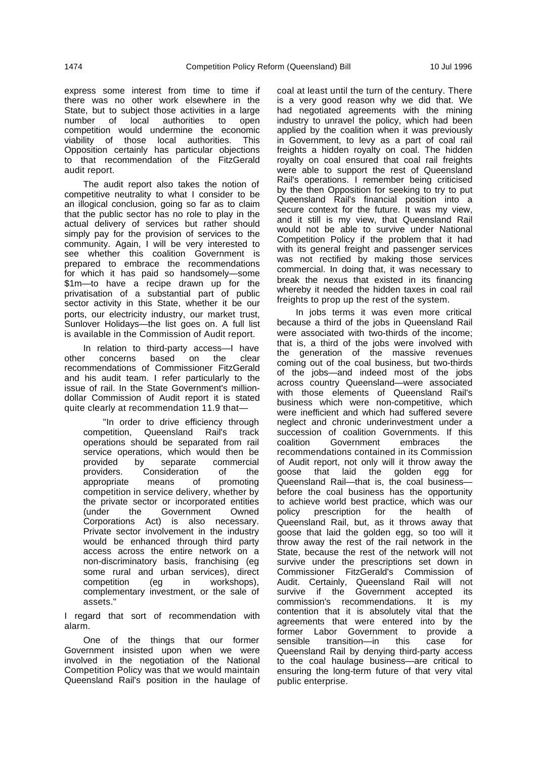express some interest from time to time if there was no other work elsewhere in the State, but to subject those activities in a large number of local authorities to open competition would undermine the economic viability of those local authorities. This Opposition certainly has particular objections to that recommendation of the FitzGerald audit report.

The audit report also takes the notion of competitive neutrality to what I consider to be an illogical conclusion, going so far as to claim that the public sector has no role to play in the actual delivery of services but rather should simply pay for the provision of services to the community. Again, I will be very interested to see whether this coalition Government is prepared to embrace the recommendations for which it has paid so handsomely—some \$1m—to have a recipe drawn up for the privatisation of a substantial part of public sector activity in this State, whether it be our ports, our electricity industry, our market trust, Sunlover Holidays—the list goes on. A full list is available in the Commission of Audit report.

In relation to third-party access—I have other concerns based on the clear recommendations of Commissioner FitzGerald and his audit team. I refer particularly to the issue of rail. In the State Government's million-dollar Commission of Audit report it is stated quite clearly at recommendation 11.9 that—

> "In order to drive efficiency through competition, Queensland Rail's track operations should be separated from rail service operations, which would then be provided by separate commercial providers. Consideration of the appropriate means of promoting competition in service delivery, whether by the private sector or incorporated entities (under the Government Owned Corporations Act) is also necessary. Private sector involvement in the industry would be enhanced through third party access across the entire network on a non-discriminatory basis, franchising (eg some rural and urban services), direct competition (eg in workshops), complementary investment, or the sale of assets."

I regard that sort of recommendation with alarm.

One of the things that our former Government insisted upon when we were involved in the negotiation of the National Competition Policy was that we would maintain Queensland Rail's position in the haulage of coal at least until the turn of the century. There is a very good reason why we did that. We had negotiated agreements with the mining industry to unravel the policy, which had been applied by the coalition when it was previously in Government, to levy as a part of coal rail freights a hidden royalty on coal. The hidden royalty on coal ensured that coal rail freights were able to support the rest of Queensland Rail's operations. I remember being criticised by the then Opposition for seeking to try to put Queensland Rail's financial position into a secure context for the future. It was my view, and it still is my view, that Queensland Rail would not be able to survive under National Competition Policy if the problem that it had with its general freight and passenger services was not rectified by making those services commercial. In doing that, it was necessary to break the nexus that existed in its financing whereby it needed the hidden taxes in coal rail freights to prop up the rest of the system.

In jobs terms it was even more critical because a third of the jobs in Queensland Rail were associated with two-thirds of the income; that is, a third of the jobs were involved with the generation of the massive revenues coming out of the coal business, but two-thirds of the jobs—and indeed most of the jobs across country Queensland—were associated with those elements of Queensland Rail's business which were non-competitive, which were inefficient and which had suffered severe neglect and chronic underinvestment under a succession of coalition Governments. If this coalition Government embraces the recommendations contained in its Commission of Audit report, not only will it throw away the goose that laid the golden egg for Queensland Rail—that is, the coal business—before the coal business has the opportunity to achieve world best practice, which was our policy prescription for the health of Queensland Rail, but, as it throws away that goose that laid the golden egg, so too will it throw away the rest of the rail network in the State, because the rest of the network will not survive under the prescriptions set down in Commissioner FitzGerald's Commission of Audit. Certainly, Queensland Rail will not survive if the Government accepted its commission's recommendations. It is my contention that it is absolutely vital that the agreements that were entered into by the former Labor Government to provide a sensible transition—in this case for Queensland Rail by denying third-party access to the coal haulage business—are critical to ensuring the long-term future of that very vital public enterprise.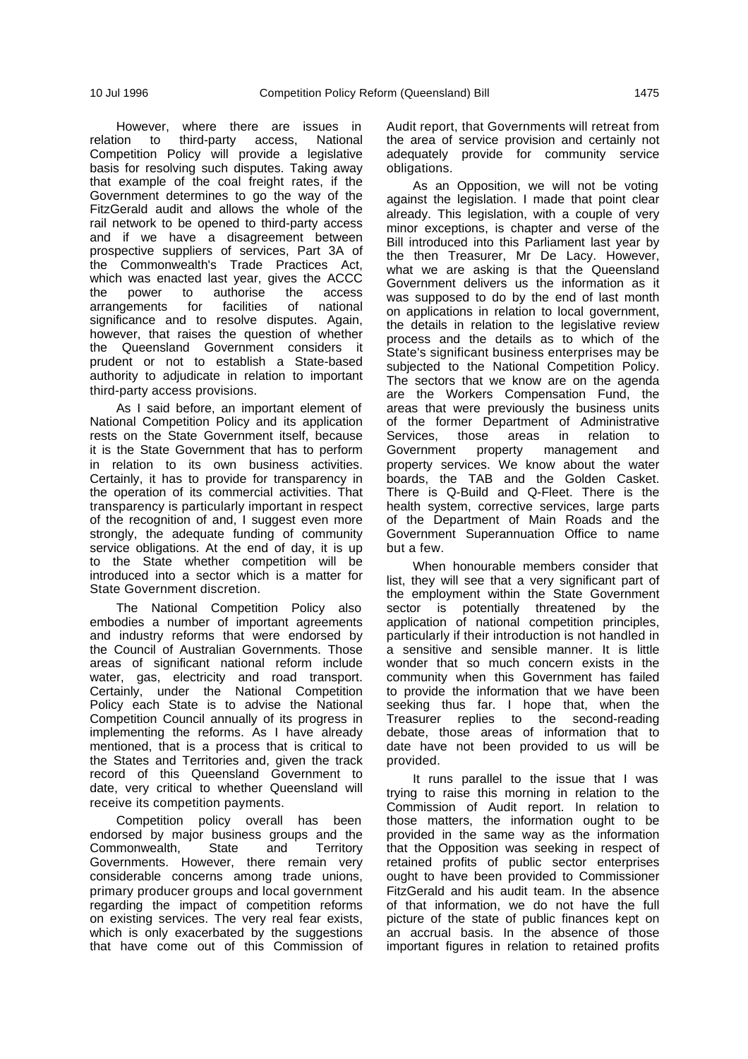However, where there are issues in relation to third-party access, National Competition Policy will provide a legislative basis for resolving such disputes. Taking away that example of the coal freight rates, if the Government determines to go the way of the FitzGerald audit and allows the whole of the rail network to be opened to third-party access and if we have a disagreement between prospective suppliers of services, Part 3A of the Commonwealth's Trade Practices Act, which was enacted last year, gives the ACCC the power to authorise the access arrangements for facilities of national significance and to resolve disputes. Again, however, that raises the question of whether the Queensland Government considers it prudent or not to establish a State-based authority to adjudicate in relation to important third-party access provisions.

As I said before, an important element of National Competition Policy and its application rests on the State Government itself, because it is the State Government that has to perform in relation to its own business activities. Certainly, it has to provide for transparency in the operation of its commercial activities. That transparency is particularly important in respect of the recognition of and, I suggest even more strongly, the adequate funding of community service obligations. At the end of day, it is up to the State whether competition will be introduced into a sector which is a matter for State Government discretion.

The National Competition Policy also embodies a number of important agreements and industry reforms that were endorsed by the Council of Australian Governments. Those areas of significant national reform include water, gas, electricity and road transport. Certainly, under the National Competition Policy each State is to advise the National Competition Council annually of its progress in implementing the reforms. As I have already mentioned, that is a process that is critical to the States and Territories and, given the track record of this Queensland Government to date, very critical to whether Queensland will receive its competition payments.

Competition policy overall has been endorsed by major business groups and the Commonwealth, State and Territory Governments. However, there remain very considerable concerns among trade unions, primary producer groups and local government regarding the impact of competition reforms on existing services. The very real fear exists, which is only exacerbated by the suggestions that have come out of this Commission of Audit report, that Governments will retreat from the area of service provision and certainly not adequately provide for community service obligations.

As an Opposition, we will not be voting against the legislation. I made that point clear already. This legislation, with a couple of very minor exceptions, is chapter and verse of the Bill introduced into this Parliament last year by the then Treasurer, Mr De Lacy. However, what we are asking is that the Queensland Government delivers us the information as it was supposed to do by the end of last month on applications in relation to local government, the details in relation to the legislative review process and the details as to which of the State's significant business enterprises may be subjected to the National Competition Policy. The sectors that we know are on the agenda are the Workers Compensation Fund, the areas that were previously the business units of the former Department of Administrative Services, those areas in relation to Government property management and property services. We know about the water boards, the TAB and the Golden Casket. There is Q-Build and Q-Fleet. There is the health system, corrective services, large parts of the Department of Main Roads and the Government Superannuation Office to name but a few.

When honourable members consider that list, they will see that a very significant part of the employment within the State Government sector is potentially threatened by the application of national competition principles, particularly if their introduction is not handled in a sensitive and sensible manner. It is little wonder that so much concern exists in the community when this Government has failed to provide the information that we have been seeking thus far. I hope that, when the Treasurer replies to the second-reading debate, those areas of information that to date have not been provided to us will be provided.

It runs parallel to the issue that I was trying to raise this morning in relation to the Commission of Audit report. In relation to those matters, the information ought to be provided in the same way as the information that the Opposition was seeking in respect of retained profits of public sector enterprises ought to have been provided to Commissioner FitzGerald and his audit team. In the absence of that information, we do not have the full picture of the state of public finances kept on an accrual basis. In the absence of those important figures in relation to retained profits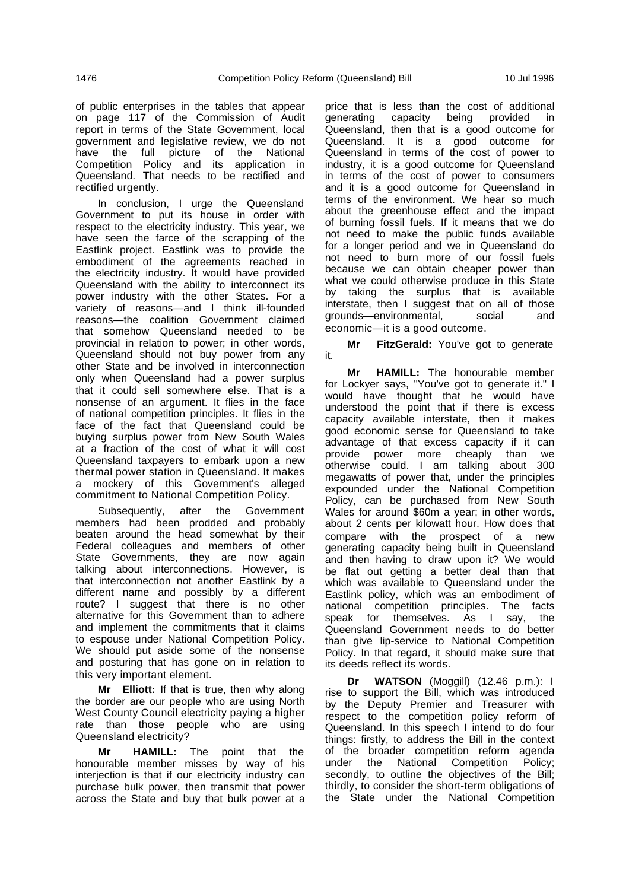of public enterprises in the tables that appear on page 117 of the Commission of Audit report in terms of the State Government, local government and legislative review, we do not have the full picture of the National Competition Policy and its application in Queensland. That needs to be rectified and rectified urgently.

In conclusion, I urge the Queensland Government to put its house in order with respect to the electricity industry. This year, we have seen the farce of the scrapping of the Eastlink project. Eastlink was to provide the embodiment of the agreements reached in the electricity industry. It would have provided Queensland with the ability to interconnect its power industry with the other States. For a variety of reasons—and I think ill-founded reasons—the coalition Government claimed that somehow Queensland needed to be provincial in relation to power; in other words, Queensland should not buy power from any other State and be involved in interconnection only when Queensland had a power surplus that it could sell somewhere else. That is a nonsense of an argument. It flies in the face of national competition principles. It flies in the face of the fact that Queensland could be buying surplus power from New South Wales at a fraction of the cost of what it will cost Queensland taxpayers to embark upon a new thermal power station in Queensland. It makes a mockery of this Government's alleged commitment to National Competition Policy.

Subsequently, after the Government members had been prodded and probably beaten around the head somewhat by their Federal colleagues and members of other State Governments, they are now again talking about interconnections. However, is that interconnection not another Eastlink by a different name and possibly by a different route? I suggest that there is no other alternative for this Government than to adhere and implement the commitments that it claims to espouse under National Competition Policy. We should put aside some of the nonsense and posturing that has gone on in relation to this very important element.

**Mr Elliott:** If that is true, then why along the border are our people who are using North West County Council electricity paying a higher rate than those people who are using Queensland electricity?

**Mr HAMILL:** The point that the honourable member misses by way of his interjection is that if our electricity industry can purchase bulk power, then transmit that power across the State and buy that bulk power at a price that is less than the cost of additional generating capacity being provided in Queensland, then that is a good outcome for Queensland. It is a good outcome for Queensland in terms of the cost of power to industry, it is a good outcome for Queensland in terms of the cost of power to consumers and it is a good outcome for Queensland in terms of the environment. We hear so much about the greenhouse effect and the impact of burning fossil fuels. If it means that we do not need to make the public funds available for a longer period and we in Queensland do not need to burn more of our fossil fuels because we can obtain cheaper power than what we could otherwise produce in this State by taking the surplus that is available interstate, then I suggest that on all of those grounds—environmental, social and economic—it is a good outcome.

**Mr FitzGerald:** You've got to generate it.

**Mr HAMILL:** The honourable member for Lockyer says, "You've got to generate it." I would have thought that he would have understood the point that if there is excess capacity available interstate, then it makes good economic sense for Queensland to take advantage of that excess capacity if it can provide power more cheaply than we otherwise could. I am talking about 300 megawatts of power that, under the principles expounded under the National Competition Policy, can be purchased from New South Wales for around $60m a year; in other words, about 2 cents per kilowatt hour. How does that compare with the prospect of a new generating capacity being built in Queensland and then having to draw upon it? We would be flat out getting a better deal than that which was available to Queensland under the Eastlink policy, which was an embodiment of national competition principles. The facts speak for themselves. As I say, the Queensland Government needs to do better than give lip-service to National Competition Policy. In that regard, it should make sure that its deeds reflect its words.

**Dr WATSON** (Moggill) (12.46 p.m.): I rise to support the Bill, which was introduced by the Deputy Premier and Treasurer with respect to the competition policy reform of Queensland. In this speech I intend to do four things: firstly, to address the Bill in the context of the broader competition reform agenda under the National Competition Policy; secondly, to outline the objectives of the Bill; thirdly, to consider the short-term obligations of the State under the National Competition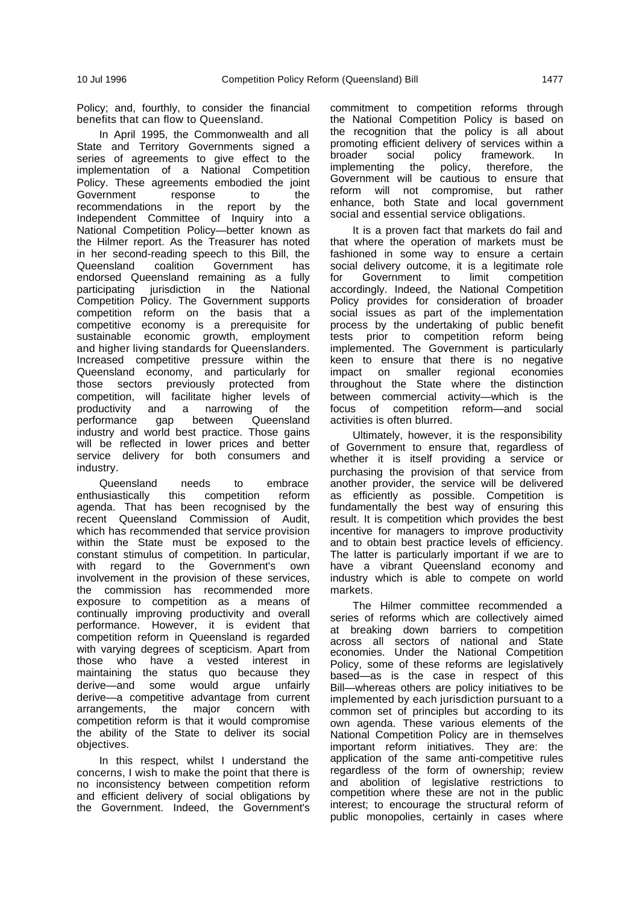Policy; and, fourthly, to consider the financial benefits that can flow to Queensland.

In April 1995, the Commonwealth and all State and Territory Governments signed a series of agreements to give effect to the implementation of a National Competition Policy. These agreements embodied the joint Government response to the recommendations in the report by the Independent Committee of Inquiry into a National Competition Policy—better known as the Hilmer report. As the Treasurer has noted in her second-reading speech to this Bill, the Queensland coalition Government has endorsed Queensland remaining as a fully participating jurisdiction in the National Competition Policy. The Government supports competition reform on the basis that a competitive economy is a prerequisite for sustainable economic growth, employment and higher living standards for Queenslanders. Increased competitive pressure within the Queensland economy, and particularly for those sectors previously protected from competition, will facilitate higher levels of productivity and a narrowing of the performance gap between Queensland industry and world best practice. Those gains will be reflected in lower prices and better service delivery for both consumers and industry.

Queensland needs to embrace enthusiastically this competition reform agenda. That has been recognised by the recent Queensland Commission of Audit, which has recommended that service provision within the State must be exposed to the constant stimulus of competition. In particular, with regard to the Government's own involvement in the provision of these services, the commission has recommended more exposure to competition as a means of continually improving productivity and overall performance. However, it is evident that competition reform in Queensland is regarded with varying degrees of scepticism. Apart from those who have a vested interest in maintaining the status quo because they derive—and some would argue unfairly derive—a competitive advantage from current arrangements, the major concern with competition reform is that it would compromise the ability of the State to deliver its social objectives.

In this respect, whilst I understand the concerns, I wish to make the point that there is no inconsistency between competition reform and efficient delivery of social obligations by the Government. Indeed, the Government's commitment to competition reforms through the National Competition Policy is based on the recognition that the policy is all about promoting efficient delivery of services within a broader social policy framework. In implementing the policy, therefore, the Government will be cautious to ensure that reform will not compromise, but rather enhance, both State and local government social and essential service obligations.

It is a proven fact that markets do fail and that where the operation of markets must be fashioned in some way to ensure a certain social delivery outcome, it is a legitimate role for Government to limit competition accordingly. Indeed, the National Competition Policy provides for consideration of broader social issues as part of the implementation process by the undertaking of public benefit tests prior to competition reform being implemented. The Government is particularly keen to ensure that there is no negative impact on smaller regional economies throughout the State where the distinction between commercial activity—which is the focus of competition reform—and social activities is often blurred.

Ultimately, however, it is the responsibility of Government to ensure that, regardless of whether it is itself providing a service or purchasing the provision of that service from another provider, the service will be delivered as efficiently as possible. Competition is fundamentally the best way of ensuring this result. It is competition which provides the best incentive for managers to improve productivity and to obtain best practice levels of efficiency. The latter is particularly important if we are to have a vibrant Queensland economy and industry which is able to compete on world markets.

The Hilmer committee recommended a series of reforms which are collectively aimed at breaking down barriers to competition across all sectors of national and State economies. Under the National Competition Policy, some of these reforms are legislatively based—as is the case in respect of this Bill—whereas others are policy initiatives to be implemented by each jurisdiction pursuant to a common set of principles but according to its own agenda. These various elements of the National Competition Policy are in themselves important reform initiatives. They are: the application of the same anti-competitive rules regardless of the form of ownership; review and abolition of legislative restrictions to competition where these are not in the public interest; to encourage the structural reform of public monopolies, certainly in cases where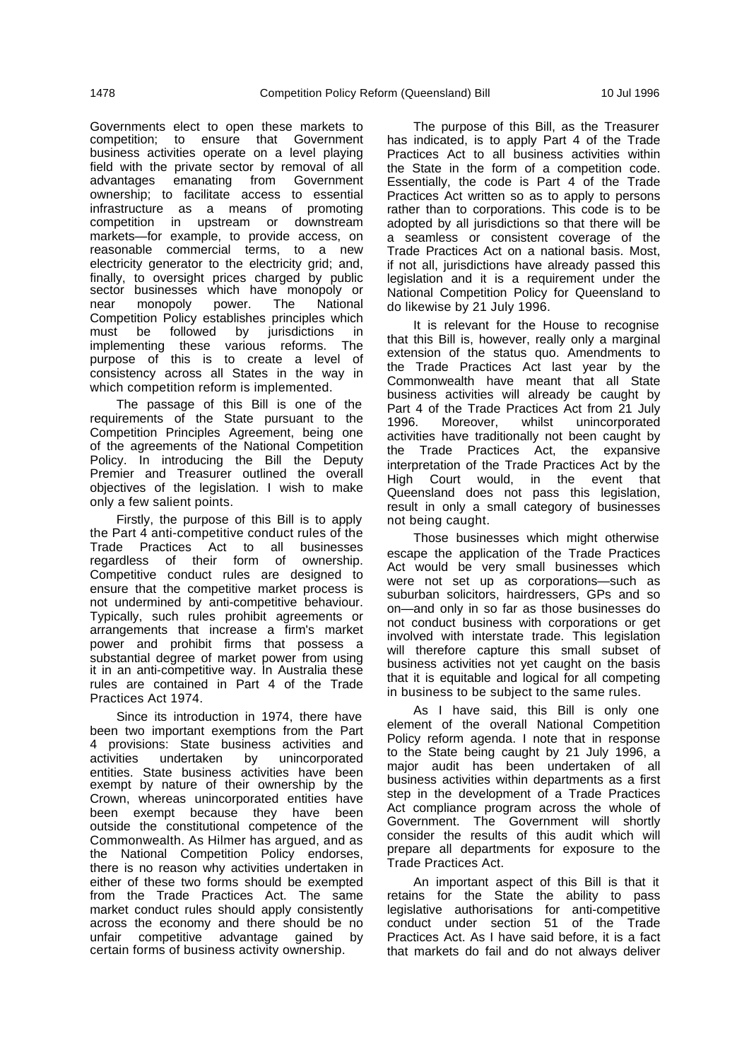Governments elect to open these markets to competition; to ensure that Government business activities operate on a level playing field with the private sector by removal of all advantages emanating from Government ownership; to facilitate access to essential infrastructure as a means of promoting competition in upstream or downstream markets—for example, to provide access, on reasonable commercial terms, to a new electricity generator to the electricity grid; and, finally, to oversight prices charged by public sector businesses which have monopoly or near monopoly power. The National Competition Policy establishes principles which must be followed by jurisdictions in implementing these various reforms. The purpose of this is to create a level of consistency across all States in the way in which competition reform is implemented.

The passage of this Bill is one of the requirements of the State pursuant to the Competition Principles Agreement, being one of the agreements of the National Competition Policy. In introducing the Bill the Deputy Premier and Treasurer outlined the overall objectives of the legislation. I wish to make only a few salient points.

Firstly, the purpose of this Bill is to apply the Part 4 anti-competitive conduct rules of the Trade Practices Act to all businesses regardless of their form of ownership. Competitive conduct rules are designed to ensure that the competitive market process is not undermined by anti-competitive behaviour. Typically, such rules prohibit agreements or arrangements that increase a firm's market power and prohibit firms that possess a substantial degree of market power from using it in an anti-competitive way. In Australia these rules are contained in Part 4 of the Trade Practices Act 1974.

Since its introduction in 1974, there have been two important exemptions from the Part 4 provisions: State business activities and activities undertaken by unincorporated entities. State business activities have been exempt by nature of their ownership by the Crown, whereas unincorporated entities have been exempt because they have been outside the constitutional competence of the Commonwealth. As Hilmer has argued, and as the National Competition Policy endorses, there is no reason why activities undertaken in either of these two forms should be exempted from the Trade Practices Act. The same market conduct rules should apply consistently across the economy and there should be no unfair competitive advantage gained by certain forms of business activity ownership.

The purpose of this Bill, as the Treasurer has indicated, is to apply Part 4 of the Trade Practices Act to all business activities within the State in the form of a competition code. Essentially, the code is Part 4 of the Trade Practices Act written so as to apply to persons rather than to corporations. This code is to be adopted by all jurisdictions so that there will be a seamless or consistent coverage of the Trade Practices Act on a national basis. Most, if not all, jurisdictions have already passed this legislation and it is a requirement under the National Competition Policy for Queensland to do likewise by 21 July 1996.

It is relevant for the House to recognise that this Bill is, however, really only a marginal extension of the status quo. Amendments to the Trade Practices Act last year by the Commonwealth have meant that all State business activities will already be caught by Part 4 of the Trade Practices Act from 21 July 1996. Moreover, whilst unincorporated activities have traditionally not been caught by the Trade Practices Act, the expansive interpretation of the Trade Practices Act by the High Court would, in the event that Queensland does not pass this legislation, result in only a small category of businesses not being caught.

Those businesses which might otherwise escape the application of the Trade Practices Act would be very small businesses which were not set up as corporations—such as suburban solicitors, hairdressers, GPs and so on—and only in so far as those businesses do not conduct business with corporations or get involved with interstate trade. This legislation will therefore capture this small subset of business activities not yet caught on the basis that it is equitable and logical for all competing in business to be subject to the same rules.

As I have said, this Bill is only one element of the overall National Competition Policy reform agenda. I note that in response to the State being caught by 21 July 1996, a major audit has been undertaken of all business activities within departments as a first step in the development of a Trade Practices Act compliance program across the whole of Government. The Government will shortly consider the results of this audit which will prepare all departments for exposure to the Trade Practices Act.

An important aspect of this Bill is that it retains for the State the ability to pass legislative authorisations for anti-competitive conduct under section 51 of the Trade Practices Act. As I have said before, it is a fact that markets do fail and do not always deliver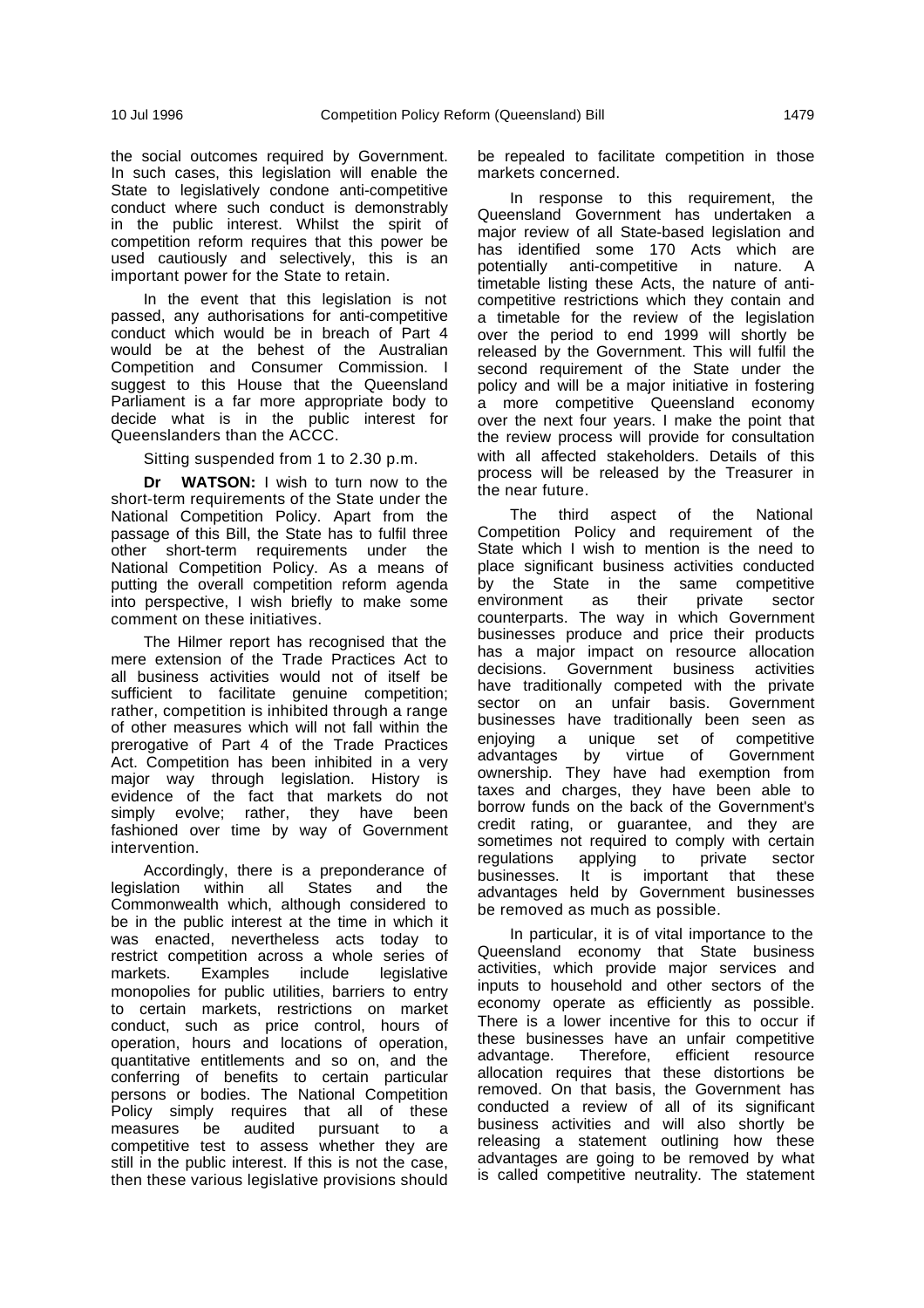the social outcomes required by Government. In such cases, this legislation will enable the State to legislatively condone anti-competitive conduct where such conduct is demonstrably in the public interest. Whilst the spirit of competition reform requires that this power be used cautiously and selectively, this is an important power for the State to retain.

In the event that this legislation is not passed, any authorisations for anti-competitive conduct which would be in breach of Part 4 would be at the behest of the Australian Competition and Consumer Commission. I suggest to this House that the Queensland Parliament is a far more appropriate body to decide what is in the public interest for Queenslanders than the ACCC.

Sitting suspended from 1 to 2.30 p.m.

**Dr WATSON:** I wish to turn now to the short-term requirements of the State under the National Competition Policy. Apart from the passage of this Bill, the State has to fulfil three other short-term requirements under the National Competition Policy. As a means of putting the overall competition reform agenda into perspective, I wish briefly to make some comment on these initiatives.

The Hilmer report has recognised that the mere extension of the Trade Practices Act to all business activities would not of itself be sufficient to facilitate genuine competition; rather, competition is inhibited through a range of other measures which will not fall within the prerogative of Part 4 of the Trade Practices Act. Competition has been inhibited in a very major way through legislation. History is evidence of the fact that markets do not simply evolve; rather, they have been fashioned over time by way of Government intervention.

Accordingly, there is a preponderance of legislation within all States and the Commonwealth which, although considered to be in the public interest at the time in which it was enacted, nevertheless acts today to restrict competition across a whole series of markets. Examples include legislative monopolies for public utilities, barriers to entry to certain markets, restrictions on market conduct, such as price control, hours of operation, hours and locations of operation, quantitative entitlements and so on, and the conferring of benefits to certain particular persons or bodies. The National Competition Policy simply requires that all of these measures be audited pursuant to a competitive test to assess whether they are still in the public interest. If this is not the case, then these various legislative provisions should be repealed to facilitate competition in those markets concerned.

In response to this requirement, the Queensland Government has undertaken a major review of all State-based legislation and has identified some 170 Acts which are potentially anti-competitive in nature. A timetable listing these Acts, the nature of anti-competitive restrictions which they contain and a timetable for the review of the legislation over the period to end 1999 will shortly be released by the Government. This will fulfil the second requirement of the State under the policy and will be a major initiative in fostering a more competitive Queensland economy over the next four years. I make the point that the review process will provide for consultation with all affected stakeholders. Details of this process will be released by the Treasurer in the near future.

The third aspect of the National Competition Policy and requirement of the State which I wish to mention is the need to place significant business activities conducted by the State in the same competitive environment as their private sector counterparts. The way in which Government businesses produce and price their products has a major impact on resource allocation decisions. Government business activities have traditionally competed with the private sector on an unfair basis. Government businesses have traditionally been seen as enjoying a unique set of competitive advantages by virtue of Government ownership. They have had exemption from taxes and charges, they have been able to borrow funds on the back of the Government's credit rating, or guarantee, and they are sometimes not required to comply with certain regulations applying to private sector businesses. It is important that these advantages held by Government businesses be removed as much as possible.

In particular, it is of vital importance to the Queensland economy that State business activities, which provide major services and inputs to household and other sectors of the economy operate as efficiently as possible. There is a lower incentive for this to occur if these businesses have an unfair competitive advantage. Therefore, efficient resource allocation requires that these distortions be removed. On that basis, the Government has conducted a review of all of its significant business activities and will also shortly be releasing a statement outlining how these advantages are going to be removed by what is called competitive neutrality. The statement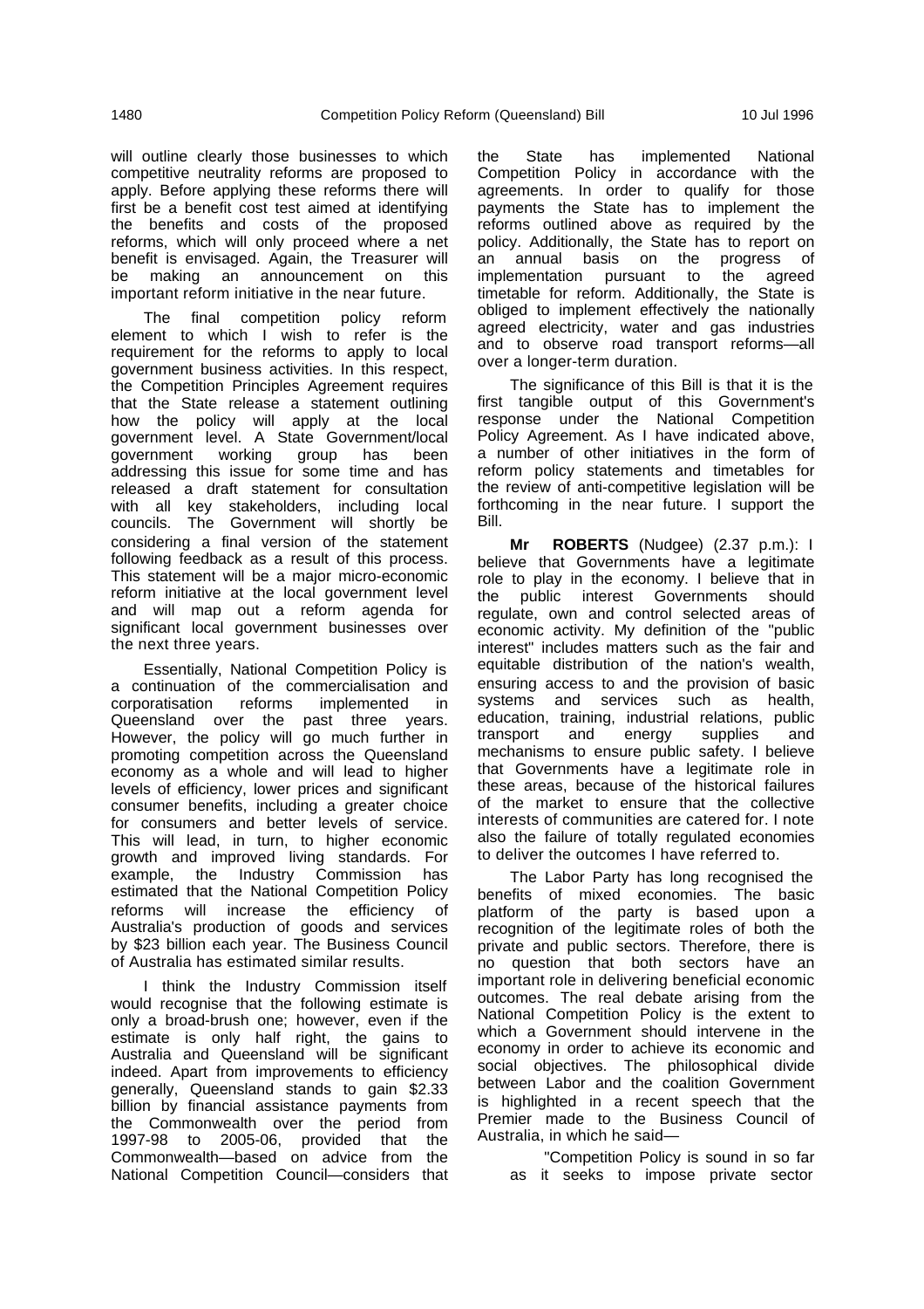will outline clearly those businesses to which competitive neutrality reforms are proposed to apply. Before applying these reforms there will first be a benefit cost test aimed at identifying the benefits and costs of the proposed reforms, which will only proceed where a net benefit is envisaged. Again, the Treasurer will be making an announcement on this important reform initiative in the near future.

The final competition policy reform element to which I wish to refer is the requirement for the reforms to apply to local government business activities. In this respect, the Competition Principles Agreement requires that the State release a statement outlining how the policy will apply at the local government level. A State Government/local government working group has been addressing this issue for some time and has released a draft statement for consultation with all key stakeholders, including local councils. The Government will shortly be considering a final version of the statement following feedback as a result of this process. This statement will be a major micro-economic reform initiative at the local government level and will map out a reform agenda for significant local government businesses over the next three years.

Essentially, National Competition Policy is a continuation of the commercialisation and corporatisation reforms implemented in Queensland over the past three years. However, the policy will go much further in promoting competition across the Queensland economy as a whole and will lead to higher levels of efficiency, lower prices and significant consumer benefits, including a greater choice for consumers and better levels of service. This will lead, in turn, to higher economic growth and improved living standards. For example, the Industry Commission has estimated that the National Competition Policy reforms will increase the efficiency of Australia's production of goods and services by $23 billion each year. The Business Council of Australia has estimated similar results.

I think the Industry Commission itself would recognise that the following estimate is only a broad-brush one; however, even if the estimate is only half right, the gains to Australia and Queensland will be significant indeed. Apart from improvements to efficiency generally, Queensland stands to gain $2.33 billion by financial assistance payments from the Commonwealth over the period from 1997-98 to 2005-06, provided that the Commonwealth—based on advice from the National Competition Council—considers that the State has implemented National Competition Policy in accordance with the agreements. In order to qualify for those payments the State has to implement the reforms outlined above as required by the policy. Additionally, the State has to report on an annual basis on the progress of implementation pursuant to the agreed timetable for reform. Additionally, the State is obliged to implement effectively the nationally agreed electricity, water and gas industries and to observe road transport reforms—all over a longer-term duration.

The significance of this Bill is that it is the first tangible output of this Government's response under the National Competition Policy Agreement. As I have indicated above, a number of other initiatives in the form of reform policy statements and timetables for the review of anti-competitive legislation will be forthcoming in the near future. I support the Bill.

**Mr ROBERTS** (Nudgee) (2.37 p.m.): I believe that Governments have a legitimate role to play in the economy. I believe that in the public interest Governments should regulate, own and control selected areas of economic activity. My definition of the "public interest" includes matters such as the fair and equitable distribution of the nation's wealth, ensuring access to and the provision of basic systems and services such as health, education, training, industrial relations, public transport and energy supplies and mechanisms to ensure public safety. I believe that Governments have a legitimate role in these areas, because of the historical failures of the market to ensure that the collective interests of communities are catered for. I note also the failure of totally regulated economies to deliver the outcomes I have referred to.

The Labor Party has long recognised the benefits of mixed economies. The basic platform of the party is based upon a recognition of the legitimate roles of both the private and public sectors. Therefore, there is no question that both sectors have an important role in delivering beneficial economic outcomes. The real debate arising from the National Competition Policy is the extent to which a Government should intervene in the economy in order to achieve its economic and social objectives. The philosophical divide between Labor and the coalition Government is highlighted in a recent speech that the Premier made to the Business Council of Australia, in which he said—

> "Competition Policy is sound in so far as it seeks to impose private sector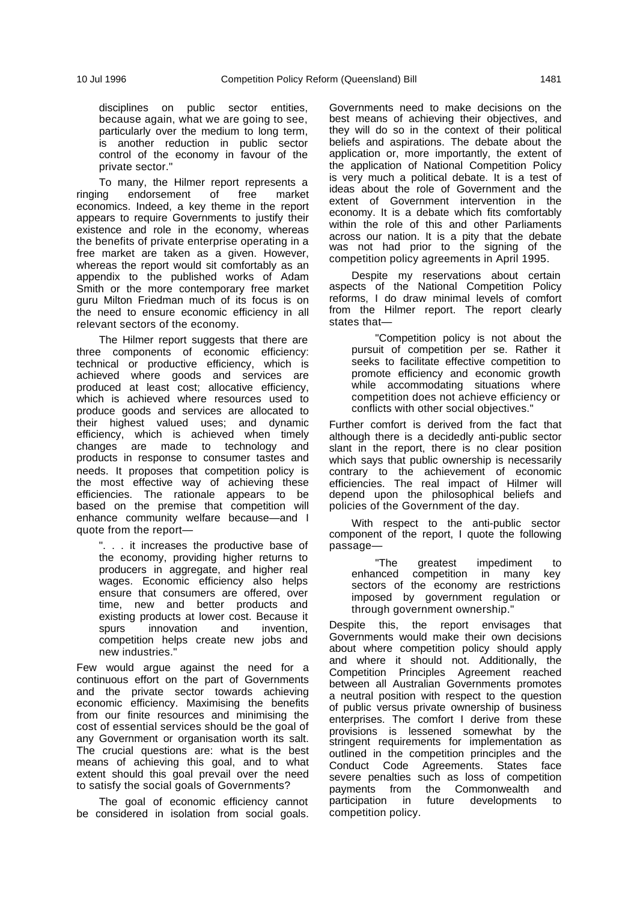> disciplines on public sector entities, because again, what we are going to see, particularly over the medium to long term, is another reduction in public sector control of the economy in favour of the private sector."

To many, the Hilmer report represents a ringing endorsement of free market economics. Indeed, a key theme in the report appears to require Governments to justify their existence and role in the economy, whereas the benefits of private enterprise operating in a free market are taken as a given. However, whereas the report would sit comfortably as an appendix to the published works of Adam Smith or the more contemporary free market guru Milton Friedman much of its focus is on the need to ensure economic efficiency in all relevant sectors of the economy.

The Hilmer report suggests that there are three components of economic efficiency: technical or productive efficiency, which is achieved where goods and services are produced at least cost; allocative efficiency, which is achieved where resources used to produce goods and services are allocated to their highest valued uses; and dynamic efficiency, which is achieved when timely changes are made to technology and products in response to consumer tastes and needs. It proposes that competition policy is the most effective way of achieving these efficiencies. The rationale appears to be based on the premise that competition will enhance community welfare because—and I quote from the report—

> ". . . it increases the productive base of the economy, providing higher returns to producers in aggregate, and higher real wages. Economic efficiency also helps ensure that consumers are offered, over time, new and better products and existing products at lower cost. Because it spurs innovation and invention, competition helps create new jobs and new industries."

Few would argue against the need for a continuous effort on the part of Governments and the private sector towards achieving economic efficiency. Maximising the benefits from our finite resources and minimising the cost of essential services should be the goal of any Government or organisation worth its salt. The crucial questions are: what is the best means of achieving this goal, and to what extent should this goal prevail over the need to satisfy the social goals of Governments?

The goal of economic efficiency cannot be considered in isolation from social goals. Governments need to make decisions on the best means of achieving their objectives, and they will do so in the context of their political beliefs and aspirations. The debate about the application or, more importantly, the extent of the application of National Competition Policy is very much a political debate. It is a test of ideas about the role of Government and the extent of Government intervention in the economy. It is a debate which fits comfortably within the role of this and other Parliaments across our nation. It is a pity that the debate was not had prior to the signing of the competition policy agreements in April 1995.

Despite my reservations about certain aspects of the National Competition Policy reforms, I do draw minimal levels of comfort from the Hilmer report. The report clearly states that—

> "Competition policy is not about the pursuit of competition per se. Rather it seeks to facilitate effective competition to promote efficiency and economic growth while accommodating situations where competition does not achieve efficiency or conflicts with other social objectives."

Further comfort is derived from the fact that although there is a decidedly anti-public sector slant in the report, there is no clear position which says that public ownership is necessarily contrary to the achievement of economic efficiencies. The real impact of Hilmer will depend upon the philosophical beliefs and policies of the Government of the day.

With respect to the anti-public sector component of the report, I quote the following passage—

> "The greatest impediment to enhanced competition in many key sectors of the economy are restrictions imposed by government regulation or through government ownership."

Despite this, the report envisages that Governments would make their own decisions about where competition policy should apply and where it should not. Additionally, the Competition Principles Agreement reached between all Australian Governments promotes a neutral position with respect to the question of public versus private ownership of business enterprises. The comfort I derive from these provisions is lessened somewhat by the stringent requirements for implementation as outlined in the competition principles and the Conduct Code Agreements. States face severe penalties such as loss of competition payments from the Commonwealth and participation in future developments to competition policy.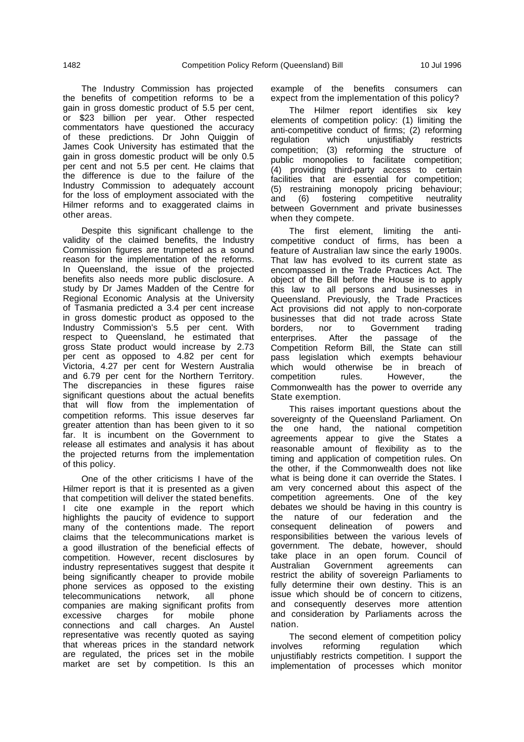The Industry Commission has projected the benefits of competition reforms to be a gain in gross domestic product of 5.5 per cent, or $23 billion per year. Other respected commentators have questioned the accuracy of these predictions. Dr John Quiggin of James Cook University has estimated that the gain in gross domestic product will be only 0.5 per cent and not 5.5 per cent. He claims that the difference is due to the failure of the Industry Commission to adequately account for the loss of employment associated with the Hilmer reforms and to exaggerated claims in other areas.

Despite this significant challenge to the validity of the claimed benefits, the Industry Commission figures are trumpeted as a sound reason for the implementation of the reforms. In Queensland, the issue of the projected benefits also needs more public disclosure. A study by Dr James Madden of the Centre for Regional Economic Analysis at the University of Tasmania predicted a 3.4 per cent increase in gross domestic product as opposed to the Industry Commission's 5.5 per cent. With respect to Queensland, he estimated that gross State product would increase by 2.73 per cent as opposed to 4.82 per cent for Victoria, 4.27 per cent for Western Australia and 6.79 per cent for the Northern Territory. The discrepancies in these figures raise significant questions about the actual benefits that will flow from the implementation of competition reforms. This issue deserves far greater attention than has been given to it so far. It is incumbent on the Government to release all estimates and analysis it has about the projected returns from the implementation of this policy.

One of the other criticisms I have of the Hilmer report is that it is presented as a given that competition will deliver the stated benefits. I cite one example in the report which highlights the paucity of evidence to support many of the contentions made. The report claims that the telecommunications market is a good illustration of the beneficial effects of competition. However, recent disclosures by industry representatives suggest that despite it being significantly cheaper to provide mobile phone services as opposed to the existing telecommunications network, all phone companies are making significant profits from excessive charges for mobile phone connections and call charges. An Austel representative was recently quoted as saying that whereas prices in the standard network are regulated, the prices set in the mobile market are set by competition. Is this an example of the benefits consumers can expect from the implementation of this policy?

The Hilmer report identifies six key elements of competition policy: (1) limiting the anti-competitive conduct of firms; (2) reforming regulation which unjustifiably restricts competition; (3) reforming the structure of public monopolies to facilitate competition; (4) providing third-party access to certain facilities that are essential for competition; (5) restraining monopoly pricing behaviour; and (6) fostering competitive neutrality between Government and private businesses when they compete.

The first element, limiting the anti-competitive conduct of firms, has been a feature of Australian law since the early 1900s. That law has evolved to its current state as encompassed in the Trade Practices Act. The object of the Bill before the House is to apply this law to all persons and businesses in Queensland. Previously, the Trade Practices Act provisions did not apply to non-corporate businesses that did not trade across State borders, nor to Government trading enterprises. After the passage of the Competition Reform Bill, the State can still pass legislation which exempts behaviour which would otherwise be in breach of competition rules. However, the Commonwealth has the power to override any State exemption.

This raises important questions about the sovereignty of the Queensland Parliament. On the one hand, the national competition agreements appear to give the States a reasonable amount of flexibility as to the timing and application of competition rules. On the other, if the Commonwealth does not like what is being done it can override the States. I am very concerned about this aspect of the competition agreements. One of the key debates we should be having in this country is the nature of our federation and the consequent delineation of powers and responsibilities between the various levels of government. The debate, however, should take place in an open forum. Council of Australian Government agreements can restrict the ability of sovereign Parliaments to fully determine their own destiny. This is an issue which should be of concern to citizens, and consequently deserves more attention and consideration by Parliaments across the nation.

The second element of competition policy involves reforming regulation which unjustifiably restricts competition. I support the implementation of processes which monitor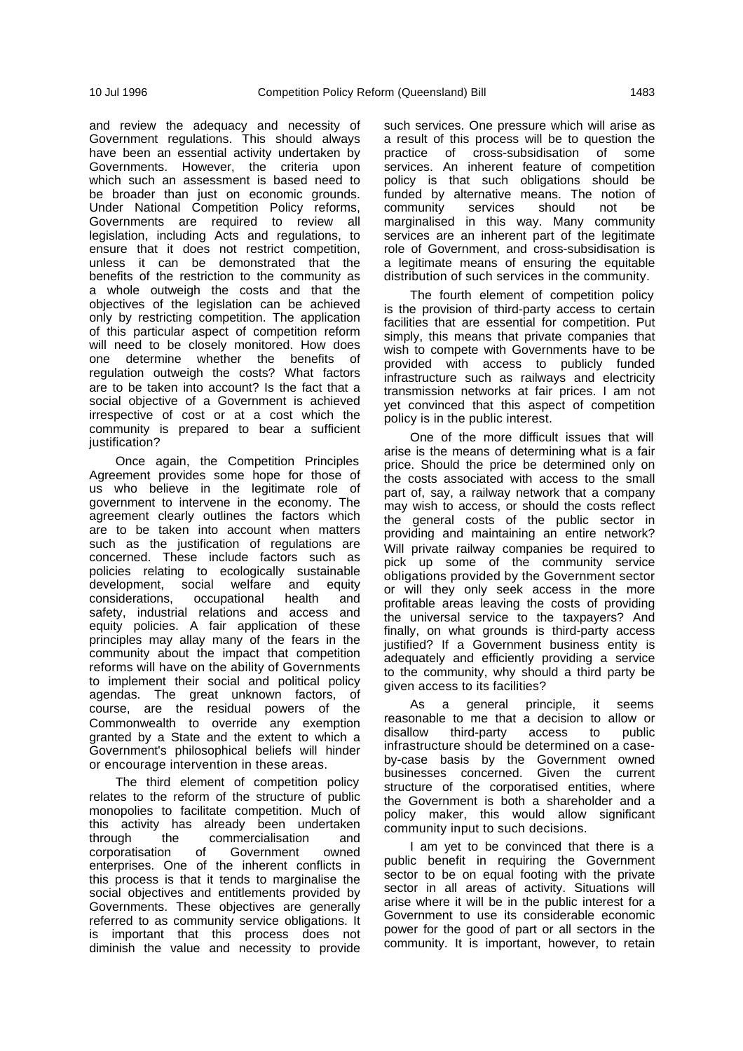and review the adequacy and necessity of Government regulations. This should always have been an essential activity undertaken by Governments. However, the criteria upon which such an assessment is based need to be broader than just on economic grounds. Under National Competition Policy reforms, Governments are required to review all legislation, including Acts and regulations, to ensure that it does not restrict competition, unless it can be demonstrated that the benefits of the restriction to the community as a whole outweigh the costs and that the objectives of the legislation can be achieved only by restricting competition. The application of this particular aspect of competition reform will need to be closely monitored. How does one determine whether the benefits of regulation outweigh the costs? What factors are to be taken into account? Is the fact that a social objective of a Government is achieved irrespective of cost or at a cost which the community is prepared to bear a sufficient justification?

Once again, the Competition Principles Agreement provides some hope for those of us who believe in the legitimate role of government to intervene in the economy. The agreement clearly outlines the factors which are to be taken into account when matters such as the justification of regulations are concerned. These include factors such as policies relating to ecologically sustainable development, social welfare and equity considerations, occupational health and safety, industrial relations and access and equity policies. A fair application of these principles may allay many of the fears in the community about the impact that competition reforms will have on the ability of Governments to implement their social and political policy agendas. The great unknown factors, of course, are the residual powers of the Commonwealth to override any exemption granted by a State and the extent to which a Government's philosophical beliefs will hinder or encourage intervention in these areas.

The third element of competition policy relates to the reform of the structure of public monopolies to facilitate competition. Much of this activity has already been undertaken through the commercialisation and corporatisation of Government owned enterprises. One of the inherent conflicts in this process is that it tends to marginalise the social objectives and entitlements provided by Governments. These objectives are generally referred to as community service obligations. It is important that this process does not diminish the value and necessity to provide such services. One pressure which will arise as a result of this process will be to question the practice of cross-subsidisation of some services. An inherent feature of competition policy is that such obligations should be funded by alternative means. The notion of community services should not be marginalised in this way. Many community services are an inherent part of the legitimate role of Government, and cross-subsidisation is a legitimate means of ensuring the equitable distribution of such services in the community.

The fourth element of competition policy is the provision of third-party access to certain facilities that are essential for competition. Put simply, this means that private companies that wish to compete with Governments have to be provided with access to publicly funded infrastructure such as railways and electricity transmission networks at fair prices. I am not yet convinced that this aspect of competition policy is in the public interest.

One of the more difficult issues that will arise is the means of determining what is a fair price. Should the price be determined only on the costs associated with access to the small part of, say, a railway network that a company may wish to access, or should the costs reflect the general costs of the public sector in providing and maintaining an entire network? Will private railway companies be required to pick up some of the community service obligations provided by the Government sector or will they only seek access in the more profitable areas leaving the costs of providing the universal service to the taxpayers? And finally, on what grounds is third-party access justified? If a Government business entity is adequately and efficiently providing a service to the community, why should a third party be given access to its facilities?

As a general principle, it seems reasonable to me that a decision to allow or disallow third-party access to public infrastructure should be determined on a case-by-case basis by the Government owned businesses concerned. Given the current structure of the corporatised entities, where the Government is both a shareholder and a policy maker, this would allow significant community input to such decisions.

I am yet to be convinced that there is a public benefit in requiring the Government sector to be on equal footing with the private sector in all areas of activity. Situations will arise where it will be in the public interest for a Government to use its considerable economic power for the good of part or all sectors in the community. It is important, however, to retain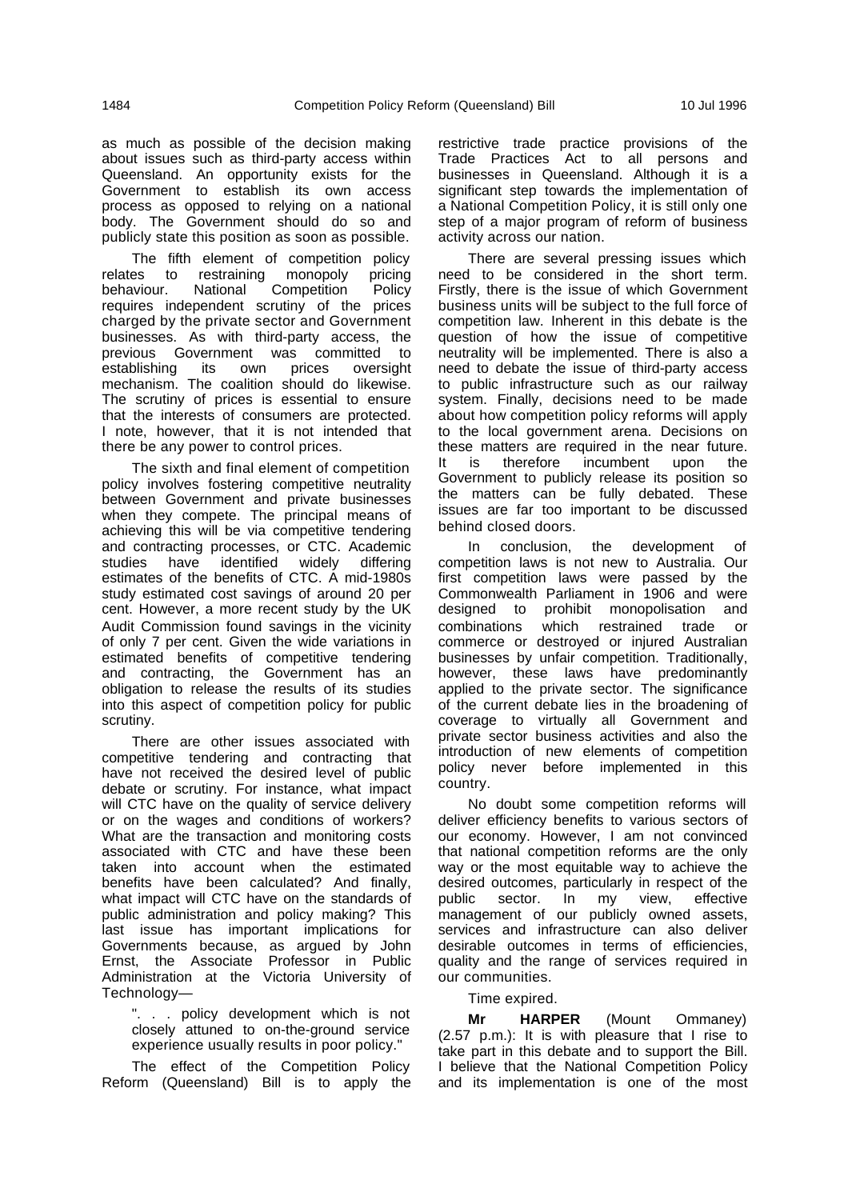as much as possible of the decision making about issues such as third-party access within Queensland. An opportunity exists for the Government to establish its own access process as opposed to relying on a national body. The Government should do so and publicly state this position as soon as possible.

The fifth element of competition policy relates to restraining monopoly pricing behaviour. National Competition Policy requires independent scrutiny of the prices charged by the private sector and Government businesses. As with third-party access, the previous Government was committed to establishing its own prices oversight mechanism. The coalition should do likewise. The scrutiny of prices is essential to ensure that the interests of consumers are protected. I note, however, that it is not intended that there be any power to control prices.

The sixth and final element of competition policy involves fostering competitive neutrality between Government and private businesses when they compete. The principal means of achieving this will be via competitive tendering and contracting processes, or CTC. Academic studies have identified widely differing estimates of the benefits of CTC. A mid-1980s study estimated cost savings of around 20 per cent. However, a more recent study by the UK Audit Commission found savings in the vicinity of only 7 per cent. Given the wide variations in estimated benefits of competitive tendering and contracting, the Government has an obligation to release the results of its studies into this aspect of competition policy for public scrutiny.

There are other issues associated with competitive tendering and contracting that have not received the desired level of public debate or scrutiny. For instance, what impact will CTC have on the quality of service delivery or on the wages and conditions of workers? What are the transaction and monitoring costs associated with CTC and have these been taken into account when the estimated benefits have been calculated? And finally, what impact will CTC have on the standards of public administration and policy making? This last issue has important implications for Governments because, as argued by John Ernst, the Associate Professor in Public Administration at the Victoria University of Technology—

> ". . . policy development which is not closely attuned to on-the-ground service experience usually results in poor policy."

The effect of the Competition Policy Reform (Queensland) Bill is to apply the restrictive trade practice provisions of the Trade Practices Act to all persons and businesses in Queensland. Although it is a significant step towards the implementation of a National Competition Policy, it is still only one step of a major program of reform of business activity across our nation.

There are several pressing issues which need to be considered in the short term. Firstly, there is the issue of which Government business units will be subject to the full force of competition law. Inherent in this debate is the question of how the issue of competitive neutrality will be implemented. There is also a need to debate the issue of third-party access to public infrastructure such as our railway system. Finally, decisions need to be made about how competition policy reforms will apply to the local government arena. Decisions on these matters are required in the near future. It is therefore incumbent upon the Government to publicly release its position so the matters can be fully debated. These issues are far too important to be discussed behind closed doors.

In conclusion, the development of competition laws is not new to Australia. Our first competition laws were passed by the Commonwealth Parliament in 1906 and were designed to prohibit monopolisation and combinations which restrained trade or commerce or destroyed or injured Australian businesses by unfair competition. Traditionally, however, these laws have predominantly applied to the private sector. The significance of the current debate lies in the broadening of coverage to virtually all Government and private sector business activities and also the introduction of new elements of competition policy never before implemented in this country.

No doubt some competition reforms will deliver efficiency benefits to various sectors of our economy. However, I am not convinced that national competition reforms are the only way or the most equitable way to achieve the desired outcomes, particularly in respect of the public sector. In my view, effective management of our publicly owned assets, services and infrastructure can also deliver desirable outcomes in terms of efficiencies, quality and the range of services required in our communities.

Time expired.

**Mr HARPER** (Mount Ommaney) (2.57 p.m.): It is with pleasure that I rise to take part in this debate and to support the Bill. I believe that the National Competition Policy and its implementation is one of the most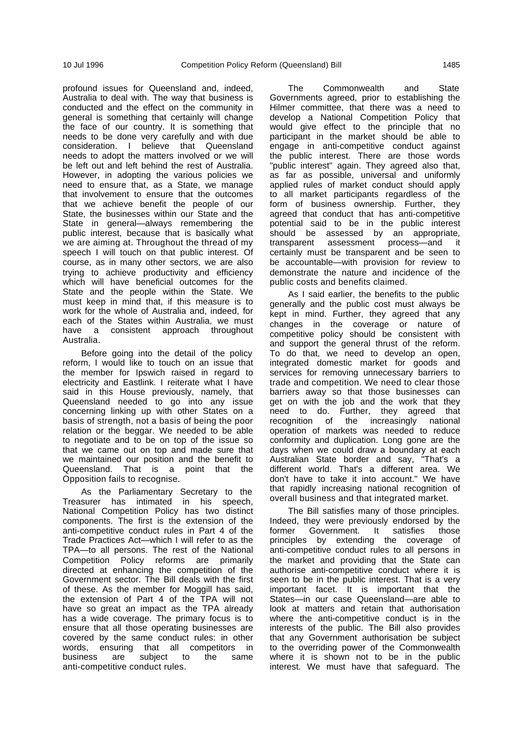profound issues for Queensland and, indeed, Australia to deal with. The way that business is conducted and the effect on the community in general is something that certainly will change the face of our country. It is something that needs to be done very carefully and with due consideration. I believe that Queensland needs to adopt the matters involved or we will be left out and left behind the rest of Australia. However, in adopting the various policies we need to ensure that, as a State, we manage that involvement to ensure that the outcomes that we achieve benefit the people of our State, the businesses within our State and the State in general—always remembering the public interest, because that is basically what we are aiming at. Throughout the thread of my speech I will touch on that public interest. Of course, as in many other sectors, we are also trying to achieve productivity and efficiency which will have beneficial outcomes for the State and the people within the State. We must keep in mind that, if this measure is to work for the whole of Australia and, indeed, for each of the States within Australia, we must have a consistent approach throughout Australia.

Before going into the detail of the policy reform, I would like to touch on an issue that the member for Ipswich raised in regard to electricity and Eastlink. I reiterate what I have said in this House previously, namely, that Queensland needed to go into any issue concerning linking up with other States on a basis of strength, not a basis of being the poor relation or the beggar. We needed to be able to negotiate and to be on top of the issue so that we came out on top and made sure that we maintained our position and the benefit to Queensland. That is a point that the Opposition fails to recognise.

As the Parliamentary Secretary to the Treasurer has intimated in his speech, National Competition Policy has two distinct components. The first is the extension of the anti-competitive conduct rules in Part 4 of the Trade Practices Act—which I will refer to as the TPA—to all persons. The rest of the National Competition Policy reforms are primarily directed at enhancing the competition of the Government sector. The Bill deals with the first of these. As the member for Moggill has said, the extension of Part 4 of the TPA will not have so great an impact as the TPA already has a wide coverage. The primary focus is to ensure that all those operating businesses are covered by the same conduct rules: in other words, ensuring that all competitors in business are subject to the same anti-competitive conduct rules.

The Commonwealth and State Governments agreed, prior to establishing the Hilmer committee, that there was a need to develop a National Competition Policy that would give effect to the principle that no participant in the market should be able to engage in anti-competitive conduct against the public interest. There are those words "public interest" again. They agreed also that, as far as possible, universal and uniformly applied rules of market conduct should apply to all market participants regardless of the form of business ownership. Further, they agreed that conduct that has anti-competitive potential said to be in the public interest should be assessed by an appropriate, transparent assessment process—and it certainly must be transparent and be seen to be accountable—with provision for review to demonstrate the nature and incidence of the public costs and benefits claimed.

As I said earlier, the benefits to the public generally and the public cost must always be kept in mind. Further, they agreed that any changes in the coverage or nature of competitive policy should be consistent with and support the general thrust of the reform. To do that, we need to develop an open, integrated domestic market for goods and services for removing unnecessary barriers to trade and competition. We need to clear those barriers away so that those businesses can get on with the job and the work that they need to do. Further, they agreed that recognition of the increasingly national operation of markets was needed to reduce conformity and duplication. Long gone are the days when we could draw a boundary at each Australian State border and say, "That's a different world. That's a different area. We don't have to take it into account." We have that rapidly increasing national recognition of overall business and that integrated market.

The Bill satisfies many of those principles. Indeed, they were previously endorsed by the former Government. It satisfies those principles by extending the coverage of anti-competitive conduct rules to all persons in the market and providing that the State can authorise anti-competitive conduct where it is seen to be in the public interest. That is a very important facet. It is important that the States—in our case Queensland—are able to look at matters and retain that authorisation where the anti-competitive conduct is in the interests of the public. The Bill also provides that any Government authorisation be subject to the overriding power of the Commonwealth where it is shown not to be in the public interest. We must have that safeguard. The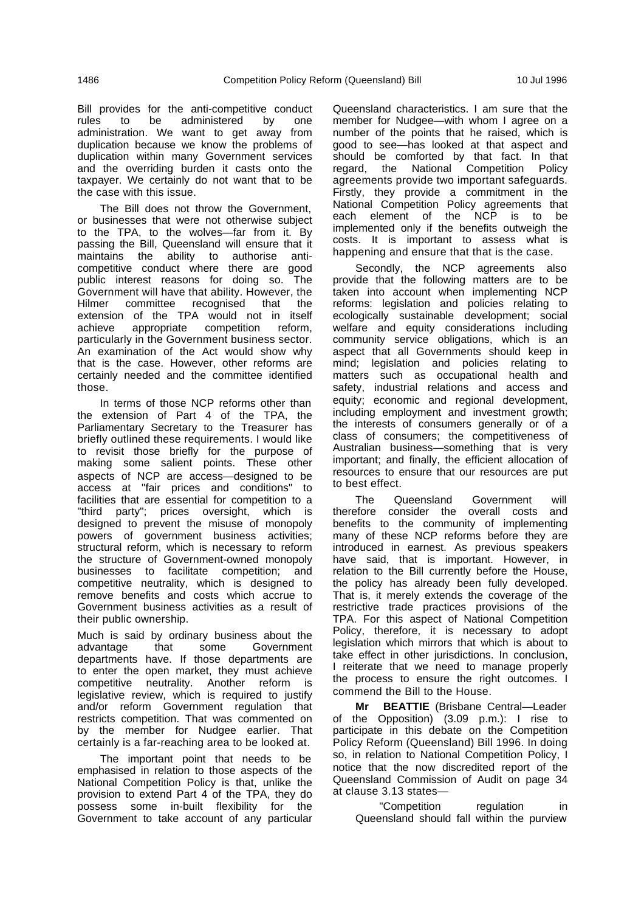Bill provides for the anti-competitive conduct rules to be administered by one administration. We want to get away from duplication because we know the problems of duplication within many Government services and the overriding burden it casts onto the taxpayer. We certainly do not want that to be the case with this issue.

The Bill does not throw the Government, or businesses that were not otherwise subject to the TPA, to the wolves—far from it. By passing the Bill, Queensland will ensure that it maintains the ability to authorise anti-competitive conduct where there are good public interest reasons for doing so. The Government will have that ability. However, the Hilmer committee recognised that the extension of the TPA would not in itself achieve appropriate competition reform, particularly in the Government business sector. An examination of the Act would show why that is the case. However, other reforms are certainly needed and the committee identified those.

In terms of those NCP reforms other than the extension of Part 4 of the TPA, the Parliamentary Secretary to the Treasurer has briefly outlined these requirements. I would like to revisit those briefly for the purpose of making some salient points. These other aspects of NCP are access—designed to be access at "fair prices and conditions" to facilities that are essential for competition to a "third party"; prices oversight, which is designed to prevent the misuse of monopoly powers of government business activities; structural reform, which is necessary to reform the structure of Government-owned monopoly businesses to facilitate competition; and competitive neutrality, which is designed to remove benefits and costs which accrue to Government business activities as a result of their public ownership.

Much is said by ordinary business about the advantage that some Government departments have. If those departments are to enter the open market, they must achieve competitive neutrality. Another reform is legislative review, which is required to justify and/or reform Government regulation that restricts competition. That was commented on by the member for Nudgee earlier. That certainly is a far-reaching area to be looked at.

The important point that needs to be emphasised in relation to those aspects of the National Competition Policy is that, unlike the provision to extend Part 4 of the TPA, they do possess some in-built flexibility for the Government to take account of any particular Queensland characteristics. I am sure that the member for Nudgee—with whom I agree on a number of the points that he raised, which is good to see—has looked at that aspect and should be comforted by that fact. In that regard, the National Competition Policy agreements provide two important safeguards. Firstly, they provide a commitment in the National Competition Policy agreements that each element of the NCP is to be implemented only if the benefits outweigh the costs. It is important to assess what is happening and ensure that that is the case.

Secondly, the NCP agreements also provide that the following matters are to be taken into account when implementing NCP reforms: legislation and policies relating to ecologically sustainable development; social welfare and equity considerations including community service obligations, which is an aspect that all Governments should keep in mind; legislation and policies relating to matters such as occupational health and safety, industrial relations and access and equity; economic and regional development, including employment and investment growth; the interests of consumers generally or of a class of consumers; the competitiveness of Australian business—something that is very important; and finally, the efficient allocation of resources to ensure that our resources are put to best effect.

The Queensland Government will therefore consider the overall costs and benefits to the community of implementing many of these NCP reforms before they are introduced in earnest. As previous speakers have said, that is important. However, in relation to the Bill currently before the House, the policy has already been fully developed. That is, it merely extends the coverage of the restrictive trade practices provisions of the TPA. For this aspect of National Competition Policy, therefore, it is necessary to adopt legislation which mirrors that which is about to take effect in other jurisdictions. In conclusion, I reiterate that we need to manage properly the process to ensure the right outcomes. I commend the Bill to the House.

**Mr BEATTIE** (Brisbane Central—Leader of the Opposition) (3.09 p.m.): I rise to participate in this debate on the Competition Policy Reform (Queensland) Bill 1996. In doing so, in relation to National Competition Policy, I notice that the now discredited report of the Queensland Commission of Audit on page 34 at clause 3.13 states—

> "Competition regulation in Queensland should fall within the purview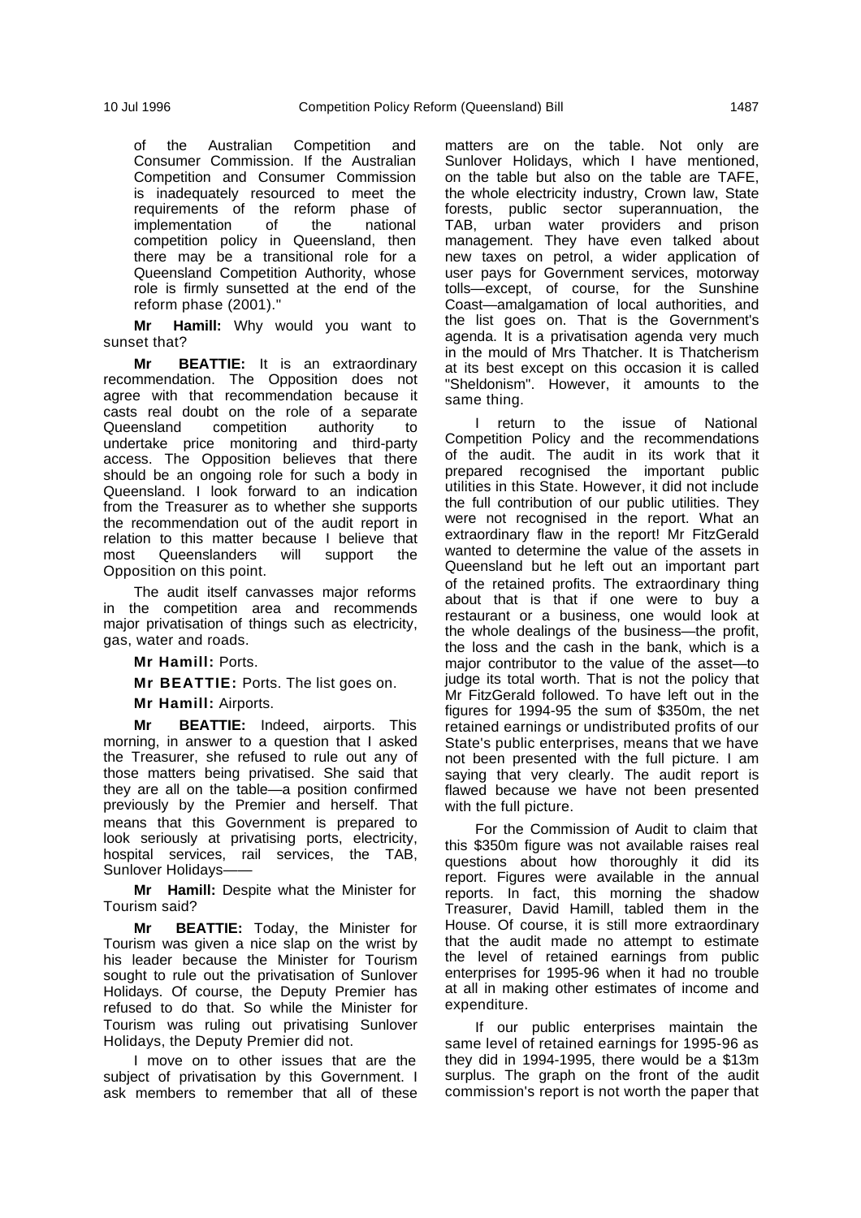of the Australian Competition and Consumer Commission. If the Australian Competition and Consumer Commission is inadequately resourced to meet the requirements of the reform phase of implementation of the national competition policy in Queensland, then there may be a transitional role for a Queensland Competition Authority, whose role is firmly sunsetted at the end of the reform phase (2001)."

**Mr Hamill:** Why would you want to sunset that?

**Mr BEATTIE:** It is an extraordinary recommendation. The Opposition does not agree with that recommendation because it casts real doubt on the role of a separate Queensland competition authority to undertake price monitoring and third-party access. The Opposition believes that there should be an ongoing role for such a body in Queensland. I look forward to an indication from the Treasurer as to whether she supports the recommendation out of the audit report in relation to this matter because I believe that most Queenslanders will support the Opposition on this point.

The audit itself canvasses major reforms in the competition area and recommends major privatisation of things such as electricity, gas, water and roads.

**Mr Hamill:** Ports.

**Mr BEATTIE:** Ports. The list goes on.

**Mr Hamill:** Airports.

**Mr BEATTIE:** Indeed, airports. This morning, in answer to a question that I asked the Treasurer, she refused to rule out any of those matters being privatised. She said that they are all on the table—a position confirmed previously by the Premier and herself. That means that this Government is prepared to look seriously at privatising ports, electricity, hospital services, rail services, the TAB, Sunlover Holidays——

**Mr Hamill:** Despite what the Minister for Tourism said?

**Mr BEATTIE:** Today, the Minister for Tourism was given a nice slap on the wrist by his leader because the Minister for Tourism sought to rule out the privatisation of Sunlover Holidays. Of course, the Deputy Premier has refused to do that. So while the Minister for Tourism was ruling out privatising Sunlover Holidays, the Deputy Premier did not.

I move on to other issues that are the subject of privatisation by this Government. I ask members to remember that all of these matters are on the table. Not only are Sunlover Holidays, which I have mentioned, on the table but also on the table are TAFE, the whole electricity industry, Crown law, State forests, public sector superannuation, the TAB, urban water providers and prison management. They have even talked about new taxes on petrol, a wider application of user pays for Government services, motorway tolls—except, of course, for the Sunshine Coast—amalgamation of local authorities, and the list goes on. That is the Government's agenda. It is a privatisation agenda very much in the mould of Mrs Thatcher. It is Thatcherism at its best except on this occasion it is called "Sheldonism". However, it amounts to the same thing.

I return to the issue of National Competition Policy and the recommendations of the audit. The audit in its work that it prepared recognised the important public utilities in this State. However, it did not include the full contribution of our public utilities. They were not recognised in the report. What an extraordinary flaw in the report! Mr FitzGerald wanted to determine the value of the assets in Queensland but he left out an important part of the retained profits. The extraordinary thing about that is that if one were to buy a restaurant or a business, one would look at the whole dealings of the business—the profit, the loss and the cash in the bank, which is a major contributor to the value of the asset—to judge its total worth. That is not the policy that Mr FitzGerald followed. To have left out in the figures for 1994-95 the sum of \$350m, the net retained earnings or undistributed profits of our State's public enterprises, means that we have not been presented with the full picture. I am saying that very clearly. The audit report is flawed because we have not been presented with the full picture.

For the Commission of Audit to claim that this \$350m figure was not available raises real questions about how thoroughly it did its report. Figures were available in the annual reports. In fact, this morning the shadow Treasurer, David Hamill, tabled them in the House. Of course, it is still more extraordinary that the audit made no attempt to estimate the level of retained earnings from public enterprises for 1995-96 when it had no trouble at all in making other estimates of income and expenditure.

If our public enterprises maintain the same level of retained earnings for 1995-96 as they did in 1994-1995, there would be a \$13m surplus. The graph on the front of the audit commission's report is not worth the paper that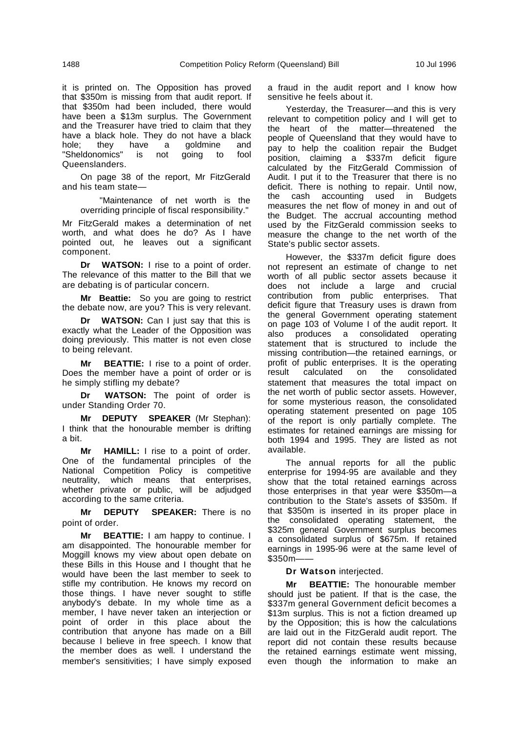it is printed on. The Opposition has proved that $350m is missing from that audit report. If that $350m had been included, there would have been a $13m surplus. The Government and the Treasurer have tried to claim that they have a black hole. They do not have a black hole; they have a goldmine and "Sheldonomics" is not going to fool Queenslanders.

On page 38 of the report, Mr FitzGerald and his team state—

> "Maintenance of net worth is the overriding principle of fiscal responsibility."

Mr FitzGerald makes a determination of net worth, and what does he do? As I have pointed out, he leaves out a significant component.

**Dr WATSON:** I rise to a point of order. The relevance of this matter to the Bill that we are debating is of particular concern.

**Mr Beattie:** So you are going to restrict the debate now, are you? This is very relevant.

**Dr WATSON:** Can I just say that this is exactly what the Leader of the Opposition was doing previously. This matter is not even close to being relevant.

**Mr BEATTIE:** I rise to a point of order. Does the member have a point of order or is he simply stifling my debate?

**Dr WATSON:** The point of order is under Standing Order 70.

**Mr DEPUTY SPEAKER** (Mr Stephan): I think that the honourable member is drifting a bit.

**Mr HAMILL:** I rise to a point of order. One of the fundamental principles of the National Competition Policy is competitive neutrality, which means that enterprises, whether private or public, will be adjudged according to the same criteria.

**Mr DEPUTY SPEAKER:** There is no point of order.

**Mr BEATTIE:** I am happy to continue. I am disappointed. The honourable member for Moggill knows my view about open debate on these Bills in this House and I thought that he would have been the last member to seek to stifle my contribution. He knows my record on those things. I have never sought to stifle anybody's debate. In my whole time as a member, I have never taken an interjection or point of order in this place about the contribution that anyone has made on a Bill because I believe in free speech. I know that the member does as well. I understand the member's sensitivities; I have simply exposed a fraud in the audit report and I know how sensitive he feels about it.

Yesterday, the Treasurer—and this is very relevant to competition policy and I will get to the heart of the matter—threatened the people of Queensland that they would have to pay to help the coalition repair the Budget position, claiming a $337m deficit figure calculated by the FitzGerald Commission of Audit. I put it to the Treasurer that there is no deficit. There is nothing to repair. Until now, the cash accounting used in Budgets measures the net flow of money in and out of the Budget. The accrual accounting method used by the FitzGerald commission seeks to measure the change to the net worth of the State's public sector assets.

However, the $337m deficit figure does not represent an estimate of change to net worth of all public sector assets because it does not include a large and crucial contribution from public enterprises. That deficit figure that Treasury uses is drawn from the general Government operating statement on page 103 of Volume I of the audit report. It also produces a consolidated operating statement that is structured to include the missing contribution—the retained earnings, or profit of public enterprises. It is the operating result calculated on the consolidated statement that measures the total impact on the net worth of public sector assets. However, for some mysterious reason, the consolidated operating statement presented on page 105 of the report is only partially complete. The estimates for retained earnings are missing for both 1994 and 1995. They are listed as not available.

The annual reports for all the public enterprise for 1994-95 are available and they show that the total retained earnings across those enterprises in that year were $350m—a contribution to the State's assets of $350m. If that $350m is inserted in its proper place in the consolidated operating statement, the $325m general Government surplus becomes a consolidated surplus of $675m. If retained earnings in 1995-96 were at the same level of $350m——

**Dr Watson** interjected.

**Mr BEATTIE:** The honourable member should just be patient. If that is the case, the $337m general Government deficit becomes a $13m surplus. This is not a fiction dreamed up by the Opposition; this is how the calculations are laid out in the FitzGerald audit report. The report did not contain these results because the retained earnings estimate went missing, even though the information to make an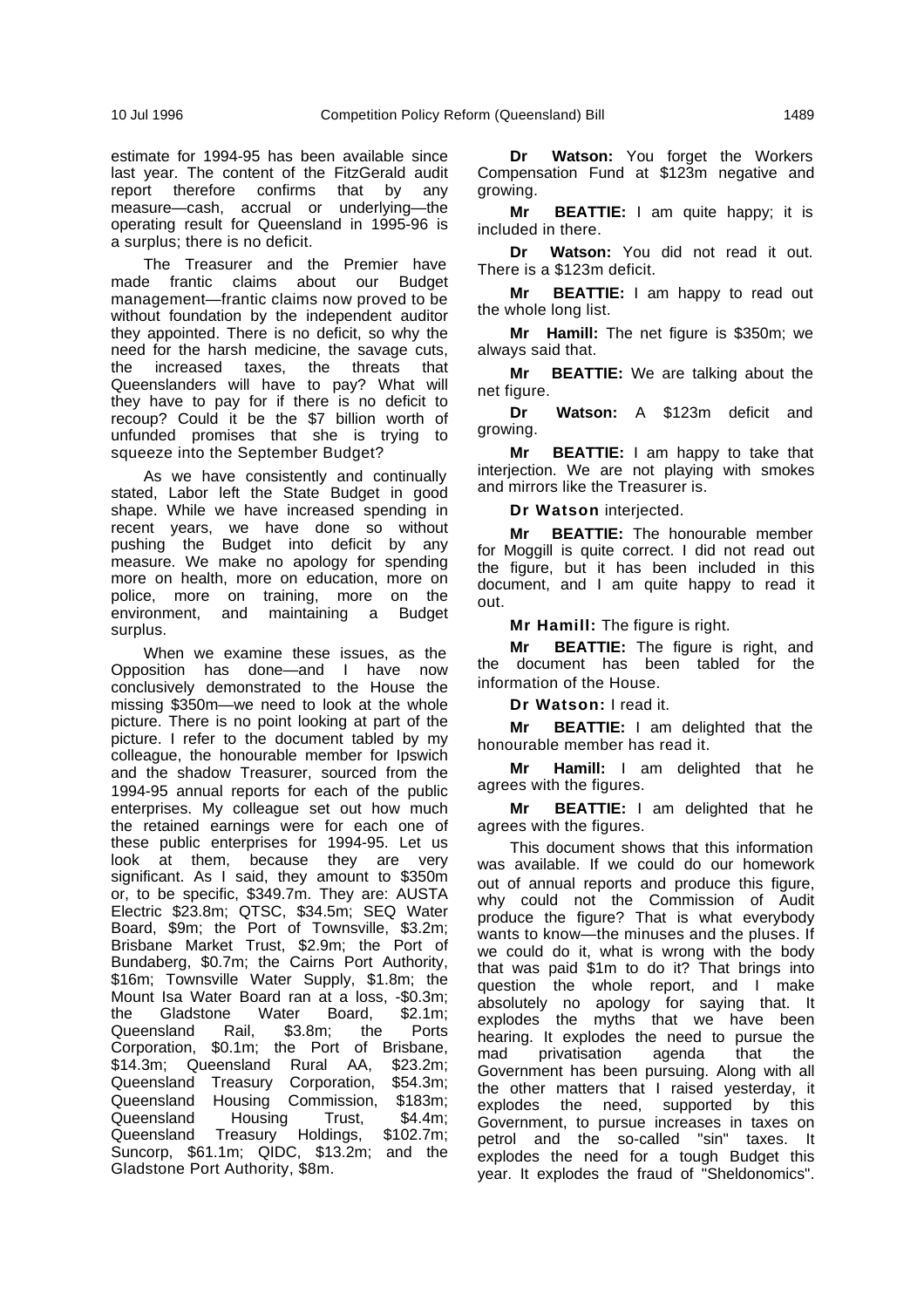estimate for 1994-95 has been available since last year. The content of the FitzGerald audit report therefore confirms that by any measure—cash, accrual or underlying—the operating result for Queensland in 1995-96 is a surplus; there is no deficit.

The Treasurer and the Premier have made frantic claims about our Budget management—frantic claims now proved to be without foundation by the independent auditor they appointed. There is no deficit, so why the need for the harsh medicine, the savage cuts, the increased taxes, the threats that Queenslanders will have to pay? What will they have to pay for if there is no deficit to recoup? Could it be the $7 billion worth of unfunded promises that she is trying to squeeze into the September Budget?

As we have consistently and continually stated, Labor left the State Budget in good shape. While we have increased spending in recent years, we have done so without pushing the Budget into deficit by any measure. We make no apology for spending more on health, more on education, more on police, more on training, more on the environment, and maintaining a Budget surplus.

When we examine these issues, as the Opposition has done—and I have now conclusively demonstrated to the House the missing $350m—we need to look at the whole picture. There is no point looking at part of the picture. I refer to the document tabled by my colleague, the honourable member for Ipswich and the shadow Treasurer, sourced from the 1994-95 annual reports for each of the public enterprises. My colleague set out how much the retained earnings were for each one of these public enterprises for 1994-95. Let us look at them, because they are very significant. As I said, they amount to $350m or, to be specific, $349.7m. They are: AUSTA Electric $23.8m; QTSC, $34.5m; SEQ Water Board, $9m; the Port of Townsville, $3.2m; Brisbane Market Trust, $2.9m; the Port of Bundaberg, $0.7m; the Cairns Port Authority, $16m; Townsville Water Supply, $1.8m; the Mount Isa Water Board ran at a loss, -$0.3m; the Gladstone Water Board, $2.1m; Queensland Rail, $3.8m; the Ports Corporation, $0.1m; the Port of Brisbane, $14.3m; Queensland Rural AA, $23.2m; Queensland Treasury Corporation, $54.3m; Queensland Housing Commission, $183m; Queensland Housing Trust, $4.4m; Queensland Treasury Holdings, $102.7m; Suncorp, $61.1m; QIDC, $13.2m; and the Gladstone Port Authority, $8m.

**Dr Watson:** You forget the Workers Compensation Fund at $123m negative and growing.

**Mr BEATTIE:** I am quite happy; it is included in there.

**Dr Watson:** You did not read it out. There is a $123m deficit.

**Mr BEATTIE:** I am happy to read out the whole long list.

**Mr Hamill:** The net figure is $350m; we always said that.

**Mr BEATTIE:** We are talking about the net figure.

**Dr Watson:** A $123m deficit and growing.

**Mr BEATTIE:** I am happy to take that interjection. We are not playing with smokes and mirrors like the Treasurer is.

**Dr Watson** interjected.

**Mr BEATTIE:** The honourable member for Moggill is quite correct. I did not read out the figure, but it has been included in this document, and I am quite happy to read it out.

**Mr Hamill:** The figure is right.

**Mr BEATTIE:** The figure is right, and the document has been tabled for the information of the House.

**Dr Watson:** I read it.

**Mr BEATTIE:** I am delighted that the honourable member has read it.

**Mr Hamill:** I am delighted that he agrees with the figures.

**Mr BEATTIE:** I am delighted that he agrees with the figures.

This document shows that this information was available. If we could do our homework out of annual reports and produce this figure, why could not the Commission of Audit produce the figure? That is what everybody wants to know—the minuses and the pluses. If we could do it, what is wrong with the body that was paid $1m to do it? That brings into question the whole report, and I make absolutely no apology for saying that. It explodes the myths that we have been hearing. It explodes the need to pursue the mad privatisation agenda that the Government has been pursuing. Along with all the other matters that I raised yesterday, it explodes the need, supported by this Government, to pursue increases in taxes on petrol and the so-called "sin" taxes. It explodes the need for a tough Budget this year. It explodes the fraud of "Sheldonomics".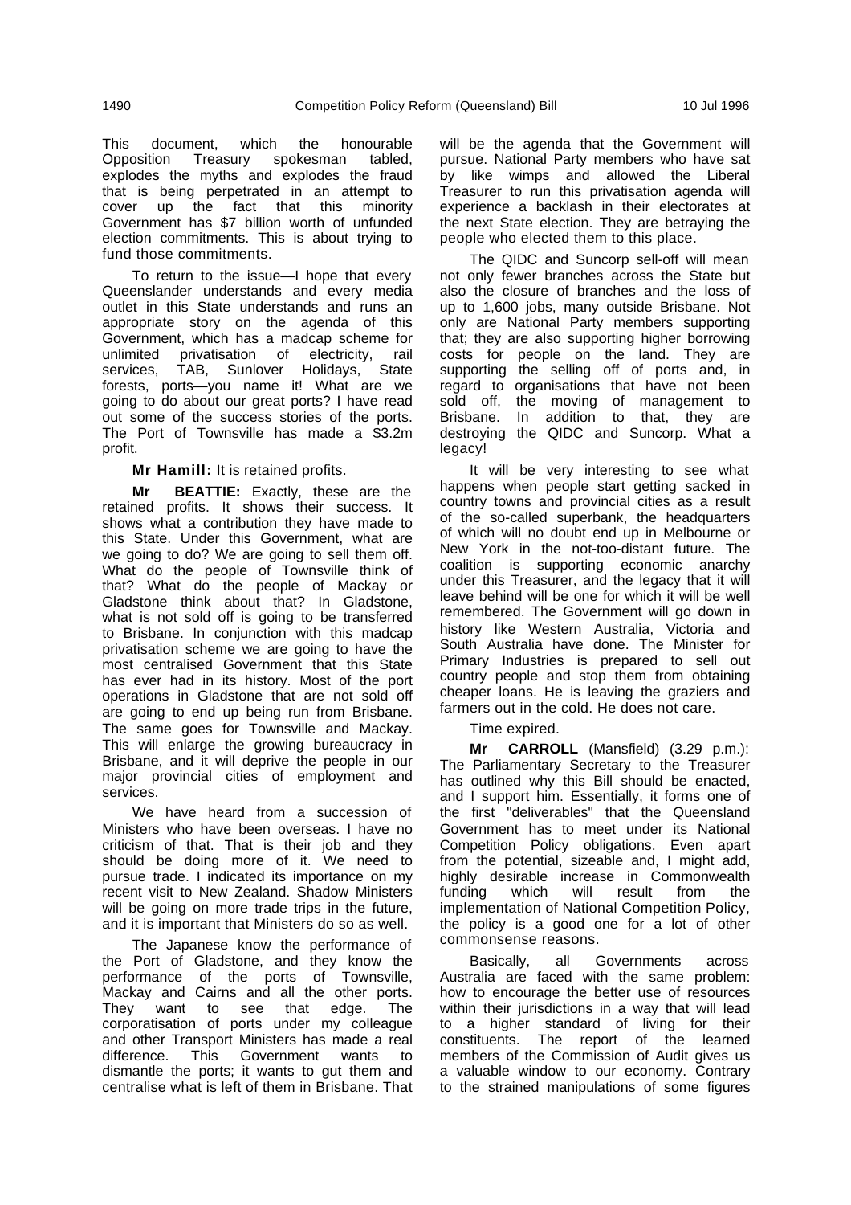This document, which the honourable Opposition Treasury spokesman tabled, explodes the myths and explodes the fraud that is being perpetrated in an attempt to cover up the fact that this minority Government has $7 billion worth of unfunded election commitments. This is about trying to fund those commitments.

To return to the issue—I hope that every Queenslander understands and every media outlet in this State understands and runs an appropriate story on the agenda of this Government, which has a madcap scheme for unlimited privatisation of electricity, rail services, TAB, Sunlover Holidays, State forests, ports—you name it! What are we going to do about our great ports? I have read out some of the success stories of the ports. The Port of Townsville has made a $3.2m profit.

**Mr Hamill:** It is retained profits.

**Mr BEATTIE:** Exactly, these are the retained profits. It shows their success. It shows what a contribution they have made to this State. Under this Government, what are we going to do? We are going to sell them off. What do the people of Townsville think of that? What do the people of Mackay or Gladstone think about that? In Gladstone, what is not sold off is going to be transferred to Brisbane. In conjunction with this madcap privatisation scheme we are going to have the most centralised Government that this State has ever had in its history. Most of the port operations in Gladstone that are not sold off are going to end up being run from Brisbane. The same goes for Townsville and Mackay. This will enlarge the growing bureaucracy in Brisbane, and it will deprive the people in our major provincial cities of employment and services.

We have heard from a succession of Ministers who have been overseas. I have no criticism of that. That is their job and they should be doing more of it. We need to pursue trade. I indicated its importance on my recent visit to New Zealand. Shadow Ministers will be going on more trade trips in the future, and it is important that Ministers do so as well.

The Japanese know the performance of the Port of Gladstone, and they know the performance of the ports of Townsville, Mackay and Cairns and all the other ports. They want to see that edge. The corporatisation of ports under my colleague and other Transport Ministers has made a real difference. This Government wants to dismantle the ports; it wants to gut them and centralise what is left of them in Brisbane. That will be the agenda that the Government will pursue. National Party members who have sat by like wimps and allowed the Liberal Treasurer to run this privatisation agenda will experience a backlash in their electorates at the next State election. They are betraying the people who elected them to this place.

The QIDC and Suncorp sell-off will mean not only fewer branches across the State but also the closure of branches and the loss of up to 1,600 jobs, many outside Brisbane. Not only are National Party members supporting that; they are also supporting higher borrowing costs for people on the land. They are supporting the selling off of ports and, in regard to organisations that have not been sold off, the moving of management to Brisbane. In addition to that, they are destroying the QIDC and Suncorp. What a legacy!

It will be very interesting to see what happens when people start getting sacked in country towns and provincial cities as a result of the so-called superbank, the headquarters of which will no doubt end up in Melbourne or New York in the not-too-distant future. The coalition is supporting economic anarchy under this Treasurer, and the legacy that it will leave behind will be one for which it will be well remembered. The Government will go down in history like Western Australia, Victoria and South Australia have done. The Minister for Primary Industries is prepared to sell out country people and stop them from obtaining cheaper loans. He is leaving the graziers and farmers out in the cold. He does not care.

Time expired.

**Mr CARROLL** (Mansfield) (3.29 p.m.): The Parliamentary Secretary to the Treasurer has outlined why this Bill should be enacted, and I support him. Essentially, it forms one of the first "deliverables" that the Queensland Government has to meet under its National Competition Policy obligations. Even apart from the potential, sizeable and, I might add, highly desirable increase in Commonwealth funding which will result from the implementation of National Competition Policy, the policy is a good one for a lot of other commonsense reasons.

Basically, all Governments across Australia are faced with the same problem: how to encourage the better use of resources within their jurisdictions in a way that will lead to a higher standard of living for their constituents. The report of the learned members of the Commission of Audit gives us a valuable window to our economy. Contrary to the strained manipulations of some figures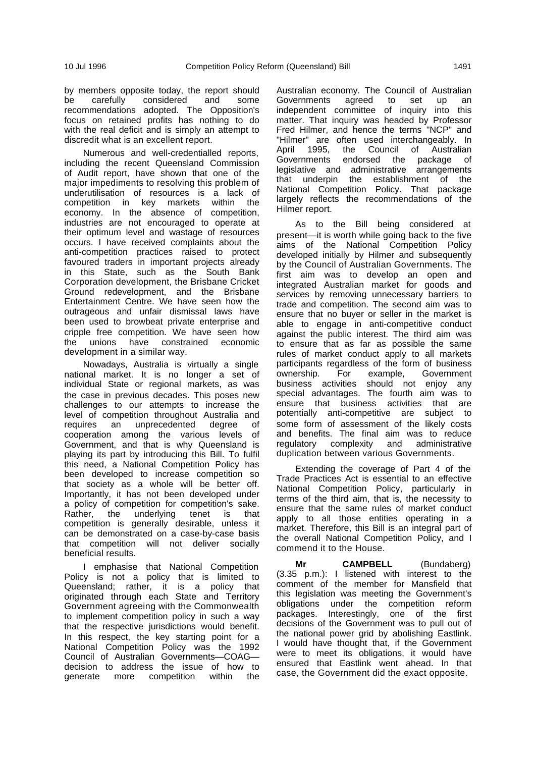by members opposite today, the report should be carefully considered and some recommendations adopted. The Opposition's focus on retained profits has nothing to do with the real deficit and is simply an attempt to discredit what is an excellent report.

Numerous and well-credentialled reports, including the recent Queensland Commission of Audit report, have shown that one of the major impediments to resolving this problem of underutilisation of resources is a lack of competition in key markets within the economy. In the absence of competition, industries are not encouraged to operate at their optimum level and wastage of resources occurs. I have received complaints about the anti-competition practices raised to protect favoured traders in important projects already in this State, such as the South Bank Corporation development, the Brisbane Cricket Ground redevelopment, and the Brisbane Entertainment Centre. We have seen how the outrageous and unfair dismissal laws have been used to browbeat private enterprise and cripple free competition. We have seen how the unions have constrained economic development in a similar way.

Nowadays, Australia is virtually a single national market. It is no longer a set of individual State or regional markets, as was the case in previous decades. This poses new challenges to our attempts to increase the level of competition throughout Australia and requires an unprecedented degree of cooperation among the various levels of Government, and that is why Queensland is playing its part by introducing this Bill. To fulfil this need, a National Competition Policy has been developed to increase competition so that society as a whole will be better off. Importantly, it has not been developed under a policy of competition for competition's sake. Rather, the underlying tenet is that competition is generally desirable, unless it can be demonstrated on a case-by-case basis that competition will not deliver socially beneficial results.

I emphasise that National Competition Policy is not a policy that is limited to Queensland; rather, it is a policy that originated through each State and Territory Government agreeing with the Commonwealth to implement competition policy in such a way that the respective jurisdictions would benefit. In this respect, the key starting point for a National Competition Policy was the 1992 Council of Australian Governments—COAG—decision to address the issue of how to generate more competition within the Australian economy. The Council of Australian Governments agreed to set up an independent committee of inquiry into this matter. That inquiry was headed by Professor Fred Hilmer, and hence the terms "NCP" and "Hilmer" are often used interchangeably. In April 1995, the Council of Australian Governments endorsed the package of legislative and administrative arrangements that underpin the establishment of the National Competition Policy. That package largely reflects the recommendations of the Hilmer report.

As to the Bill being considered at present—it is worth while going back to the five aims of the National Competition Policy developed initially by Hilmer and subsequently by the Council of Australian Governments. The first aim was to develop an open and integrated Australian market for goods and services by removing unnecessary barriers to trade and competition. The second aim was to ensure that no buyer or seller in the market is able to engage in anti-competitive conduct against the public interest. The third aim was to ensure that as far as possible the same rules of market conduct apply to all markets participants regardless of the form of business ownership. For example, Government business activities should not enjoy any special advantages. The fourth aim was to ensure that business activities that are potentially anti-competitive are subject to some form of assessment of the likely costs and benefits. The final aim was to reduce regulatory complexity and administrative duplication between various Governments.

Extending the coverage of Part 4 of the Trade Practices Act is essential to an effective National Competition Policy, particularly in terms of the third aim, that is, the necessity to ensure that the same rules of market conduct apply to all those entities operating in a market. Therefore, this Bill is an integral part of the overall National Competition Policy, and I commend it to the House.

**Mr CAMPBELL** (Bundaberg) (3.35 p.m.): I listened with interest to the comment of the member for Mansfield that this legislation was meeting the Government's obligations under the competition reform packages. Interestingly, one of the first decisions of the Government was to pull out of the national power grid by abolishing Eastlink. I would have thought that, if the Government were to meet its obligations, it would have ensured that Eastlink went ahead. In that case, the Government did the exact opposite.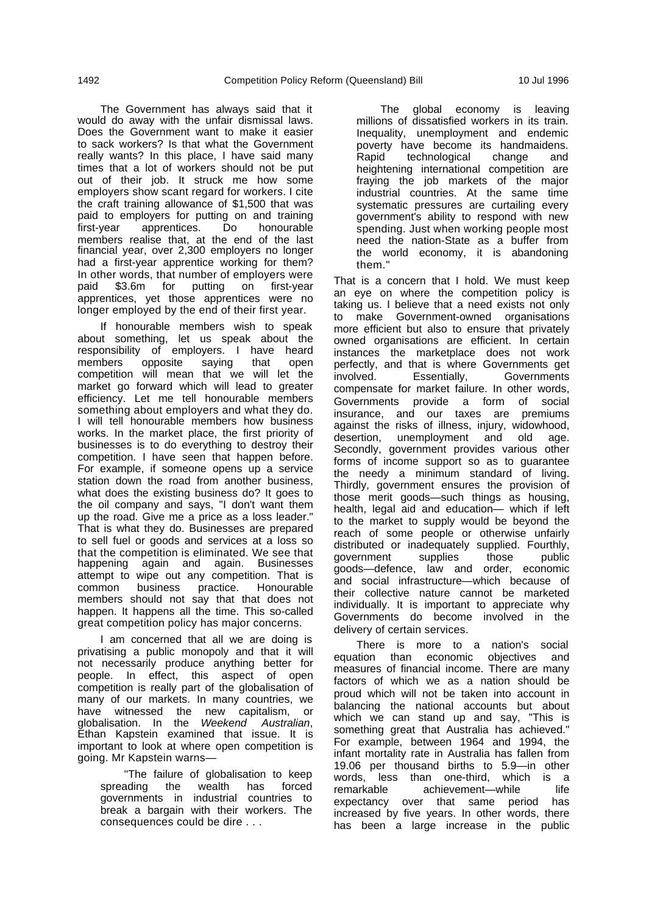The Government has always said that it would do away with the unfair dismissal laws. Does the Government want to make it easier to sack workers? Is that what the Government really wants? In this place, I have said many times that a lot of workers should not be put out of their job. It struck me how some employers show scant regard for workers. I cite the craft training allowance of $1,500 that was paid to employers for putting on and training first-year apprentices. Do honourable members realise that, at the end of the last financial year, over 2,300 employers no longer had a first-year apprentice working for them? In other words, that number of employers were paid $3.6m for putting on first-year apprentices, yet those apprentices were no longer employed by the end of their first year.

If honourable members wish to speak about something, let us speak about the responsibility of employers. I have heard members opposite saying that open competition will mean that we will let the market go forward which will lead to greater efficiency. Let me tell honourable members something about employers and what they do. I will tell honourable members how business works. In the market place, the first priority of businesses is to do everything to destroy their competition. I have seen that happen before. For example, if someone opens up a service station down the road from another business, what does the existing business do? It goes to the oil company and says, "I don't want them up the road. Give me a price as a loss leader." That is what they do. Businesses are prepared to sell fuel or goods and services at a loss so that the competition is eliminated. We see that happening again and again. Businesses attempt to wipe out any competition. That is common business practice. Honourable members should not say that that does not happen. It happens all the time. This so-called great competition policy has major concerns.

I am concerned that all we are doing is privatising a public monopoly and that it will not necessarily produce anything better for people. In effect, this aspect of open competition is really part of the globalisation of many of our markets. In many countries, we have witnessed the new capitalism, or globalisation. In the *Weekend Australian*, Ethan Kapstein examined that issue. It is important to look at where open competition is going. Mr Kapstein warns—

> "The failure of globalisation to keep spreading the wealth has forced governments in industrial countries to break a bargain with their workers. The consequences could be dire . . .
>
> The global economy is leaving millions of dissatisfied workers in its train. Inequality, unemployment and endemic poverty have become its handmaidens. Rapid technological change and heightening international competition are fraying the job markets of the major industrial countries. At the same time systematic pressures are curtailing every government's ability to respond with new spending. Just when working people most need the nation-State as a buffer from the world economy, it is abandoning them."

That is a concern that I hold. We must keep an eye on where the competition policy is taking us. I believe that a need exists not only to make Government-owned organisations more efficient but also to ensure that privately owned organisations are efficient. In certain instances the marketplace does not work perfectly, and that is where Governments get involved. Essentially, Governments compensate for market failure. In other words, Governments provide a form of social insurance, and our taxes are premiums against the risks of illness, injury, widowhood, desertion, unemployment and old age. Secondly, government provides various other forms of income support so as to guarantee the needy a minimum standard of living. Thirdly, government ensures the provision of those merit goods—such things as housing, health, legal aid and education— which if left to the market to supply would be beyond the reach of some people or otherwise unfairly distributed or inadequately supplied. Fourthly, government supplies those public goods—defence, law and order, economic and social infrastructure—which because of their collective nature cannot be marketed individually. It is important to appreciate why Governments do become involved in the delivery of certain services.

There is more to a nation's social equation than economic objectives and measures of financial income. There are many factors of which we as a nation should be proud which will not be taken into account in balancing the national accounts but about which we can stand up and say, "This is something great that Australia has achieved." For example, between 1964 and 1994, the infant mortality rate in Australia has fallen from 19.06 per thousand births to 5.9—in other words, less than one-third, which is a remarkable achievement—while life expectancy over that same period has increased by five years. In other words, there has been a large increase in the public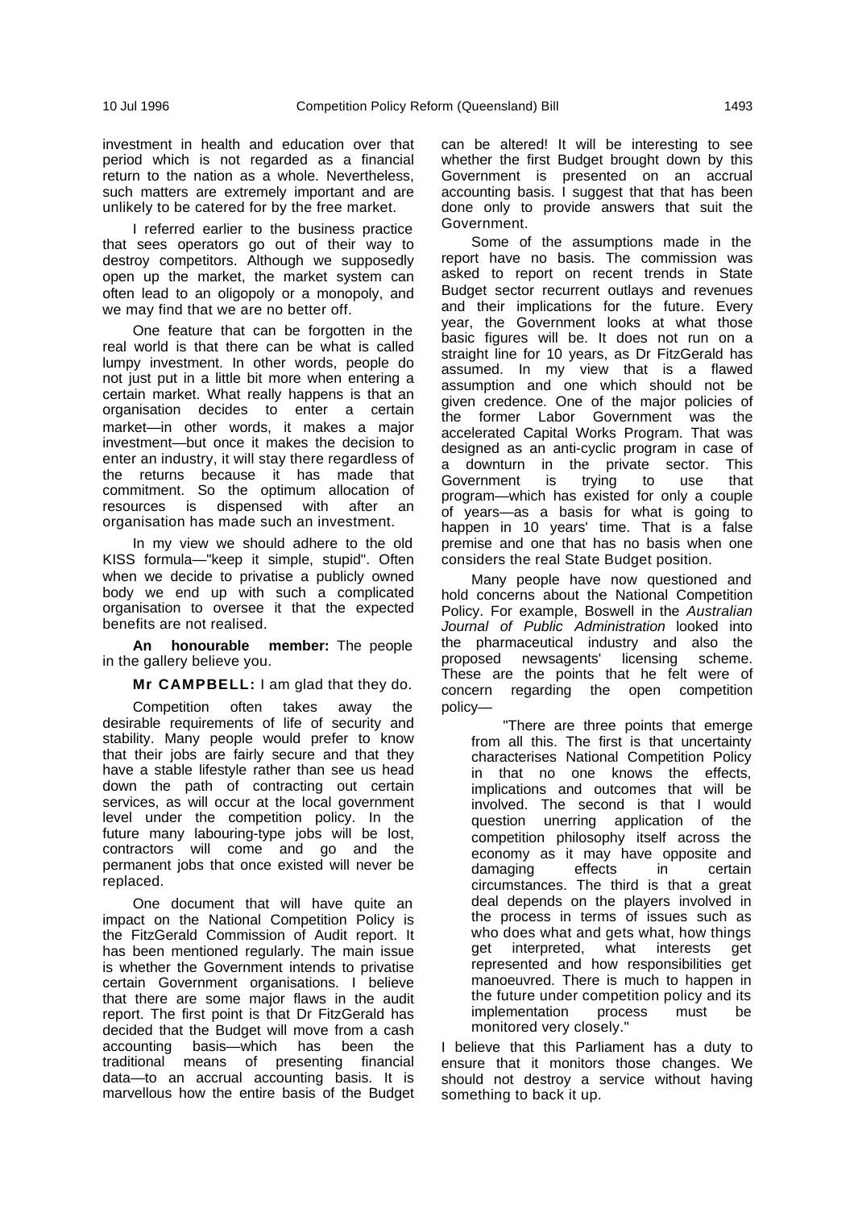investment in health and education over that period which is not regarded as a financial return to the nation as a whole. Nevertheless, such matters are extremely important and are unlikely to be catered for by the free market.

I referred earlier to the business practice that sees operators go out of their way to destroy competitors. Although we supposedly open up the market, the market system can often lead to an oligopoly or a monopoly, and we may find that we are no better off.

One feature that can be forgotten in the real world is that there can be what is called lumpy investment. In other words, people do not just put in a little bit more when entering a certain market. What really happens is that an organisation decides to enter a certain market—in other words, it makes a major investment—but once it makes the decision to enter an industry, it will stay there regardless of the returns because it has made that commitment. So the optimum allocation of resources is dispensed with after an organisation has made such an investment.

In my view we should adhere to the old KISS formula—"keep it simple, stupid". Often when we decide to privatise a publicly owned body we end up with such a complicated organisation to oversee it that the expected benefits are not realised.

**An honourable member:** The people in the gallery believe you.

**Mr CAMPBELL:** I am glad that they do.

Competition often takes away the desirable requirements of life of security and stability. Many people would prefer to know that their jobs are fairly secure and that they have a stable lifestyle rather than see us head down the path of contracting out certain services, as will occur at the local government level under the competition policy. In the future many labouring-type jobs will be lost, contractors will come and go and the permanent jobs that once existed will never be replaced.

One document that will have quite an impact on the National Competition Policy is the FitzGerald Commission of Audit report. It has been mentioned regularly. The main issue is whether the Government intends to privatise certain Government organisations. I believe that there are some major flaws in the audit report. The first point is that Dr FitzGerald has decided that the Budget will move from a cash accounting basis—which has been the traditional means of presenting financial data—to an accrual accounting basis. It is marvellous how the entire basis of the Budget can be altered! It will be interesting to see whether the first Budget brought down by this Government is presented on an accrual accounting basis. I suggest that that has been done only to provide answers that suit the Government.

Some of the assumptions made in the report have no basis. The commission was asked to report on recent trends in State Budget sector recurrent outlays and revenues and their implications for the future. Every year, the Government looks at what those basic figures will be. It does not run on a straight line for 10 years, as Dr FitzGerald has assumed. In my view that is a flawed assumption and one which should not be given credence. One of the major policies of the former Labor Government was the accelerated Capital Works Program. That was designed as an anti-cyclic program in case of a downturn in the private sector. This Government is trying to use that program—which has existed for only a couple of years—as a basis for what is going to happen in 10 years' time. That is a false premise and one that has no basis when one considers the real State Budget position.

Many people have now questioned and hold concerns about the National Competition Policy. For example, Boswell in the *Australian Journal of Public Administration* looked into the pharmaceutical industry and also the proposed newsagents' licensing scheme. These are the points that he felt were of concern regarding the open competition policy—

> "There are three points that emerge from all this. The first is that uncertainty characterises National Competition Policy in that no one knows the effects, implications and outcomes that will be involved. The second is that I would question unerring application of the competition philosophy itself across the economy as it may have opposite and damaging effects in certain circumstances. The third is that a great deal depends on the players involved in the process in terms of issues such as who does what and gets what, how things get interpreted, what interests get represented and how responsibilities get manoeuvred. There is much to happen in the future under competition policy and its implementation process must be monitored very closely."

I believe that this Parliament has a duty to ensure that it monitors those changes. We should not destroy a service without having something to back it up.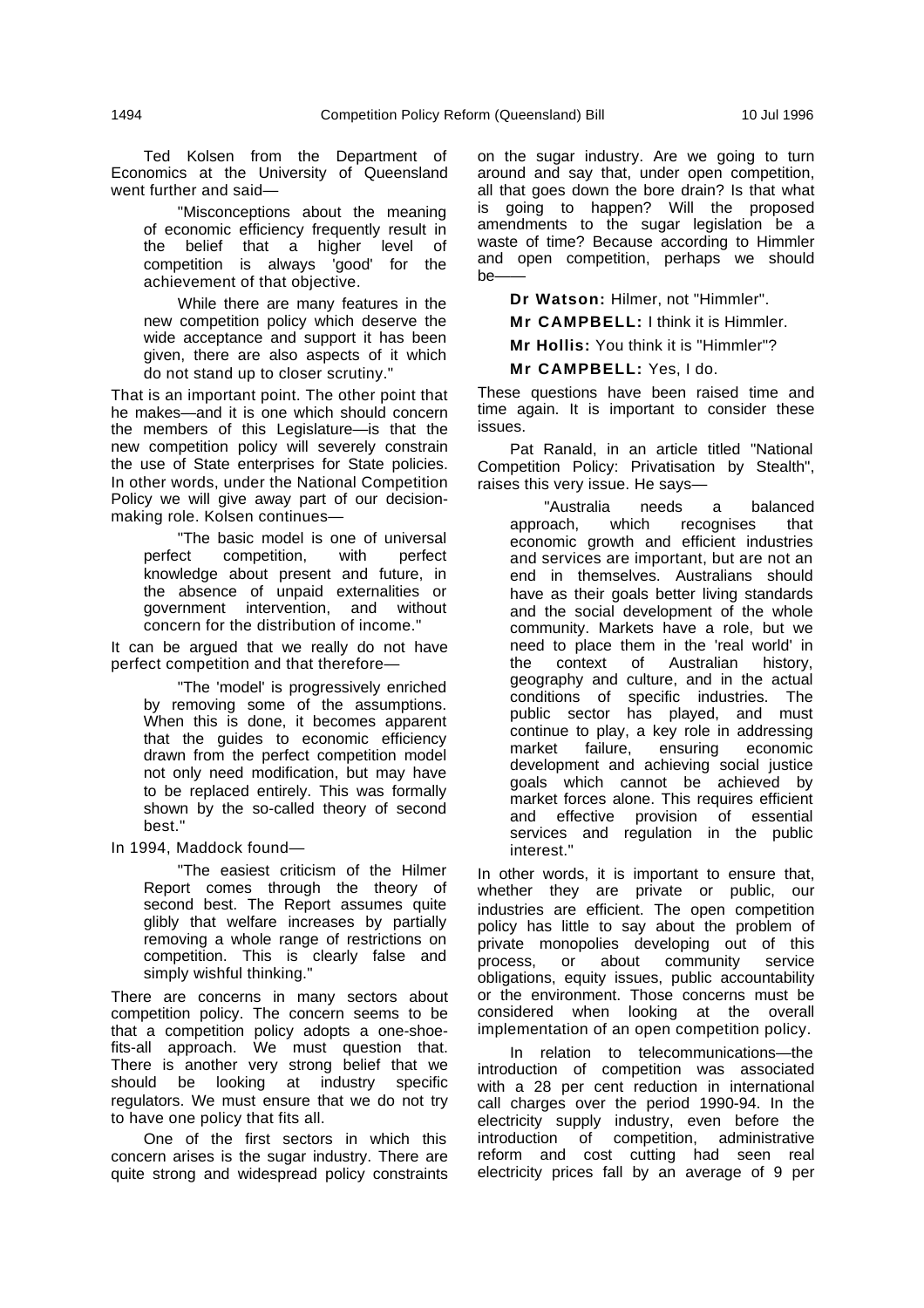Ted Kolsen from the Department of Economics at the University of Queensland went further and said—

> "Misconceptions about the meaning of economic efficiency frequently result in the belief that a higher level of competition is always 'good' for the achievement of that objective.
>
> While there are many features in the new competition policy which deserve the wide acceptance and support it has been given, there are also aspects of it which do not stand up to closer scrutiny."

That is an important point. The other point that he makes—and it is one which should concern the members of this Legislature—is that the new competition policy will severely constrain the use of State enterprises for State policies. In other words, under the National Competition Policy we will give away part of our decision-making role. Kolsen continues—

> "The basic model is one of universal perfect competition, with perfect knowledge about present and future, in the absence of unpaid externalities or government intervention, and without concern for the distribution of income."

It can be argued that we really do not have perfect competition and that therefore—

> "The 'model' is progressively enriched by removing some of the assumptions. When this is done, it becomes apparent that the guides to economic efficiency drawn from the perfect competition model not only need modification, but may have to be replaced entirely. This was formally shown by the so-called theory of second best."

In 1994, Maddock found—

> "The easiest criticism of the Hilmer Report comes through the theory of second best. The Report assumes quite glibly that welfare increases by partially removing a whole range of restrictions on competition. This is clearly false and simply wishful thinking."

There are concerns in many sectors about competition policy. The concern seems to be that a competition policy adopts a one-shoe-fits-all approach. We must question that. There is another very strong belief that we should be looking at industry specific regulators. We must ensure that we do not try to have one policy that fits all.

One of the first sectors in which this concern arises is the sugar industry. There are quite strong and widespread policy constraints on the sugar industry. Are we going to turn around and say that, under open competition, all that goes down the bore drain? Is that what is going to happen? Will the proposed amendments to the sugar legislation be a waste of time? Because according to Himmler and open competition, perhaps we should be——

**Dr Watson:** Hilmer, not "Himmler".

**Mr CAMPBELL:** I think it is Himmler.

**Mr Hollis:** You think it is "Himmler"?

**Mr CAMPBELL:** Yes, I do.

These questions have been raised time and time again. It is important to consider these issues.

Pat Ranald, in an article titled "National Competition Policy: Privatisation by Stealth", raises this very issue. He says—

> "Australia needs a balanced approach, which recognises that economic growth and efficient industries and services are important, but are not an end in themselves. Australians should have as their goals better living standards and the social development of the whole community. Markets have a role, but we need to place them in the 'real world' in the context of Australian history, geography and culture, and in the actual conditions of specific industries. The public sector has played, and must continue to play, a key role in addressing market failure, ensuring economic development and achieving social justice goals which cannot be achieved by market forces alone. This requires efficient and effective provision of essential services and regulation in the public interest."

In other words, it is important to ensure that, whether they are private or public, our industries are efficient. The open competition policy has little to say about the problem of private monopolies developing out of this process, or about community service obligations, equity issues, public accountability or the environment. Those concerns must be considered when looking at the overall implementation of an open competition policy.

In relation to telecommunications—the introduction of competition was associated with a 28 per cent reduction in international call charges over the period 1990-94. In the electricity supply industry, even before the introduction of competition, administrative reform and cost cutting had seen real electricity prices fall by an average of 9 per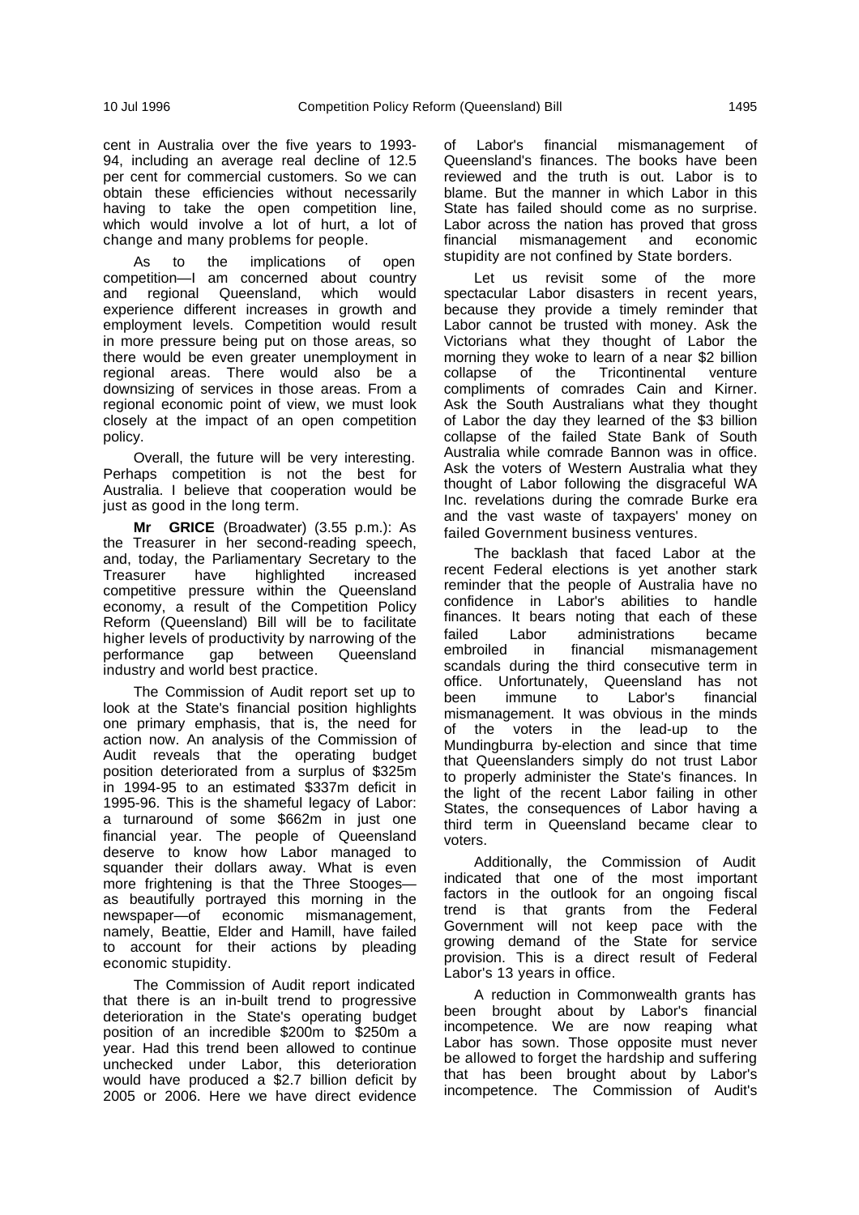cent in Australia over the five years to 1993-94, including an average real decline of 12.5 per cent for commercial customers. So we can obtain these efficiencies without necessarily having to take the open competition line, which would involve a lot of hurt, a lot of change and many problems for people.

As to the implications of open competition—I am concerned about country and regional Queensland, which would experience different increases in growth and employment levels. Competition would result in more pressure being put on those areas, so there would be even greater unemployment in regional areas. There would also be a downsizing of services in those areas. From a regional economic point of view, we must look closely at the impact of an open competition policy.

Overall, the future will be very interesting. Perhaps competition is not the best for Australia. I believe that cooperation would be just as good in the long term.

**Mr GRICE** (Broadwater) (3.55 p.m.): As the Treasurer in her second-reading speech, and, today, the Parliamentary Secretary to the Treasurer have highlighted increased competitive pressure within the Queensland economy, a result of the Competition Policy Reform (Queensland) Bill will be to facilitate higher levels of productivity by narrowing of the performance gap between Queensland industry and world best practice.

The Commission of Audit report set up to look at the State's financial position highlights one primary emphasis, that is, the need for action now. An analysis of the Commission of Audit reveals that the operating budget position deteriorated from a surplus of $325m in 1994-95 to an estimated $337m deficit in 1995-96. This is the shameful legacy of Labor: a turnaround of some $662m in just one financial year. The people of Queensland deserve to know how Labor managed to squander their dollars away. What is even more frightening is that the Three Stooges—as beautifully portrayed this morning in the newspaper—of economic mismanagement, namely, Beattie, Elder and Hamill, have failed to account for their actions by pleading economic stupidity.

The Commission of Audit report indicated that there is an in-built trend to progressive deterioration in the State's operating budget position of an incredible $200m to $250m a year. Had this trend been allowed to continue unchecked under Labor, this deterioration would have produced a $2.7 billion deficit by 2005 or 2006. Here we have direct evidence of Labor's financial mismanagement of Queensland's finances. The books have been reviewed and the truth is out. Labor is to blame. But the manner in which Labor in this State has failed should come as no surprise. Labor across the nation has proved that gross financial mismanagement and economic stupidity are not confined by State borders.

Let us revisit some of the more spectacular Labor disasters in recent years, because they provide a timely reminder that Labor cannot be trusted with money. Ask the Victorians what they thought of Labor the morning they woke to learn of a near $2 billion collapse of the Tricontinental venture compliments of comrades Cain and Kirner. Ask the South Australians what they thought of Labor the day they learned of the $3 billion collapse of the failed State Bank of South Australia while comrade Bannon was in office. Ask the voters of Western Australia what they thought of Labor following the disgraceful WA Inc. revelations during the comrade Burke era and the vast waste of taxpayers' money on failed Government business ventures.

The backlash that faced Labor at the recent Federal elections is yet another stark reminder that the people of Australia have no confidence in Labor's abilities to handle finances. It bears noting that each of these failed Labor administrations became embroiled in financial mismanagement scandals during the third consecutive term in office. Unfortunately, Queensland has not been immune to Labor's financial mismanagement. It was obvious in the minds of the voters in the lead-up to the Mundingburra by-election and since that time that Queenslanders simply do not trust Labor to properly administer the State's finances. In the light of the recent Labor failing in other States, the consequences of Labor having a third term in Queensland became clear to voters.

Additionally, the Commission of Audit indicated that one of the most important factors in the outlook for an ongoing fiscal trend is that grants from the Federal Government will not keep pace with the growing demand of the State for service provision. This is a direct result of Federal Labor's 13 years in office.

A reduction in Commonwealth grants has been brought about by Labor's financial incompetence. We are now reaping what Labor has sown. Those opposite must never be allowed to forget the hardship and suffering that has been brought about by Labor's incompetence. The Commission of Audit's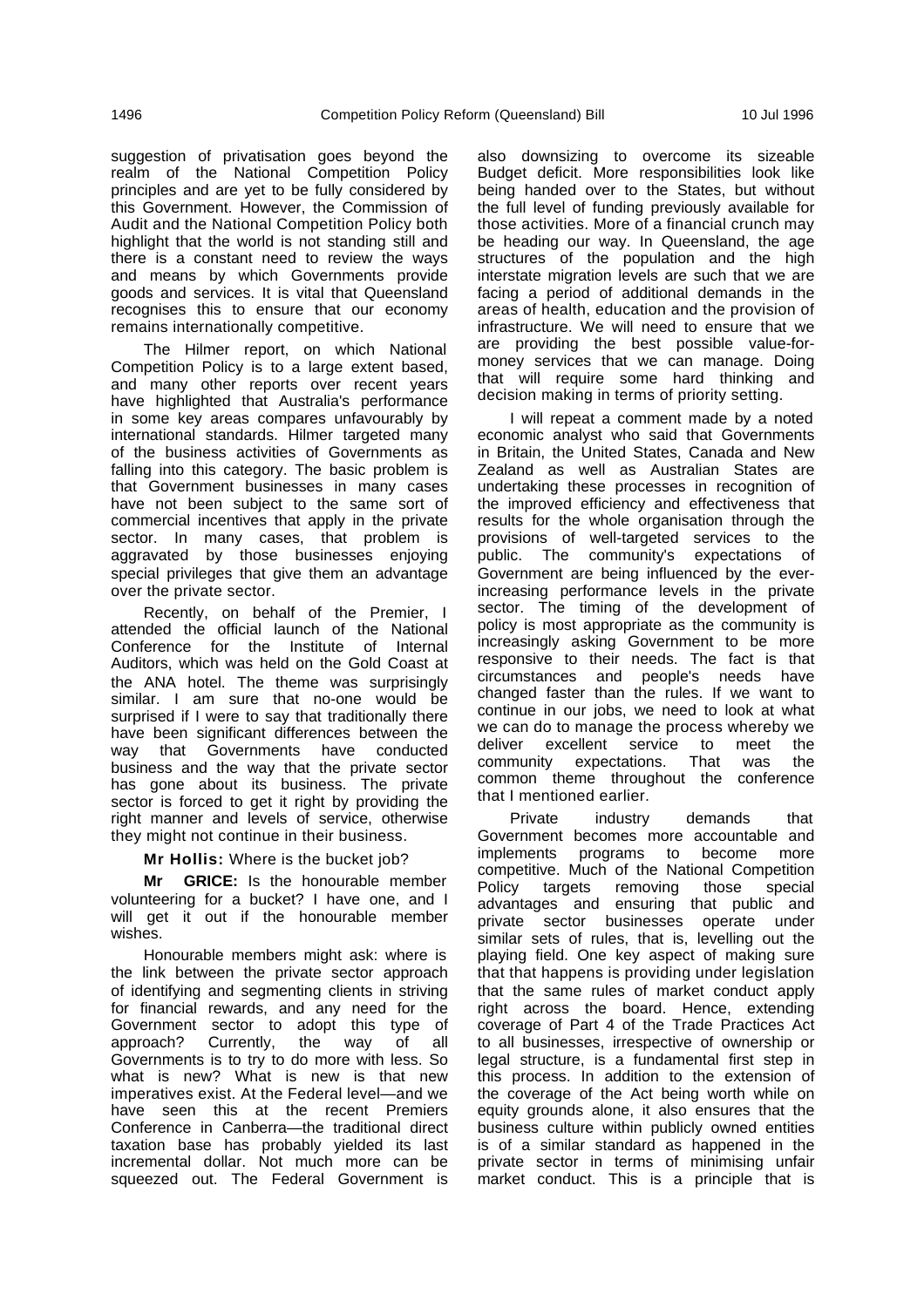suggestion of privatisation goes beyond the realm of the National Competition Policy principles and are yet to be fully considered by this Government. However, the Commission of Audit and the National Competition Policy both highlight that the world is not standing still and there is a constant need to review the ways and means by which Governments provide goods and services. It is vital that Queensland recognises this to ensure that our economy remains internationally competitive.

The Hilmer report, on which National Competition Policy is to a large extent based, and many other reports over recent years have highlighted that Australia's performance in some key areas compares unfavourably by international standards. Hilmer targeted many of the business activities of Governments as falling into this category. The basic problem is that Government businesses in many cases have not been subject to the same sort of commercial incentives that apply in the private sector. In many cases, that problem is aggravated by those businesses enjoying special privileges that give them an advantage over the private sector.

Recently, on behalf of the Premier, I attended the official launch of the National Conference for the Institute of Internal Auditors, which was held on the Gold Coast at the ANA hotel. The theme was surprisingly similar. I am sure that no-one would be surprised if I were to say that traditionally there have been significant differences between the way that Governments have conducted business and the way that the private sector has gone about its business. The private sector is forced to get it right by providing the right manner and levels of service, otherwise they might not continue in their business.

**Mr Hollis:** Where is the bucket job?

**Mr GRICE:** Is the honourable member volunteering for a bucket? I have one, and I will get it out if the honourable member wishes.

Honourable members might ask: where is the link between the private sector approach of identifying and segmenting clients in striving for financial rewards, and any need for the Government sector to adopt this type of approach? Currently, the way of all Governments is to try to do more with less. So what is new? What is new is that new imperatives exist. At the Federal level—and we have seen this at the recent Premiers Conference in Canberra—the traditional direct taxation base has probably yielded its last incremental dollar. Not much more can be squeezed out. The Federal Government is also downsizing to overcome its sizeable Budget deficit. More responsibilities look like being handed over to the States, but without the full level of funding previously available for those activities. More of a financial crunch may be heading our way. In Queensland, the age structures of the population and the high interstate migration levels are such that we are facing a period of additional demands in the areas of health, education and the provision of infrastructure. We will need to ensure that we are providing the best possible value-for-money services that we can manage. Doing that will require some hard thinking and decision making in terms of priority setting.

I will repeat a comment made by a noted economic analyst who said that Governments in Britain, the United States, Canada and New Zealand as well as Australian States are undertaking these processes in recognition of the improved efficiency and effectiveness that results for the whole organisation through the provisions of well-targeted services to the public. The community's expectations of Government are being influenced by the ever-increasing performance levels in the private sector. The timing of the development of policy is most appropriate as the community is increasingly asking Government to be more responsive to their needs. The fact is that circumstances and people's needs have changed faster than the rules. If we want to continue in our jobs, we need to look at what we can do to manage the process whereby we deliver excellent service to meet the community expectations. That was the common theme throughout the conference that I mentioned earlier.

Private industry demands that Government becomes more accountable and implements programs to become more competitive. Much of the National Competition Policy targets removing those special advantages and ensuring that public and private sector businesses operate under similar sets of rules, that is, levelling out the playing field. One key aspect of making sure that that happens is providing under legislation that the same rules of market conduct apply right across the board. Hence, extending coverage of Part 4 of the Trade Practices Act to all businesses, irrespective of ownership or legal structure, is a fundamental first step in this process. In addition to the extension of the coverage of the Act being worth while on equity grounds alone, it also ensures that the business culture within publicly owned entities is of a similar standard as happened in the private sector in terms of minimising unfair market conduct. This is a principle that is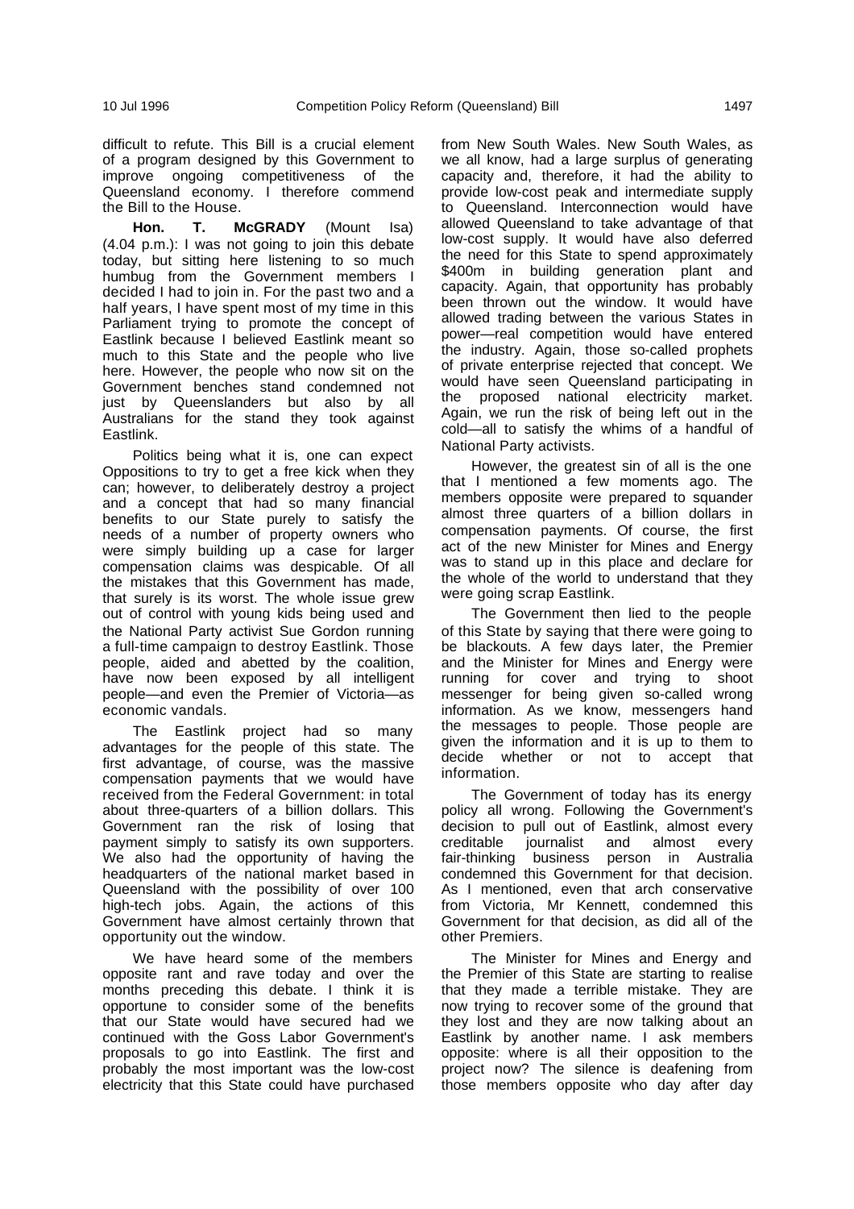difficult to refute. This Bill is a crucial element of a program designed by this Government to improve ongoing competitiveness of the Queensland economy. I therefore commend the Bill to the House.

**Hon. T. McGRADY** (Mount Isa) (4.04 p.m.): I was not going to join this debate today, but sitting here listening to so much humbug from the Government members I decided I had to join in. For the past two and a half years, I have spent most of my time in this Parliament trying to promote the concept of Eastlink because I believed Eastlink meant so much to this State and the people who live here. However, the people who now sit on the Government benches stand condemned not just by Queenslanders but also by all Australians for the stand they took against Eastlink.

Politics being what it is, one can expect Oppositions to try to get a free kick when they can; however, to deliberately destroy a project and a concept that had so many financial benefits to our State purely to satisfy the needs of a number of property owners who were simply building up a case for larger compensation claims was despicable. Of all the mistakes that this Government has made, that surely is its worst. The whole issue grew out of control with young kids being used and the National Party activist Sue Gordon running a full-time campaign to destroy Eastlink. Those people, aided and abetted by the coalition, have now been exposed by all intelligent people—and even the Premier of Victoria—as economic vandals.

The Eastlink project had so many advantages for the people of this state. The first advantage, of course, was the massive compensation payments that we would have received from the Federal Government: in total about three-quarters of a billion dollars. This Government ran the risk of losing that payment simply to satisfy its own supporters. We also had the opportunity of having the headquarters of the national market based in Queensland with the possibility of over 100 high-tech jobs. Again, the actions of this Government have almost certainly thrown that opportunity out the window.

We have heard some of the members opposite rant and rave today and over the months preceding this debate. I think it is opportune to consider some of the benefits that our State would have secured had we continued with the Goss Labor Government's proposals to go into Eastlink. The first and probably the most important was the low-cost electricity that this State could have purchased from New South Wales. New South Wales, as we all know, had a large surplus of generating capacity and, therefore, it had the ability to provide low-cost peak and intermediate supply to Queensland. Interconnection would have allowed Queensland to take advantage of that low-cost supply. It would have also deferred the need for this State to spend approximately $400m in building generation plant and capacity. Again, that opportunity has probably been thrown out the window. It would have allowed trading between the various States in power—real competition would have entered the industry. Again, those so-called prophets of private enterprise rejected that concept. We would have seen Queensland participating in the proposed national electricity market. Again, we run the risk of being left out in the cold—all to satisfy the whims of a handful of National Party activists.

However, the greatest sin of all is the one that I mentioned a few moments ago. The members opposite were prepared to squander almost three quarters of a billion dollars in compensation payments. Of course, the first act of the new Minister for Mines and Energy was to stand up in this place and declare for the whole of the world to understand that they were going scrap Eastlink.

The Government then lied to the people of this State by saying that there were going to be blackouts. A few days later, the Premier and the Minister for Mines and Energy were running for cover and trying to shoot messenger for being given so-called wrong information. As we know, messengers hand the messages to people. Those people are given the information and it is up to them to decide whether or not to accept that information.

The Government of today has its energy policy all wrong. Following the Government's decision to pull out of Eastlink, almost every creditable journalist and almost every fair-thinking business person in Australia condemned this Government for that decision. As I mentioned, even that arch conservative from Victoria, Mr Kennett, condemned this Government for that decision, as did all of the other Premiers.

The Minister for Mines and Energy and the Premier of this State are starting to realise that they made a terrible mistake. They are now trying to recover some of the ground that they lost and they are now talking about an Eastlink by another name. I ask members opposite: where is all their opposition to the project now? The silence is deafening from those members opposite who day after day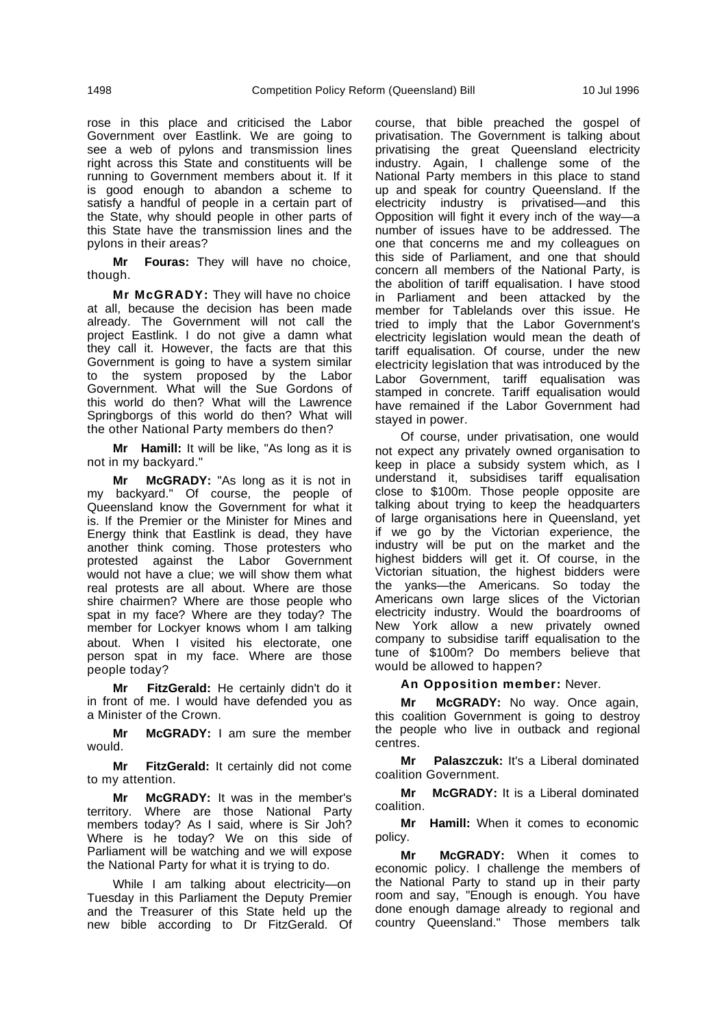rose in this place and criticised the Labor Government over Eastlink. We are going to see a web of pylons and transmission lines right across this State and constituents will be running to Government members about it. If it is good enough to abandon a scheme to satisfy a handful of people in a certain part of the State, why should people in other parts of this State have the transmission lines and the pylons in their areas?

**Mr Fouras:** They will have no choice, though.

**Mr McGRADY:** They will have no choice at all, because the decision has been made already. The Government will not call the project Eastlink. I do not give a damn what they call it. However, the facts are that this Government is going to have a system similar to the system proposed by the Labor Government. What will the Sue Gordons of this world do then? What will the Lawrence Springborgs of this world do then? What will the other National Party members do then?

**Mr Hamill:** It will be like, "As long as it is not in my backyard."

**Mr McGRADY:** "As long as it is not in my backyard." Of course, the people of Queensland know the Government for what it is. If the Premier or the Minister for Mines and Energy think that Eastlink is dead, they have another think coming. Those protesters who protested against the Labor Government would not have a clue; we will show them what real protests are all about. Where are those shire chairmen? Where are those people who spat in my face? Where are they today? The member for Lockyer knows whom I am talking about. When I visited his electorate, one person spat in my face. Where are those people today?

**Mr FitzGerald:** He certainly didn't do it in front of me. I would have defended you as a Minister of the Crown.

**Mr McGRADY:** I am sure the member would.

**Mr FitzGerald:** It certainly did not come to my attention.

**Mr McGRADY:** It was in the member's territory. Where are those National Party members today? As I said, where is Sir Joh? Where is he today? We on this side of Parliament will be watching and we will expose the National Party for what it is trying to do.

While I am talking about electricity—on Tuesday in this Parliament the Deputy Premier and the Treasurer of this State held up the new bible according to Dr FitzGerald. Of course, that bible preached the gospel of privatisation. The Government is talking about privatising the great Queensland electricity industry. Again, I challenge some of the National Party members in this place to stand up and speak for country Queensland. If the electricity industry is privatised—and this Opposition will fight it every inch of the way—a number of issues have to be addressed. The one that concerns me and my colleagues on this side of Parliament, and one that should concern all members of the National Party, is the abolition of tariff equalisation. I have stood in Parliament and been attacked by the member for Tablelands over this issue. He tried to imply that the Labor Government's electricity legislation would mean the death of tariff equalisation. Of course, under the new electricity legislation that was introduced by the Labor Government, tariff equalisation was stamped in concrete. Tariff equalisation would have remained if the Labor Government had stayed in power.

Of course, under privatisation, one would not expect any privately owned organisation to keep in place a subsidy system which, as I understand it, subsidises tariff equalisation close to $100m. Those people opposite are talking about trying to keep the headquarters of large organisations here in Queensland, yet if we go by the Victorian experience, the industry will be put on the market and the highest bidders will get it. Of course, in the Victorian situation, the highest bidders were the yanks—the Americans. So today the Americans own large slices of the Victorian electricity industry. Would the boardrooms of New York allow a new privately owned company to subsidise tariff equalisation to the tune of $100m? Do members believe that would be allowed to happen?

**An Opposition member:** Never.

**Mr McGRADY:** No way. Once again, this coalition Government is going to destroy the people who live in outback and regional centres.

**Mr Palaszczuk:** It's a Liberal dominated coalition Government.

**Mr McGRADY:** It is a Liberal dominated coalition.

**Mr Hamill:** When it comes to economic policy.

**Mr McGRADY:** When it comes to economic policy. I challenge the members of the National Party to stand up in their party room and say, "Enough is enough. You have done enough damage already to regional and country Queensland." Those members talk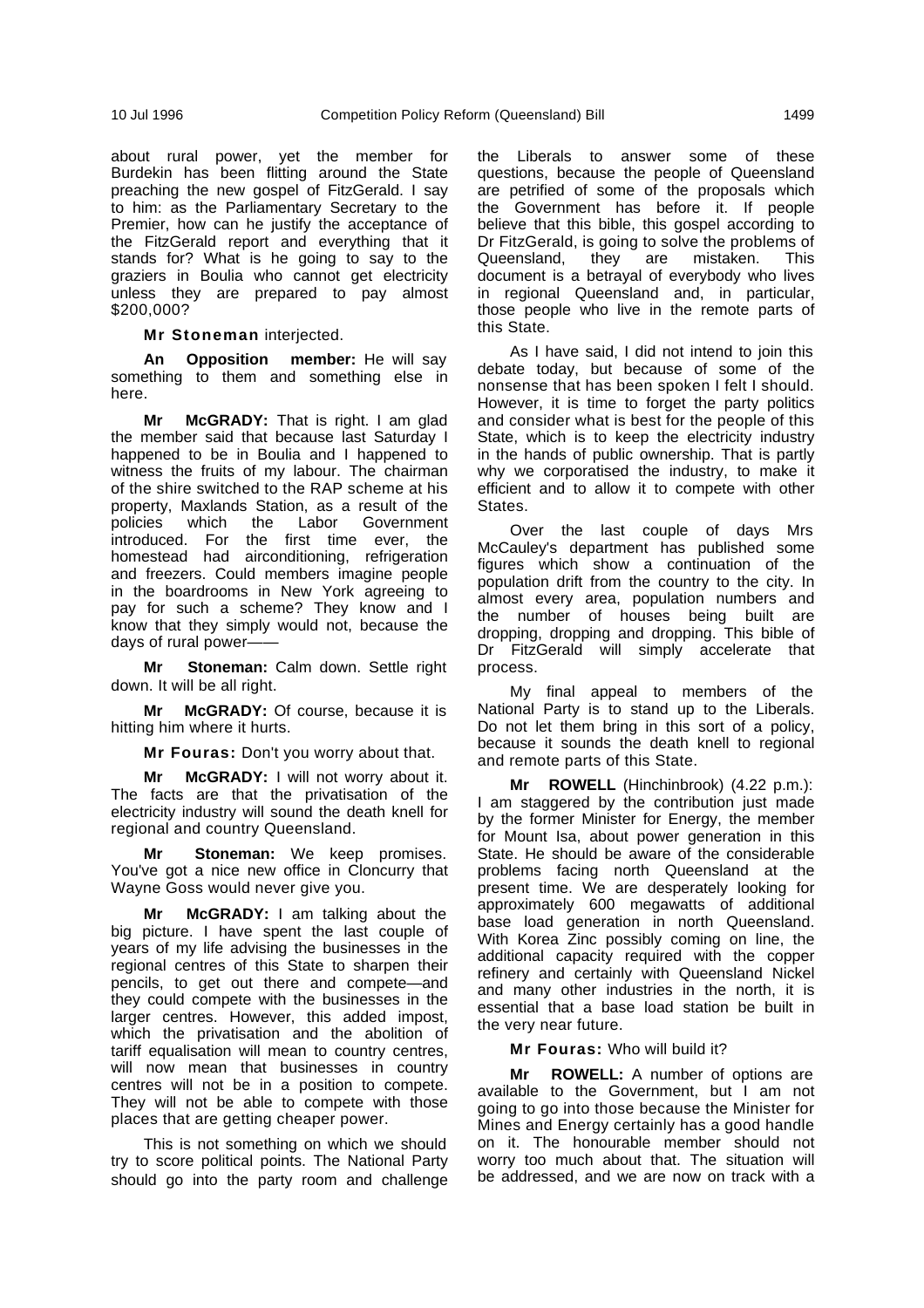about rural power, yet the member for Burdekin has been flitting around the State preaching the new gospel of FitzGerald. I say to him: as the Parliamentary Secretary to the Premier, how can he justify the acceptance of the FitzGerald report and everything that it stands for? What is he going to say to the graziers in Boulia who cannot get electricity unless they are prepared to pay almost $200,000?

**Mr Stoneman** interjected.

**An Opposition member:** He will say something to them and something else in here.

**Mr McGRADY:** That is right. I am glad the member said that because last Saturday I happened to be in Boulia and I happened to witness the fruits of my labour. The chairman of the shire switched to the RAP scheme at his property, Maxlands Station, as a result of the policies which the Labor Government introduced. For the first time ever, the homestead had airconditioning, refrigeration and freezers. Could members imagine people in the boardrooms in New York agreeing to pay for such a scheme? They know and I know that they simply would not, because the days of rural power——

**Mr Stoneman:** Calm down. Settle right down. It will be all right.

**Mr McGRADY:** Of course, because it is hitting him where it hurts.

**Mr Fouras:** Don't you worry about that.

**Mr McGRADY:** I will not worry about it. The facts are that the privatisation of the electricity industry will sound the death knell for regional and country Queensland.

**Mr Stoneman:** We keep promises. You've got a nice new office in Cloncurry that Wayne Goss would never give you.

**Mr McGRADY:** I am talking about the big picture. I have spent the last couple of years of my life advising the businesses in the regional centres of this State to sharpen their pencils, to get out there and compete—and they could compete with the businesses in the larger centres. However, this added impost, which the privatisation and the abolition of tariff equalisation will mean to country centres, will now mean that businesses in country centres will not be in a position to compete. They will not be able to compete with those places that are getting cheaper power.

This is not something on which we should try to score political points. The National Party should go into the party room and challenge the Liberals to answer some of these questions, because the people of Queensland are petrified of some of the proposals which the Government has before it. If people believe that this bible, this gospel according to Dr FitzGerald, is going to solve the problems of Queensland, they are mistaken. This document is a betrayal of everybody who lives in regional Queensland and, in particular, those people who live in the remote parts of this State.

As I have said, I did not intend to join this debate today, but because of some of the nonsense that has been spoken I felt I should. However, it is time to forget the party politics and consider what is best for the people of this State, which is to keep the electricity industry in the hands of public ownership. That is partly why we corporatised the industry, to make it efficient and to allow it to compete with other States.

Over the last couple of days Mrs McCauley's department has published some figures which show a continuation of the population drift from the country to the city. In almost every area, population numbers and the number of houses being built are dropping, dropping and dropping. This bible of Dr FitzGerald will simply accelerate that process.

My final appeal to members of the National Party is to stand up to the Liberals. Do not let them bring in this sort of a policy, because it sounds the death knell to regional and remote parts of this State.

**Mr ROWELL** (Hinchinbrook) (4.22 p.m.): I am staggered by the contribution just made by the former Minister for Energy, the member for Mount Isa, about power generation in this State. He should be aware of the considerable problems facing north Queensland at the present time. We are desperately looking for approximately 600 megawatts of additional base load generation in north Queensland. With Korea Zinc possibly coming on line, the additional capacity required with the copper refinery and certainly with Queensland Nickel and many other industries in the north, it is essential that a base load station be built in the very near future.

**Mr Fouras:** Who will build it?

**Mr ROWELL:** A number of options are available to the Government, but I am not going to go into those because the Minister for Mines and Energy certainly has a good handle on it. The honourable member should not worry too much about that. The situation will be addressed, and we are now on track with a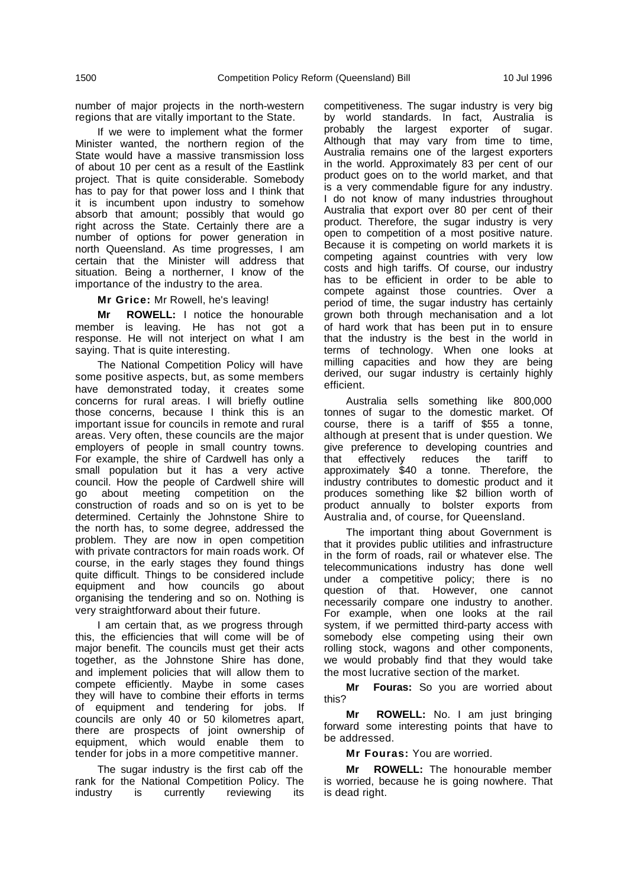number of major projects in the north-western regions that are vitally important to the State.

If we were to implement what the former Minister wanted, the northern region of the State would have a massive transmission loss of about 10 per cent as a result of the Eastlink project. That is quite considerable. Somebody has to pay for that power loss and I think that it is incumbent upon industry to somehow absorb that amount; possibly that would go right across the State. Certainly there are a number of options for power generation in north Queensland. As time progresses, I am certain that the Minister will address that situation. Being a northerner, I know of the importance of the industry to the area.

**Mr Grice:** Mr Rowell, he's leaving!

**Mr ROWELL:** I notice the honourable member is leaving. He has not got a response. He will not interject on what I am saying. That is quite interesting.

The National Competition Policy will have some positive aspects, but, as some members have demonstrated today, it creates some concerns for rural areas. I will briefly outline those concerns, because I think this is an important issue for councils in remote and rural areas. Very often, these councils are the major employers of people in small country towns. For example, the shire of Cardwell has only a small population but it has a very active council. How the people of Cardwell shire will go about meeting competition on the construction of roads and so on is yet to be determined. Certainly the Johnstone Shire to the north has, to some degree, addressed the problem. They are now in open competition with private contractors for main roads work. Of course, in the early stages they found things quite difficult. Things to be considered include equipment and how councils go about organising the tendering and so on. Nothing is very straightforward about their future.

I am certain that, as we progress through this, the efficiencies that will come will be of major benefit. The councils must get their acts together, as the Johnstone Shire has done, and implement policies that will allow them to compete efficiently. Maybe in some cases they will have to combine their efforts in terms of equipment and tendering for jobs. If councils are only 40 or 50 kilometres apart, there are prospects of joint ownership of equipment, which would enable them to tender for jobs in a more competitive manner.

The sugar industry is the first cab off the rank for the National Competition Policy. The industry is currently reviewing its competitiveness. The sugar industry is very big by world standards. In fact, Australia is probably the largest exporter of sugar. Although that may vary from time to time, Australia remains one of the largest exporters in the world. Approximately 83 per cent of our product goes on to the world market, and that is a very commendable figure for any industry. I do not know of many industries throughout Australia that export over 80 per cent of their product. Therefore, the sugar industry is very open to competition of a most positive nature. Because it is competing on world markets it is competing against countries with very low costs and high tariffs. Of course, our industry has to be efficient in order to be able to compete against those countries. Over a period of time, the sugar industry has certainly grown both through mechanisation and a lot of hard work that has been put in to ensure that the industry is the best in the world in terms of technology. When one looks at milling capacities and how they are being derived, our sugar industry is certainly highly efficient.

Australia sells something like 800,000 tonnes of sugar to the domestic market. Of course, there is a tariff of $55 a tonne, although at present that is under question. We give preference to developing countries and that effectively reduces the tariff to approximately $40 a tonne. Therefore, the industry contributes to domestic product and it produces something like $2 billion worth of product annually to bolster exports from Australia and, of course, for Queensland.

The important thing about Government is that it provides public utilities and infrastructure in the form of roads, rail or whatever else. The telecommunications industry has done well under a competitive policy; there is no question of that. However, one cannot necessarily compare one industry to another. For example, when one looks at the rail system, if we permitted third-party access with somebody else competing using their own rolling stock, wagons and other components, we would probably find that they would take the most lucrative section of the market.

**Mr Fouras:** So you are worried about this?

**Mr ROWELL:** No. I am just bringing forward some interesting points that have to be addressed.

**Mr Fouras:** You are worried.

**Mr ROWELL:** The honourable member is worried, because he is going nowhere. That is dead right.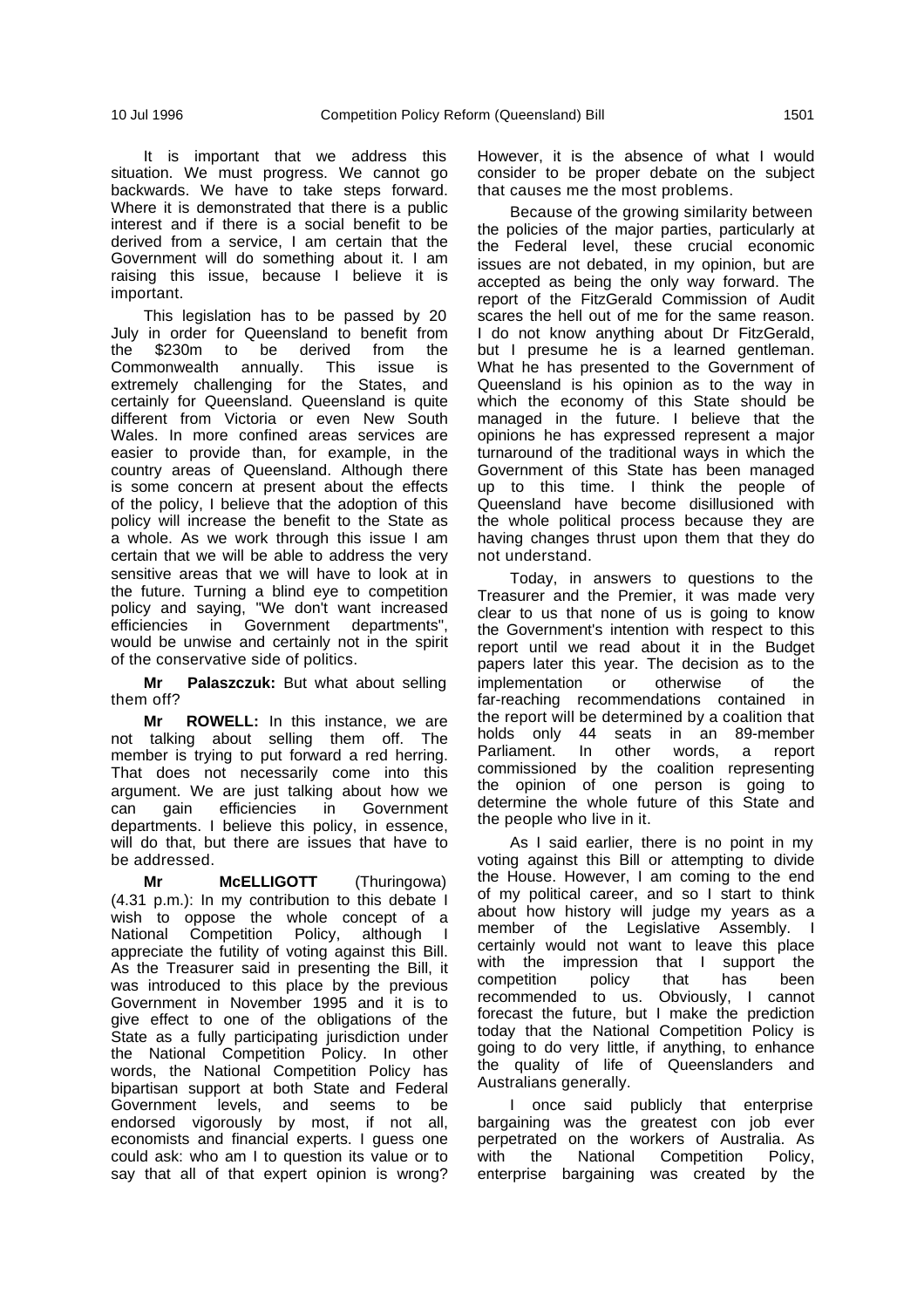It is important that we address this situation. We must progress. We cannot go backwards. We have to take steps forward. Where it is demonstrated that there is a public interest and if there is a social benefit to be derived from a service, I am certain that the Government will do something about it. I am raising this issue, because I believe it is important.

This legislation has to be passed by 20 July in order for Queensland to benefit from the $230m to be derived from the Commonwealth annually. This issue is extremely challenging for the States, and certainly for Queensland. Queensland is quite different from Victoria or even New South Wales. In more confined areas services are easier to provide than, for example, in the country areas of Queensland. Although there is some concern at present about the effects of the policy, I believe that the adoption of this policy will increase the benefit to the State as a whole. As we work through this issue I am certain that we will be able to address the very sensitive areas that we will have to look at in the future. Turning a blind eye to competition policy and saying, "We don't want increased efficiencies in Government departments", would be unwise and certainly not in the spirit of the conservative side of politics.

**Mr Palaszczuk:** But what about selling them off?

**Mr ROWELL:** In this instance, we are not talking about selling them off. The member is trying to put forward a red herring. That does not necessarily come into this argument. We are just talking about how we can gain efficiencies in Government departments. I believe this policy, in essence, will do that, but there are issues that have to be addressed.

**Mr McELLIGOTT** (Thuringowa) (4.31 p.m.): In my contribution to this debate I wish to oppose the whole concept of a National Competition Policy, although I appreciate the futility of voting against this Bill. As the Treasurer said in presenting the Bill, it was introduced to this place by the previous Government in November 1995 and it is to give effect to one of the obligations of the State as a fully participating jurisdiction under the National Competition Policy. In other words, the National Competition Policy has bipartisan support at both State and Federal Government levels, and seems to be endorsed vigorously by most, if not all, economists and financial experts. I guess one could ask: who am I to question its value or to say that all of that expert opinion is wrong? However, it is the absence of what I would consider to be proper debate on the subject that causes me the most problems.

Because of the growing similarity between the policies of the major parties, particularly at the Federal level, these crucial economic issues are not debated, in my opinion, but are accepted as being the only way forward. The report of the FitzGerald Commission of Audit scares the hell out of me for the same reason. I do not know anything about Dr FitzGerald, but I presume he is a learned gentleman. What he has presented to the Government of Queensland is his opinion as to the way in which the economy of this State should be managed in the future. I believe that the opinions he has expressed represent a major turnaround of the traditional ways in which the Government of this State has been managed up to this time. I think the people of Queensland have become disillusioned with the whole political process because they are having changes thrust upon them that they do not understand.

Today, in answers to questions to the Treasurer and the Premier, it was made very clear to us that none of us is going to know the Government's intention with respect to this report until we read about it in the Budget papers later this year. The decision as to the implementation or otherwise of the far-reaching recommendations contained in the report will be determined by a coalition that holds only 44 seats in an 89-member Parliament. In other words, a report commissioned by the coalition representing the opinion of one person is going to determine the whole future of this State and the people who live in it.

As I said earlier, there is no point in my voting against this Bill or attempting to divide the House. However, I am coming to the end of my political career, and so I start to think about how history will judge my years as a member of the Legislative Assembly. I certainly would not want to leave this place with the impression that I support the competition policy that has been recommended to us. Obviously, I cannot forecast the future, but I make the prediction today that the National Competition Policy is going to do very little, if anything, to enhance the quality of life of Queenslanders and Australians generally.

I once said publicly that enterprise bargaining was the greatest con job ever perpetrated on the workers of Australia. As with the National Competition Policy, enterprise bargaining was created by the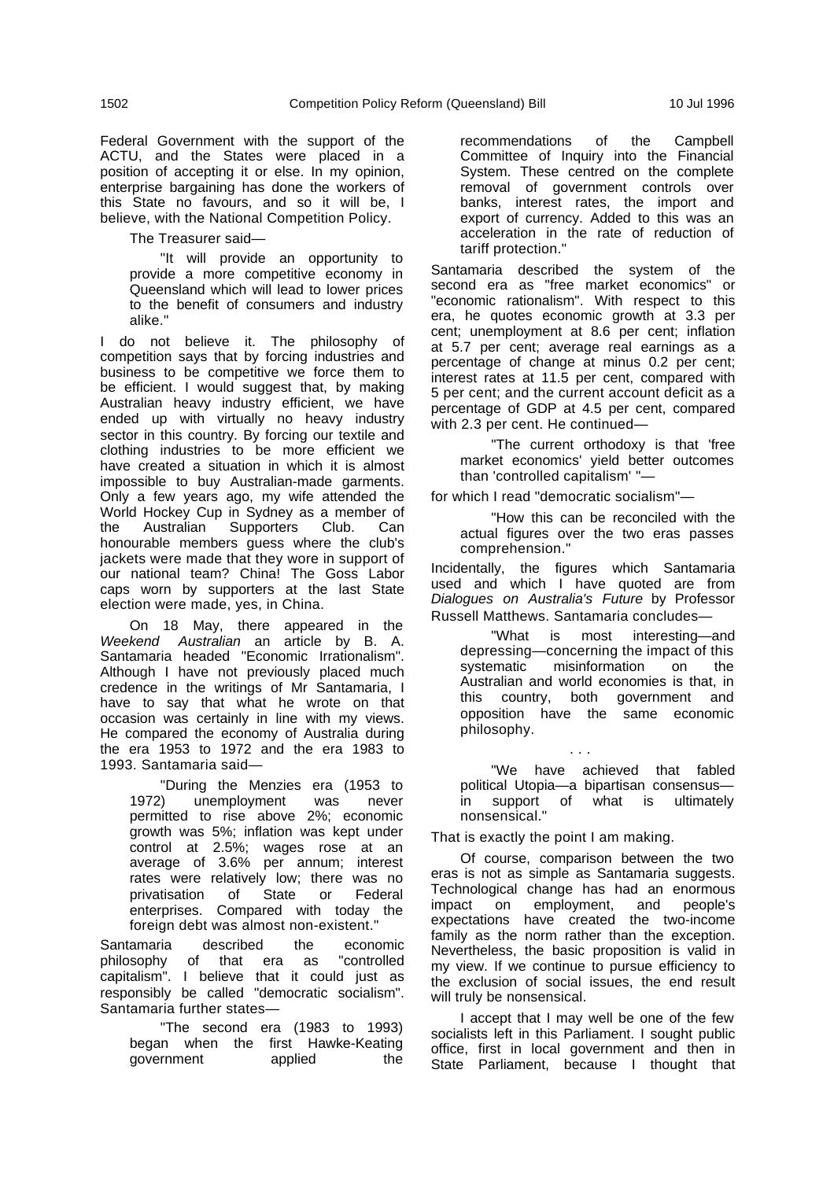Federal Government with the support of the ACTU, and the States were placed in a position of accepting it or else. In my opinion, enterprise bargaining has done the workers of this State no favours, and so it will be, I believe, with the National Competition Policy.

The Treasurer said—

> "It will provide an opportunity to provide a more competitive economy in Queensland which will lead to lower prices to the benefit of consumers and industry alike."

I do not believe it. The philosophy of competition says that by forcing industries and business to be competitive we force them to be efficient. I would suggest that, by making Australian heavy industry efficient, we have ended up with virtually no heavy industry sector in this country. By forcing our textile and clothing industries to be more efficient we have created a situation in which it is almost impossible to buy Australian-made garments. Only a few years ago, my wife attended the World Hockey Cup in Sydney as a member of the Australian Supporters Club. Can honourable members guess where the club's jackets were made that they wore in support of our national team? China! The Goss Labor caps worn by supporters at the last State election were made, yes, in China.

On 18 May, there appeared in the *Weekend Australian* an article by B. A. Santamaria headed "Economic Irrationalism". Although I have not previously placed much credence in the writings of Mr Santamaria, I have to say that what he wrote on that occasion was certainly in line with my views. He compared the economy of Australia during the era 1953 to 1972 and the era 1983 to 1993. Santamaria said—

> "During the Menzies era (1953 to 1972) unemployment was never permitted to rise above 2%; economic growth was 5%; inflation was kept under control at 2.5%; wages rose at an average of 3.6% per annum; interest rates were relatively low; there was no privatisation of State or Federal enterprises. Compared with today the foreign debt was almost non-existent."

Santamaria described the economic philosophy of that era as "controlled capitalism". I believe that it could just as responsibly be called "democratic socialism". Santamaria further states—

> "The second era (1983 to 1993) began when the first Hawke-Keating government applied the recommendations of the Campbell Committee of Inquiry into the Financial System. These centred on the complete removal of government controls over banks, interest rates, the import and export of currency. Added to this was an acceleration in the rate of reduction of tariff protection."

Santamaria described the system of the second era as "free market economics" or "economic rationalism". With respect to this era, he quotes economic growth at 3.3 per cent; unemployment at 8.6 per cent; inflation at 5.7 per cent; average real earnings as a percentage of change at minus 0.2 per cent; interest rates at 11.5 per cent, compared with 5 per cent; and the current account deficit as a percentage of GDP at 4.5 per cent, compared with 2.3 per cent. He continued—

> "The current orthodoxy is that 'free market economics' yield better outcomes than 'controlled capitalism' "—

for which I read "democratic socialism"—

> "How this can be reconciled with the actual figures over the two eras passes comprehension."

Incidentally, the figures which Santamaria used and which I have quoted are from *Dialogues on Australia's Future* by Professor Russell Matthews. Santamaria concludes—

> "What is most interesting—and depressing—concerning the impact of this systematic misinformation on the Australian and world economies is that, in this country, both government and opposition have the same economic philosophy.
>
> . . .
>
> "We have achieved that fabled political Utopia—a bipartisan consensus—in support of what is ultimately nonsensical."

That is exactly the point I am making.

Of course, comparison between the two eras is not as simple as Santamaria suggests. Technological change has had an enormous impact on employment, and people's expectations have created the two-income family as the norm rather than the exception. Nevertheless, the basic proposition is valid in my view. If we continue to pursue efficiency to the exclusion of social issues, the end result will truly be nonsensical.

I accept that I may well be one of the few socialists left in this Parliament. I sought public office, first in local government and then in State Parliament, because I thought that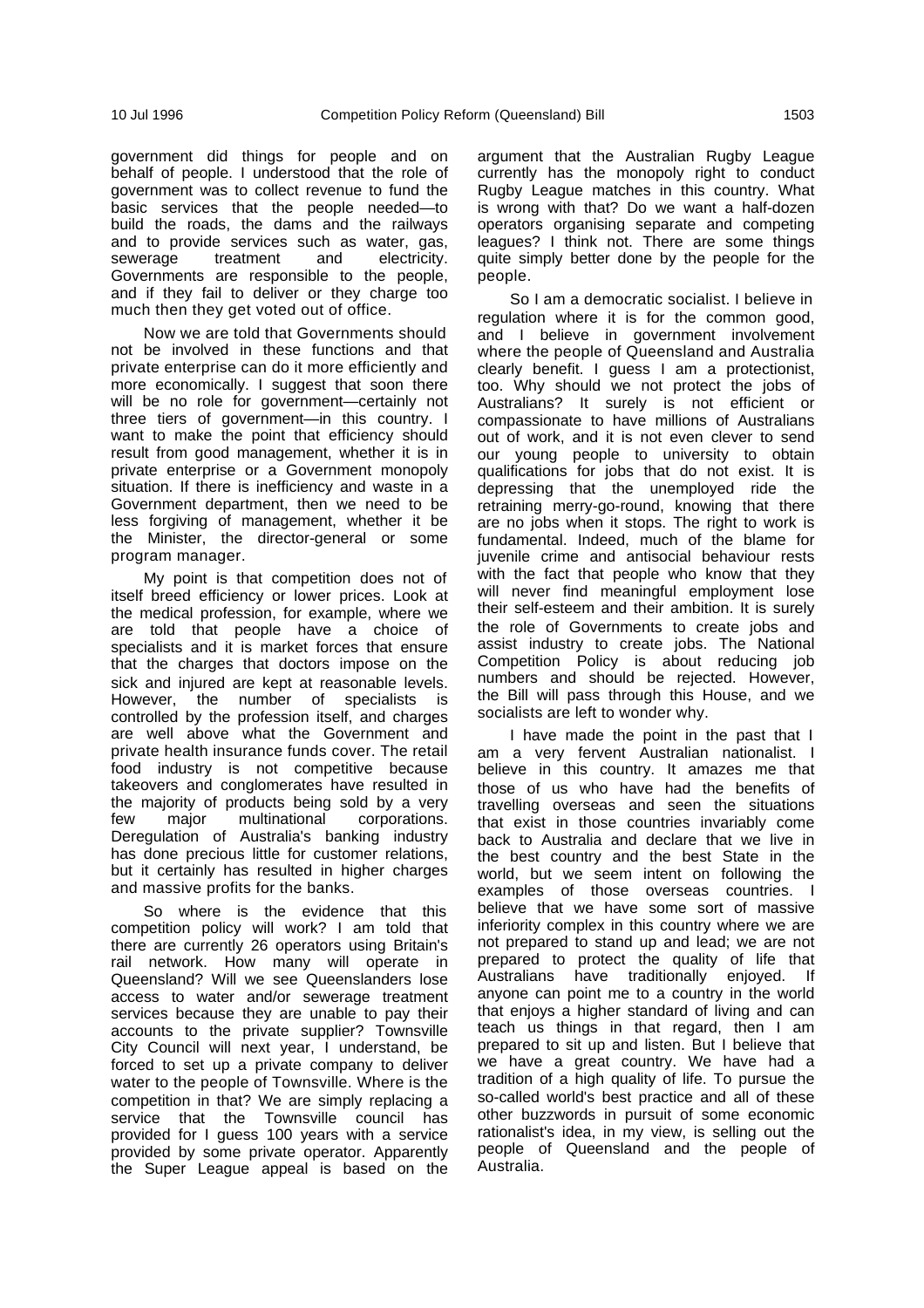government did things for people and on behalf of people. I understood that the role of government was to collect revenue to fund the basic services that the people needed—to build the roads, the dams and the railways and to provide services such as water, gas, sewerage treatment and electricity. Governments are responsible to the people, and if they fail to deliver or they charge too much then they get voted out of office.

Now we are told that Governments should not be involved in these functions and that private enterprise can do it more efficiently and more economically. I suggest that soon there will be no role for government—certainly not three tiers of government—in this country. I want to make the point that efficiency should result from good management, whether it is in private enterprise or a Government monopoly situation. If there is inefficiency and waste in a Government department, then we need to be less forgiving of management, whether it be the Minister, the director-general or some program manager.

My point is that competition does not of itself breed efficiency or lower prices. Look at the medical profession, for example, where we are told that people have a choice of specialists and it is market forces that ensure that the charges that doctors impose on the sick and injured are kept at reasonable levels. However, the number of specialists is controlled by the profession itself, and charges are well above what the Government and private health insurance funds cover. The retail food industry is not competitive because takeovers and conglomerates have resulted in the majority of products being sold by a very few major multinational corporations. Deregulation of Australia's banking industry has done precious little for customer relations, but it certainly has resulted in higher charges and massive profits for the banks.

So where is the evidence that this competition policy will work? I am told that there are currently 26 operators using Britain's rail network. How many will operate in Queensland? Will we see Queenslanders lose access to water and/or sewerage treatment services because they are unable to pay their accounts to the private supplier? Townsville City Council will next year, I understand, be forced to set up a private company to deliver water to the people of Townsville. Where is the competition in that? We are simply replacing a service that the Townsville council has provided for I guess 100 years with a service provided by some private operator. Apparently the Super League appeal is based on the argument that the Australian Rugby League currently has the monopoly right to conduct Rugby League matches in this country. What is wrong with that? Do we want a half-dozen operators organising separate and competing leagues? I think not. There are some things quite simply better done by the people for the people.

So I am a democratic socialist. I believe in regulation where it is for the common good, and I believe in government involvement where the people of Queensland and Australia clearly benefit. I guess I am a protectionist, too. Why should we not protect the jobs of Australians? It surely is not efficient or compassionate to have millions of Australians out of work, and it is not even clever to send our young people to university to obtain qualifications for jobs that do not exist. It is depressing that the unemployed ride the retraining merry-go-round, knowing that there are no jobs when it stops. The right to work is fundamental. Indeed, much of the blame for juvenile crime and antisocial behaviour rests with the fact that people who know that they will never find meaningful employment lose their self-esteem and their ambition. It is surely the role of Governments to create jobs and assist industry to create jobs. The National Competition Policy is about reducing job numbers and should be rejected. However, the Bill will pass through this House, and we socialists are left to wonder why.

I have made the point in the past that I am a very fervent Australian nationalist. I believe in this country. It amazes me that those of us who have had the benefits of travelling overseas and seen the situations that exist in those countries invariably come back to Australia and declare that we live in the best country and the best State in the world, but we seem intent on following the examples of those overseas countries. I believe that we have some sort of massive inferiority complex in this country where we are not prepared to stand up and lead; we are not prepared to protect the quality of life that Australians have traditionally enjoyed. If anyone can point me to a country in the world that enjoys a higher standard of living and can teach us things in that regard, then I am prepared to sit up and listen. But I believe that we have a great country. We have had a tradition of a high quality of life. To pursue the so-called world's best practice and all of these other buzzwords in pursuit of some economic rationalist's idea, in my view, is selling out the people of Queensland and the people of Australia.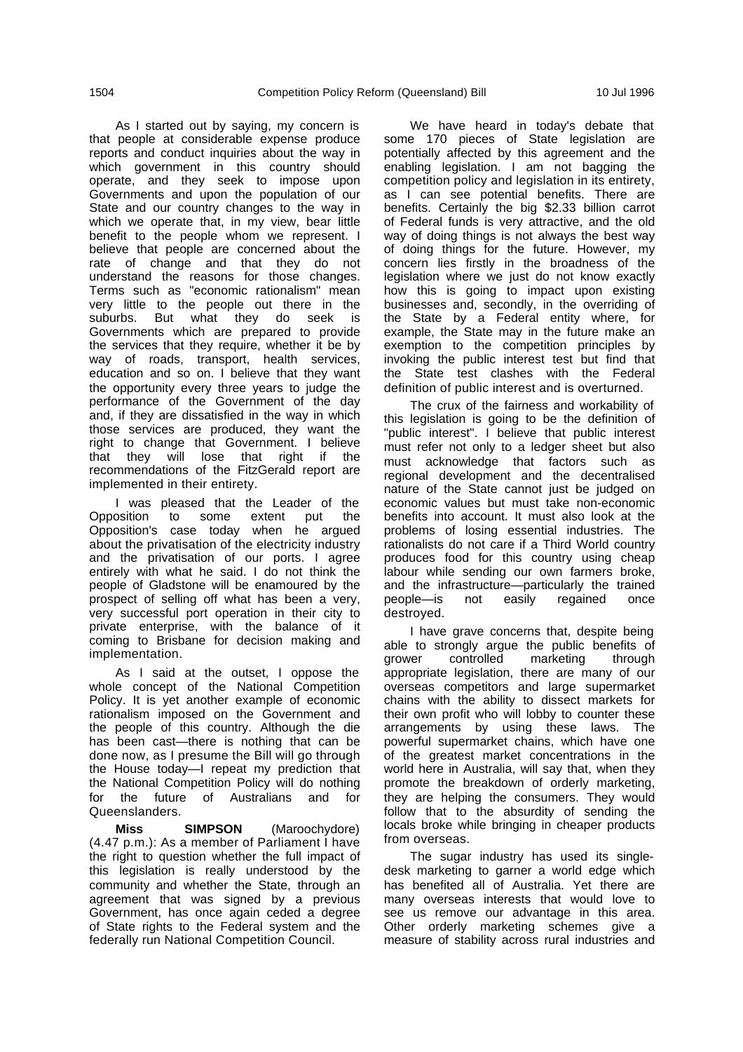As I started out by saying, my concern is that people at considerable expense produce reports and conduct inquiries about the way in which government in this country should operate, and they seek to impose upon Governments and upon the population of our State and our country changes to the way in which we operate that, in my view, bear little benefit to the people whom we represent. I believe that people are concerned about the rate of change and that they do not understand the reasons for those changes. Terms such as "economic rationalism" mean very little to the people out there in the suburbs. But what they do seek is Governments which are prepared to provide the services that they require, whether it be by way of roads, transport, health services, education and so on. I believe that they want the opportunity every three years to judge the performance of the Government of the day and, if they are dissatisfied in the way in which those services are produced, they want the right to change that Government. I believe that they will lose that right if the recommendations of the FitzGerald report are implemented in their entirety.

I was pleased that the Leader of the Opposition to some extent put the Opposition's case today when he argued about the privatisation of the electricity industry and the privatisation of our ports. I agree entirely with what he said. I do not think the people of Gladstone will be enamoured by the prospect of selling off what has been a very, very successful port operation in their city to private enterprise, with the balance of it coming to Brisbane for decision making and implementation.

As I said at the outset, I oppose the whole concept of the National Competition Policy. It is yet another example of economic rationalism imposed on the Government and the people of this country. Although the die has been cast—there is nothing that can be done now, as I presume the Bill will go through the House today—I repeat my prediction that the National Competition Policy will do nothing for the future of Australians and for Queenslanders.

**Miss SIMPSON** (Maroochydore) (4.47 p.m.): As a member of Parliament I have the right to question whether the full impact of this legislation is really understood by the community and whether the State, through an agreement that was signed by a previous Government, has once again ceded a degree of State rights to the Federal system and the federally run National Competition Council.

We have heard in today's debate that some 170 pieces of State legislation are potentially affected by this agreement and the enabling legislation. I am not bagging the competition policy and legislation in its entirety, as I can see potential benefits. There are benefits. Certainly the big $2.33 billion carrot of Federal funds is very attractive, and the old way of doing things is not always the best way of doing things for the future. However, my concern lies firstly in the broadness of the legislation where we just do not know exactly how this is going to impact upon existing businesses and, secondly, in the overriding of the State by a Federal entity where, for example, the State may in the future make an exemption to the competition principles by invoking the public interest test but find that the State test clashes with the Federal definition of public interest and is overturned.

The crux of the fairness and workability of this legislation is going to be the definition of "public interest". I believe that public interest must refer not only to a ledger sheet but also must acknowledge that factors such as regional development and the decentralised nature of the State cannot just be judged on economic values but must take non-economic benefits into account. It must also look at the problems of losing essential industries. The rationalists do not care if a Third World country produces food for this country using cheap labour while sending our own farmers broke, and the infrastructure—particularly the trained people—is not easily regained once destroyed.

I have grave concerns that, despite being able to strongly argue the public benefits of grower controlled marketing through appropriate legislation, there are many of our overseas competitors and large supermarket chains with the ability to dissect markets for their own profit who will lobby to counter these arrangements by using these laws. The powerful supermarket chains, which have one of the greatest market concentrations in the world here in Australia, will say that, when they promote the breakdown of orderly marketing, they are helping the consumers. They would follow that to the absurdity of sending the locals broke while bringing in cheaper products from overseas.

The sugar industry has used its single-desk marketing to garner a world edge which has benefited all of Australia. Yet there are many overseas interests that would love to see us remove our advantage in this area. Other orderly marketing schemes give a measure of stability across rural industries and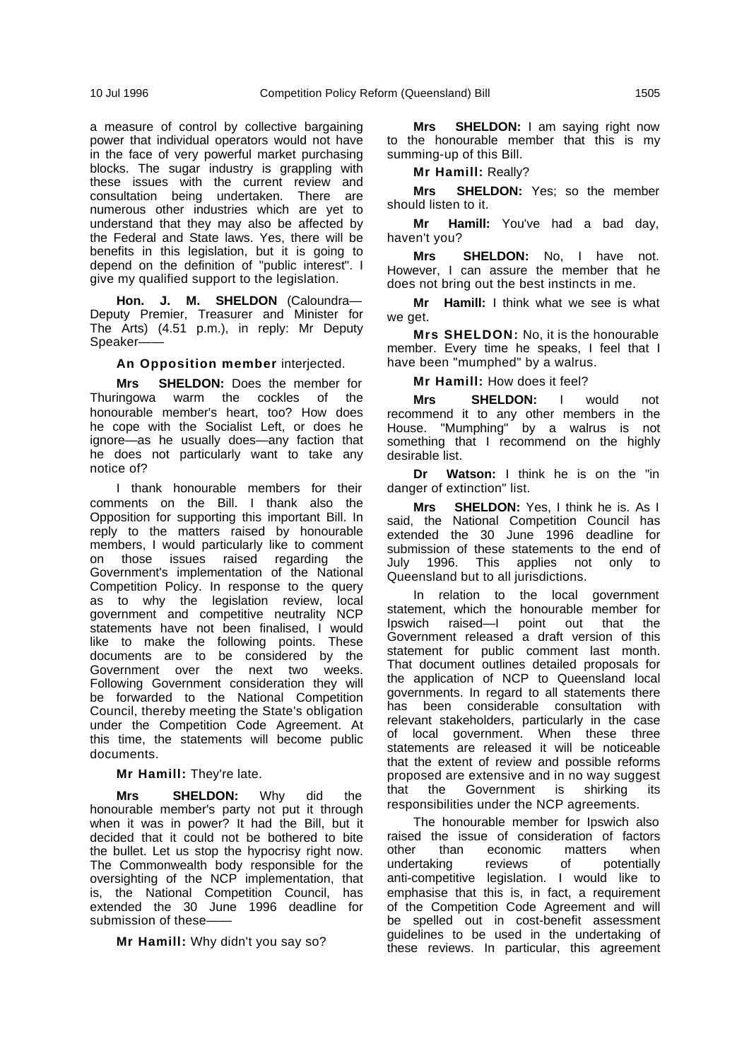a measure of control by collective bargaining power that individual operators would not have in the face of very powerful market purchasing blocks. The sugar industry is grappling with these issues with the current review and consultation being undertaken. There are numerous other industries which are yet to understand that they may also be affected by the Federal and State laws. Yes, there will be benefits in this legislation, but it is going to depend on the definition of "public interest". I give my qualified support to the legislation.

**Hon. J. M. SHELDON** (Caloundra—Deputy Premier, Treasurer and Minister for The Arts) (4.51 p.m.), in reply: Mr Deputy Speaker——

**An Opposition member** interjected.

**Mrs SHELDON:** Does the member for Thuringowa warm the cockles of the honourable member's heart, too? How does he cope with the Socialist Left, or does he ignore—as he usually does—any faction that he does not particularly want to take any notice of?

I thank honourable members for their comments on the Bill. I thank also the Opposition for supporting this important Bill. In reply to the matters raised by honourable members, I would particularly like to comment on those issues raised regarding the Government's implementation of the National Competition Policy. In response to the query as to why the legislation review, local government and competitive neutrality NCP statements have not been finalised, I would like to make the following points. These documents are to be considered by the Government over the next two weeks. Following Government consideration they will be forwarded to the National Competition Council, thereby meeting the State's obligation under the Competition Code Agreement. At this time, the statements will become public documents.

**Mr Hamill:** They're late.

**Mrs SHELDON:** Why did the honourable member's party not put it through when it was in power? It had the Bill, but it decided that it could not be bothered to bite the bullet. Let us stop the hypocrisy right now. The Commonwealth body responsible for the oversighting of the NCP implementation, that is, the National Competition Council, has extended the 30 June 1996 deadline for submission of these——

**Mr Hamill:** Why didn't you say so?

**Mrs SHELDON:** I am saying right now to the honourable member that this is my summing-up of this Bill.

**Mr Hamill:** Really?

**Mrs SHELDON:** Yes; so the member should listen to it.

**Mr Hamill:** You've had a bad day, haven't you?

**Mrs SHELDON:** No, I have not. However, I can assure the member that he does not bring out the best instincts in me.

**Mr Hamill:** I think what we see is what we get.

**Mrs SHELDON:** No, it is the honourable member. Every time he speaks, I feel that I have been "mumphed" by a walrus.

**Mr Hamill:** How does it feel?

**Mrs SHELDON:** I would not recommend it to any other members in the House. "Mumphing" by a walrus is not something that I recommend on the highly desirable list.

**Dr Watson:** I think he is on the "in danger of extinction" list.

**Mrs SHELDON:** Yes, I think he is. As I said, the National Competition Council has extended the 30 June 1996 deadline for submission of these statements to the end of July 1996. This applies not only to Queensland but to all jurisdictions.

In relation to the local government statement, which the honourable member for Ipswich raised—I point out that the Government released a draft version of this statement for public comment last month. That document outlines detailed proposals for the application of NCP to Queensland local governments. In regard to all statements there has been considerable consultation with relevant stakeholders, particularly in the case of local government. When these three statements are released it will be noticeable that the extent of review and possible reforms proposed are extensive and in no way suggest that the Government is shirking its responsibilities under the NCP agreements.

The honourable member for Ipswich also raised the issue of consideration of factors other than economic matters when undertaking reviews of potentially anti-competitive legislation. I would like to emphasise that this is, in fact, a requirement of the Competition Code Agreement and will be spelled out in cost-benefit assessment guidelines to be used in the undertaking of these reviews. In particular, this agreement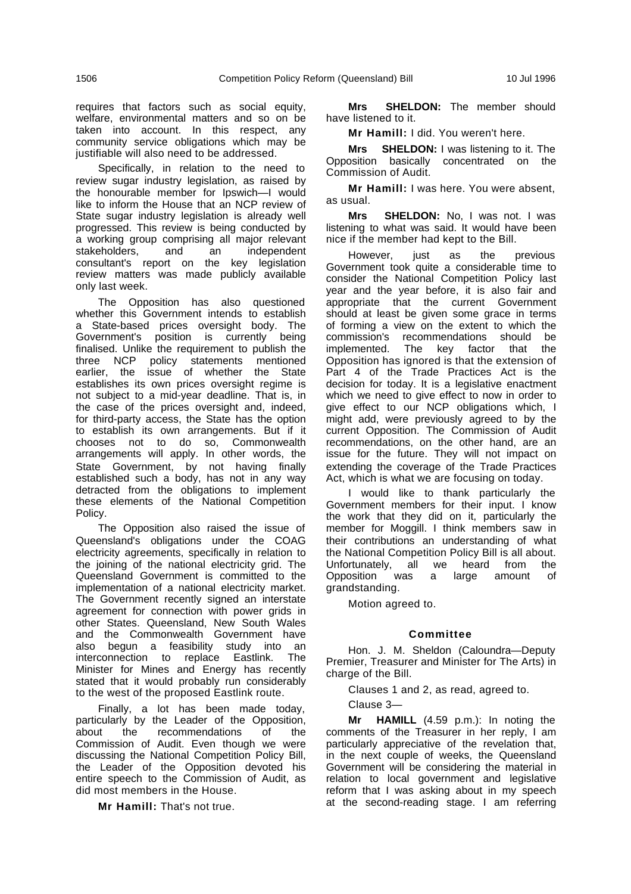requires that factors such as social equity, welfare, environmental matters and so on be taken into account. In this respect, any community service obligations which may be justifiable will also need to be addressed.

Specifically, in relation to the need to review sugar industry legislation, as raised by the honourable member for Ipswich—I would like to inform the House that an NCP review of State sugar industry legislation is already well progressed. This review is being conducted by a working group comprising all major relevant stakeholders, and an independent consultant's report on the key legislation review matters was made publicly available only last week.

The Opposition has also questioned whether this Government intends to establish a State-based prices oversight body. The Government's position is currently being finalised. Unlike the requirement to publish the three NCP policy statements mentioned earlier, the issue of whether the State establishes its own prices oversight regime is not subject to a mid-year deadline. That is, in the case of the prices oversight and, indeed, for third-party access, the State has the option to establish its own arrangements. But if it chooses not to do so, Commonwealth arrangements will apply. In other words, the State Government, by not having finally established such a body, has not in any way detracted from the obligations to implement these elements of the National Competition Policy.

The Opposition also raised the issue of Queensland's obligations under the COAG electricity agreements, specifically in relation to the joining of the national electricity grid. The Queensland Government is committed to the implementation of a national electricity market. The Government recently signed an interstate agreement for connection with power grids in other States. Queensland, New South Wales and the Commonwealth Government have also begun a feasibility study into an interconnection to replace Eastlink. The Minister for Mines and Energy has recently stated that it would probably run considerably to the west of the proposed Eastlink route.

Finally, a lot has been made today, particularly by the Leader of the Opposition, about the recommendations of the Commission of Audit. Even though we were discussing the National Competition Policy Bill, the Leader of the Opposition devoted his entire speech to the Commission of Audit, as did most members in the House.

**Mr Hamill:** That's not true.

**Mrs SHELDON:** The member should have listened to it.

**Mr Hamill:** I did. You weren't here.

**Mrs SHELDON:** I was listening to it. The Opposition basically concentrated on the Commission of Audit.

**Mr Hamill:** I was here. You were absent, as usual.

**Mrs SHELDON:** No, I was not. I was listening to what was said. It would have been nice if the member had kept to the Bill.

However, just as the previous Government took quite a considerable time to consider the National Competition Policy last year and the year before, it is also fair and appropriate that the current Government should at least be given some grace in terms of forming a view on the extent to which the commission's recommendations should be implemented. The key factor that the Opposition has ignored is that the extension of Part 4 of the Trade Practices Act is the decision for today. It is a legislative enactment which we need to give effect to now in order to give effect to our NCP obligations which, I might add, were previously agreed to by the current Opposition. The Commission of Audit recommendations, on the other hand, are an issue for the future. They will not impact on extending the coverage of the Trade Practices Act, which is what we are focusing on today.

I would like to thank particularly the Government members for their input. I know the work that they did on it, particularly the member for Moggill. I think members saw in their contributions an understanding of what the National Competition Policy Bill is all about. Unfortunately, all we heard from the Opposition was a large amount of grandstanding.

Motion agreed to.

### Committee

Hon. J. M. Sheldon (Caloundra—Deputy Premier, Treasurer and Minister for The Arts) in charge of the Bill.

Clauses 1 and 2, as read, agreed to.

Clause 3—

**Mr HAMILL** (4.59 p.m.): In noting the comments of the Treasurer in her reply, I am particularly appreciative of the revelation that, in the next couple of weeks, the Queensland Government will be considering the material in relation to local government and legislative reform that I was asking about in my speech at the second-reading stage. I am referring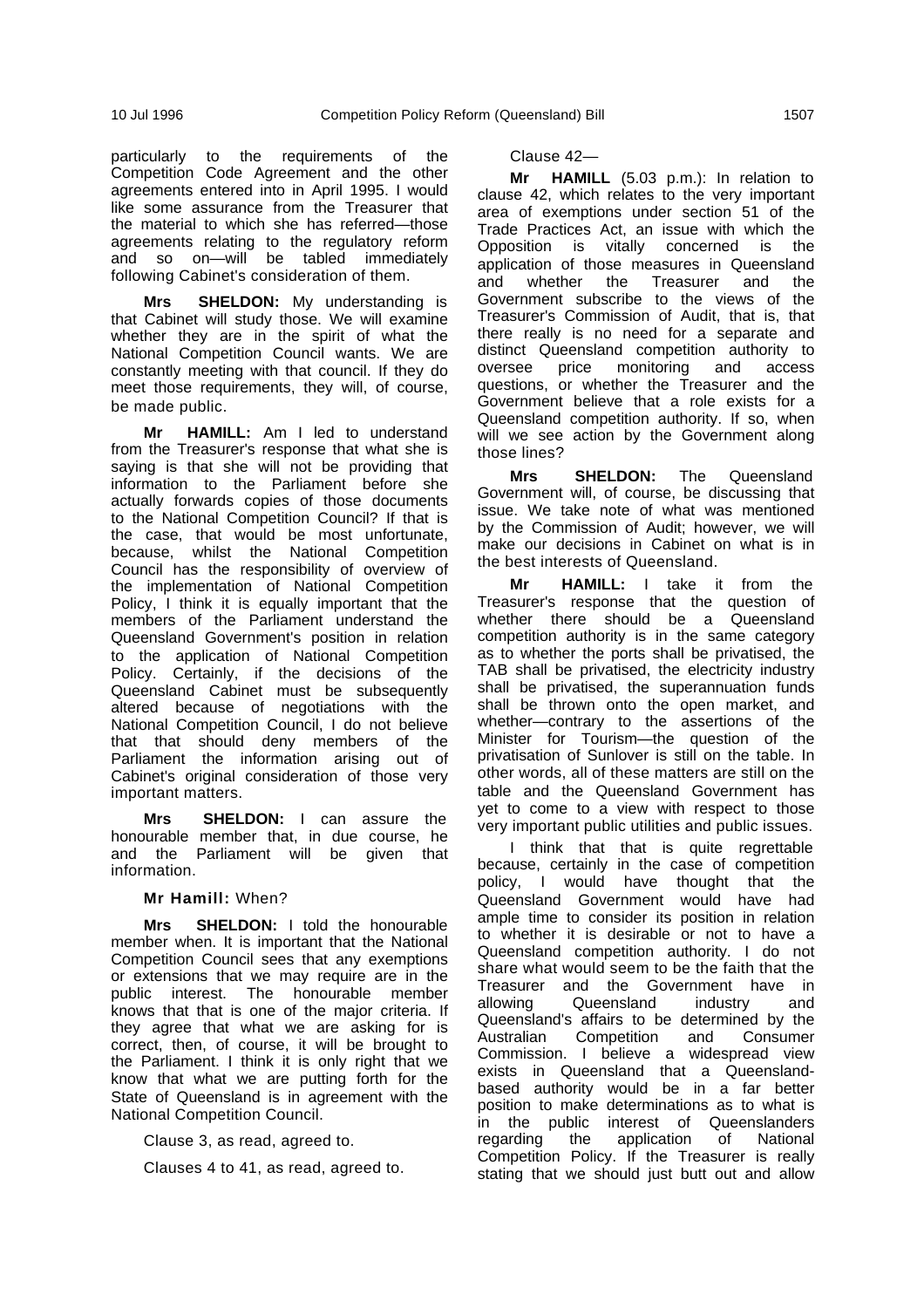particularly to the requirements of the Competition Code Agreement and the other agreements entered into in April 1995. I would like some assurance from the Treasurer that the material to which she has referred—those agreements relating to the regulatory reform and so on—will be tabled immediately following Cabinet's consideration of them.

**Mrs SHELDON:** My understanding is that Cabinet will study those. We will examine whether they are in the spirit of what the National Competition Council wants. We are constantly meeting with that council. If they do meet those requirements, they will, of course, be made public.

**Mr HAMILL:** Am I led to understand from the Treasurer's response that what she is saying is that she will not be providing that information to the Parliament before she actually forwards copies of those documents to the National Competition Council? If that is the case, that would be most unfortunate, because, whilst the National Competition Council has the responsibility of overview of the implementation of National Competition Policy, I think it is equally important that the members of the Parliament understand the Queensland Government's position in relation to the application of National Competition Policy. Certainly, if the decisions of the Queensland Cabinet must be subsequently altered because of negotiations with the National Competition Council, I do not believe that that should deny members of the Parliament the information arising out of Cabinet's original consideration of those very important matters.

**Mrs SHELDON:** I can assure the honourable member that, in due course, he and the Parliament will be given that information.

**Mr Hamill:** When?

**Mrs SHELDON:** I told the honourable member when. It is important that the National Competition Council sees that any exemptions or extensions that we may require are in the public interest. The honourable member knows that that is one of the major criteria. If they agree that what we are asking for is correct, then, of course, it will be brought to the Parliament. I think it is only right that we know that what we are putting forth for the State of Queensland is in agreement with the National Competition Council.

Clause 3, as read, agreed to.

Clauses 4 to 41, as read, agreed to.

Clause 42—

**Mr HAMILL** (5.03 p.m.): In relation to clause 42, which relates to the very important area of exemptions under section 51 of the Trade Practices Act, an issue with which the Opposition is vitally concerned is the application of those measures in Queensland and whether the Treasurer and the Government subscribe to the views of the Treasurer's Commission of Audit, that is, that there really is no need for a separate and distinct Queensland competition authority to oversee price monitoring and access questions, or whether the Treasurer and the Government believe that a role exists for a Queensland competition authority. If so, when will we see action by the Government along those lines?

**Mrs SHELDON:** The Queensland Government will, of course, be discussing that issue. We take note of what was mentioned by the Commission of Audit; however, we will make our decisions in Cabinet on what is in the best interests of Queensland.

**Mr HAMILL:** I take it from the Treasurer's response that the question of whether there should be a Queensland competition authority is in the same category as to whether the ports shall be privatised, the TAB shall be privatised, the electricity industry shall be privatised, the superannuation funds shall be thrown onto the open market, and whether—contrary to the assertions of the Minister for Tourism—the question of the privatisation of Sunlover is still on the table. In other words, all of these matters are still on the table and the Queensland Government has yet to come to a view with respect to those very important public utilities and public issues.

I think that that is quite regrettable because, certainly in the case of competition policy, I would have thought that the Queensland Government would have had ample time to consider its position in relation to whether it is desirable or not to have a Queensland competition authority. I do not share what would seem to be the faith that the Treasurer and the Government have in allowing Queensland industry and Queensland's affairs to be determined by the Australian Competition and Consumer Commission. I believe a widespread view exists in Queensland that a Queensland-based authority would be in a far better position to make determinations as to what is in the public interest of Queenslanders regarding the application of National Competition Policy. If the Treasurer is really stating that we should just butt out and allow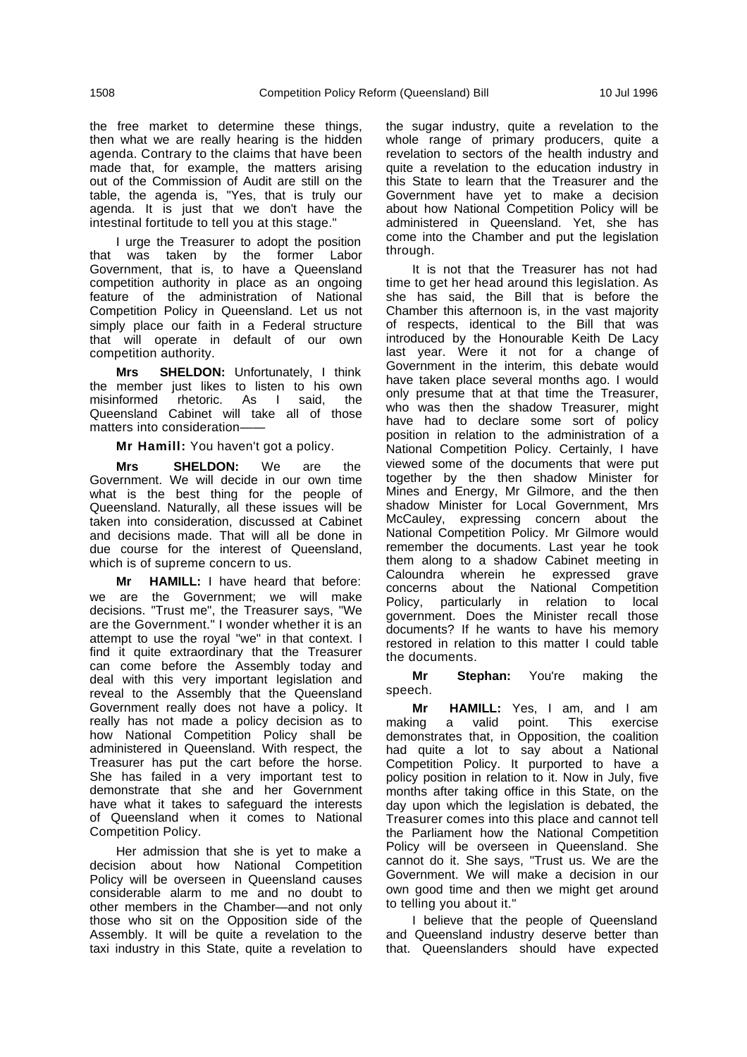the free market to determine these things, then what we are really hearing is the hidden agenda. Contrary to the claims that have been made that, for example, the matters arising out of the Commission of Audit are still on the table, the agenda is, "Yes, that is truly our agenda. It is just that we don't have the intestinal fortitude to tell you at this stage."

I urge the Treasurer to adopt the position that was taken by the former Labor Government, that is, to have a Queensland competition authority in place as an ongoing feature of the administration of National Competition Policy in Queensland. Let us not simply place our faith in a Federal structure that will operate in default of our own competition authority.

**Mrs SHELDON:** Unfortunately, I think the member just likes to listen to his own misinformed rhetoric. As I said, the Queensland Cabinet will take all of those matters into consideration——

**Mr Hamill:** You haven't got a policy.

**Mrs SHELDON:** We are the Government. We will decide in our own time what is the best thing for the people of Queensland. Naturally, all these issues will be taken into consideration, discussed at Cabinet and decisions made. That will all be done in due course for the interest of Queensland, which is of supreme concern to us.

**Mr HAMILL:** I have heard that before: we are the Government; we will make decisions. "Trust me", the Treasurer says, "We are the Government." I wonder whether it is an attempt to use the royal "we" in that context. I find it quite extraordinary that the Treasurer can come before the Assembly today and deal with this very important legislation and reveal to the Assembly that the Queensland Government really does not have a policy. It really has not made a policy decision as to how National Competition Policy shall be administered in Queensland. With respect, the Treasurer has put the cart before the horse. She has failed in a very important test to demonstrate that she and her Government have what it takes to safeguard the interests of Queensland when it comes to National Competition Policy.

Her admission that she is yet to make a decision about how National Competition Policy will be overseen in Queensland causes considerable alarm to me and no doubt to other members in the Chamber—and not only those who sit on the Opposition side of the Assembly. It will be quite a revelation to the taxi industry in this State, quite a revelation to the sugar industry, quite a revelation to the whole range of primary producers, quite a revelation to sectors of the health industry and quite a revelation to the education industry in this State to learn that the Treasurer and the Government have yet to make a decision about how National Competition Policy will be administered in Queensland. Yet, she has come into the Chamber and put the legislation through.

It is not that the Treasurer has not had time to get her head around this legislation. As she has said, the Bill that is before the Chamber this afternoon is, in the vast majority of respects, identical to the Bill that was introduced by the Honourable Keith De Lacy last year. Were it not for a change of Government in the interim, this debate would have taken place several months ago. I would only presume that at that time the Treasurer, who was then the shadow Treasurer, might have had to declare some sort of policy position in relation to the administration of a National Competition Policy. Certainly, I have viewed some of the documents that were put together by the then shadow Minister for Mines and Energy, Mr Gilmore, and the then shadow Minister for Local Government, Mrs McCauley, expressing concern about the National Competition Policy. Mr Gilmore would remember the documents. Last year he took them along to a shadow Cabinet meeting in Caloundra wherein he expressed grave concerns about the National Competition Policy, particularly in relation to local government. Does the Minister recall those documents? If he wants to have his memory restored in relation to this matter I could table the documents.

**Mr Stephan:** You're making the speech.

**Mr HAMILL:** Yes, I am, and I am making a valid point. This exercise demonstrates that, in Opposition, the coalition had quite a lot to say about a National Competition Policy. It purported to have a policy position in relation to it. Now in July, five months after taking office in this State, on the day upon which the legislation is debated, the Treasurer comes into this place and cannot tell the Parliament how the National Competition Policy will be overseen in Queensland. She cannot do it. She says, "Trust us. We are the Government. We will make a decision in our own good time and then we might get around to telling you about it."

I believe that the people of Queensland and Queensland industry deserve better than that. Queenslanders should have expected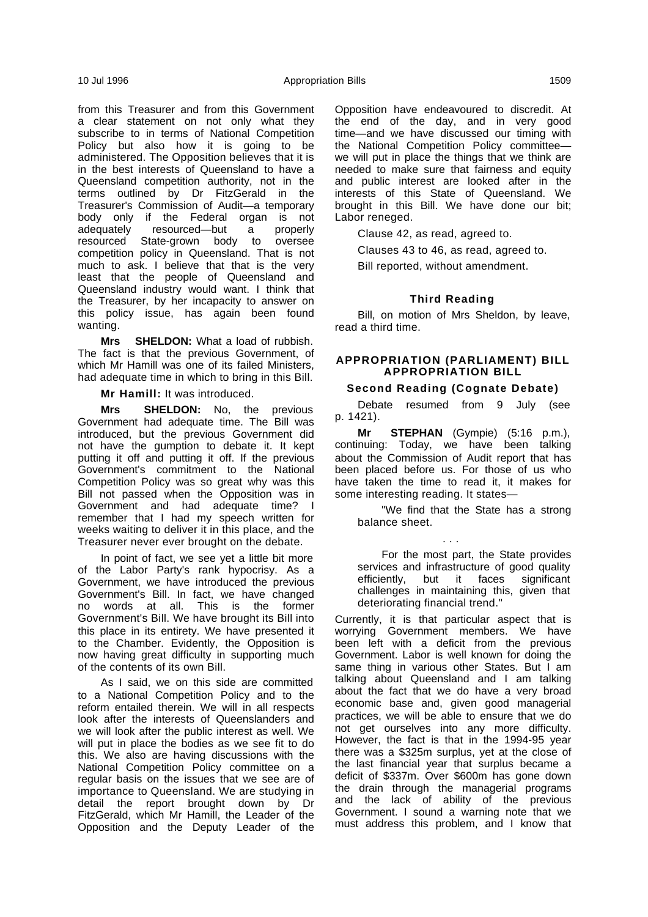from this Treasurer and from this Government a clear statement on not only what they subscribe to in terms of National Competition Policy but also how it is going to be administered. The Opposition believes that it is in the best interests of Queensland to have a Queensland competition authority, not in the terms outlined by Dr FitzGerald in the Treasurer's Commission of Audit—a temporary body only if the Federal organ is not adequately resourced—but a properly resourced State-grown body to oversee competition policy in Queensland. That is not much to ask. I believe that that is the very least that the people of Queensland and Queensland industry would want. I think that the Treasurer, by her incapacity to answer on this policy issue, has again been found wanting.

**Mrs SHELDON:** What a load of rubbish. The fact is that the previous Government, of which Mr Hamill was one of its failed Ministers, had adequate time in which to bring in this Bill.

**Mr Hamill:** It was introduced.

**Mrs SHELDON:** No, the previous Government had adequate time. The Bill was introduced, but the previous Government did not have the gumption to debate it. It kept putting it off and putting it off. If the previous Government's commitment to the National Competition Policy was so great why was this Bill not passed when the Opposition was in Government and had adequate time? I remember that I had my speech written for weeks waiting to deliver it in this place, and the Treasurer never ever brought on the debate.

In point of fact, we see yet a little bit more of the Labor Party's rank hypocrisy. As a Government, we have introduced the previous Government's Bill. In fact, we have changed no words at all. This is the former Government's Bill. We have brought its Bill into this place in its entirety. We have presented it to the Chamber. Evidently, the Opposition is now having great difficulty in supporting much of the contents of its own Bill.

As I said, we on this side are committed to a National Competition Policy and to the reform entailed therein. We will in all respects look after the interests of Queenslanders and we will look after the public interest as well. We will put in place the bodies as we see fit to do this. We also are having discussions with the National Competition Policy committee on a regular basis on the issues that we see are of importance to Queensland. We are studying in detail the report brought down by Dr FitzGerald, which Mr Hamill, the Leader of the Opposition and the Deputy Leader of the Opposition have endeavoured to discredit. At the end of the day, and in very good time—and we have discussed our timing with the National Competition Policy committee—we will put in place the things that we think are needed to make sure that fairness and equity and public interest are looked after in the interests of this State of Queensland. We brought in this Bill. We have done our bit; Labor reneged.

Clause 42, as read, agreed to.

Clauses 43 to 46, as read, agreed to.

Bill reported, without amendment.

### Third Reading

Bill, on motion of Mrs Sheldon, by leave, read a third time.

## APPROPRIATION (PARLIAMENT) BILL
## APPROPRIATION BILL

### Second Reading (Cognate Debate)

Debate resumed from 9 July (see p. 1421).

**Mr STEPHAN** (Gympie) (5:16 p.m.), continuing: Today, we have been talking about the Commission of Audit report that has been placed before us. For those of us who have taken the time to read it, it makes for some interesting reading. It states—

> "We find that the State has a strong balance sheet.
>
> . . .
>
> For the most part, the State provides services and infrastructure of good quality efficiently, but it faces significant challenges in maintaining this, given that deteriorating financial trend."

Currently, it is that particular aspect that is worrying Government members. We have been left with a deficit from the previous Government. Labor is well known for doing the same thing in various other States. But I am talking about Queensland and I am talking about the fact that we do have a very broad economic base and, given good managerial practices, we will be able to ensure that we do not get ourselves into any more difficulty. However, the fact is that in the 1994-95 year there was a $325m surplus, yet at the close of the last financial year that surplus became a deficit of $337m. Over $600m has gone down the drain through the managerial programs and the lack of ability of the previous Government. I sound a warning note that we must address this problem, and I know that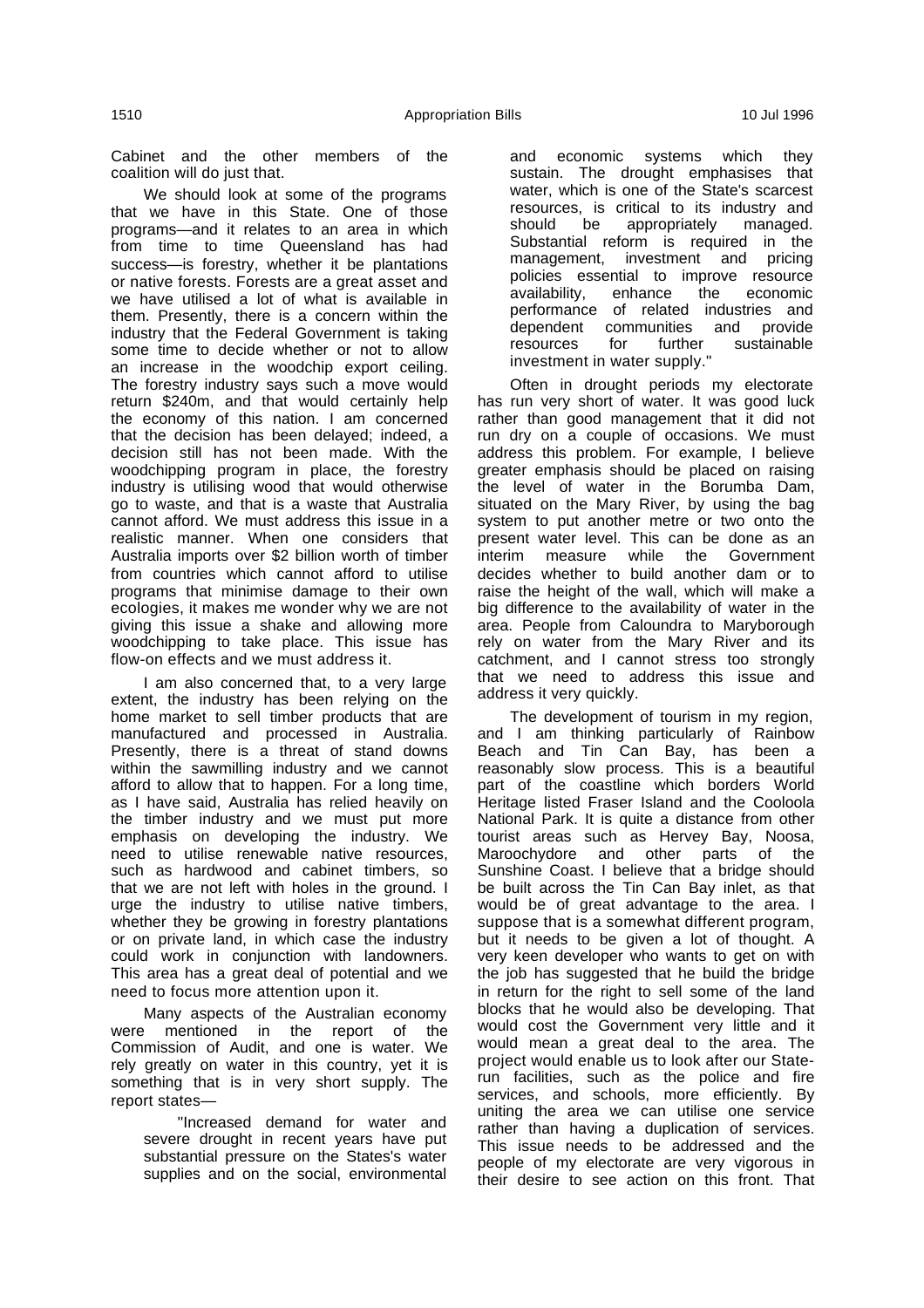Cabinet and the other members of the coalition will do just that.

We should look at some of the programs that we have in this State. One of those programs—and it relates to an area in which from time to time Queensland has had success—is forestry, whether it be plantations or native forests. Forests are a great asset and we have utilised a lot of what is available in them. Presently, there is a concern within the industry that the Federal Government is taking some time to decide whether or not to allow an increase in the woodchip export ceiling. The forestry industry says such a move would return $240m, and that would certainly help the economy of this nation. I am concerned that the decision has been delayed; indeed, a decision still has not been made. With the woodchipping program in place, the forestry industry is utilising wood that would otherwise go to waste, and that is a waste that Australia cannot afford. We must address this issue in a realistic manner. When one considers that Australia imports over $2 billion worth of timber from countries which cannot afford to utilise programs that minimise damage to their own ecologies, it makes me wonder why we are not giving this issue a shake and allowing more woodchipping to take place. This issue has flow-on effects and we must address it.

I am also concerned that, to a very large extent, the industry has been relying on the home market to sell timber products that are manufactured and processed in Australia. Presently, there is a threat of stand downs within the sawmilling industry and we cannot afford to allow that to happen. For a long time, as I have said, Australia has relied heavily on the timber industry and we must put more emphasis on developing the industry. We need to utilise renewable native resources, such as hardwood and cabinet timbers, so that we are not left with holes in the ground. I urge the industry to utilise native timbers, whether they be growing in forestry plantations or on private land, in which case the industry could work in conjunction with landowners. This area has a great deal of potential and we need to focus more attention upon it.

Many aspects of the Australian economy were mentioned in the report of the Commission of Audit, and one is water. We rely greatly on water in this country, yet it is something that is in very short supply. The report states—

> "Increased demand for water and severe drought in recent years have put substantial pressure on the States's water supplies and on the social, environmental and economic systems which they sustain. The drought emphasises that water, which is one of the State's scarcest resources, is critical to its industry and should be appropriately managed. Substantial reform is required in the management, investment and pricing policies essential to improve resource availability, enhance the economic performance of related industries and dependent communities and provide resources for further sustainable investment in water supply."

Often in drought periods my electorate has run very short of water. It was good luck rather than good management that it did not run dry on a couple of occasions. We must address this problem. For example, I believe greater emphasis should be placed on raising the level of water in the Borumba Dam, situated on the Mary River, by using the bag system to put another metre or two onto the present water level. This can be done as an interim measure while the Government decides whether to build another dam or to raise the height of the wall, which will make a big difference to the availability of water in the area. People from Caloundra to Maryborough rely on water from the Mary River and its catchment, and I cannot stress too strongly that we need to address this issue and address it very quickly.

The development of tourism in my region, and I am thinking particularly of Rainbow Beach and Tin Can Bay, has been a reasonably slow process. This is a beautiful part of the coastline which borders World Heritage listed Fraser Island and the Cooloola National Park. It is quite a distance from other tourist areas such as Hervey Bay, Noosa, Maroochydore and other parts of the Sunshine Coast. I believe that a bridge should be built across the Tin Can Bay inlet, as that would be of great advantage to the area. I suppose that is a somewhat different program, but it needs to be given a lot of thought. A very keen developer who wants to get on with the job has suggested that he build the bridge in return for the right to sell some of the land blocks that he would also be developing. That would cost the Government very little and it would mean a great deal to the area. The project would enable us to look after our State-run facilities, such as the police and fire services, and schools, more efficiently. By uniting the area we can utilise one service rather than having a duplication of services. This issue needs to be addressed and the people of my electorate are very vigorous in their desire to see action on this front. That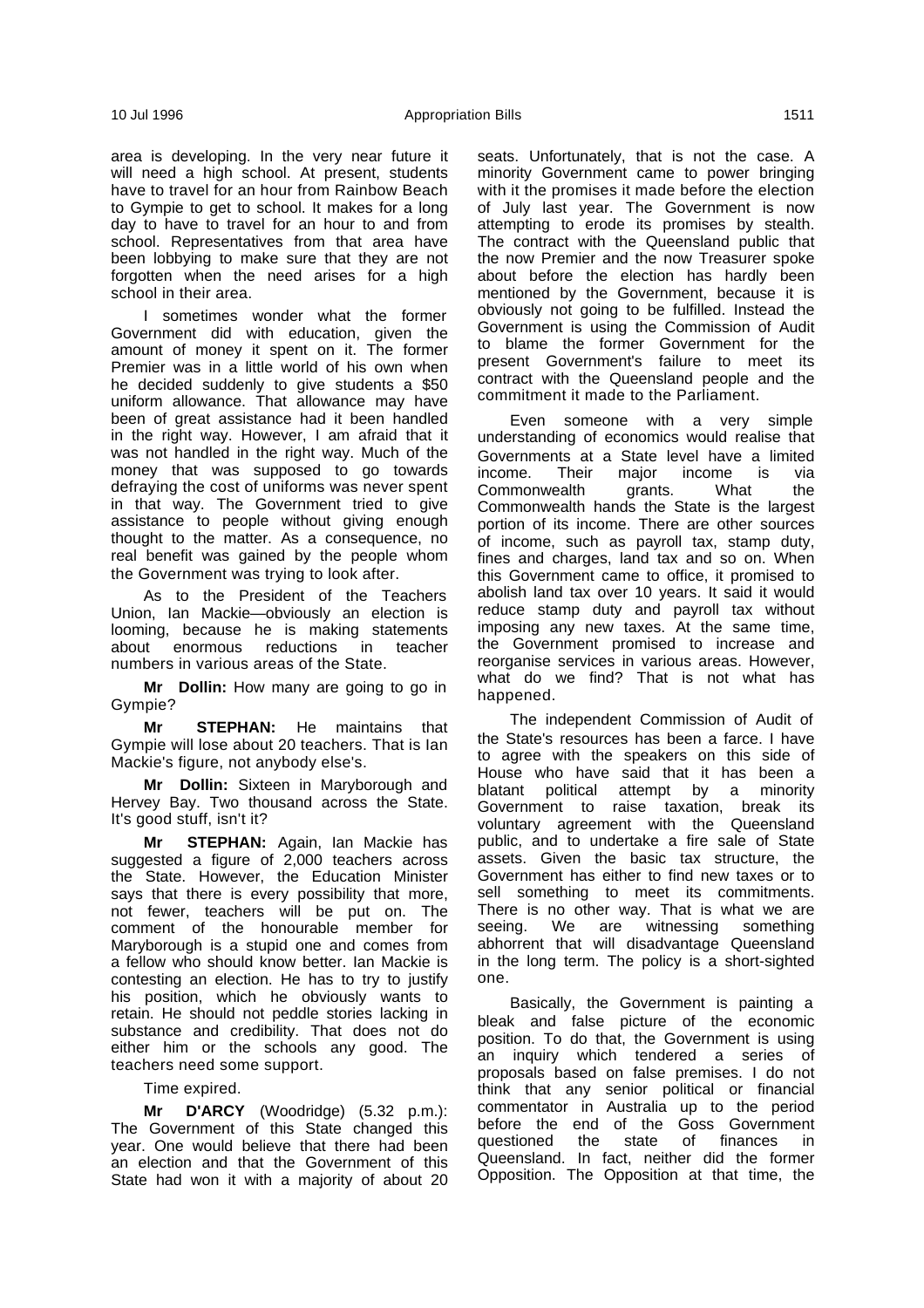area is developing. In the very near future it will need a high school. At present, students have to travel for an hour from Rainbow Beach to Gympie to get to school. It makes for a long day to have to travel for an hour to and from school. Representatives from that area have been lobbying to make sure that they are not forgotten when the need arises for a high school in their area.

I sometimes wonder what the former Government did with education, given the amount of money it spent on it. The former Premier was in a little world of his own when he decided suddenly to give students a $50 uniform allowance. That allowance may have been of great assistance had it been handled in the right way. However, I am afraid that it was not handled in the right way. Much of the money that was supposed to go towards defraying the cost of uniforms was never spent in that way. The Government tried to give assistance to people without giving enough thought to the matter. As a consequence, no real benefit was gained by the people whom the Government was trying to look after.

As to the President of the Teachers Union, Ian Mackie—obviously an election is looming, because he is making statements about enormous reductions in teacher numbers in various areas of the State.

**Mr Dollin:** How many are going to go in Gympie?

**Mr STEPHAN:** He maintains that Gympie will lose about 20 teachers. That is Ian Mackie's figure, not anybody else's.

**Mr Dollin:** Sixteen in Maryborough and Hervey Bay. Two thousand across the State. It's good stuff, isn't it?

**Mr STEPHAN:** Again, Ian Mackie has suggested a figure of 2,000 teachers across the State. However, the Education Minister says that there is every possibility that more, not fewer, teachers will be put on. The comment of the honourable member for Maryborough is a stupid one and comes from a fellow who should know better. Ian Mackie is contesting an election. He has to try to justify his position, which he obviously wants to retain. He should not peddle stories lacking in substance and credibility. That does not do either him or the schools any good. The teachers need some support.

Time expired.

**Mr D'ARCY** (Woodridge) (5.32 p.m.): The Government of this State changed this year. One would believe that there had been an election and that the Government of this State had won it with a majority of about 20 seats. Unfortunately, that is not the case. A minority Government came to power bringing with it the promises it made before the election of July last year. The Government is now attempting to erode its promises by stealth. The contract with the Queensland public that the now Premier and the now Treasurer spoke about before the election has hardly been mentioned by the Government, because it is obviously not going to be fulfilled. Instead the Government is using the Commission of Audit to blame the former Government for the present Government's failure to meet its contract with the Queensland people and the commitment it made to the Parliament.

Even someone with a very simple understanding of economics would realise that Governments at a State level have a limited income. Their major income is via Commonwealth grants. What the Commonwealth hands the State is the largest portion of its income. There are other sources of income, such as payroll tax, stamp duty, fines and charges, land tax and so on. When this Government came to office, it promised to abolish land tax over 10 years. It said it would reduce stamp duty and payroll tax without imposing any new taxes. At the same time, the Government promised to increase and reorganise services in various areas. However, what do we find? That is not what has happened.

The independent Commission of Audit of the State's resources has been a farce. I have to agree with the speakers on this side of House who have said that it has been a blatant political attempt by a minority Government to raise taxation, break its voluntary agreement with the Queensland public, and to undertake a fire sale of State assets. Given the basic tax structure, the Government has either to find new taxes or to sell something to meet its commitments. There is no other way. That is what we are seeing. We are witnessing something abhorrent that will disadvantage Queensland in the long term. The policy is a short-sighted one.

Basically, the Government is painting a bleak and false picture of the economic position. To do that, the Government is using an inquiry which tendered a series of proposals based on false premises. I do not think that any senior political or financial commentator in Australia up to the period before the end of the Goss Government questioned the state of finances in Queensland. In fact, neither did the former Opposition. The Opposition at that time, the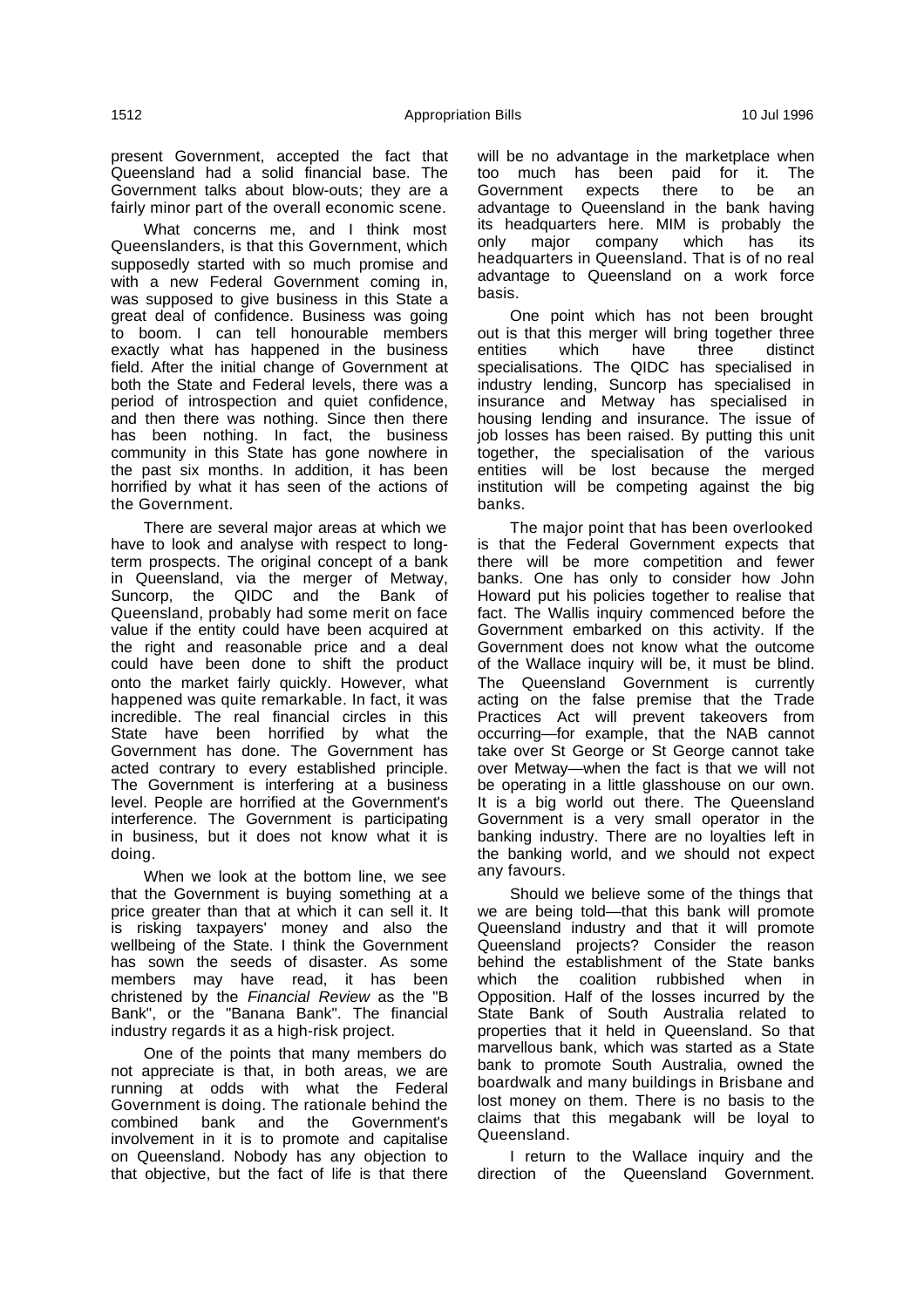present Government, accepted the fact that Queensland had a solid financial base. The Government talks about blow-outs; they are a fairly minor part of the overall economic scene.

What concerns me, and I think most Queenslanders, is that this Government, which supposedly started with so much promise and with a new Federal Government coming in, was supposed to give business in this State a great deal of confidence. Business was going to boom. I can tell honourable members exactly what has happened in the business field. After the initial change of Government at both the State and Federal levels, there was a period of introspection and quiet confidence, and then there was nothing. Since then there has been nothing. In fact, the business community in this State has gone nowhere in the past six months. In addition, it has been horrified by what it has seen of the actions of the Government.

There are several major areas at which we have to look and analyse with respect to long-term prospects. The original concept of a bank in Queensland, via the merger of Metway, Suncorp, the QIDC and the Bank of Queensland, probably had some merit on face value if the entity could have been acquired at the right and reasonable price and a deal could have been done to shift the product onto the market fairly quickly. However, what happened was quite remarkable. In fact, it was incredible. The real financial circles in this State have been horrified by what the Government has done. The Government has acted contrary to every established principle. The Government is interfering at a business level. People are horrified at the Government's interference. The Government is participating in business, but it does not know what it is doing.

When we look at the bottom line, we see that the Government is buying something at a price greater than that at which it can sell it. It is risking taxpayers' money and also the wellbeing of the State. I think the Government has sown the seeds of disaster. As some members may have read, it has been christened by the *Financial Review* as the "B Bank", or the "Banana Bank". The financial industry regards it as a high-risk project.

One of the points that many members do not appreciate is that, in both areas, we are running at odds with what the Federal Government is doing. The rationale behind the combined bank and the Government's involvement in it is to promote and capitalise on Queensland. Nobody has any objection to that objective, but the fact of life is that there will be no advantage in the marketplace when too much has been paid for it. The Government expects there to be an advantage to Queensland in the bank having its headquarters here. MIM is probably the only major company which has its headquarters in Queensland. That is of no real advantage to Queensland on a work force basis.

One point which has not been brought out is that this merger will bring together three entities which have three distinct specialisations. The QIDC has specialised in industry lending, Suncorp has specialised in insurance and Metway has specialised in housing lending and insurance. The issue of job losses has been raised. By putting this unit together, the specialisation of the various entities will be lost because the merged institution will be competing against the big banks.

The major point that has been overlooked is that the Federal Government expects that there will be more competition and fewer banks. One has only to consider how John Howard put his policies together to realise that fact. The Wallis inquiry commenced before the Government embarked on this activity. If the Government does not know what the outcome of the Wallace inquiry will be, it must be blind. The Queensland Government is currently acting on the false premise that the Trade Practices Act will prevent takeovers from occurring—for example, that the NAB cannot take over St George or St George cannot take over Metway—when the fact is that we will not be operating in a little glasshouse on our own. It is a big world out there. The Queensland Government is a very small operator in the banking industry. There are no loyalties left in the banking world, and we should not expect any favours.

Should we believe some of the things that we are being told—that this bank will promote Queensland industry and that it will promote Queensland projects? Consider the reason behind the establishment of the State banks which the coalition rubbished when in Opposition. Half of the losses incurred by the State Bank of South Australia related to properties that it held in Queensland. So that marvellous bank, which was started as a State bank to promote South Australia, owned the boardwalk and many buildings in Brisbane and lost money on them. There is no basis to the claims that this megabank will be loyal to Queensland.

I return to the Wallace inquiry and the direction of the Queensland Government.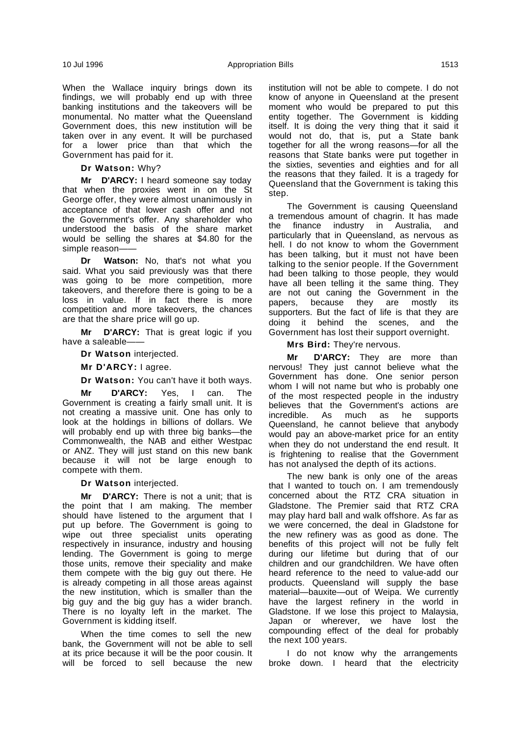When the Wallace inquiry brings down its findings, we will probably end up with three banking institutions and the takeovers will be monumental. No matter what the Queensland Government does, this new institution will be taken over in any event. It will be purchased for a lower price than that which the Government has paid for it.

**Dr Watson:** Why?

**Mr D'ARCY:** I heard someone say today that when the proxies went in on the St George offer, they were almost unanimously in acceptance of that lower cash offer and not the Government's offer. Any shareholder who understood the basis of the share market would be selling the shares at $4.80 for the simple reason——

**Dr Watson:** No, that's not what you said. What you said previously was that there was going to be more competition, more takeovers, and therefore there is going to be a loss in value. If in fact there is more competition and more takeovers, the chances are that the share price will go up.

**Mr D'ARCY:** That is great logic if you have a saleable——

**Dr Watson** interjected.

**Mr D'ARCY:** I agree.

**Dr Watson:** You can't have it both ways.

**Mr D'ARCY:** Yes, I can. The Government is creating a fairly small unit. It is not creating a massive unit. One has only to look at the holdings in billions of dollars. We will probably end up with three big banks—the Commonwealth, the NAB and either Westpac or ANZ. They will just stand on this new bank because it will not be large enough to compete with them.

**Dr Watson** interjected.

**Mr D'ARCY:** There is not a unit; that is the point that I am making. The member should have listened to the argument that I put up before. The Government is going to wipe out three specialist units operating respectively in insurance, industry and housing lending. The Government is going to merge those units, remove their speciality and make them compete with the big guy out there. He is already competing in all those areas against the new institution, which is smaller than the big guy and the big guy has a wider branch. There is no loyalty left in the market. The Government is kidding itself.

When the time comes to sell the new bank, the Government will not be able to sell at its price because it will be the poor cousin. It will be forced to sell because the new institution will not be able to compete. I do not know of anyone in Queensland at the present moment who would be prepared to put this entity together. The Government is kidding itself. It is doing the very thing that it said it would not do, that is, put a State bank together for all the wrong reasons—for all the reasons that State banks were put together in the sixties, seventies and eighties and for all the reasons that they failed. It is a tragedy for Queensland that the Government is taking this step.

The Government is causing Queensland a tremendous amount of chagrin. It has made the finance industry in Australia, and particularly that in Queensland, as nervous as hell. I do not know to whom the Government has been talking, but it must not have been talking to the senior people. If the Government had been talking to those people, they would have all been telling it the same thing. They are not out caning the Government in the papers, because they are mostly its supporters. But the fact of life is that they are doing it behind the scenes, and the Government has lost their support overnight.

**Mrs Bird:** They're nervous.

**Mr D'ARCY:** They are more than nervous! They just cannot believe what the Government has done. One senior person whom I will not name but who is probably one of the most respected people in the industry believes that the Government's actions are incredible. As much as he supports Queensland, he cannot believe that anybody would pay an above-market price for an entity when they do not understand the end result. It is frightening to realise that the Government has not analysed the depth of its actions.

The new bank is only one of the areas that I wanted to touch on. I am tremendously concerned about the RTZ CRA situation in Gladstone. The Premier said that RTZ CRA may play hard ball and walk offshore. As far as we were concerned, the deal in Gladstone for the new refinery was as good as done. The benefits of this project will not be fully felt during our lifetime but during that of our children and our grandchildren. We have often heard reference to the need to value-add our products. Queensland will supply the base material—bauxite—out of Weipa. We currently have the largest refinery in the world in Gladstone. If we lose this project to Malaysia, Japan or wherever, we have lost the compounding effect of the deal for probably the next 100 years.

I do not know why the arrangements broke down. I heard that the electricity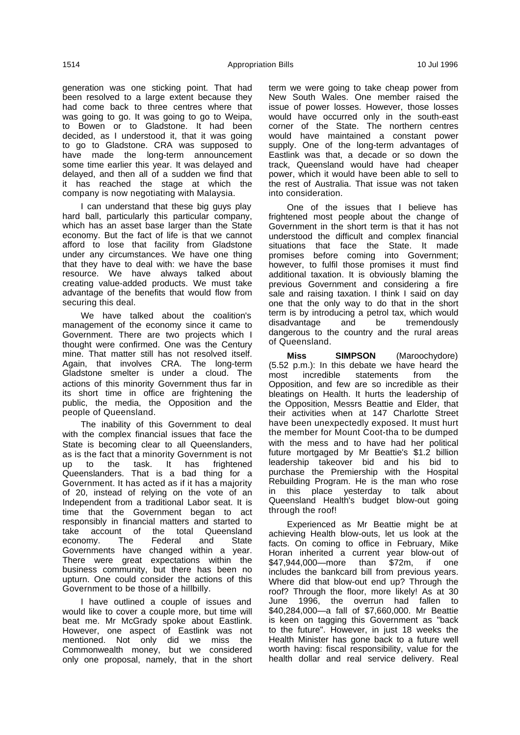generation was one sticking point. That had been resolved to a large extent because they had come back to three centres where that was going to go. It was going to go to Weipa, to Bowen or to Gladstone. It had been decided, as I understood it, that it was going to go to Gladstone. CRA was supposed to have made the long-term announcement some time earlier this year. It was delayed and delayed, and then all of a sudden we find that it has reached the stage at which the company is now negotiating with Malaysia.

I can understand that these big guys play hard ball, particularly this particular company, which has an asset base larger than the State economy. But the fact of life is that we cannot afford to lose that facility from Gladstone under any circumstances. We have one thing that they have to deal with: we have the base resource. We have always talked about creating value-added products. We must take advantage of the benefits that would flow from securing this deal.

We have talked about the coalition's management of the economy since it came to Government. There are two projects which I thought were confirmed. One was the Century mine. That matter still has not resolved itself. Again, that involves CRA. The long-term Gladstone smelter is under a cloud. The actions of this minority Government thus far in its short time in office are frightening the public, the media, the Opposition and the people of Queensland.

The inability of this Government to deal with the complex financial issues that face the State is becoming clear to all Queenslanders, as is the fact that a minority Government is not up to the task. It has frightened Queenslanders. That is a bad thing for a Government. It has acted as if it has a majority of 20, instead of relying on the vote of an Independent from a traditional Labor seat. It is time that the Government began to act responsibly in financial matters and started to take account of the total Queensland economy. The Federal and State Governments have changed within a year. There were great expectations within the business community, but there has been no upturn. One could consider the actions of this Government to be those of a hillbilly.

I have outlined a couple of issues and would like to cover a couple more, but time will beat me. Mr McGrady spoke about Eastlink. However, one aspect of Eastlink was not mentioned. Not only did we miss the Commonwealth money, but we considered only one proposal, namely, that in the short term we were going to take cheap power from New South Wales. One member raised the issue of power losses. However, those losses would have occurred only in the south-east corner of the State. The northern centres would have maintained a constant power supply. One of the long-term advantages of Eastlink was that, a decade or so down the track, Queensland would have had cheaper power, which it would have been able to sell to the rest of Australia. That issue was not taken into consideration.

One of the issues that I believe has frightened most people about the change of Government in the short term is that it has not understood the difficult and complex financial situations that face the State. It made promises before coming into Government; however, to fulfil those promises it must find additional taxation. It is obviously blaming the previous Government and considering a fire sale and raising taxation. I think I said on day one that the only way to do that in the short term is by introducing a petrol tax, which would disadvantage and be tremendously dangerous to the country and the rural areas of Queensland.

**Miss SIMPSON** (Maroochydore) (5.52 p.m.): In this debate we have heard the most incredible statements from the Opposition, and few are so incredible as their bleatings on Health. It hurts the leadership of the Opposition, Messrs Beattie and Elder, that their activities when at 147 Charlotte Street have been unexpectedly exposed. It must hurt the member for Mount Coot-tha to be dumped with the mess and to have had his political future mortgaged by Mr Beattie's $1.2 billion leadership takeover bid and his bid to purchase the Premiership with the Hospital Rebuilding Program. He is the man who rose in this place yesterday to talk about Queensland Health's budget blow-out going through the roof!

Experienced as Mr Beattie might be at achieving Health blow-outs, let us look at the facts. On coming to office in February, Mike Horan inherited a current year blow-out of $47,944,000—more than $72m, if one includes the bankcard bill from previous years. Where did that blow-out end up? Through the roof? Through the floor, more likely! As at 30 June 1996, the overrun had fallen to $40,284,000—a fall of $7,660,000. Mr Beattie is keen on tagging this Government as "back to the future". However, in just 18 weeks the Health Minister has gone back to a future well worth having: fiscal responsibility, value for the health dollar and real service delivery. Real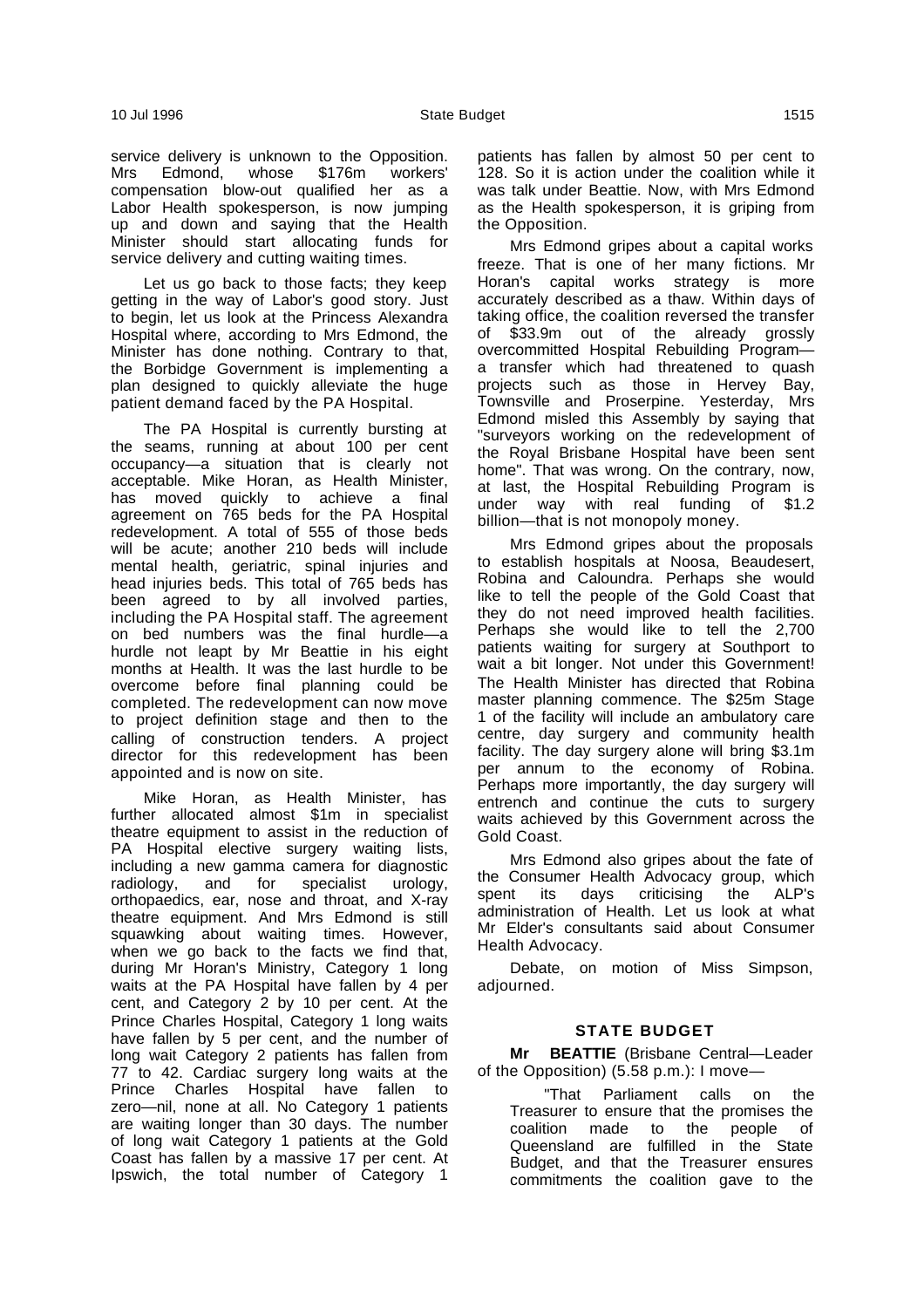service delivery is unknown to the Opposition. Mrs Edmond, whose $176m workers' compensation blow-out qualified her as a Labor Health spokesperson, is now jumping up and down and saying that the Health Minister should start allocating funds for service delivery and cutting waiting times.

Let us go back to those facts; they keep getting in the way of Labor's good story. Just to begin, let us look at the Princess Alexandra Hospital where, according to Mrs Edmond, the Minister has done nothing. Contrary to that, the Borbidge Government is implementing a plan designed to quickly alleviate the huge patient demand faced by the PA Hospital.

The PA Hospital is currently bursting at the seams, running at about 100 per cent occupancy—a situation that is clearly not acceptable. Mike Horan, as Health Minister, has moved quickly to achieve a final agreement on 765 beds for the PA Hospital redevelopment. A total of 555 of those beds will be acute; another 210 beds will include mental health, geriatric, spinal injuries and head injuries beds. This total of 765 beds has been agreed to by all involved parties, including the PA Hospital staff. The agreement on bed numbers was the final hurdle—a hurdle not leapt by Mr Beattie in his eight months at Health. It was the last hurdle to be overcome before final planning could be completed. The redevelopment can now move to project definition stage and then to the calling of construction tenders. A project director for this redevelopment has been appointed and is now on site.

Mike Horan, as Health Minister, has further allocated almost $1m in specialist theatre equipment to assist in the reduction of PA Hospital elective surgery waiting lists, including a new gamma camera for diagnostic radiology, and for specialist urology, orthopaedics, ear, nose and throat, and X-ray theatre equipment. And Mrs Edmond is still squawking about waiting times. However, when we go back to the facts we find that, during Mr Horan's Ministry, Category 1 long waits at the PA Hospital have fallen by 4 per cent, and Category 2 by 10 per cent. At the Prince Charles Hospital, Category 1 long waits have fallen by 5 per cent, and the number of long wait Category 2 patients has fallen from 77 to 42. Cardiac surgery long waits at the Prince Charles Hospital have fallen to zero—nil, none at all. No Category 1 patients are waiting longer than 30 days. The number of long wait Category 1 patients at the Gold Coast has fallen by a massive 17 per cent. At Ipswich, the total number of Category 1 patients has fallen by almost 50 per cent to 128. So it is action under the coalition while it was talk under Beattie. Now, with Mrs Edmond as the Health spokesperson, it is griping from the Opposition.

Mrs Edmond gripes about a capital works freeze. That is one of her many fictions. Mr Horan's capital works strategy is more accurately described as a thaw. Within days of taking office, the coalition reversed the transfer of $33.9m out of the already grossly overcommitted Hospital Rebuilding Program—a transfer which had threatened to quash projects such as those in Hervey Bay, Townsville and Proserpine. Yesterday, Mrs Edmond misled this Assembly by saying that "surveyors working on the redevelopment of the Royal Brisbane Hospital have been sent home". That was wrong. On the contrary, now, at last, the Hospital Rebuilding Program is under way with real funding of $1.2 billion—that is not monopoly money.

Mrs Edmond gripes about the proposals to establish hospitals at Noosa, Beaudesert, Robina and Caloundra. Perhaps she would like to tell the people of the Gold Coast that they do not need improved health facilities. Perhaps she would like to tell the 2,700 patients waiting for surgery at Southport to wait a bit longer. Not under this Government! The Health Minister has directed that Robina master planning commence. The $25m Stage 1 of the facility will include an ambulatory care centre, day surgery and community health facility. The day surgery alone will bring $3.1m per annum to the economy of Robina. Perhaps more importantly, the day surgery will entrench and continue the cuts to surgery waits achieved by this Government across the Gold Coast.

Mrs Edmond also gripes about the fate of the Consumer Health Advocacy group, which spent its days criticising the ALP's administration of Health. Let us look at what Mr Elder's consultants said about Consumer Health Advocacy.

Debate, on motion of Miss Simpson, adjourned.

## STATE BUDGET

**Mr BEATTIE** (Brisbane Central—Leader of the Opposition) (5.58 p.m.): I move—

> "That Parliament calls on the Treasurer to ensure that the promises the coalition made to the people of Queensland are fulfilled in the State Budget, and that the Treasurer ensures commitments the coalition gave to the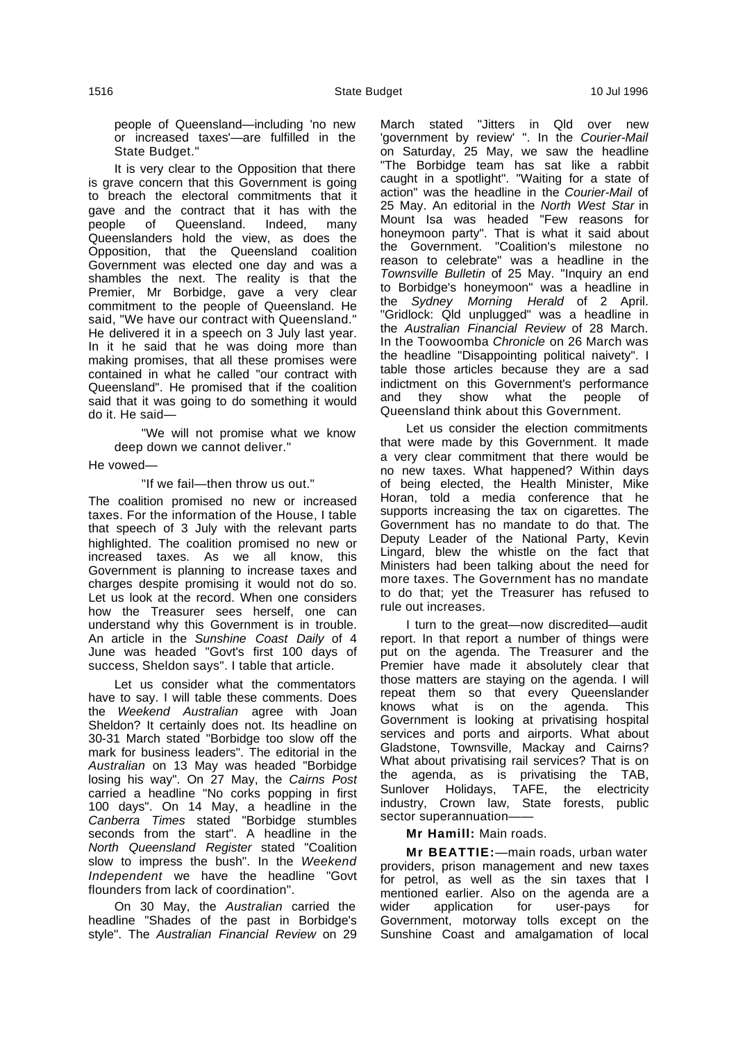people of Queensland—including 'no new or increased taxes'—are fulfilled in the State Budget."

It is very clear to the Opposition that there is grave concern that this Government is going to breach the electoral commitments that it gave and the contract that it has with the people of Queensland. Indeed, many Queenslanders hold the view, as does the Opposition, that the Queensland coalition Government was elected one day and was a shambles the next. The reality is that the Premier, Mr Borbidge, gave a very clear commitment to the people of Queensland. He said, "We have our contract with Queensland." He delivered it in a speech on 3 July last year. In it he said that he was doing more than making promises, that all these promises were contained in what he called "our contract with Queensland". He promised that if the coalition said that it was going to do something it would do it. He said—

> "We will not promise what we know deep down we cannot deliver."

He vowed—

> "If we fail—then throw us out."

The coalition promised no new or increased taxes. For the information of the House, I table that speech of 3 July with the relevant parts highlighted. The coalition promised no new or increased taxes. As we all know, this Government is planning to increase taxes and charges despite promising it would not do so. Let us look at the record. When one considers how the Treasurer sees herself, one can understand why this Government is in trouble. An article in the *Sunshine Coast Daily* of 4 June was headed "Govt's first 100 days of success, Sheldon says". I table that article.

Let us consider what the commentators have to say. I will table these comments. Does the *Weekend Australian* agree with Joan Sheldon? It certainly does not. Its headline on 30-31 March stated "Borbidge too slow off the mark for business leaders". The editorial in the *Australian* on 13 May was headed "Borbidge losing his way". On 27 May, the *Cairns Post* carried a headline "No corks popping in first 100 days". On 14 May, a headline in the *Canberra Times* stated "Borbidge stumbles seconds from the start". A headline in the *North Queensland Register* stated "Coalition slow to impress the bush". In the *Weekend Independent* we have the headline "Govt flounders from lack of coordination".

On 30 May, the *Australian* carried the headline "Shades of the past in Borbidge's style". The *Australian Financial Review* on 29 March stated "Jitters in Qld over new 'government by review' ". In the *Courier-Mail* on Saturday, 25 May, we saw the headline "The Borbidge team has sat like a rabbit caught in a spotlight". "Waiting for a state of action" was the headline in the *Courier-Mail* of 25 May. An editorial in the *North West Star* in Mount Isa was headed "Few reasons for honeymoon party". That is what it said about the Government. "Coalition's milestone no reason to celebrate" was a headline in the *Townsville Bulletin* of 25 May. "Inquiry an end to Borbidge's honeymoon" was a headline in the *Sydney Morning Herald* of 2 April. "Gridlock: Qld unplugged" was a headline in the *Australian Financial Review* of 28 March. In the Toowoomba *Chronicle* on 26 March was the headline "Disappointing political naivety". I table those articles because they are a sad indictment on this Government's performance and they show what the people of Queensland think about this Government.

Let us consider the election commitments that were made by this Government. It made a very clear commitment that there would be no new taxes. What happened? Within days of being elected, the Health Minister, Mike Horan, told a media conference that he supports increasing the tax on cigarettes. The Government has no mandate to do that. The Deputy Leader of the National Party, Kevin Lingard, blew the whistle on the fact that Ministers had been talking about the need for more taxes. The Government has no mandate to do that; yet the Treasurer has refused to rule out increases.

I turn to the great—now discredited—audit report. In that report a number of things were put on the agenda. The Treasurer and the Premier have made it absolutely clear that those matters are staying on the agenda. I will repeat them so that every Queenslander knows what is on the agenda. This Government is looking at privatising hospital services and ports and airports. What about Gladstone, Townsville, Mackay and Cairns? What about privatising rail services? That is on the agenda, as is privatising the TAB, Sunlover Holidays, TAFE, the electricity industry, Crown law, State forests, public sector superannuation——

**Mr Hamill:** Main roads.

**Mr BEATTIE:**—main roads, urban water providers, prison management and new taxes for petrol, as well as the sin taxes that I mentioned earlier. Also on the agenda are a wider application for user-pays for Government, motorway tolls except on the Sunshine Coast and amalgamation of local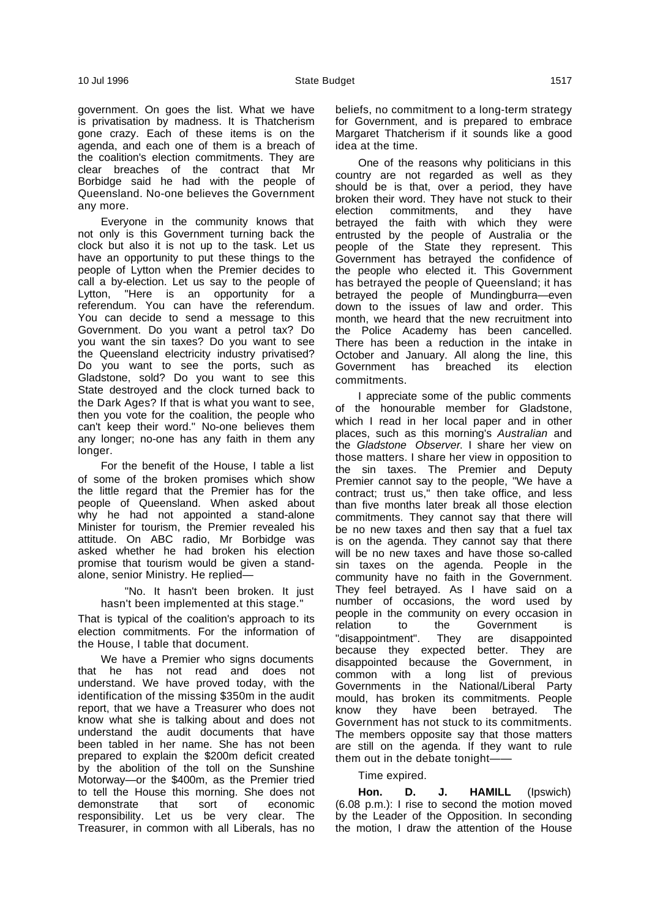government. On goes the list. What we have is privatisation by madness. It is Thatcherism gone crazy. Each of these items is on the agenda, and each one of them is a breach of the coalition's election commitments. They are clear breaches of the contract that Mr Borbidge said he had with the people of Queensland. No-one believes the Government any more.

Everyone in the community knows that not only is this Government turning back the clock but also it is not up to the task. Let us have an opportunity to put these things to the people of Lytton when the Premier decides to call a by-election. Let us say to the people of Lytton, "Here is an opportunity for a referendum. You can have the referendum. You can decide to send a message to this Government. Do you want a petrol tax? Do you want the sin taxes? Do you want to see the Queensland electricity industry privatised? Do you want to see the ports, such as Gladstone, sold? Do you want to see this State destroyed and the clock turned back to the Dark Ages? If that is what you want to see, then you vote for the coalition, the people who can't keep their word." No-one believes them any longer; no-one has any faith in them any longer.

For the benefit of the House, I table a list of some of the broken promises which show the little regard that the Premier has for the people of Queensland. When asked about why he had not appointed a stand-alone Minister for tourism, the Premier revealed his attitude. On ABC radio, Mr Borbidge was asked whether he had broken his election promise that tourism would be given a stand-alone, senior Ministry. He replied—

> "No. It hasn't been broken. It just hasn't been implemented at this stage."

That is typical of the coalition's approach to its election commitments. For the information of the House, I table that document.

We have a Premier who signs documents that he has not read and does not understand. We have proved today, with the identification of the missing $350m in the audit report, that we have a Treasurer who does not know what she is talking about and does not understand the audit documents that have been tabled in her name. She has not been prepared to explain the $200m deficit created by the abolition of the toll on the Sunshine Motorway—or the $400m, as the Premier tried to tell the House this morning. She does not demonstrate that sort of economic responsibility. Let us be very clear. The Treasurer, in common with all Liberals, has no beliefs, no commitment to a long-term strategy for Government, and is prepared to embrace Margaret Thatcherism if it sounds like a good idea at the time.

One of the reasons why politicians in this country are not regarded as well as they should be is that, over a period, they have broken their word. They have not stuck to their election commitments, and they have betrayed the faith with which they were entrusted by the people of Australia or the people of the State they represent. This Government has betrayed the confidence of the people who elected it. This Government has betrayed the people of Queensland; it has betrayed the people of Mundingburra—even down to the issues of law and order. This month, we heard that the new recruitment into the Police Academy has been cancelled. There has been a reduction in the intake in October and January. All along the line, this Government has breached its election commitments.

I appreciate some of the public comments of the honourable member for Gladstone, which I read in her local paper and in other places, such as this morning's *Australian* and the *Gladstone Observer*. I share her view on those matters. I share her view in opposition to the sin taxes. The Premier and Deputy Premier cannot say to the people, "We have a contract; trust us," then take office, and less than five months later break all those election commitments. They cannot say that there will be no new taxes and then say that a fuel tax is on the agenda. They cannot say that there will be no new taxes and have those so-called sin taxes on the agenda. People in the community have no faith in the Government. They feel betrayed. As I have said on a number of occasions, the word used by people in the community on every occasion in relation to the Government is "disappointment". They are disappointed because they expected better. They are disappointed because the Government, in common with a long list of previous Governments in the National/Liberal Party mould, has broken its commitments. People know they have been betrayed. The Government has not stuck to its commitments. The members opposite say that those matters are still on the agenda. If they want to rule them out in the debate tonight——

Time expired.

**Hon. D. J. HAMILL** (Ipswich) (6.08 p.m.): I rise to second the motion moved by the Leader of the Opposition. In seconding the motion, I draw the attention of the House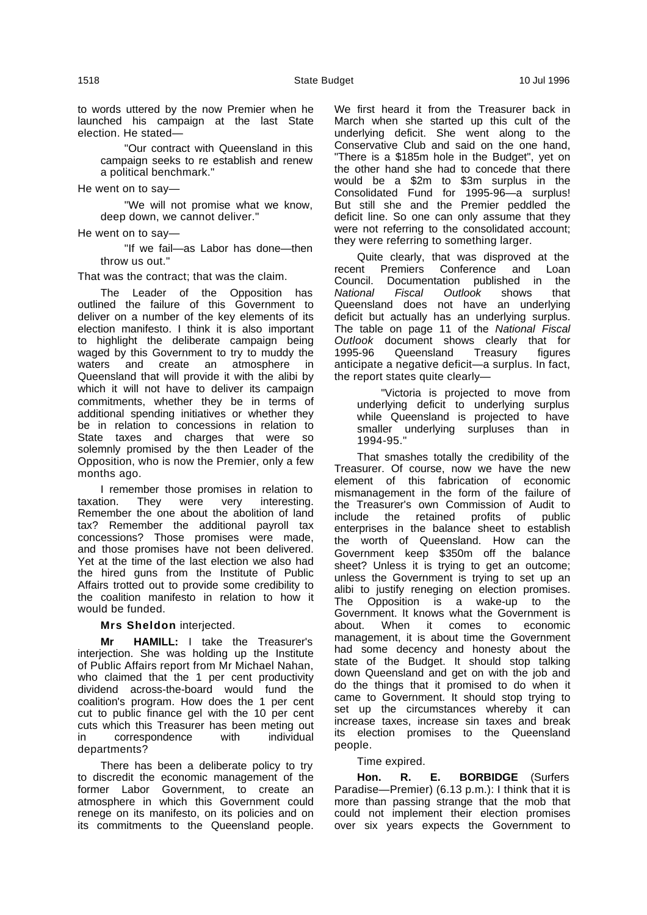to words uttered by the now Premier when he launched his campaign at the last State election. He stated—

> "Our contract with Queensland in this campaign seeks to re establish and renew a political benchmark."

He went on to say—

> "We will not promise what we know, deep down, we cannot deliver."

He went on to say—

> "If we fail—as Labor has done—then throw us out."

That was the contract; that was the claim.

The Leader of the Opposition has outlined the failure of this Government to deliver on a number of the key elements of its election manifesto. I think it is also important to highlight the deliberate campaign being waged by this Government to try to muddy the waters and create an atmosphere in Queensland that will provide it with the alibi by which it will not have to deliver its campaign commitments, whether they be in terms of additional spending initiatives or whether they be in relation to concessions in relation to State taxes and charges that were so solemnly promised by the then Leader of the Opposition, who is now the Premier, only a few months ago.

I remember those promises in relation to taxation. They were very interesting. Remember the one about the abolition of land tax? Remember the additional payroll tax concessions? Those promises were made, and those promises have not been delivered. Yet at the time of the last election we also had the hired guns from the Institute of Public Affairs trotted out to provide some credibility to the coalition manifesto in relation to how it would be funded.

**Mrs Sheldon** interjected.

**Mr HAMILL:** I take the Treasurer's interjection. She was holding up the Institute of Public Affairs report from Mr Michael Nahan, who claimed that the 1 per cent productivity dividend across-the-board would fund the coalition's program. How does the 1 per cent cut to public finance gel with the 10 per cent cuts which this Treasurer has been meting out in correspondence with individual departments?

There has been a deliberate policy to try to discredit the economic management of the former Labor Government, to create an atmosphere in which this Government could renege on its manifesto, on its policies and on its commitments to the Queensland people. We first heard it from the Treasurer back in March when she started up this cult of the underlying deficit. She went along to the Conservative Club and said on the one hand, "There is a $185m hole in the Budget", yet on the other hand she had to concede that there would be a $2m to $3m surplus in the Consolidated Fund for 1995-96—a surplus! But still she and the Premier peddled the deficit line. So one can only assume that they were not referring to the consolidated account; they were referring to something larger.

Quite clearly, that was disproved at the recent Premiers Conference and Loan Council. Documentation published in the *National Fiscal Outlook* shows that Queensland does not have an underlying deficit but actually has an underlying surplus. The table on page 11 of the *National Fiscal Outlook* document shows clearly that for 1995-96 Queensland Treasury figures anticipate a negative deficit—a surplus. In fact, the report states quite clearly—

> "Victoria is projected to move from underlying deficit to underlying surplus while Queensland is projected to have smaller underlying surpluses than in 1994-95."

That smashes totally the credibility of the Treasurer. Of course, now we have the new element of this fabrication of economic mismanagement in the form of the failure of the Treasurer's own Commission of Audit to include the retained profits of public enterprises in the balance sheet to establish the worth of Queensland. How can the Government keep $350m off the balance sheet? Unless it is trying to get an outcome; unless the Government is trying to set up an alibi to justify reneging on election promises. The Opposition is a wake-up to the Government. It knows what the Government is about. When it comes to economic management, it is about time the Government had some decency and honesty about the state of the Budget. It should stop talking down Queensland and get on with the job and do the things that it promised to do when it came to Government. It should stop trying to set up the circumstances whereby it can increase taxes, increase sin taxes and break its election promises to the Queensland people.

Time expired.

**Hon. R. E. BORBIDGE** (Surfers Paradise—Premier) (6.13 p.m.): I think that it is more than passing strange that the mob that could not implement their election promises over six years expects the Government to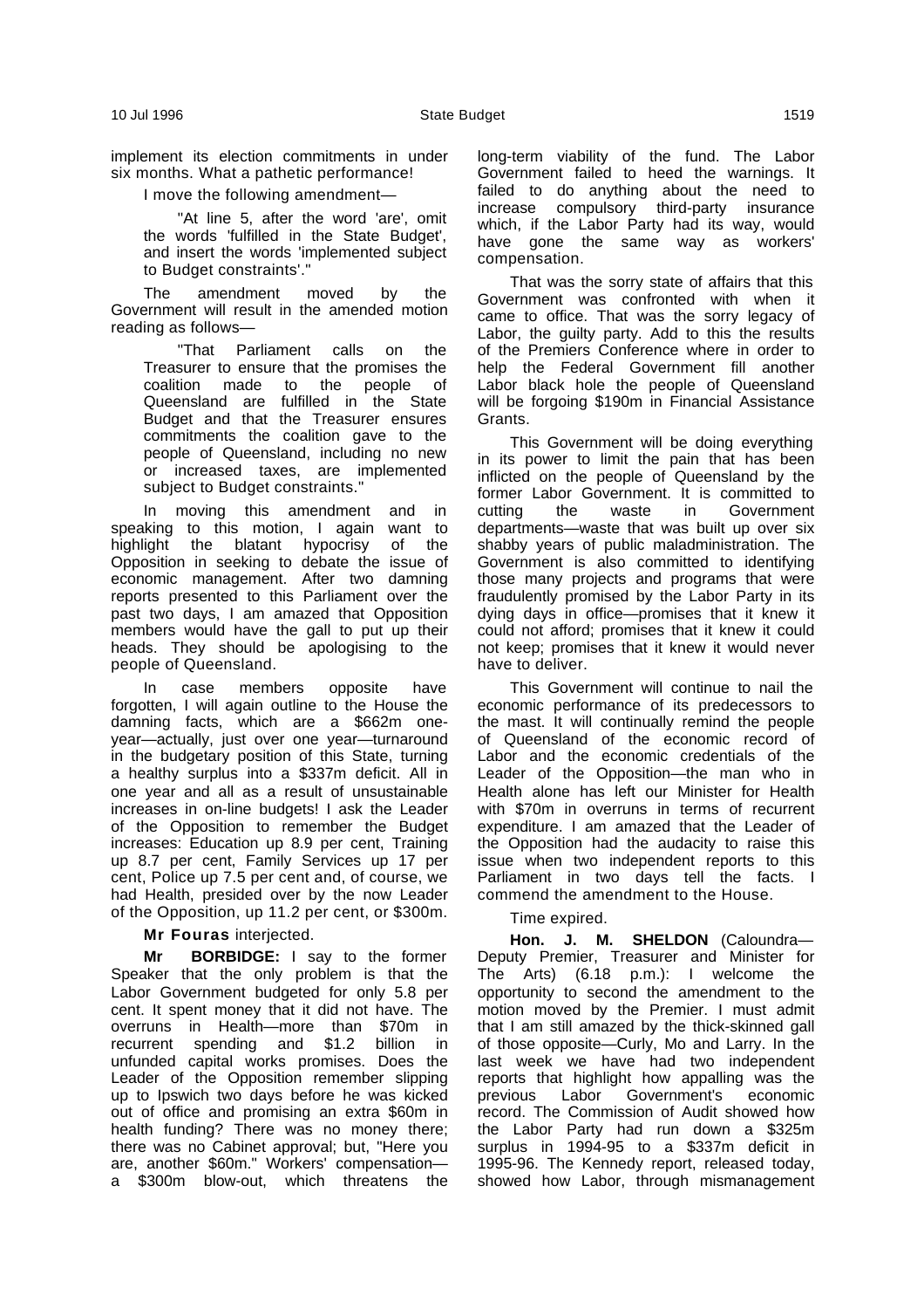implement its election commitments in under six months. What a pathetic performance!

I move the following amendment—

> "At line 5, after the word 'are', omit the words 'fulfilled in the State Budget', and insert the words 'implemented subject to Budget constraints'."

The amendment moved by the Government will result in the amended motion reading as follows—

> "That Parliament calls on the Treasurer to ensure that the promises the coalition made to the people of Queensland are fulfilled in the State Budget and that the Treasurer ensures commitments the coalition gave to the people of Queensland, including no new or increased taxes, are implemented subject to Budget constraints."

In moving this amendment and in speaking to this motion, I again want to highlight the blatant hypocrisy of the Opposition in seeking to debate the issue of economic management. After two damning reports presented to this Parliament over the past two days, I am amazed that Opposition members would have the gall to put up their heads. They should be apologising to the people of Queensland.

In case members opposite have forgotten, I will again outline to the House the damning facts, which are a $662m one-year—actually, just over one year—turnaround in the budgetary position of this State, turning a healthy surplus into a $337m deficit. All in one year and all as a result of unsustainable increases in on-line budgets! I ask the Leader of the Opposition to remember the Budget increases: Education up 8.9 per cent, Training up 8.7 per cent, Family Services up 17 per cent, Police up 7.5 per cent and, of course, we had Health, presided over by the now Leader of the Opposition, up 11.2 per cent, or $300m.

**Mr Fouras** interjected.

**Mr BORBIDGE:** I say to the former Speaker that the only problem is that the Labor Government budgeted for only 5.8 per cent. It spent money that it did not have. The overruns in Health—more than $70m in recurrent spending and $1.2 billion in unfunded capital works promises. Does the Leader of the Opposition remember slipping up to Ipswich two days before he was kicked out of office and promising an extra $60m in health funding? There was no money there; there was no Cabinet approval; but, "Here you are, another $60m." Workers' compensation—a $300m blow-out, which threatens the long-term viability of the fund. The Labor Government failed to heed the warnings. It failed to do anything about the need to increase compulsory third-party insurance which, if the Labor Party had its way, would have gone the same way as workers' compensation.

That was the sorry state of affairs that this Government was confronted with when it came to office. That was the sorry legacy of Labor, the guilty party. Add to this the results of the Premiers Conference where in order to help the Federal Government fill another Labor black hole the people of Queensland will be forgoing $190m in Financial Assistance Grants.

This Government will be doing everything in its power to limit the pain that has been inflicted on the people of Queensland by the former Labor Government. It is committed to cutting the waste in Government departments—waste that was built up over six shabby years of public maladministration. The Government is also committed to identifying those many projects and programs that were fraudulently promised by the Labor Party in its dying days in office—promises that it knew it could not afford; promises that it knew it could not keep; promises that it knew it would never have to deliver.

This Government will continue to nail the economic performance of its predecessors to the mast. It will continually remind the people of Queensland of the economic record of Labor and the economic credentials of the Leader of the Opposition—the man who in Health alone has left our Minister for Health with $70m in overruns in terms of recurrent expenditure. I am amazed that the Leader of the Opposition had the audacity to raise this issue when two independent reports to this Parliament in two days tell the facts. I commend the amendment to the House.

Time expired.

**Hon. J. M. SHELDON** (Caloundra—Deputy Premier, Treasurer and Minister for The Arts) (6.18 p.m.): I welcome the opportunity to second the amendment to the motion moved by the Premier. I must admit that I am still amazed by the thick-skinned gall of those opposite—Curly, Mo and Larry. In the last week we have had two independent reports that highlight how appalling was the previous Labor Government's economic record. The Commission of Audit showed how the Labor Party had run down a $325m surplus in 1994-95 to a $337m deficit in 1995-96. The Kennedy report, released today, showed how Labor, through mismanagement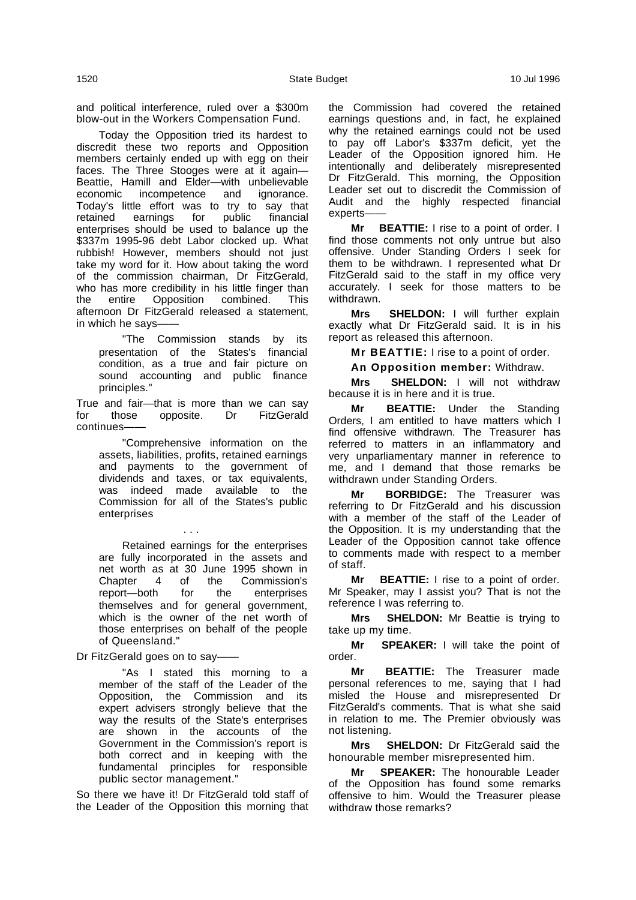and political interference, ruled over a $300m blow-out in the Workers Compensation Fund.

Today the Opposition tried its hardest to discredit these two reports and Opposition members certainly ended up with egg on their faces. The Three Stooges were at it again—Beattie, Hamill and Elder—with unbelievable economic incompetence and ignorance. Today's little effort was to try to say that retained earnings for public financial enterprises should be used to balance up the $337m 1995-96 debt Labor clocked up. What rubbish! However, members should not just take my word for it. How about taking the word of the commission chairman, Dr FitzGerald, who has more credibility in his little finger than the entire Opposition combined. This afternoon Dr FitzGerald released a statement, in which he says——

> "The Commission stands by its presentation of the States's financial condition, as a true and fair picture on sound accounting and public finance principles."

True and fair—that is more than we can say for those opposite. Dr FitzGerald continues——

> "Comprehensive information on the assets, liabilities, profits, retained earnings and payments to the government of dividends and taxes, or tax equivalents, was indeed made available to the Commission for all of the States's public enterprises
>
> . . .
>
> Retained earnings for the enterprises are fully incorporated in the assets and net worth as at 30 June 1995 shown in Chapter 4 of the Commission's report—both for the enterprises themselves and for general government, which is the owner of the net worth of those enterprises on behalf of the people of Queensland."

Dr FitzGerald goes on to say——

> "As I stated this morning to a member of the staff of the Leader of the Opposition, the Commission and its expert advisers strongly believe that the way the results of the State's enterprises are shown in the accounts of the Government in the Commission's report is both correct and in keeping with the fundamental principles for responsible public sector management."

So there we have it! Dr FitzGerald told staff of the Leader of the Opposition this morning that the Commission had covered the retained earnings questions and, in fact, he explained why the retained earnings could not be used to pay off Labor's $337m deficit, yet the Leader of the Opposition ignored him. He intentionally and deliberately misrepresented Dr FitzGerald. This morning, the Opposition Leader set out to discredit the Commission of Audit and the highly respected financial experts——

**Mr BEATTIE:** I rise to a point of order. I find those comments not only untrue but also offensive. Under Standing Orders I seek for them to be withdrawn. I represented what Dr FitzGerald said to the staff in my office very accurately. I seek for those matters to be withdrawn.

**Mrs SHELDON:** I will further explain exactly what Dr FitzGerald said. It is in his report as released this afternoon.

**Mr BEATTIE:** I rise to a point of order.

**An Opposition member:** Withdraw.

**Mrs SHELDON:** I will not withdraw because it is in here and it is true.

**Mr BEATTIE:** Under the Standing Orders, I am entitled to have matters which I find offensive withdrawn. The Treasurer has referred to matters in an inflammatory and very unparliamentary manner in reference to me, and I demand that those remarks be withdrawn under Standing Orders.

**Mr BORBIDGE:** The Treasurer was referring to Dr FitzGerald and his discussion with a member of the staff of the Leader of the Opposition. It is my understanding that the Leader of the Opposition cannot take offence to comments made with respect to a member of staff.

**Mr BEATTIE:** I rise to a point of order. Mr Speaker, may I assist you? That is not the reference I was referring to.

**Mrs SHELDON:** Mr Beattie is trying to take up my time.

**Mr SPEAKER:** I will take the point of order.

**Mr BEATTIE:** The Treasurer made personal references to me, saying that I had misled the House and misrepresented Dr FitzGerald's comments. That is what she said in relation to me. The Premier obviously was not listening.

**Mrs SHELDON:** Dr FitzGerald said the honourable member misrepresented him.

**Mr SPEAKER:** The honourable Leader of the Opposition has found some remarks offensive to him. Would the Treasurer please withdraw those remarks?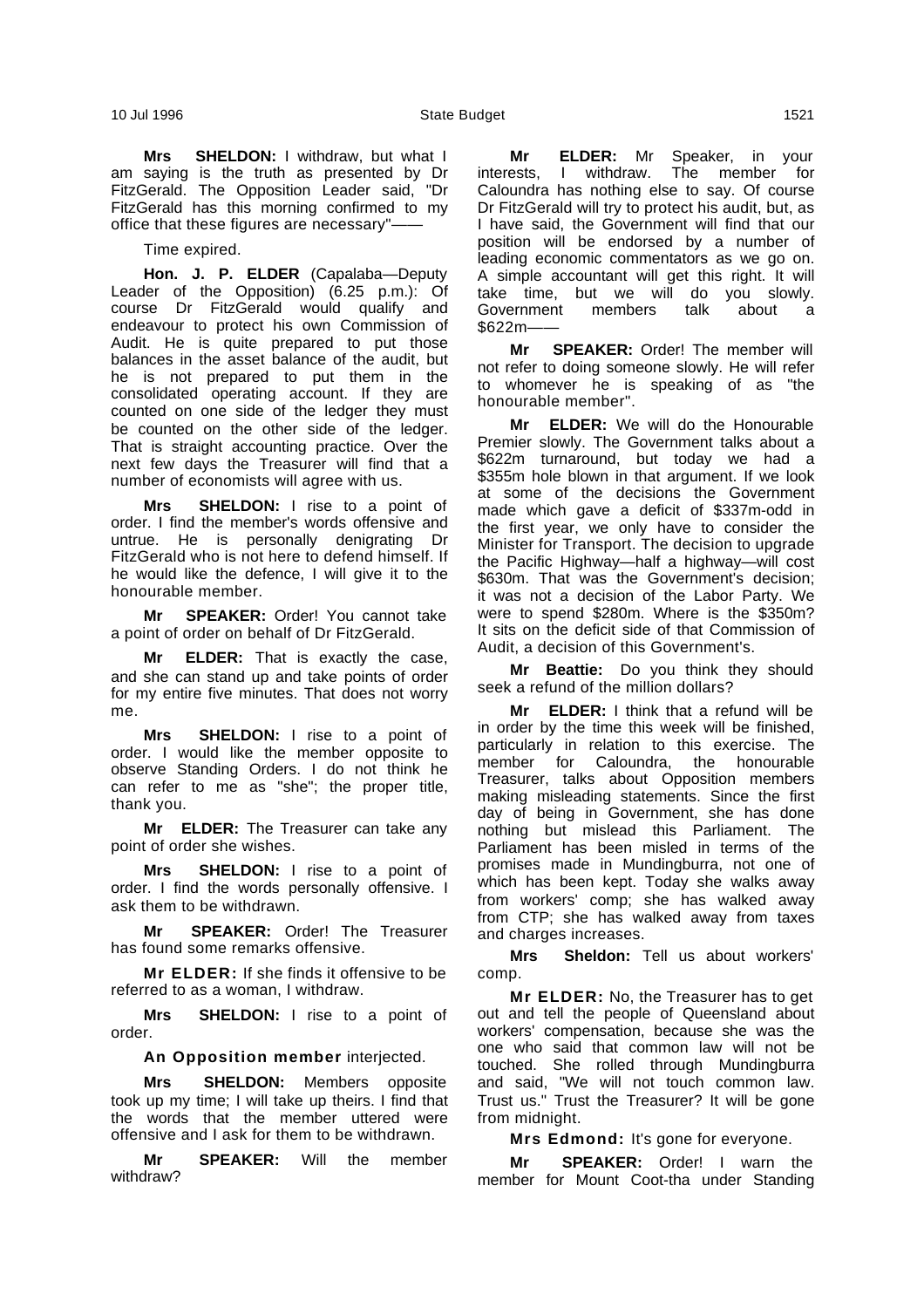**Mrs SHELDON:** I withdraw, but what I am saying is the truth as presented by Dr FitzGerald. The Opposition Leader said, "Dr FitzGerald has this morning confirmed to my office that these figures are necessary"——

Time expired.

**Hon. J. P. ELDER** (Capalaba—Deputy Leader of the Opposition) (6.25 p.m.): Of course Dr FitzGerald would qualify and endeavour to protect his own Commission of Audit. He is quite prepared to put those balances in the asset balance of the audit, but he is not prepared to put them in the consolidated operating account. If they are counted on one side of the ledger they must be counted on the other side of the ledger. That is straight accounting practice. Over the next few days the Treasurer will find that a number of economists will agree with us.

**Mrs SHELDON:** I rise to a point of order. I find the member's words offensive and untrue. He is personally denigrating Dr FitzGerald who is not here to defend himself. If he would like the defence, I will give it to the honourable member.

**Mr SPEAKER:** Order! You cannot take a point of order on behalf of Dr FitzGerald.

**Mr ELDER:** That is exactly the case, and she can stand up and take points of order for my entire five minutes. That does not worry me.

**Mrs SHELDON:** I rise to a point of order. I would like the member opposite to observe Standing Orders. I do not think he can refer to me as "she"; the proper title, thank you.

**Mr ELDER:** The Treasurer can take any point of order she wishes.

**Mrs SHELDON:** I rise to a point of order. I find the words personally offensive. I ask them to be withdrawn.

**Mr SPEAKER:** Order! The Treasurer has found some remarks offensive.

**Mr ELDER:** If she finds it offensive to be referred to as a woman, I withdraw.

**Mrs SHELDON:** I rise to a point of order.

**An Opposition member** interjected.

**Mrs SHELDON:** Members opposite took up my time; I will take up theirs. I find that the words that the member uttered were offensive and I ask for them to be withdrawn.

**Mr SPEAKER:** Will the member withdraw?

**Mr ELDER:** Mr Speaker, in your interests, I withdraw. The member for Caloundra has nothing else to say. Of course Dr FitzGerald will try to protect his audit, but, as I have said, the Government will find that our position will be endorsed by a number of leading economic commentators as we go on. A simple accountant will get this right. It will take time, but we will do you slowly. Government members talk about a $622m——

**Mr SPEAKER:** Order! The member will not refer to doing someone slowly. He will refer to whomever he is speaking of as "the honourable member".

**Mr ELDER:** We will do the Honourable Premier slowly. The Government talks about a $622m turnaround, but today we had a $355m hole blown in that argument. If we look at some of the decisions the Government made which gave a deficit of $337m-odd in the first year, we only have to consider the Minister for Transport. The decision to upgrade the Pacific Highway—half a highway—will cost $630m. That was the Government's decision; it was not a decision of the Labor Party. We were to spend $280m. Where is the $350m? It sits on the deficit side of that Commission of Audit, a decision of this Government's.

**Mr Beattie:** Do you think they should seek a refund of the million dollars?

**Mr ELDER:** I think that a refund will be in order by the time this week will be finished, particularly in relation to this exercise. The member for Caloundra, the honourable Treasurer, talks about Opposition members making misleading statements. Since the first day of being in Government, she has done nothing but mislead this Parliament. The Parliament has been misled in terms of the promises made in Mundingburra, not one of which has been kept. Today she walks away from workers' comp; she has walked away from CTP; she has walked away from taxes and charges increases.

**Mrs Sheldon:** Tell us about workers' comp.

**Mr ELDER:** No, the Treasurer has to get out and tell the people of Queensland about workers' compensation, because she was the one who said that common law will not be touched. She rolled through Mundingburra and said, "We will not touch common law. Trust us." Trust the Treasurer? It will be gone from midnight.

**Mrs Edmond:** It's gone for everyone.

**Mr SPEAKER:** Order! I warn the member for Mount Coot-tha under Standing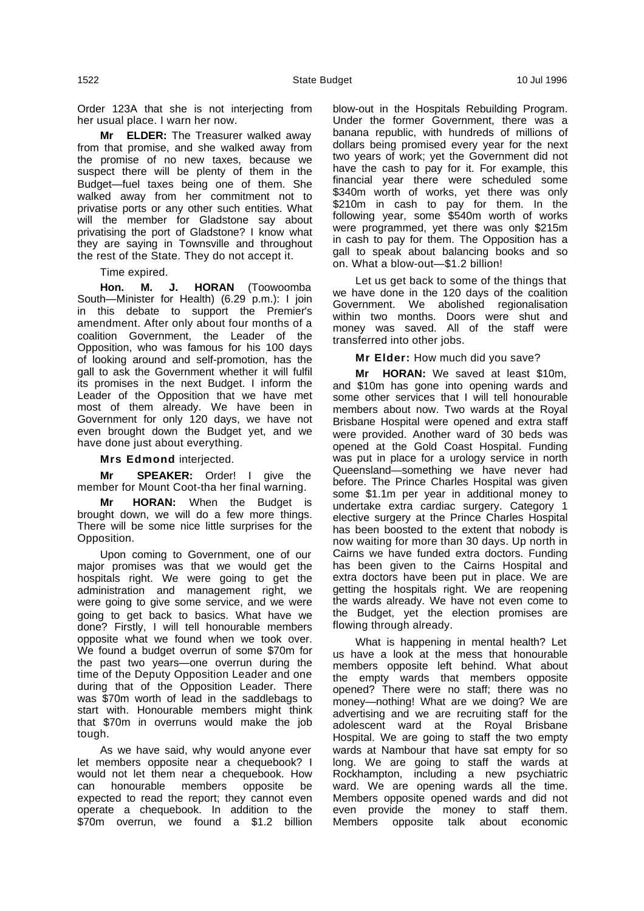Order 123A that she is not interjecting from her usual place. I warn her now.

**Mr ELDER:** The Treasurer walked away from that promise, and she walked away from the promise of no new taxes, because we suspect there will be plenty of them in the Budget—fuel taxes being one of them. She walked away from her commitment not to privatise ports or any other such entities. What will the member for Gladstone say about privatising the port of Gladstone? I know what they are saying in Townsville and throughout the rest of the State. They do not accept it.

Time expired.

**Hon. M. J. HORAN** (Toowoomba South—Minister for Health) (6.29 p.m.): I join in this debate to support the Premier's amendment. After only about four months of a coalition Government, the Leader of the Opposition, who was famous for his 100 days of looking around and self-promotion, has the gall to ask the Government whether it will fulfil its promises in the next Budget. I inform the Leader of the Opposition that we have met most of them already. We have been in Government for only 120 days, we have not even brought down the Budget yet, and we have done just about everything.

**Mrs Edmond** interjected.

**Mr SPEAKER:** Order! I give the member for Mount Coot-tha her final warning.

**Mr HORAN:** When the Budget is brought down, we will do a few more things. There will be some nice little surprises for the Opposition.

Upon coming to Government, one of our major promises was that we would get the hospitals right. We were going to get the administration and management right, we were going to give some service, and we were going to get back to basics. What have we done? Firstly, I will tell honourable members opposite what we found when we took over. We found a budget overrun of some $70m for the past two years—one overrun during the time of the Deputy Opposition Leader and one during that of the Opposition Leader. There was $70m worth of lead in the saddlebags to start with. Honourable members might think that $70m in overruns would make the job tough.

As we have said, why would anyone ever let members opposite near a chequebook? I would not let them near a chequebook. How can honourable members opposite be expected to read the report; they cannot even operate a chequebook. In addition to the $70m overrun, we found a $1.2 billion blow-out in the Hospitals Rebuilding Program. Under the former Government, there was a banana republic, with hundreds of millions of dollars being promised every year for the next two years of work; yet the Government did not have the cash to pay for it. For example, this financial year there were scheduled some $340m worth of works, yet there was only $210m in cash to pay for them. In the following year, some $540m worth of works were programmed, yet there was only $215m in cash to pay for them. The Opposition has a gall to speak about balancing books and so on. What a blow-out—$1.2 billion!

Let us get back to some of the things that we have done in the 120 days of the coalition Government. We abolished regionalisation within two months. Doors were shut and money was saved. All of the staff were transferred into other jobs.

**Mr Elder:** How much did you save?

**Mr HORAN:** We saved at least $10m, and $10m has gone into opening wards and some other services that I will tell honourable members about now. Two wards at the Royal Brisbane Hospital were opened and extra staff were provided. Another ward of 30 beds was opened at the Gold Coast Hospital. Funding was put in place for a urology service in north Queensland—something we have never had before. The Prince Charles Hospital was given some $1.1m per year in additional money to undertake extra cardiac surgery. Category 1 elective surgery at the Prince Charles Hospital has been boosted to the extent that nobody is now waiting for more than 30 days. Up north in Cairns we have funded extra doctors. Funding has been given to the Cairns Hospital and extra doctors have been put in place. We are getting the hospitals right. We are reopening the wards already. We have not even come to the Budget, yet the election promises are flowing through already.

What is happening in mental health? Let us have a look at the mess that honourable members opposite left behind. What about the empty wards that members opposite opened? There were no staff; there was no money—nothing! What are we doing? We are advertising and we are recruiting staff for the adolescent ward at the Royal Brisbane Hospital. We are going to staff the two empty wards at Nambour that have sat empty for so long. We are going to staff the wards at Rockhampton, including a new psychiatric ward. We are opening wards all the time. Members opposite opened wards and did not even provide the money to staff them. Members opposite talk about economic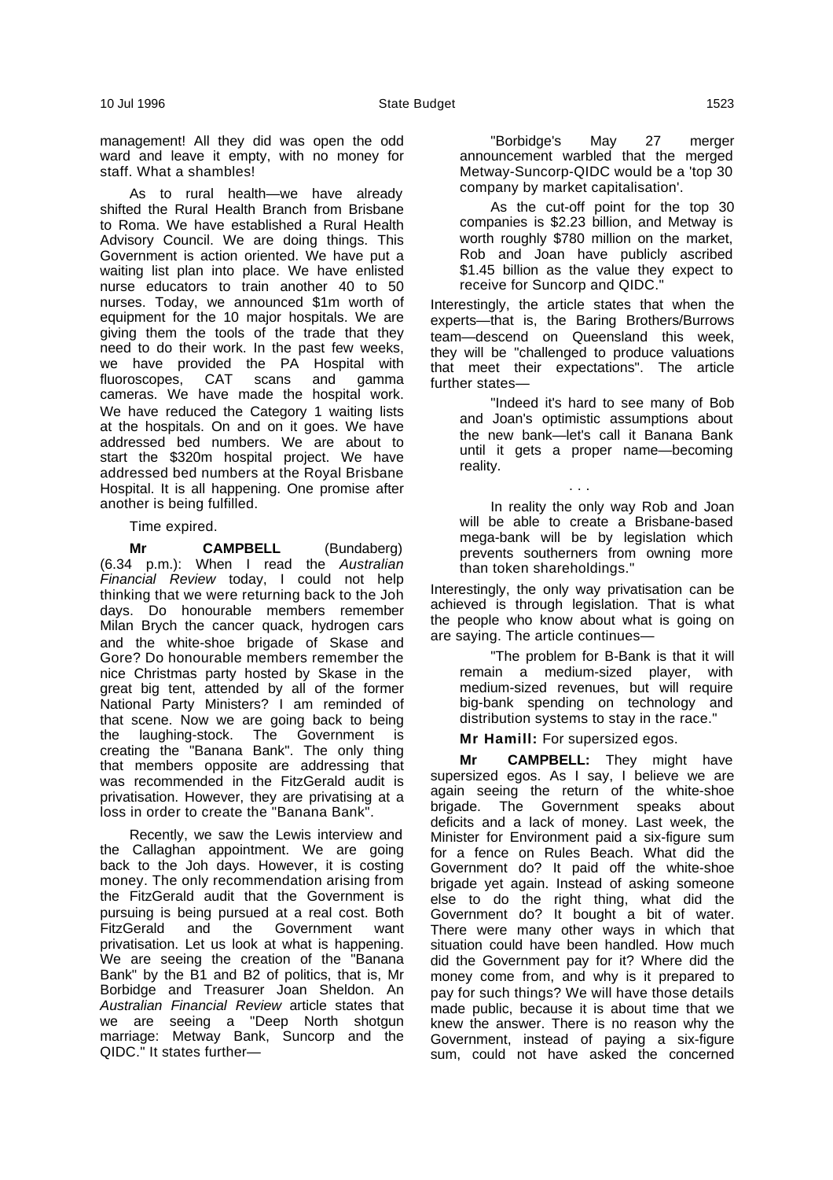management! All they did was open the odd ward and leave it empty, with no money for staff. What a shambles!

As to rural health—we have already shifted the Rural Health Branch from Brisbane to Roma. We have established a Rural Health Advisory Council. We are doing things. This Government is action oriented. We have put a waiting list plan into place. We have enlisted nurse educators to train another 40 to 50 nurses. Today, we announced $1m worth of equipment for the 10 major hospitals. We are giving them the tools of the trade that they need to do their work. In the past few weeks, we have provided the PA Hospital with fluoroscopes, CAT scans and gamma cameras. We have made the hospital work. We have reduced the Category 1 waiting lists at the hospitals. On and on it goes. We have addressed bed numbers. We are about to start the $320m hospital project. We have addressed bed numbers at the Royal Brisbane Hospital. It is all happening. One promise after another is being fulfilled.

Time expired.

**Mr CAMPBELL** (Bundaberg) (6.34 p.m.): When I read the *Australian Financial Review* today, I could not help thinking that we were returning back to the Joh days. Do honourable members remember Milan Brych the cancer quack, hydrogen cars and the white-shoe brigade of Skase and Gore? Do honourable members remember the nice Christmas party hosted by Skase in the great big tent, attended by all of the former National Party Ministers? I am reminded of that scene. Now we are going back to being the laughing-stock. The Government is creating the "Banana Bank". The only thing that members opposite are addressing that was recommended in the FitzGerald audit is privatisation. However, they are privatising at a loss in order to create the "Banana Bank".

Recently, we saw the Lewis interview and the Callaghan appointment. We are going back to the Joh days. However, it is costing money. The only recommendation arising from the FitzGerald audit that the Government is pursuing is being pursued at a real cost. Both FitzGerald and the Government want privatisation. Let us look at what is happening. We are seeing the creation of the "Banana Bank" by the B1 and B2 of politics, that is, Mr Borbidge and Treasurer Joan Sheldon. An *Australian Financial Review* article states that we are seeing a "Deep North shotgun marriage: Metway Bank, Suncorp and the QIDC." It states further—

> "Borbidge's May 27 merger announcement warbled that the merged Metway-Suncorp-QIDC would be a 'top 30 company by market capitalisation'.
>
> As the cut-off point for the top 30 companies is $2.23 billion, and Metway is worth roughly $780 million on the market, Rob and Joan have publicly ascribed $1.45 billion as the value they expect to receive for Suncorp and QIDC."

Interestingly, the article states that when the experts—that is, the Baring Brothers/Burrows team—descend on Queensland this week, they will be "challenged to produce valuations that meet their expectations". The article further states—

> "Indeed it's hard to see many of Bob and Joan's optimistic assumptions about the new bank—let's call it Banana Bank until it gets a proper name—becoming reality.
>
> . . .
>
> In reality the only way Rob and Joan will be able to create a Brisbane-based mega-bank will be by legislation which prevents southerners from owning more than token shareholdings."

Interestingly, the only way privatisation can be achieved is through legislation. That is what the people who know about what is going on are saying. The article continues—

> "The problem for B-Bank is that it will remain a medium-sized player, with medium-sized revenues, but will require big-bank spending on technology and distribution systems to stay in the race."

**Mr Hamill:** For supersized egos.

**Mr CAMPBELL:** They might have supersized egos. As I say, I believe we are again seeing the return of the white-shoe brigade. The Government speaks about deficits and a lack of money. Last week, the Minister for Environment paid a six-figure sum for a fence on Rules Beach. What did the Government do? It paid off the white-shoe brigade yet again. Instead of asking someone else to do the right thing, what did the Government do? It bought a bit of water. There were many other ways in which that situation could have been handled. How much did the Government pay for it? Where did the money come from, and why is it prepared to pay for such things? We will have those details made public, because it is about time that we knew the answer. There is no reason why the Government, instead of paying a six-figure sum, could not have asked the concerned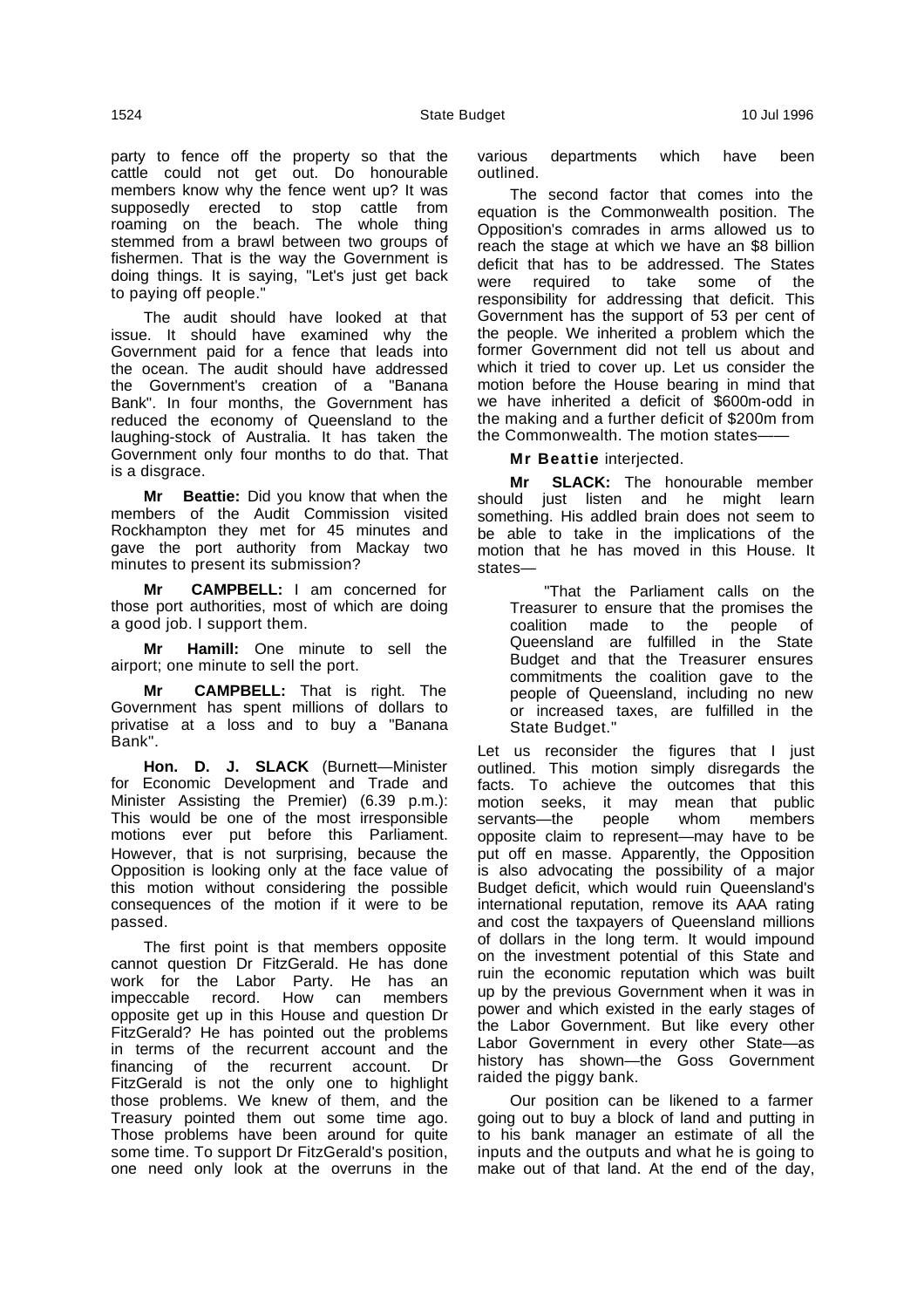party to fence off the property so that the cattle could not get out. Do honourable members know why the fence went up? It was supposedly erected to stop cattle from roaming on the beach. The whole thing stemmed from a brawl between two groups of fishermen. That is the way the Government is doing things. It is saying, "Let's just get back to paying off people."

The audit should have looked at that issue. It should have examined why the Government paid for a fence that leads into the ocean. The audit should have addressed the Government's creation of a "Banana Bank". In four months, the Government has reduced the economy of Queensland to the laughing-stock of Australia. It has taken the Government only four months to do that. That is a disgrace.

**Mr Beattie:** Did you know that when the members of the Audit Commission visited Rockhampton they met for 45 minutes and gave the port authority from Mackay two minutes to present its submission?

**Mr CAMPBELL:** I am concerned for those port authorities, most of which are doing a good job. I support them.

**Mr Hamill:** One minute to sell the airport; one minute to sell the port.

**Mr CAMPBELL:** That is right. The Government has spent millions of dollars to privatise at a loss and to buy a "Banana Bank".

**Hon. D. J. SLACK** (Burnett—Minister for Economic Development and Trade and Minister Assisting the Premier) (6.39 p.m.): This would be one of the most irresponsible motions ever put before this Parliament. However, that is not surprising, because the Opposition is looking only at the face value of this motion without considering the possible consequences of the motion if it were to be passed.

The first point is that members opposite cannot question Dr FitzGerald. He has done work for the Labor Party. He has an impeccable record. How can members opposite get up in this House and question Dr FitzGerald? He has pointed out the problems in terms of the recurrent account and the financing of the recurrent account. Dr FitzGerald is not the only one to highlight those problems. We knew of them, and the Treasury pointed them out some time ago. Those problems have been around for quite some time. To support Dr FitzGerald's position, one need only look at the overruns in the various departments which have been outlined.

The second factor that comes into the equation is the Commonwealth position. The Opposition's comrades in arms allowed us to reach the stage at which we have an $8 billion deficit that has to be addressed. The States were required to take some of the responsibility for addressing that deficit. This Government has the support of 53 per cent of the people. We inherited a problem which the former Government did not tell us about and which it tried to cover up. Let us consider the motion before the House bearing in mind that we have inherited a deficit of $600m-odd in the making and a further deficit of $200m from the Commonwealth. The motion states——

**Mr Beattie** interjected.

**Mr SLACK:** The honourable member should just listen and he might learn something. His addled brain does not seem to be able to take in the implications of the motion that he has moved in this House. It states—

> "That the Parliament calls on the Treasurer to ensure that the promises the coalition made to the people of Queensland are fulfilled in the State Budget and that the Treasurer ensures commitments the coalition gave to the people of Queensland, including no new or increased taxes, are fulfilled in the State Budget."

Let us reconsider the figures that I just outlined. This motion simply disregards the facts. To achieve the outcomes that this motion seeks, it may mean that public servants—the people whom members opposite claim to represent—may have to be put off en masse. Apparently, the Opposition is also advocating the possibility of a major Budget deficit, which would ruin Queensland's international reputation, remove its AAA rating and cost the taxpayers of Queensland millions of dollars in the long term. It would impound on the investment potential of this State and ruin the economic reputation which was built up by the previous Government when it was in power and which existed in the early stages of the Labor Government. But like every other Labor Government in every other State—as history has shown—the Goss Government raided the piggy bank.

Our position can be likened to a farmer going out to buy a block of land and putting in to his bank manager an estimate of all the inputs and the outputs and what he is going to make out of that land. At the end of the day,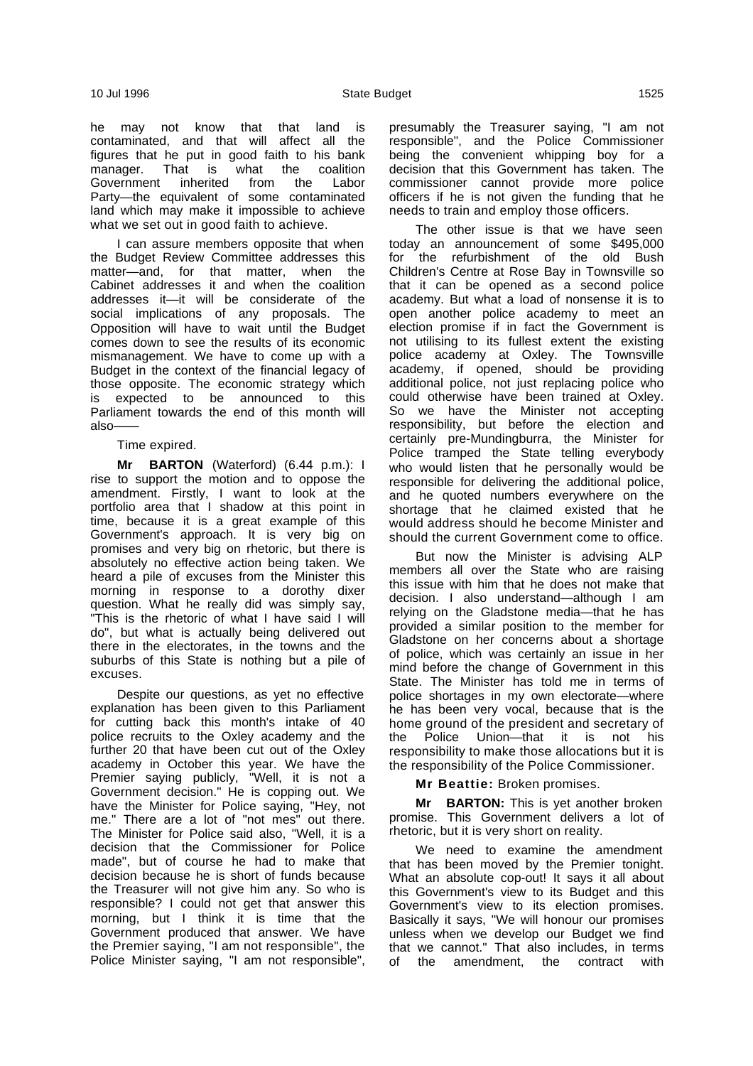he may not know that that land is contaminated, and that will affect all the figures that he put in good faith to his bank manager. That is what the coalition Government inherited from the Labor Party—the equivalent of some contaminated land which may make it impossible to achieve what we set out in good faith to achieve.

I can assure members opposite that when the Budget Review Committee addresses this matter—and, for that matter, when the Cabinet addresses it and when the coalition addresses it—it will be considerate of the social implications of any proposals. The Opposition will have to wait until the Budget comes down to see the results of its economic mismanagement. We have to come up with a Budget in the context of the financial legacy of those opposite. The economic strategy which is expected to be announced to this Parliament towards the end of this month will also——

Time expired.

**Mr BARTON** (Waterford) (6.44 p.m.): I rise to support the motion and to oppose the amendment. Firstly, I want to look at the portfolio area that I shadow at this point in time, because it is a great example of this Government's approach. It is very big on promises and very big on rhetoric, but there is absolutely no effective action being taken. We heard a pile of excuses from the Minister this morning in response to a dorothy dixer question. What he really did was simply say, "This is the rhetoric of what I have said I will do", but what is actually being delivered out there in the electorates, in the towns and the suburbs of this State is nothing but a pile of excuses.

Despite our questions, as yet no effective explanation has been given to this Parliament for cutting back this month's intake of 40 police recruits to the Oxley academy and the further 20 that have been cut out of the Oxley academy in October this year. We have the Premier saying publicly, "Well, it is not a Government decision." He is copping out. We have the Minister for Police saying, "Hey, not me." There are a lot of "not mes" out there. The Minister for Police said also, "Well, it is a decision that the Commissioner for Police made", but of course he had to make that decision because he is short of funds because the Treasurer will not give him any. So who is responsible? I could not get that answer this morning, but I think it is time that the Government produced that answer. We have the Premier saying, "I am not responsible", the Police Minister saying, "I am not responsible", presumably the Treasurer saying, "I am not responsible", and the Police Commissioner being the convenient whipping boy for a decision that this Government has taken. The commissioner cannot provide more police officers if he is not given the funding that he needs to train and employ those officers.

The other issue is that we have seen today an announcement of some $495,000 for the refurbishment of the old Bush Children's Centre at Rose Bay in Townsville so that it can be opened as a second police academy. But what a load of nonsense it is to open another police academy to meet an election promise if in fact the Government is not utilising to its fullest extent the existing police academy at Oxley. The Townsville academy, if opened, should be providing additional police, not just replacing police who could otherwise have been trained at Oxley. So we have the Minister not accepting responsibility, but before the election and certainly pre-Mundingburra, the Minister for Police tramped the State telling everybody who would listen that he personally would be responsible for delivering the additional police, and he quoted numbers everywhere on the shortage that he claimed existed that he would address should he become Minister and should the current Government come to office.

But now the Minister is advising ALP members all over the State who are raising this issue with him that he does not make that decision. I also understand—although I am relying on the Gladstone media—that he has provided a similar position to the member for Gladstone on her concerns about a shortage of police, which was certainly an issue in her mind before the change of Government in this State. The Minister has told me in terms of police shortages in my own electorate—where he has been very vocal, because that is the home ground of the president and secretary of the Police Union—that it is not his responsibility to make those allocations but it is the responsibility of the Police Commissioner.

**Mr Beattie:** Broken promises.

**Mr BARTON:** This is yet another broken promise. This Government delivers a lot of rhetoric, but it is very short on reality.

We need to examine the amendment that has been moved by the Premier tonight. What an absolute cop-out! It says it all about this Government's view to its Budget and this Government's view to its election promises. Basically it says, "We will honour our promises unless when we develop our Budget we find that we cannot." That also includes, in terms of the amendment, the contract with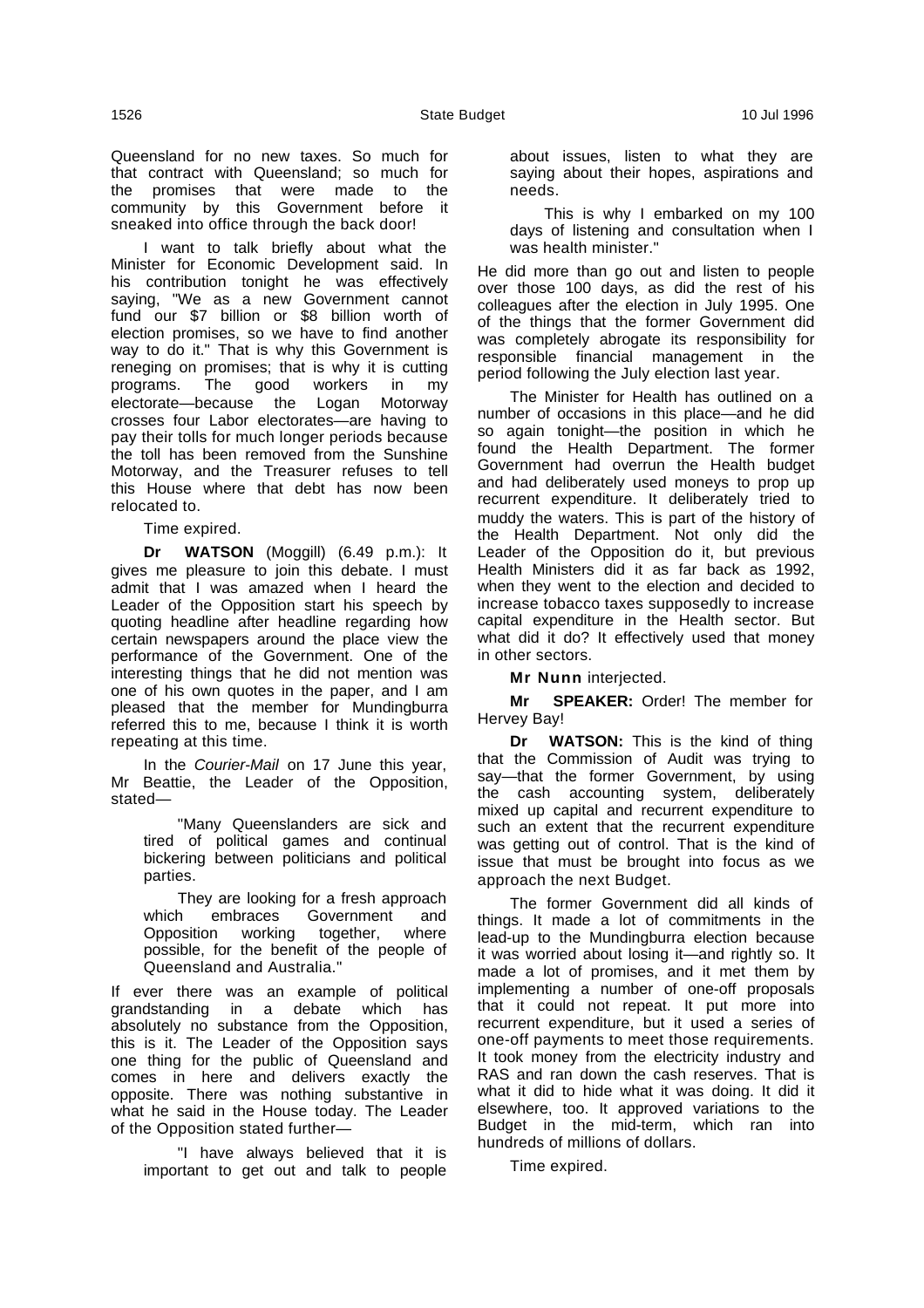Queensland for no new taxes. So much for that contract with Queensland; so much for the promises that were made to the community by this Government before it sneaked into office through the back door!

I want to talk briefly about what the Minister for Economic Development said. In his contribution tonight he was effectively saying, "We as a new Government cannot fund our $7 billion or $8 billion worth of election promises, so we have to find another way to do it." That is why this Government is reneging on promises; that is why it is cutting programs. The good workers in my electorate—because the Logan Motorway crosses four Labor electorates—are having to pay their tolls for much longer periods because the toll has been removed from the Sunshine Motorway, and the Treasurer refuses to tell this House where that debt has now been relocated to.

Time expired.

**Dr WATSON** (Moggill) (6.49 p.m.): It gives me pleasure to join this debate. I must admit that I was amazed when I heard the Leader of the Opposition start his speech by quoting headline after headline regarding how certain newspapers around the place view the performance of the Government. One of the interesting things that he did not mention was one of his own quotes in the paper, and I am pleased that the member for Mundingburra referred this to me, because I think it is worth repeating at this time.

In the *Courier-Mail* on 17 June this year, Mr Beattie, the Leader of the Opposition, stated—

> "Many Queenslanders are sick and tired of political games and continual bickering between politicians and political parties.
>
> They are looking for a fresh approach which embraces Government and Opposition working together, where possible, for the benefit of the people of Queensland and Australia."

If ever there was an example of political grandstanding in a debate which has absolutely no substance from the Opposition, this is it. The Leader of the Opposition says one thing for the public of Queensland and comes in here and delivers exactly the opposite. There was nothing substantive in what he said in the House today. The Leader of the Opposition stated further—

> "I have always believed that it is important to get out and talk to people about issues, listen to what they are saying about their hopes, aspirations and needs.
>
> This is why I embarked on my 100 days of listening and consultation when I was health minister."

He did more than go out and listen to people over those 100 days, as did the rest of his colleagues after the election in July 1995. One of the things that the former Government did was completely abrogate its responsibility for responsible financial management in the period following the July election last year.

The Minister for Health has outlined on a number of occasions in this place—and he did so again tonight—the position in which he found the Health Department. The former Government had overrun the Health budget and had deliberately used moneys to prop up recurrent expenditure. It deliberately tried to muddy the waters. This is part of the history of the Health Department. Not only did the Leader of the Opposition do it, but previous Health Ministers did it as far back as 1992, when they went to the election and decided to increase tobacco taxes supposedly to increase capital expenditure in the Health sector. But what did it do? It effectively used that money in other sectors.

**Mr Nunn** interjected.

**Mr SPEAKER:** Order! The member for Hervey Bay!

**Dr WATSON:** This is the kind of thing that the Commission of Audit was trying to say—that the former Government, by using the cash accounting system, deliberately mixed up capital and recurrent expenditure to such an extent that the recurrent expenditure was getting out of control. That is the kind of issue that must be brought into focus as we approach the next Budget.

The former Government did all kinds of things. It made a lot of commitments in the lead-up to the Mundingburra election because it was worried about losing it—and rightly so. It made a lot of promises, and it met them by implementing a number of one-off proposals that it could not repeat. It put more into recurrent expenditure, but it used a series of one-off payments to meet those requirements. It took money from the electricity industry and RAS and ran down the cash reserves. That is what it did to hide what it was doing. It did it elsewhere, too. It approved variations to the Budget in the mid-term, which ran into hundreds of millions of dollars.

Time expired.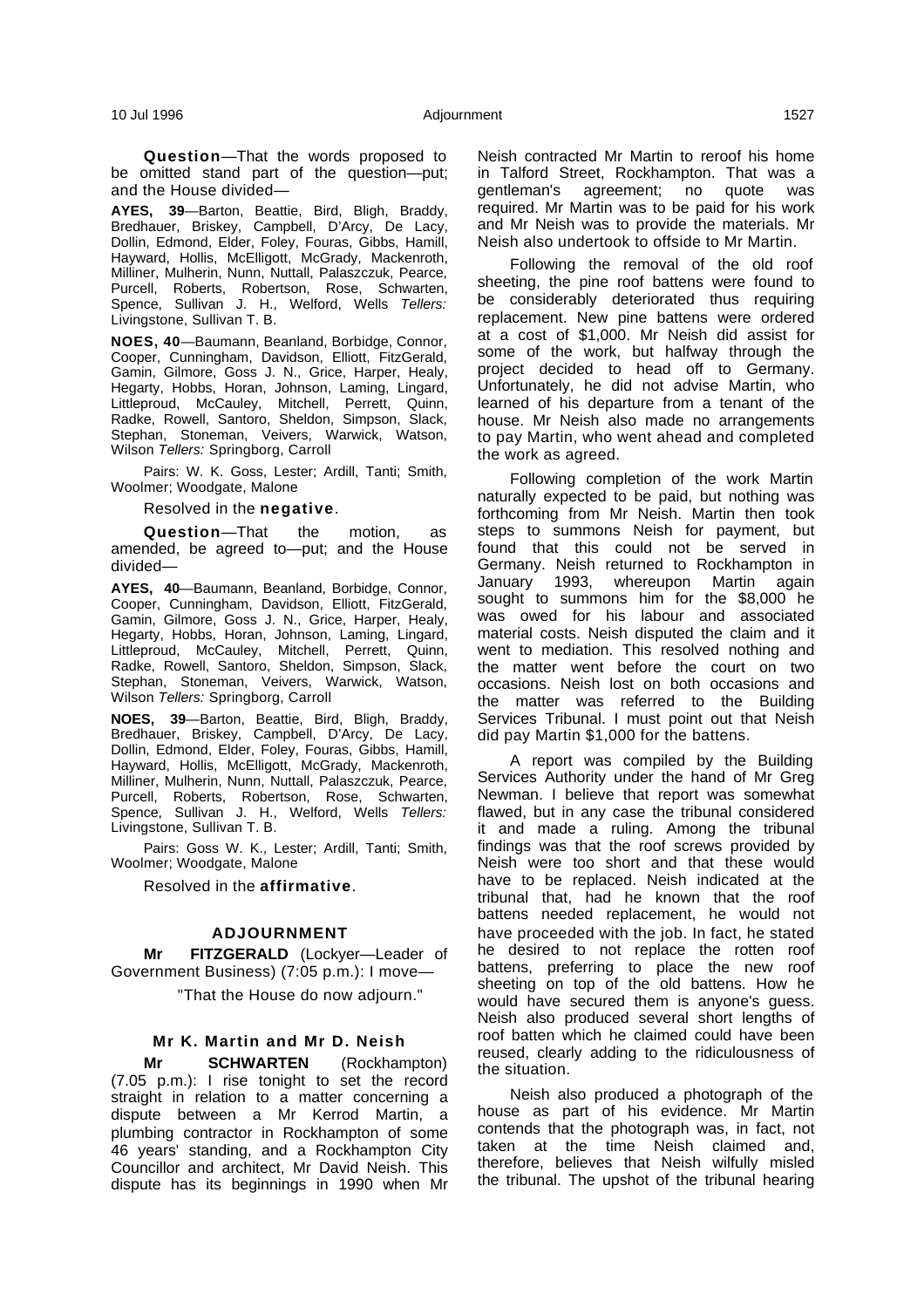**Question**—That the words proposed to be omitted stand part of the question—put; and the House divided—

**AYES, 39**—Barton, Beattie, Bird, Bligh, Braddy, Bredhauer, Briskey, Campbell, D'Arcy, De Lacy, Dollin, Edmond, Elder, Foley, Fouras, Gibbs, Hamill, Hayward, Hollis, McElligott, McGrady, Mackenroth, Milliner, Mulherin, Nunn, Nuttall, Palaszczuk, Pearce, Purcell, Roberts, Robertson, Rose, Schwarten, Spence, Sullivan J. H., Welford, Wells *Tellers:* Livingstone, Sullivan T. B.

**NOES, 40**—Baumann, Beanland, Borbidge, Connor, Cooper, Cunningham, Davidson, Elliott, FitzGerald, Gamin, Gilmore, Goss J. N., Grice, Harper, Healy, Hegarty, Hobbs, Horan, Johnson, Laming, Lingard, Littleproud, McCauley, Mitchell, Perrett, Quinn, Radke, Rowell, Santoro, Sheldon, Simpson, Slack, Stephan, Stoneman, Veivers, Warwick, Watson, Wilson *Tellers:* Springborg, Carroll

Pairs: W. K. Goss, Lester; Ardill, Tanti; Smith, Woolmer; Woodgate, Malone

Resolved in the **negative**.

**Question**—That the motion, as amended, be agreed to—put; and the House divided—

**AYES, 40**—Baumann, Beanland, Borbidge, Connor, Cooper, Cunningham, Davidson, Elliott, FitzGerald, Gamin, Gilmore, Goss J. N., Grice, Harper, Healy, Hegarty, Hobbs, Horan, Johnson, Laming, Lingard, Littleproud, McCauley, Mitchell, Perrett, Quinn, Radke, Rowell, Santoro, Sheldon, Simpson, Slack, Stephan, Stoneman, Veivers, Warwick, Watson, Wilson *Tellers:* Springborg, Carroll

**NOES, 39**—Barton, Beattie, Bird, Bligh, Braddy, Bredhauer, Briskey, Campbell, D'Arcy, De Lacy, Dollin, Edmond, Elder, Foley, Fouras, Gibbs, Hamill, Hayward, Hollis, McElligott, McGrady, Mackenroth, Milliner, Mulherin, Nunn, Nuttall, Palaszczuk, Pearce, Purcell, Roberts, Robertson, Rose, Schwarten, Spence, Sullivan J. H., Welford, Wells *Tellers:* Livingstone, Sullivan T. B.

Pairs: Goss W. K., Lester; Ardill, Tanti; Smith, Woolmer; Woodgate, Malone

Resolved in the **affirmative**.

## ADJOURNMENT

**Mr FITZGERALD** (Lockyer—Leader of Government Business) (7:05 p.m.): I move—

"That the House do now adjourn."

### Mr K. Martin and Mr D. Neish

**Mr SCHWARTEN** (Rockhampton) (7.05 p.m.): I rise tonight to set the record straight in relation to a matter concerning a dispute between a Mr Kerrod Martin, a plumbing contractor in Rockhampton of some 46 years' standing, and a Rockhampton City Councillor and architect, Mr David Neish. This dispute has its beginnings in 1990 when Mr Neish contracted Mr Martin to reroof his home in Talford Street, Rockhampton. That was a gentleman's agreement; no quote was required. Mr Martin was to be paid for his work and Mr Neish was to provide the materials. Mr Neish also undertook to offside to Mr Martin.

Following the removal of the old roof sheeting, the pine roof battens were found to be considerably deteriorated thus requiring replacement. New pine battens were ordered at a cost of $1,000. Mr Neish did assist for some of the work, but halfway through the project decided to head off to Germany. Unfortunately, he did not advise Martin, who learned of his departure from a tenant of the house. Mr Neish also made no arrangements to pay Martin, who went ahead and completed the work as agreed.

Following completion of the work Martin naturally expected to be paid, but nothing was forthcoming from Mr Neish. Martin then took steps to summons Neish for payment, but found that this could not be served in Germany. Neish returned to Rockhampton in January 1993, whereupon Martin again sought to summons him for the $8,000 he was owed for his labour and associated material costs. Neish disputed the claim and it went to mediation. This resolved nothing and the matter went before the court on two occasions. Neish lost on both occasions and the matter was referred to the Building Services Tribunal. I must point out that Neish did pay Martin $1,000 for the battens.

A report was compiled by the Building Services Authority under the hand of Mr Greg Newman. I believe that report was somewhat flawed, but in any case the tribunal considered it and made a ruling. Among the tribunal findings was that the roof screws provided by Neish were too short and that these would have to be replaced. Neish indicated at the tribunal that, had he known that the roof battens needed replacement, he would not have proceeded with the job. In fact, he stated he desired to not replace the rotten roof battens, preferring to place the new roof sheeting on top of the old battens. How he would have secured them is anyone's guess. Neish also produced several short lengths of roof batten which he claimed could have been reused, clearly adding to the ridiculousness of the situation.

Neish also produced a photograph of the house as part of his evidence. Mr Martin contends that the photograph was, in fact, not taken at the time Neish claimed and, therefore, believes that Neish wilfully misled the tribunal. The upshot of the tribunal hearing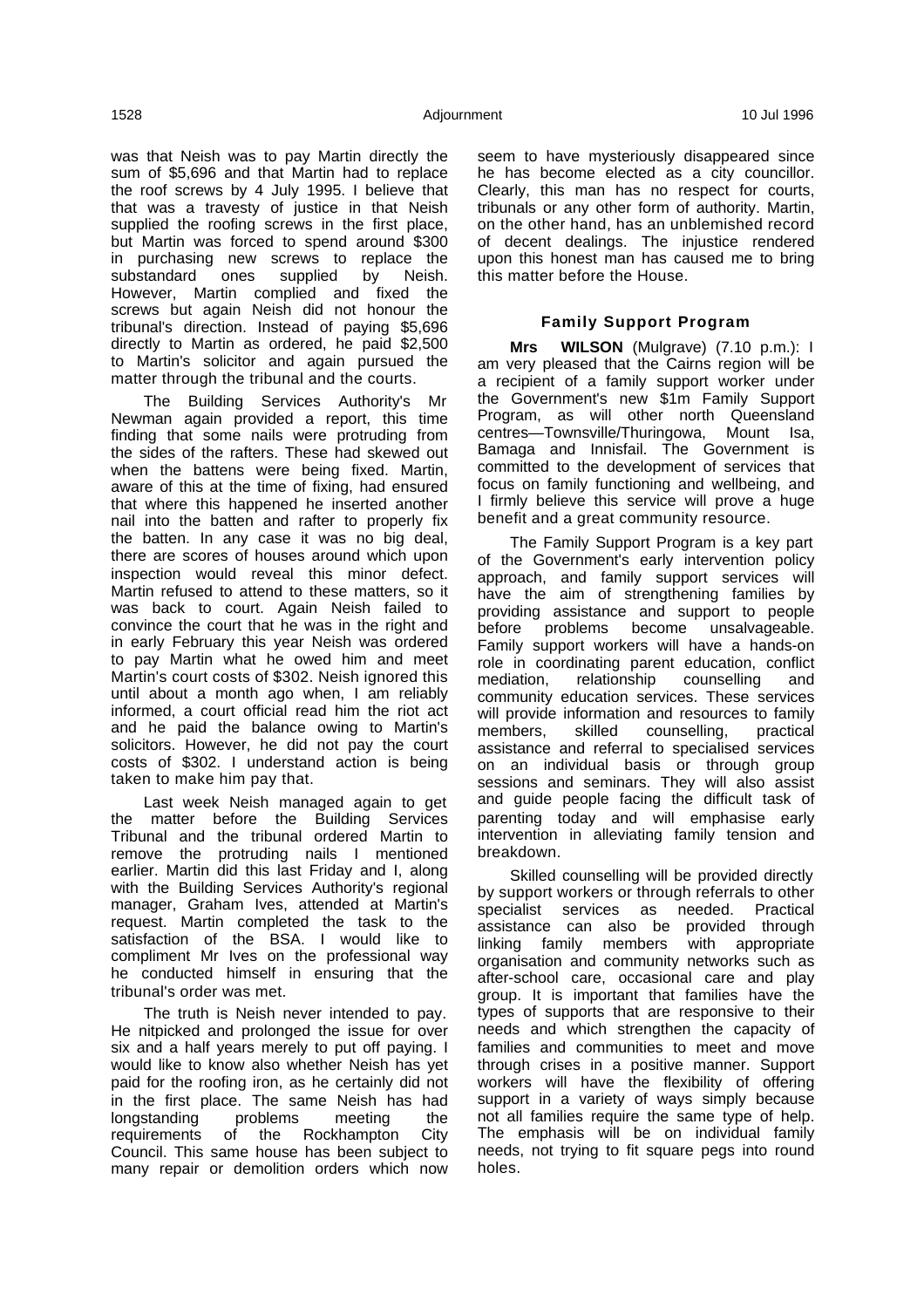was that Neish was to pay Martin directly the sum of $5,696 and that Martin had to replace the roof screws by 4 July 1995. I believe that that was a travesty of justice in that Neish supplied the roofing screws in the first place, but Martin was forced to spend around $300 in purchasing new screws to replace the substandard ones supplied by Neish. However, Martin complied and fixed the screws but again Neish did not honour the tribunal's direction. Instead of paying $5,696 directly to Martin as ordered, he paid $2,500 to Martin's solicitor and again pursued the matter through the tribunal and the courts.

The Building Services Authority's Mr Newman again provided a report, this time finding that some nails were protruding from the sides of the rafters. These had skewed out when the battens were being fixed. Martin, aware of this at the time of fixing, had ensured that where this happened he inserted another nail into the batten and rafter to properly fix the batten. In any case it was no big deal, there are scores of houses around which upon inspection would reveal this minor defect. Martin refused to attend to these matters, so it was back to court. Again Neish failed to convince the court that he was in the right and in early February this year Neish was ordered to pay Martin what he owed him and meet Martin's court costs of $302. Neish ignored this until about a month ago when, I am reliably informed, a court official read him the riot act and he paid the balance owing to Martin's solicitors. However, he did not pay the court costs of $302. I understand action is being taken to make him pay that.

Last week Neish managed again to get the matter before the Building Services Tribunal and the tribunal ordered Martin to remove the protruding nails I mentioned earlier. Martin did this last Friday and I, along with the Building Services Authority's regional manager, Graham Ives, attended at Martin's request. Martin completed the task to the satisfaction of the BSA. I would like to compliment Mr Ives on the professional way he conducted himself in ensuring that the tribunal's order was met.

The truth is Neish never intended to pay. He nitpicked and prolonged the issue for over six and a half years merely to put off paying. I would like to know also whether Neish has yet paid for the roofing iron, as he certainly did not in the first place. The same Neish has had longstanding problems meeting the requirements of the Rockhampton City Council. This same house has been subject to many repair or demolition orders which now seem to have mysteriously disappeared since he has become elected as a city councillor. Clearly, this man has no respect for courts, tribunals or any other form of authority. Martin, on the other hand, has an unblemished record of decent dealings. The injustice rendered upon this honest man has caused me to bring this matter before the House.

### Family Support Program

**Mrs WILSON** (Mulgrave) (7.10 p.m.): I am very pleased that the Cairns region will be a recipient of a family support worker under the Government's new $1m Family Support Program, as will other north Queensland centres—Townsville/Thuringowa, Mount Isa, Bamaga and Innisfail. The Government is committed to the development of services that focus on family functioning and wellbeing, and I firmly believe this service will prove a huge benefit and a great community resource.

The Family Support Program is a key part of the Government's early intervention policy approach, and family support services will have the aim of strengthening families by providing assistance and support to people before problems become unsalvageable. Family support workers will have a hands-on role in coordinating parent education, conflict mediation, relationship counselling and community education services. These services will provide information and resources to family members, skilled counselling, practical assistance and referral to specialised services on an individual basis or through group sessions and seminars. They will also assist and guide people facing the difficult task of parenting today and will emphasise early intervention in alleviating family tension and breakdown.

Skilled counselling will be provided directly by support workers or through referrals to other specialist services as needed. Practical assistance can also be provided through linking family members with appropriate organisation and community networks such as after-school care, occasional care and play group. It is important that families have the types of supports that are responsive to their needs and which strengthen the capacity of families and communities to meet and move through crises in a positive manner. Support workers will have the flexibility of offering support in a variety of ways simply because not all families require the same type of help. The emphasis will be on individual family needs, not trying to fit square pegs into round holes.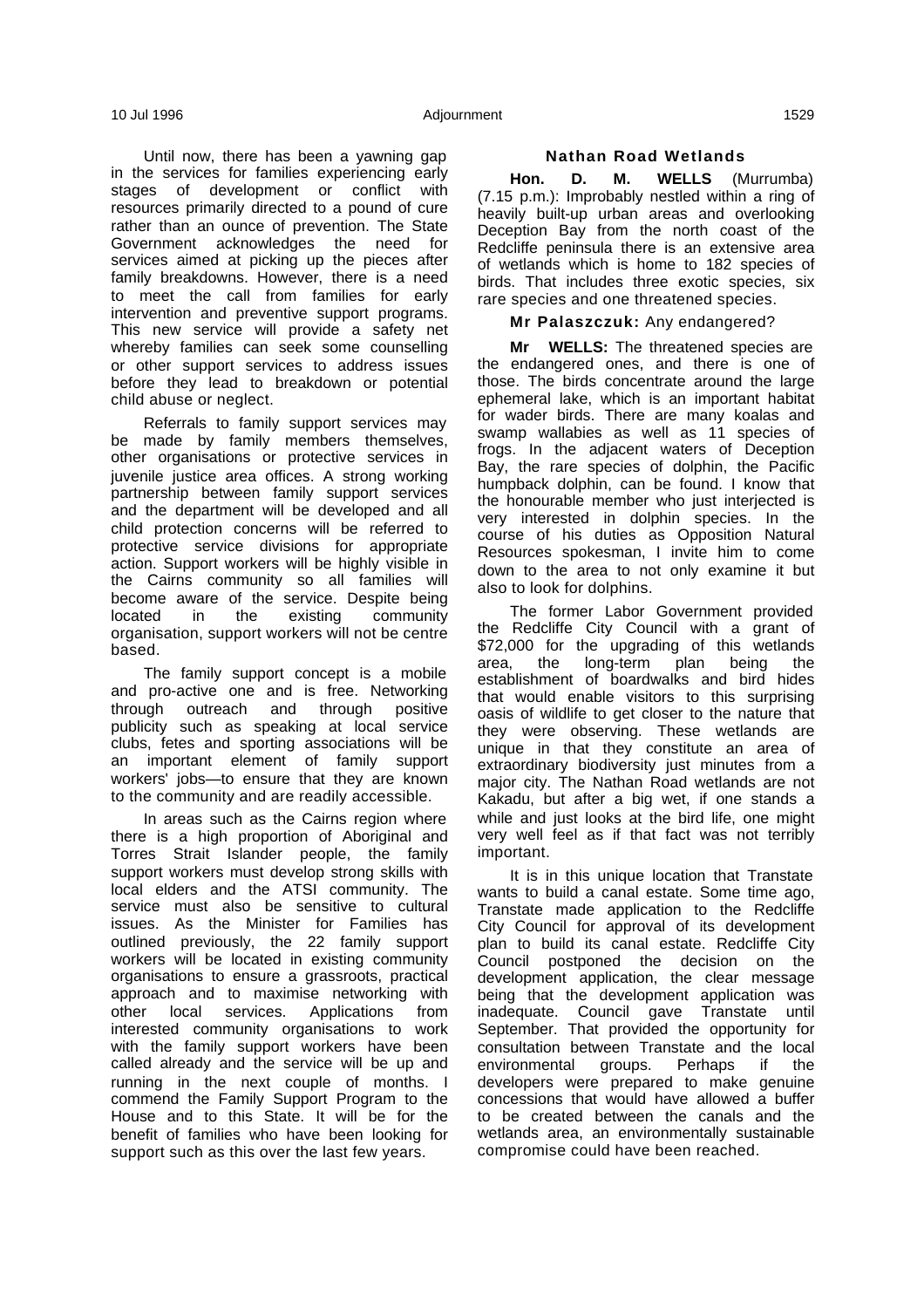Until now, there has been a yawning gap in the services for families experiencing early stages of development or conflict with resources primarily directed to a pound of cure rather than an ounce of prevention. The State Government acknowledges the need for services aimed at picking up the pieces after family breakdowns. However, there is a need to meet the call from families for early intervention and preventive support programs. This new service will provide a safety net whereby families can seek some counselling or other support services to address issues before they lead to breakdown or potential child abuse or neglect.

Referrals to family support services may be made by family members themselves, other organisations or protective services in juvenile justice area offices. A strong working partnership between family support services and the department will be developed and all child protection concerns will be referred to protective service divisions for appropriate action. Support workers will be highly visible in the Cairns community so all families will become aware of the service. Despite being located in the existing community organisation, support workers will not be centre based.

The family support concept is a mobile and pro-active one and is free. Networking through outreach and through positive publicity such as speaking at local service clubs, fetes and sporting associations will be an important element of family support workers' jobs—to ensure that they are known to the community and are readily accessible.

In areas such as the Cairns region where there is a high proportion of Aboriginal and Torres Strait Islander people, the family support workers must develop strong skills with local elders and the ATSI community. The service must also be sensitive to cultural issues. As the Minister for Families has outlined previously, the 22 family support workers will be located in existing community organisations to ensure a grassroots, practical approach and to maximise networking with other local services. Applications from interested community organisations to work with the family support workers have been called already and the service will be up and running in the next couple of months. I commend the Family Support Program to the House and to this State. It will be for the benefit of families who have been looking for support such as this over the last few years.

## Nathan Road Wetlands

**Hon. D. M. WELLS** (Murrumba) (7.15 p.m.): Improbably nestled within a ring of heavily built-up urban areas and overlooking Deception Bay from the north coast of the Redcliffe peninsula there is an extensive area of wetlands which is home to 182 species of birds. That includes three exotic species, six rare species and one threatened species.

**Mr Palaszczuk:** Any endangered?

**Mr WELLS:** The threatened species are the endangered ones, and there is one of those. The birds concentrate around the large ephemeral lake, which is an important habitat for wader birds. There are many koalas and swamp wallabies as well as 11 species of frogs. In the adjacent waters of Deception Bay, the rare species of dolphin, the Pacific humpback dolphin, can be found. I know that the honourable member who just interjected is very interested in dolphin species. In the course of his duties as Opposition Natural Resources spokesman, I invite him to come down to the area to not only examine it but also to look for dolphins.

The former Labor Government provided the Redcliffe City Council with a grant of $72,000 for the upgrading of this wetlands area, the long-term plan being the establishment of boardwalks and bird hides that would enable visitors to this surprising oasis of wildlife to get closer to the nature that they were observing. These wetlands are unique in that they constitute an area of extraordinary biodiversity just minutes from a major city. The Nathan Road wetlands are not Kakadu, but after a big wet, if one stands a while and just looks at the bird life, one might very well feel as if that fact was not terribly important.

It is in this unique location that Transtate wants to build a canal estate. Some time ago, Transtate made application to the Redcliffe City Council for approval of its development plan to build its canal estate. Redcliffe City Council postponed the decision on the development application, the clear message being that the development application was inadequate. Council gave Transtate until September. That provided the opportunity for consultation between Transtate and the local environmental groups. Perhaps if the developers were prepared to make genuine concessions that would have allowed a buffer to be created between the canals and the wetlands area, an environmentally sustainable compromise could have been reached.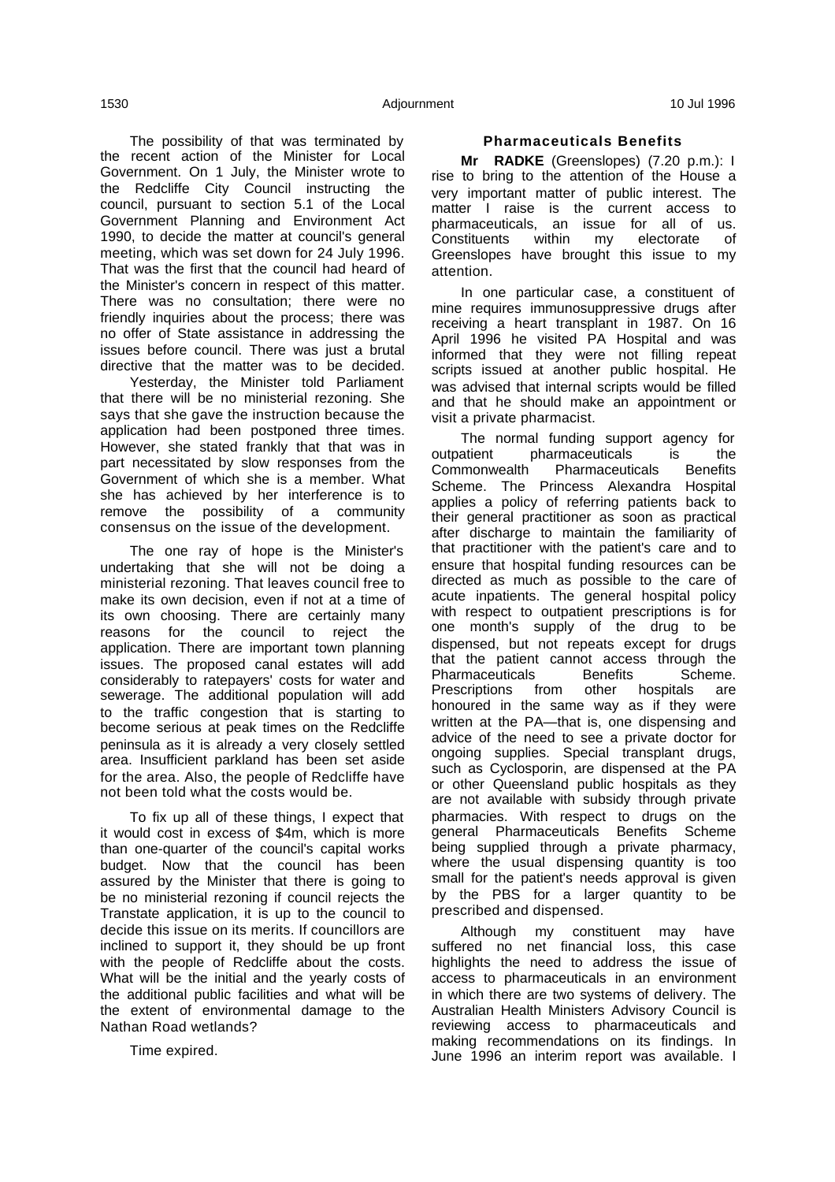The possibility of that was terminated by the recent action of the Minister for Local Government. On 1 July, the Minister wrote to the Redcliffe City Council instructing the council, pursuant to section 5.1 of the Local Government Planning and Environment Act 1990, to decide the matter at council's general meeting, which was set down for 24 July 1996. That was the first that the council had heard of the Minister's concern in respect of this matter. There was no consultation; there were no friendly inquiries about the process; there was no offer of State assistance in addressing the issues before council. There was just a brutal directive that the matter was to be decided.

Yesterday, the Minister told Parliament that there will be no ministerial rezoning. She says that she gave the instruction because the application had been postponed three times. However, she stated frankly that that was in part necessitated by slow responses from the Government of which she is a member. What she has achieved by her interference is to remove the possibility of a community consensus on the issue of the development.

The one ray of hope is the Minister's undertaking that she will not be doing a ministerial rezoning. That leaves council free to make its own decision, even if not at a time of its own choosing. There are certainly many reasons for the council to reject the application. There are important town planning issues. The proposed canal estates will add considerably to ratepayers' costs for water and sewerage. The additional population will add to the traffic congestion that is starting to become serious at peak times on the Redcliffe peninsula as it is already a very closely settled area. Insufficient parkland has been set aside for the area. Also, the people of Redcliffe have not been told what the costs would be.

To fix up all of these things, I expect that it would cost in excess of $4m, which is more than one-quarter of the council's capital works budget. Now that the council has been assured by the Minister that there is going to be no ministerial rezoning if council rejects the Transtate application, it is up to the council to decide this issue on its merits. If councillors are inclined to support it, they should be up front with the people of Redcliffe about the costs. What will be the initial and the yearly costs of the additional public facilities and what will be the extent of environmental damage to the Nathan Road wetlands?

Time expired.

### Pharmaceuticals Benefits

**Mr RADKE** (Greenslopes) (7.20 p.m.): I rise to bring to the attention of the House a very important matter of public interest. The matter I raise is the current access to pharmaceuticals, an issue for all of us. Constituents within my electorate of Greenslopes have brought this issue to my attention.

In one particular case, a constituent of mine requires immunosuppressive drugs after receiving a heart transplant in 1987. On 16 April 1996 he visited PA Hospital and was informed that they were not filling repeat scripts issued at another public hospital. He was advised that internal scripts would be filled and that he should make an appointment or visit a private pharmacist.

The normal funding support agency for outpatient pharmaceuticals is the Commonwealth Pharmaceuticals Benefits Scheme. The Princess Alexandra Hospital applies a policy of referring patients back to their general practitioner as soon as practical after discharge to maintain the familiarity of that practitioner with the patient's care and to ensure that hospital funding resources can be directed as much as possible to the care of acute inpatients. The general hospital policy with respect to outpatient prescriptions is for one month's supply of the drug to be dispensed, but not repeats except for drugs that the patient cannot access through the Pharmaceuticals Benefits Scheme. Prescriptions from other hospitals are honoured in the same way as if they were written at the PA—that is, one dispensing and advice of the need to see a private doctor for ongoing supplies. Special transplant drugs, such as Cyclosporin, are dispensed at the PA or other Queensland public hospitals as they are not available with subsidy through private pharmacies. With respect to drugs on the general Pharmaceuticals Benefits Scheme being supplied through a private pharmacy, where the usual dispensing quantity is too small for the patient's needs approval is given by the PBS for a larger quantity to be prescribed and dispensed.

Although my constituent may have suffered no net financial loss, this case highlights the need to address the issue of access to pharmaceuticals in an environment in which there are two systems of delivery. The Australian Health Ministers Advisory Council is reviewing access to pharmaceuticals and making recommendations on its findings. In June 1996 an interim report was available. I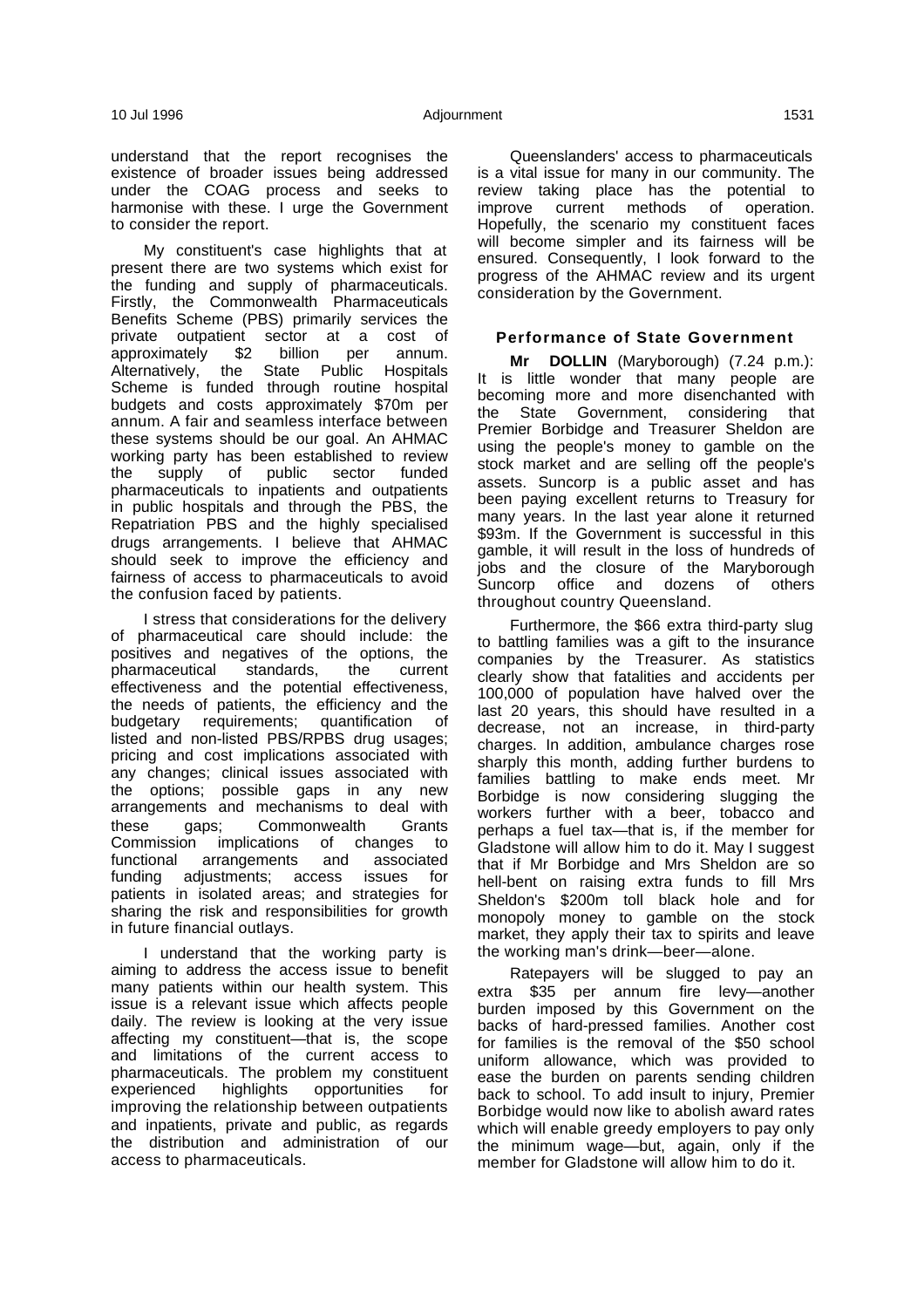understand that the report recognises the existence of broader issues being addressed under the COAG process and seeks to harmonise with these. I urge the Government to consider the report.

My constituent's case highlights that at present there are two systems which exist for the funding and supply of pharmaceuticals. Firstly, the Commonwealth Pharmaceuticals Benefits Scheme (PBS) primarily services the private outpatient sector at a cost of approximately $2 billion per annum. Alternatively, the State Public Hospitals Scheme is funded through routine hospital budgets and costs approximately $70m per annum. A fair and seamless interface between these systems should be our goal. An AHMAC working party has been established to review the supply of public sector funded pharmaceuticals to inpatients and outpatients in public hospitals and through the PBS, the Repatriation PBS and the highly specialised drugs arrangements. I believe that AHMAC should seek to improve the efficiency and fairness of access to pharmaceuticals to avoid the confusion faced by patients.

I stress that considerations for the delivery of pharmaceutical care should include: the positives and negatives of the options, the pharmaceutical standards, the current effectiveness and the potential effectiveness, the needs of patients, the efficiency and the budgetary requirements; quantification of listed and non-listed PBS/RPBS drug usages; pricing and cost implications associated with any changes; clinical issues associated with the options; possible gaps in any new arrangements and mechanisms to deal with these gaps; Commonwealth Grants Commission implications of changes to functional arrangements and associated funding adjustments; access issues for patients in isolated areas; and strategies for sharing the risk and responsibilities for growth in future financial outlays.

I understand that the working party is aiming to address the access issue to benefit many patients within our health system. This issue is a relevant issue which affects people daily. The review is looking at the very issue affecting my constituent—that is, the scope and limitations of the current access to pharmaceuticals. The problem my constituent experienced highlights opportunities for improving the relationship between outpatients and inpatients, private and public, as regards the distribution and administration of our access to pharmaceuticals.

Queenslanders' access to pharmaceuticals is a vital issue for many in our community. The review taking place has the potential to improve current methods of operation. Hopefully, the scenario my constituent faces will become simpler and its fairness will be ensured. Consequently, I look forward to the progress of the AHMAC review and its urgent consideration by the Government.

### Performance of State Government

**Mr DOLLIN** (Maryborough) (7.24 p.m.): It is little wonder that many people are becoming more and more disenchanted with the State Government, considering that Premier Borbidge and Treasurer Sheldon are using the people's money to gamble on the stock market and are selling off the people's assets. Suncorp is a public asset and has been paying excellent returns to Treasury for many years. In the last year alone it returned $93m. If the Government is successful in this gamble, it will result in the loss of hundreds of jobs and the closure of the Maryborough Suncorp office and dozens of others throughout country Queensland.

Furthermore, the $66 extra third-party slug to battling families was a gift to the insurance companies by the Treasurer. As statistics clearly show that fatalities and accidents per 100,000 of population have halved over the last 20 years, this should have resulted in a decrease, not an increase, in third-party charges. In addition, ambulance charges rose sharply this month, adding further burdens to families battling to make ends meet. Mr Borbidge is now considering slugging the workers further with a beer, tobacco and perhaps a fuel tax—that is, if the member for Gladstone will allow him to do it. May I suggest that if Mr Borbidge and Mrs Sheldon are so hell-bent on raising extra funds to fill Mrs Sheldon's $200m toll black hole and for monopoly money to gamble on the stock market, they apply their tax to spirits and leave the working man's drink—beer—alone.

Ratepayers will be slugged to pay an extra $35 per annum fire levy—another burden imposed by this Government on the backs of hard-pressed families. Another cost for families is the removal of the $50 school uniform allowance, which was provided to ease the burden on parents sending children back to school. To add insult to injury, Premier Borbidge would now like to abolish award rates which will enable greedy employers to pay only the minimum wage—but, again, only if the member for Gladstone will allow him to do it.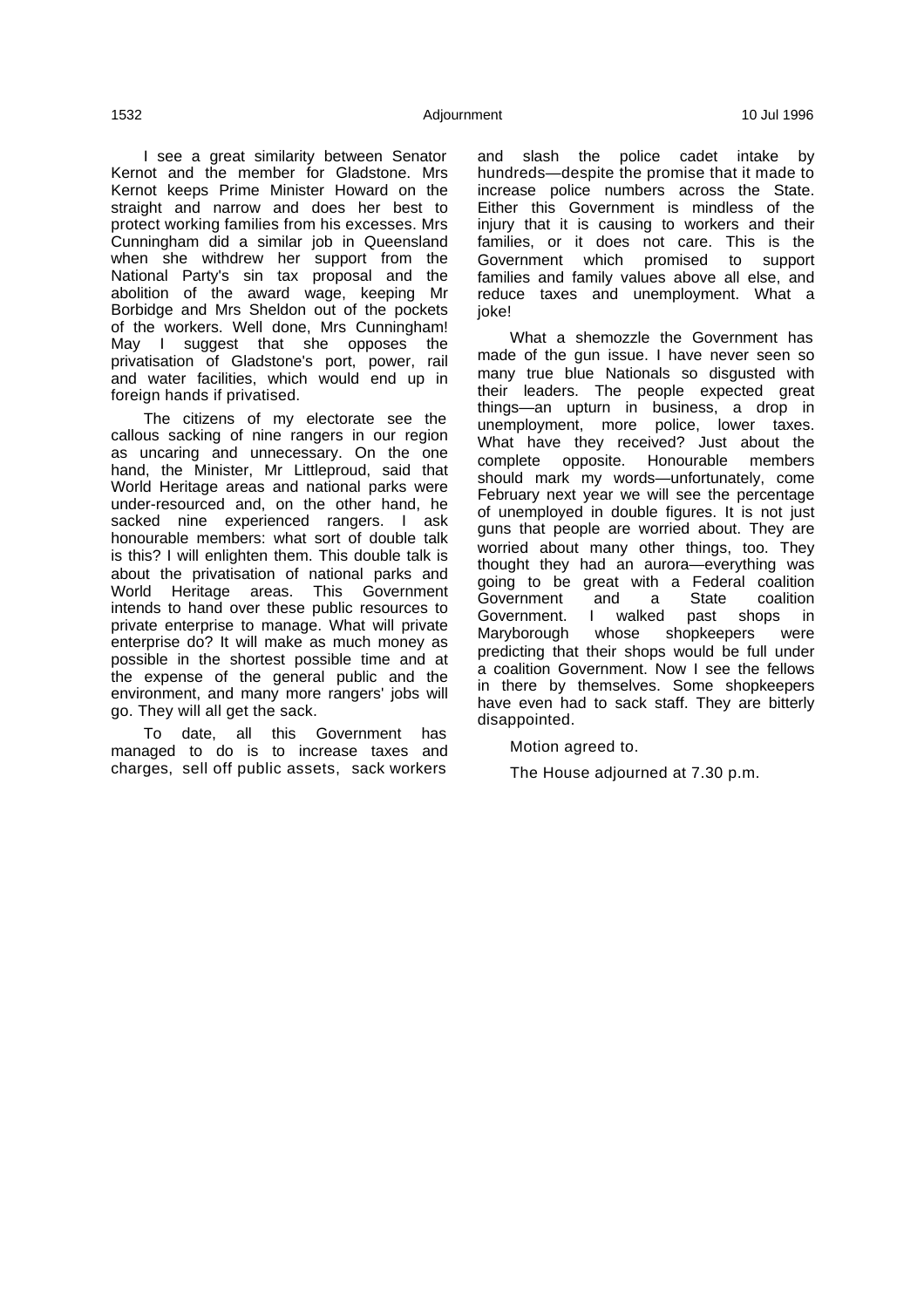I see a great similarity between Senator Kernot and the member for Gladstone. Mrs Kernot keeps Prime Minister Howard on the straight and narrow and does her best to protect working families from his excesses. Mrs Cunningham did a similar job in Queensland when she withdrew her support from the National Party's sin tax proposal and the abolition of the award wage, keeping Mr Borbidge and Mrs Sheldon out of the pockets of the workers. Well done, Mrs Cunningham! May I suggest that she opposes the privatisation of Gladstone's port, power, rail and water facilities, which would end up in foreign hands if privatised.

The citizens of my electorate see the callous sacking of nine rangers in our region as uncaring and unnecessary. On the one hand, the Minister, Mr Littleproud, said that World Heritage areas and national parks were under-resourced and, on the other hand, he sacked nine experienced rangers. I ask honourable members: what sort of double talk is this? I will enlighten them. This double talk is about the privatisation of national parks and World Heritage areas. This Government intends to hand over these public resources to private enterprise to manage. What will private enterprise do? It will make as much money as possible in the shortest possible time and at the expense of the general public and the environment, and many more rangers' jobs will go. They will all get the sack.

To date, all this Government has managed to do is to increase taxes and charges, sell off public assets, sack workers and slash the police cadet intake by hundreds—despite the promise that it made to increase police numbers across the State. Either this Government is mindless of the injury that it is causing to workers and their families, or it does not care. This is the Government which promised to support families and family values above all else, and reduce taxes and unemployment. What a joke!

What a shemozzle the Government has made of the gun issue. I have never seen so many true blue Nationals so disgusted with their leaders. The people expected great things—an upturn in business, a drop in unemployment, more police, lower taxes. What have they received? Just about the complete opposite. Honourable members should mark my words—unfortunately, come February next year we will see the percentage of unemployed in double figures. It is not just guns that people are worried about. They are worried about many other things, too. They thought they had an aurora—everything was going to be great with a Federal coalition Government and a State coalition Government. I walked past shops in Maryborough whose shopkeepers were predicting that their shops would be full under a coalition Government. Now I see the fellows in there by themselves. Some shopkeepers have even had to sack staff. They are bitterly disappointed.

Motion agreed to.

The House adjourned at 7.30 p.m.